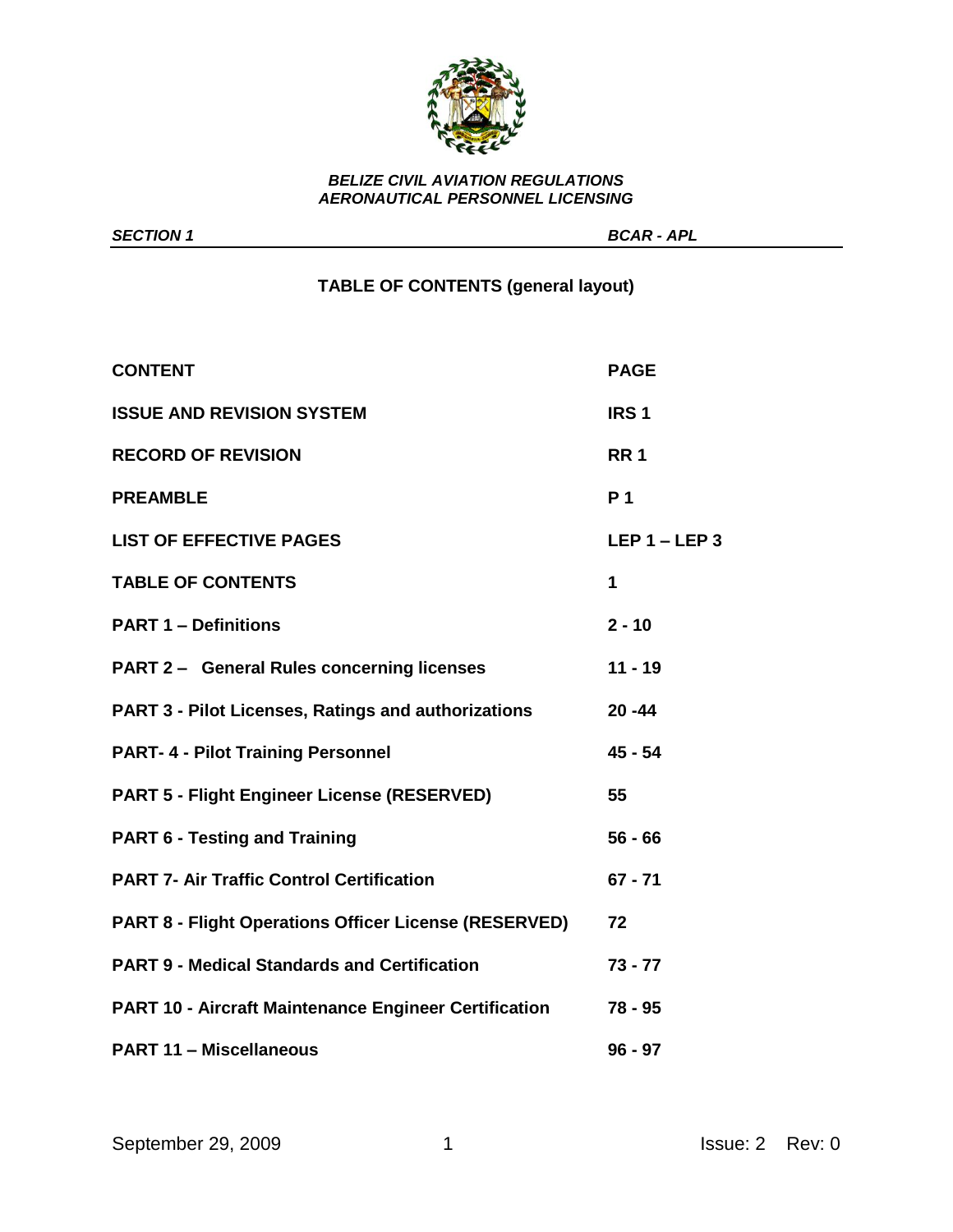*BELIZE CIVIL AVIATION REGULATIONS*
*AERONAUTICAL PERSONNEL LICENSING*

***SECTION 1*** ***BCAR - APL***

## TABLE OF CONTENTS (general layout)

| CONTENT | PAGE |
|---|---|
| **ISSUE AND REVISION SYSTEM** | **IRS 1** |
| **RECORD OF REVISION** | **RR 1** |
| **PREAMBLE** | **P 1** |
| **LIST OF EFFECTIVE PAGES** | **LEP 1 – LEP 3** |
| **TABLE OF CONTENTS** | **1** |
| **PART 1 – Definitions** | **2 - 10** |
| **PART 2 – General Rules concerning licenses** | **11 - 19** |
| **PART 3 - Pilot Licenses, Ratings and authorizations** | **20 -44** |
| **PART- 4 - Pilot Training Personnel** | **45 - 54** |
| **PART 5 - Flight Engineer License (RESERVED)** | **55** |
| **PART 6 - Testing and Training** | **56 - 66** |
| **PART 7- Air Traffic Control Certification** | **67 - 71** |
| **PART 8 - Flight Operations Officer License (RESERVED)** | **72** |
| **PART 9 - Medical Standards and Certification** | **73 - 77** |
| **PART 10 - Aircraft Maintenance Engineer Certification** | **78 - 95** |
| **PART 11 – Miscellaneous** | **96 - 97** |

September 29, 2009 Issue: 2 Rev: 0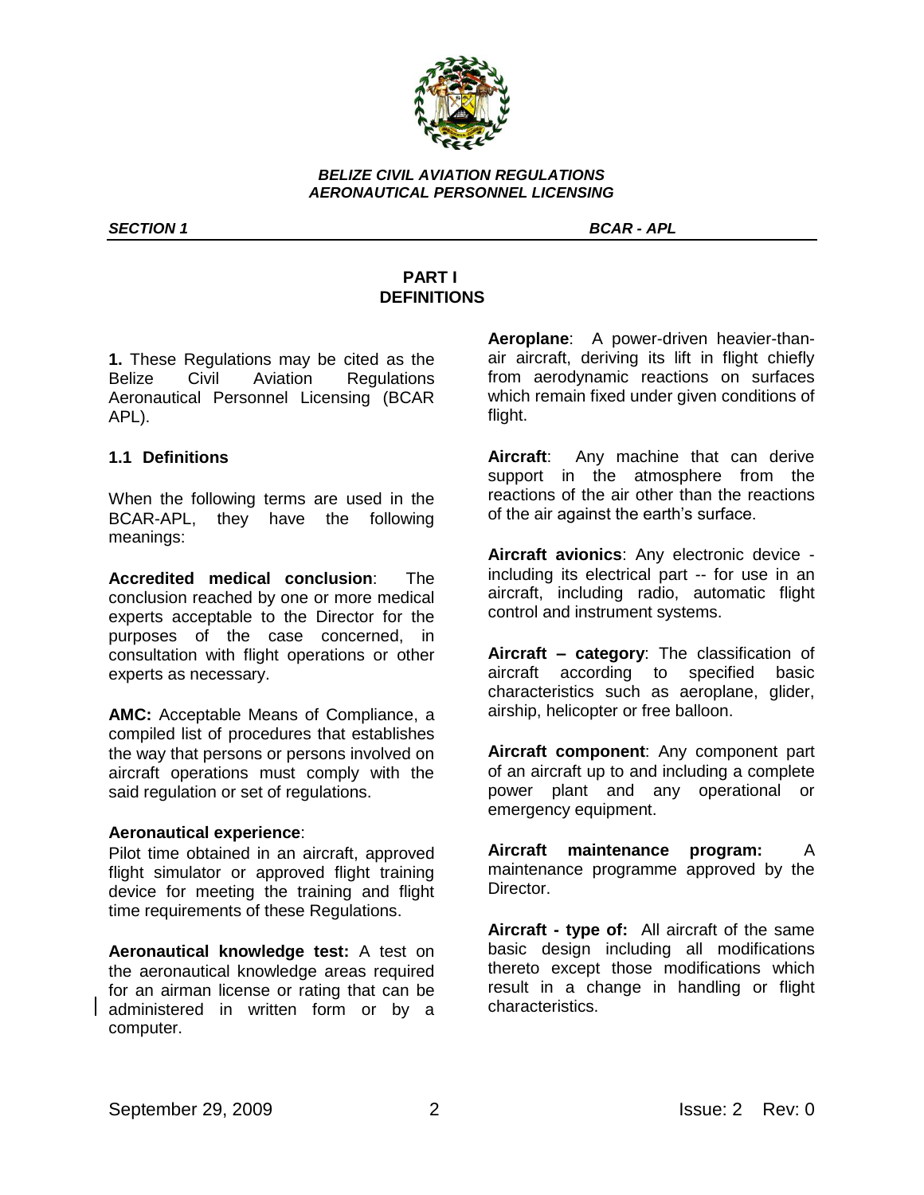## PART I
## DEFINITIONS

**1.** These Regulations may be cited as the Belize Civil Aviation Regulations Aeronautical Personnel Licensing (BCAR APL).

### 1.1 Definitions

When the following terms are used in the BCAR-APL, they have the following meanings:

**Accredited medical conclusion**: The conclusion reached by one or more medical experts acceptable to the Director for the purposes of the case concerned, in consultation with flight operations or other experts as necessary.

**AMC:** Acceptable Means of Compliance, a compiled list of procedures that establishes the way that persons or persons involved on aircraft operations must comply with the said regulation or set of regulations.

**Aeronautical experience**:
Pilot time obtained in an aircraft, approved flight simulator or approved flight training device for meeting the training and flight time requirements of these Regulations.

**Aeronautical knowledge test:** A test on the aeronautical knowledge areas required for an airman license or rating that can be administered in written form or by a computer.

**Aeroplane**: A power-driven heavier-than-air aircraft, deriving its lift in flight chiefly from aerodynamic reactions on surfaces which remain fixed under given conditions of flight.

**Aircraft**: Any machine that can derive support in the atmosphere from the reactions of the air other than the reactions of the air against the earth's surface.

**Aircraft avionics**: Any electronic device - including its electrical part -- for use in an aircraft, including radio, automatic flight control and instrument systems.

**Aircraft – category**: The classification of aircraft according to specified basic characteristics such as aeroplane, glider, airship, helicopter or free balloon.

**Aircraft component**: Any component part of an aircraft up to and including a complete power plant and any operational or emergency equipment.

**Aircraft maintenance program:** A maintenance programme approved by the Director.

**Aircraft - type of:** All aircraft of the same basic design including all modifications thereto except those modifications which result in a change in handling or flight characteristics.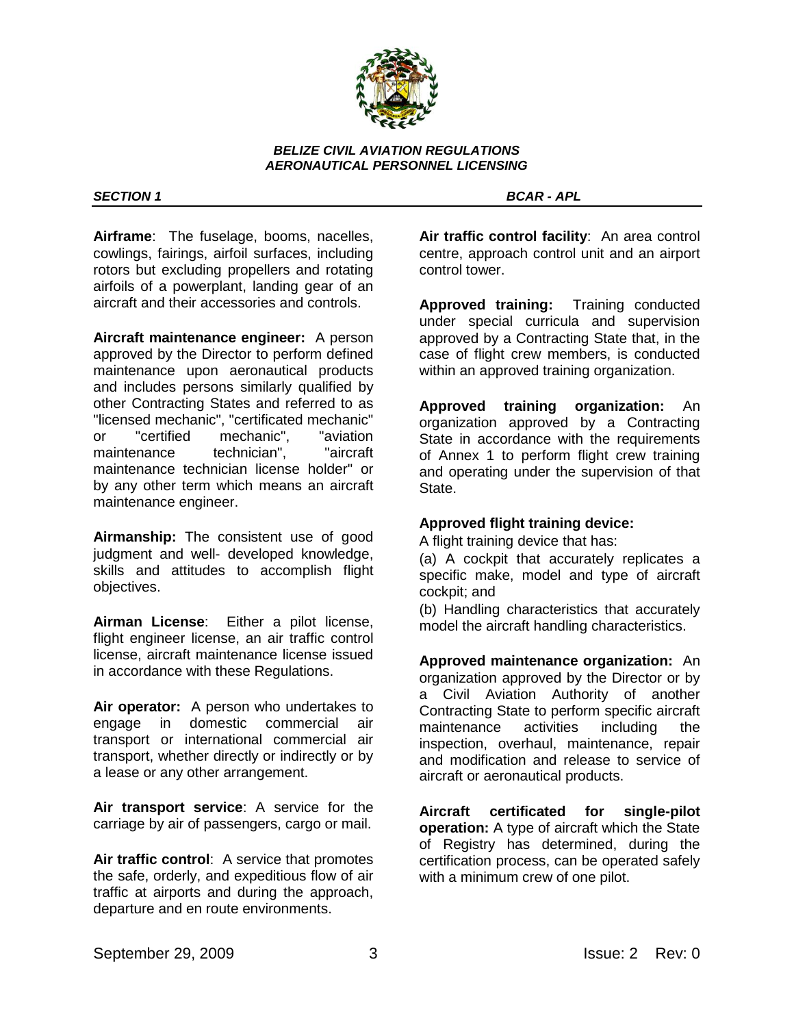**Airframe**: The fuselage, booms, nacelles, cowlings, fairings, airfoil surfaces, including rotors but excluding propellers and rotating airfoils of a powerplant, landing gear of an aircraft and their accessories and controls.

**Aircraft maintenance engineer:** A person approved by the Director to perform defined maintenance upon aeronautical products and includes persons similarly qualified by other Contracting States and referred to as "licensed mechanic", "certificated mechanic" or "certified mechanic", "aviation maintenance technician", "aircraft maintenance technician license holder" or by any other term which means an aircraft maintenance engineer.

**Airmanship:** The consistent use of good judgment and well- developed knowledge, skills and attitudes to accomplish flight objectives.

**Airman License**: Either a pilot license, flight engineer license, an air traffic control license, aircraft maintenance license issued in accordance with these Regulations.

**Air operator:** A person who undertakes to engage in domestic commercial air transport or international commercial air transport, whether directly or indirectly or by a lease or any other arrangement.

**Air transport service**: A service for the carriage by air of passengers, cargo or mail.

**Air traffic control**: A service that promotes the safe, orderly, and expeditious flow of air traffic at airports and during the approach, departure and en route environments.

**Air traffic control facility**: An area control centre, approach control unit and an airport control tower.

**Approved training:** Training conducted under special curricula and supervision approved by a Contracting State that, in the case of flight crew members, is conducted within an approved training organization.

**Approved training organization:** An organization approved by a Contracting State in accordance with the requirements of Annex 1 to perform flight crew training and operating under the supervision of that State.

**Approved flight training device:**
A flight training device that has:
(a) A cockpit that accurately replicates a specific make, model and type of aircraft cockpit; and
(b) Handling characteristics that accurately model the aircraft handling characteristics.

**Approved maintenance organization:** An organization approved by the Director or by a Civil Aviation Authority of another Contracting State to perform specific aircraft maintenance activities including the inspection, overhaul, maintenance, repair and modification and release to service of aircraft or aeronautical products.

**Aircraft certificated for single-pilot operation:** A type of aircraft which the State of Registry has determined, during the certification process, can be operated safely with a minimum crew of one pilot.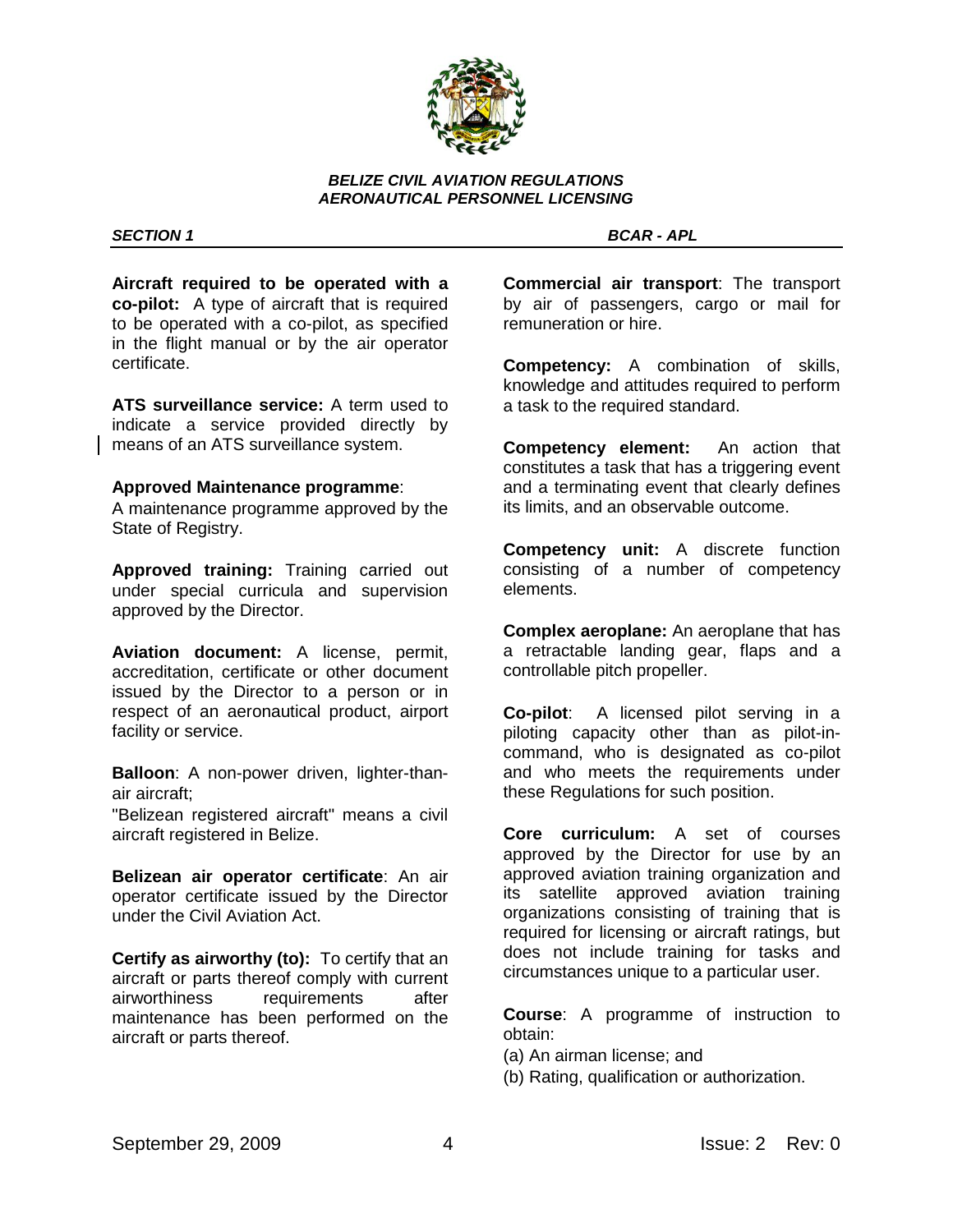**Aircraft required to be operated with a co-pilot:** A type of aircraft that is required to be operated with a co-pilot, as specified in the flight manual or by the air operator certificate.

**ATS surveillance service:** A term used to indicate a service provided directly by means of an ATS surveillance system.

**Approved Maintenance programme**:
A maintenance programme approved by the State of Registry.

**Approved training:** Training carried out under special curricula and supervision approved by the Director.

**Aviation document:** A license, permit, accreditation, certificate or other document issued by the Director to a person or in respect of an aeronautical product, airport facility or service.

**Balloon**: A non-power driven, lighter-than-air aircraft;
"Belizean registered aircraft" means a civil aircraft registered in Belize.

**Belizean air operator certificate**: An air operator certificate issued by the Director under the Civil Aviation Act.

**Certify as airworthy (to):** To certify that an aircraft or parts thereof comply with current airworthiness requirements after maintenance has been performed on the aircraft or parts thereof.

**Commercial air transport**: The transport by air of passengers, cargo or mail for remuneration or hire.

**Competency:** A combination of skills, knowledge and attitudes required to perform a task to the required standard.

**Competency element:** An action that constitutes a task that has a triggering event and a terminating event that clearly defines its limits, and an observable outcome.

**Competency unit:** A discrete function consisting of a number of competency elements.

**Complex aeroplane:** An aeroplane that has a retractable landing gear, flaps and a controllable pitch propeller.

**Co-pilot**: A licensed pilot serving in a piloting capacity other than as pilot-in-command, who is designated as co-pilot and who meets the requirements under these Regulations for such position.

**Core curriculum:** A set of courses approved by the Director for use by an approved aviation training organization and its satellite approved aviation training organizations consisting of training that is required for licensing or aircraft ratings, but does not include training for tasks and circumstances unique to a particular user.

**Course**: A programme of instruction to obtain:
(a) An airman license; and
(b) Rating, qualification or authorization.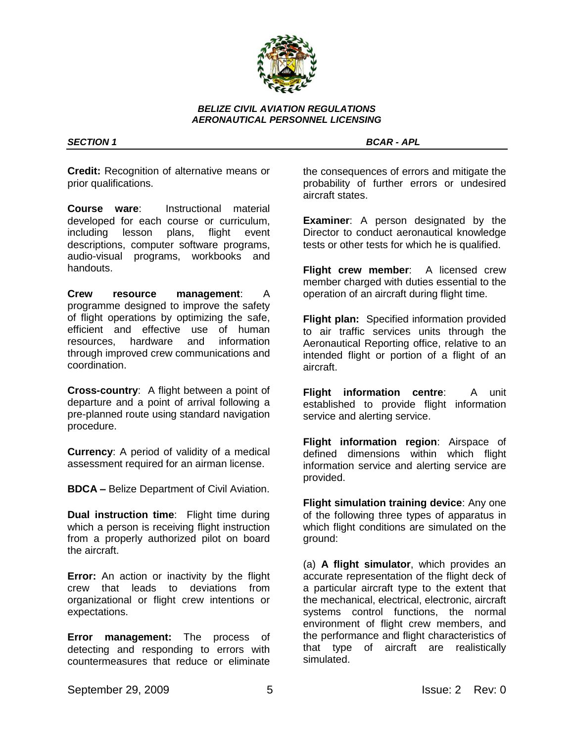**Credit:** Recognition of alternative means or prior qualifications.

**Course ware**: Instructional material developed for each course or curriculum, including lesson plans, flight event descriptions, computer software programs, audio-visual programs, workbooks and handouts.

**Crew resource management**: A programme designed to improve the safety of flight operations by optimizing the safe, efficient and effective use of human resources, hardware and information through improved crew communications and coordination.

**Cross-country**: A flight between a point of departure and a point of arrival following a pre-planned route using standard navigation procedure.

**Currency**: A period of validity of a medical assessment required for an airman license.

**BDCA –** Belize Department of Civil Aviation.

**Dual instruction time**: Flight time during which a person is receiving flight instruction from a properly authorized pilot on board the aircraft.

**Error:** An action or inactivity by the flight crew that leads to deviations from organizational or flight crew intentions or expectations.

**Error management:** The process of detecting and responding to errors with countermeasures that reduce or eliminate the consequences of errors and mitigate the probability of further errors or undesired aircraft states.

**Examiner**: A person designated by the Director to conduct aeronautical knowledge tests or other tests for which he is qualified.

**Flight crew member**: A licensed crew member charged with duties essential to the operation of an aircraft during flight time.

**Flight plan:** Specified information provided to air traffic services units through the Aeronautical Reporting office, relative to an intended flight or portion of a flight of an aircraft.

**Flight information centre**: A unit established to provide flight information service and alerting service.

**Flight information region**: Airspace of defined dimensions within which flight information service and alerting service are provided.

**Flight simulation training device**: Any one of the following three types of apparatus in which flight conditions are simulated on the ground:

(a) **A flight simulator**, which provides an accurate representation of the flight deck of a particular aircraft type to the extent that the mechanical, electrical, electronic, aircraft systems control functions, the normal environment of flight crew members, and the performance and flight characteristics of that type of aircraft are realistically simulated.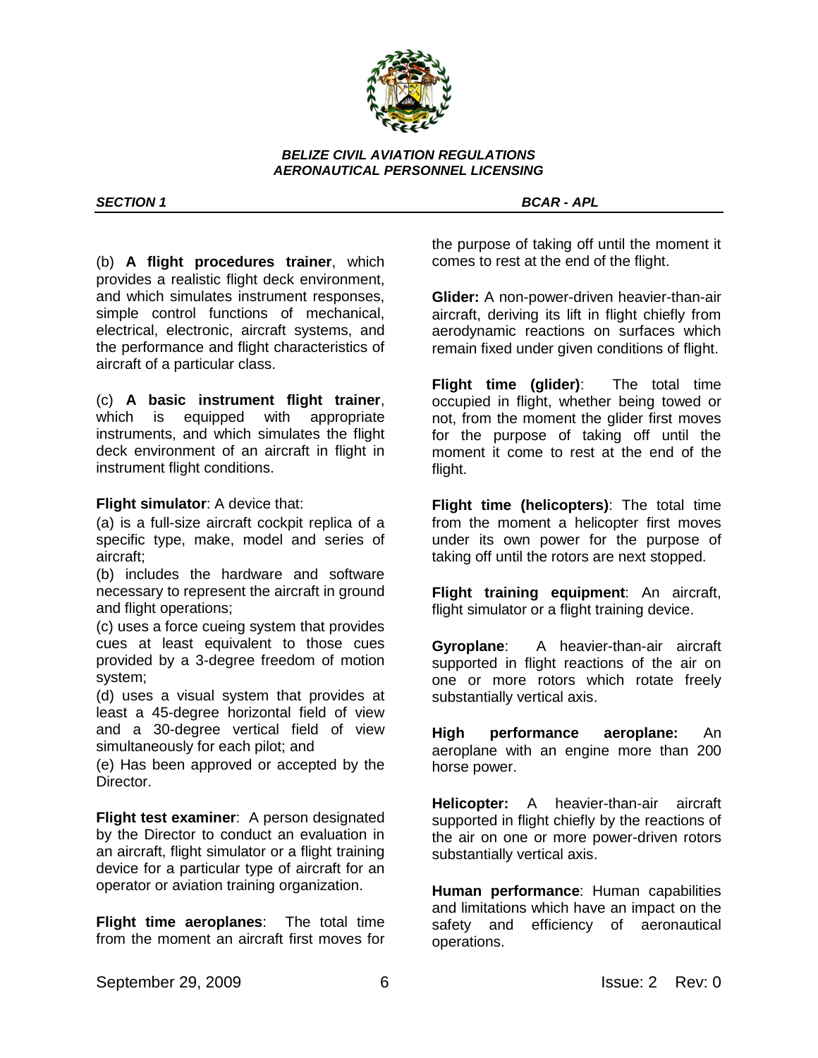(b) **A flight procedures trainer**, which provides a realistic flight deck environment, and which simulates instrument responses, simple control functions of mechanical, electrical, electronic, aircraft systems, and the performance and flight characteristics of aircraft of a particular class.

(c) **A basic instrument flight trainer**, which is equipped with appropriate instruments, and which simulates the flight deck environment of an aircraft in flight in instrument flight conditions.

**Flight simulator**: A device that:

(a) is a full-size aircraft cockpit replica of a specific type, make, model and series of aircraft;

(b) includes the hardware and software necessary to represent the aircraft in ground and flight operations;

(c) uses a force cueing system that provides cues at least equivalent to those cues provided by a 3-degree freedom of motion system;

(d) uses a visual system that provides at least a 45-degree horizontal field of view and a 30-degree vertical field of view simultaneously for each pilot; and

(e) Has been approved or accepted by the Director.

**Flight test examiner**: A person designated by the Director to conduct an evaluation in an aircraft, flight simulator or a flight training device for a particular type of aircraft for an operator or aviation training organization.

**Flight time aeroplanes**: The total time from the moment an aircraft first moves for the purpose of taking off until the moment it comes to rest at the end of the flight.

**Glider:** A non-power-driven heavier-than-air aircraft, deriving its lift in flight chiefly from aerodynamic reactions on surfaces which remain fixed under given conditions of flight.

**Flight time (glider)**: The total time occupied in flight, whether being towed or not, from the moment the glider first moves for the purpose of taking off until the moment it come to rest at the end of the flight.

**Flight time (helicopters)**: The total time from the moment a helicopter first moves under its own power for the purpose of taking off until the rotors are next stopped.

**Flight training equipment**: An aircraft, flight simulator or a flight training device.

**Gyroplane**: A heavier-than-air aircraft supported in flight reactions of the air on one or more rotors which rotate freely substantially vertical axis.

**High performance aeroplane:** An aeroplane with an engine more than 200 horse power.

**Helicopter:** A heavier-than-air aircraft supported in flight chiefly by the reactions of the air on one or more power-driven rotors substantially vertical axis.

**Human performance**: Human capabilities and limitations which have an impact on the safety and efficiency of aeronautical operations.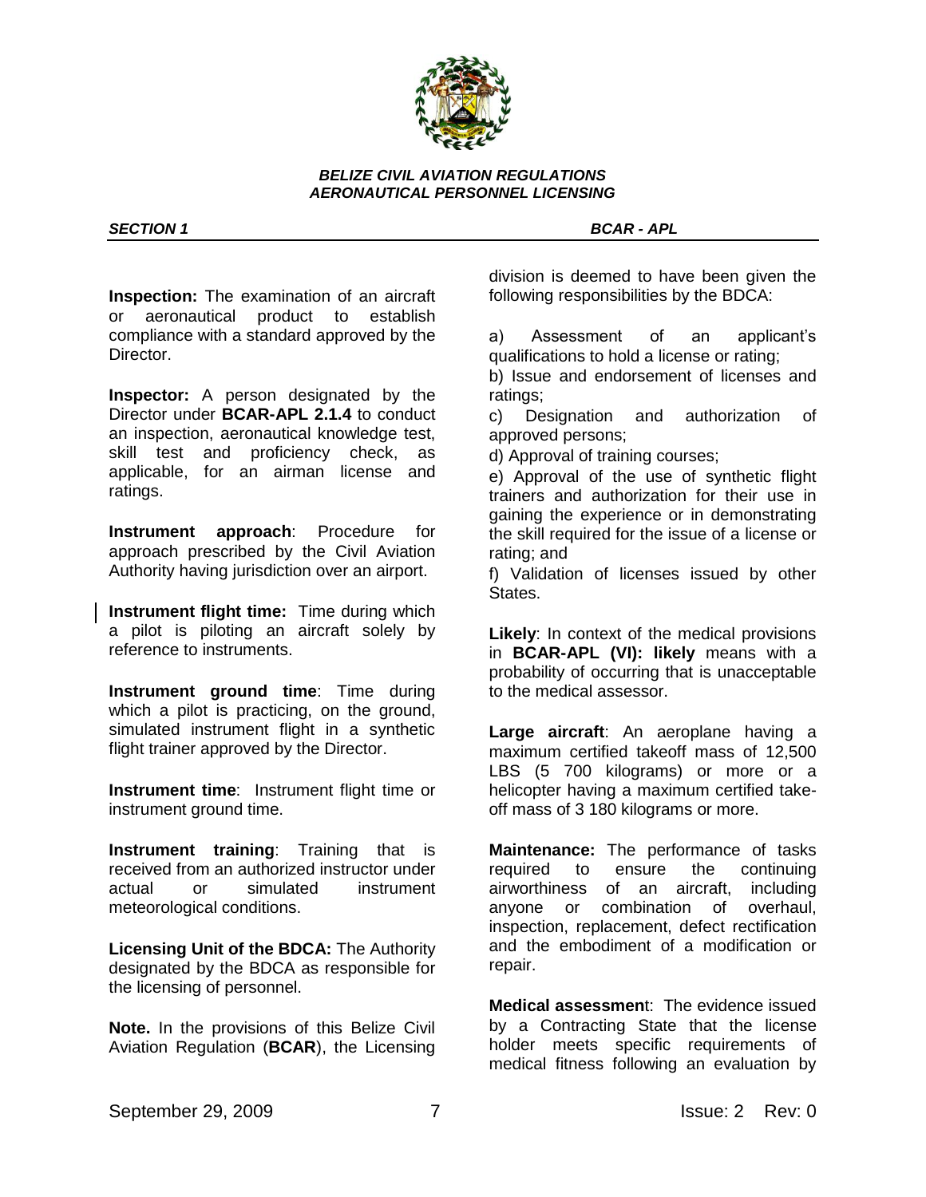**Inspection:** The examination of an aircraft or aeronautical product to establish compliance with a standard approved by the Director.

**Inspector:** A person designated by the Director under **BCAR-APL 2.1.4** to conduct an inspection, aeronautical knowledge test, skill test and proficiency check, as applicable, for an airman license and ratings.

**Instrument approach**: Procedure for approach prescribed by the Civil Aviation Authority having jurisdiction over an airport.

**Instrument flight time:** Time during which a pilot is piloting an aircraft solely by reference to instruments.

**Instrument ground time**: Time during which a pilot is practicing, on the ground, simulated instrument flight in a synthetic flight trainer approved by the Director.

**Instrument time**: Instrument flight time or instrument ground time.

**Instrument training**: Training that is received from an authorized instructor under actual or simulated instrument meteorological conditions.

**Licensing Unit of the BDCA:** The Authority designated by the BDCA as responsible for the licensing of personnel.

**Note.** In the provisions of this Belize Civil Aviation Regulation (**BCAR**), the Licensing division is deemed to have been given the following responsibilities by the BDCA:

a) Assessment of an applicant's qualifications to hold a license or rating;

b) Issue and endorsement of licenses and ratings;

c) Designation and authorization of approved persons;

d) Approval of training courses;

e) Approval of the use of synthetic flight trainers and authorization for their use in gaining the experience or in demonstrating the skill required for the issue of a license or rating; and

f) Validation of licenses issued by other States.

**Likely**: In context of the medical provisions in **BCAR-APL (VI): likely** means with a probability of occurring that is unacceptable to the medical assessor.

**Large aircraft**: An aeroplane having a maximum certified takeoff mass of 12,500 LBS (5 700 kilograms) or more or a helicopter having a maximum certified take-off mass of 3 180 kilograms or more.

**Maintenance:** The performance of tasks required to ensure the continuing airworthiness of an aircraft, including anyone or combination of overhaul, inspection, replacement, defect rectification and the embodiment of a modification or repair.

**Medical assessment**: The evidence issued by a Contracting State that the license holder meets specific requirements of medical fitness following an evaluation by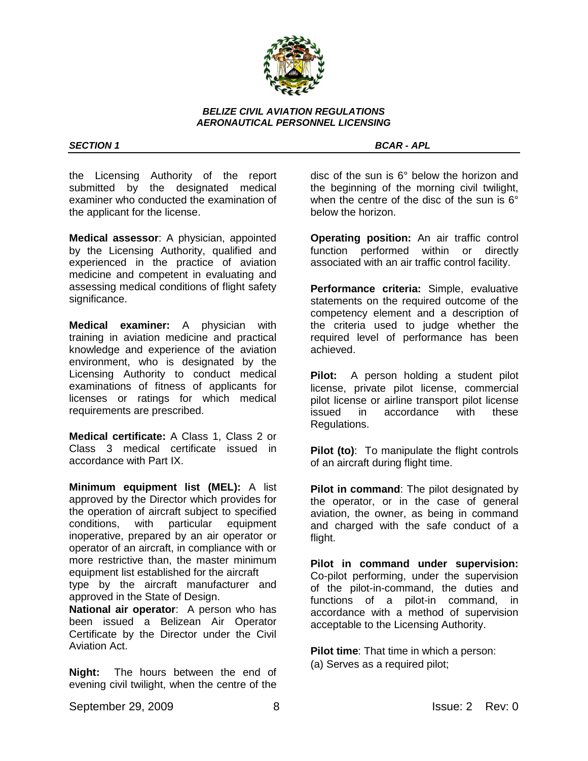the Licensing Authority of the report submitted by the designated medical examiner who conducted the examination of the applicant for the license.

**Medical assessor**: A physician, appointed by the Licensing Authority, qualified and experienced in the practice of aviation medicine and competent in evaluating and assessing medical conditions of flight safety significance.

**Medical examiner:** A physician with training in aviation medicine and practical knowledge and experience of the aviation environment, who is designated by the Licensing Authority to conduct medical examinations of fitness of applicants for licenses or ratings for which medical requirements are prescribed.

**Medical certificate:** A Class 1, Class 2 or Class 3 medical certificate issued in accordance with Part IX.

**Minimum equipment list (MEL):** A list approved by the Director which provides for the operation of aircraft subject to specified conditions, with particular equipment inoperative, prepared by an air operator or operator of an aircraft, in compliance with or more restrictive than, the master minimum equipment list established for the aircraft type by the aircraft manufacturer and approved in the State of Design.

**National air operator**: A person who has been issued a Belizean Air Operator Certificate by the Director under the Civil Aviation Act.

**Night:** The hours between the end of evening civil twilight, when the centre of the disc of the sun is 6° below the horizon and the beginning of the morning civil twilight, when the centre of the disc of the sun is 6° below the horizon.

**Operating position:** An air traffic control function performed within or directly associated with an air traffic control facility.

**Performance criteria:** Simple, evaluative statements on the required outcome of the competency element and a description of the criteria used to judge whether the required level of performance has been achieved.

**Pilot:** A person holding a student pilot license, private pilot license, commercial pilot license or airline transport pilot license issued in accordance with these Regulations.

**Pilot (to)**: To manipulate the flight controls of an aircraft during flight time.

**Pilot in command**: The pilot designated by the operator, or in the case of general aviation, the owner, as being in command and charged with the safe conduct of a flight.

**Pilot in command under supervision:** Co-pilot performing, under the supervision of the pilot-in-command, the duties and functions of a pilot-in command, in accordance with a method of supervision acceptable to the Licensing Authority.

**Pilot time**: That time in which a person:

(a) Serves as a required pilot;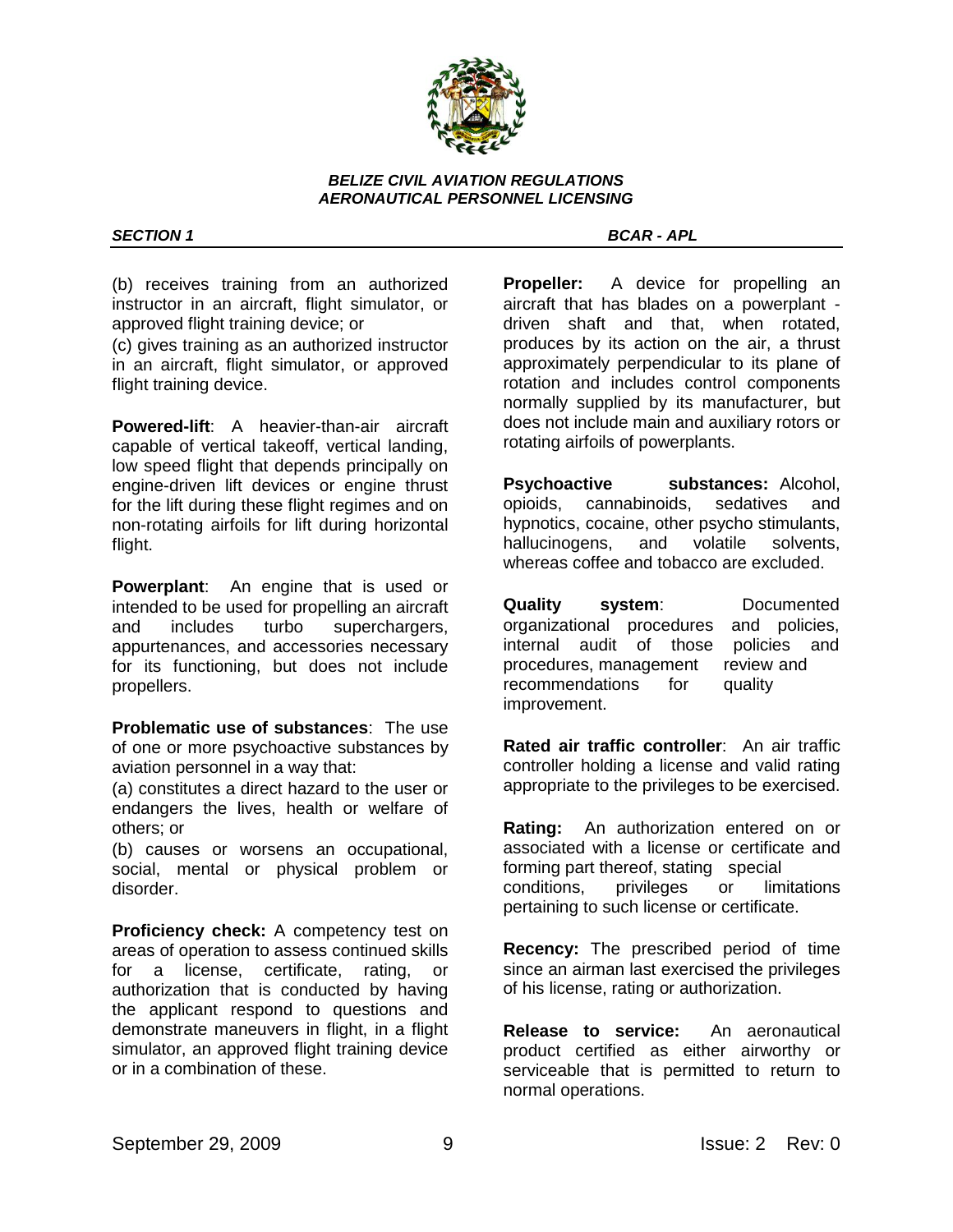(b) receives training from an authorized instructor in an aircraft, flight simulator, or approved flight training device; or

(c) gives training as an authorized instructor in an aircraft, flight simulator, or approved flight training device.

**Powered-lift**: A heavier-than-air aircraft capable of vertical takeoff, vertical landing, low speed flight that depends principally on engine-driven lift devices or engine thrust for the lift during these flight regimes and on non-rotating airfoils for lift during horizontal flight.

**Powerplant**: An engine that is used or intended to be used for propelling an aircraft and includes turbo superchargers, appurtenances, and accessories necessary for its functioning, but does not include propellers.

**Problematic use of substances**: The use of one or more psychoactive substances by aviation personnel in a way that:

(a) constitutes a direct hazard to the user or endangers the lives, health or welfare of others; or

(b) causes or worsens an occupational, social, mental or physical problem or disorder.

**Proficiency check:** A competency test on areas of operation to assess continued skills for a license, certificate, rating, or authorization that is conducted by having the applicant respond to questions and demonstrate maneuvers in flight, in a flight simulator, an approved flight training device or in a combination of these.

**Propeller:** A device for propelling an aircraft that has blades on a powerplant - driven shaft and that, when rotated, produces by its action on the air, a thrust approximately perpendicular to its plane of rotation and includes control components normally supplied by its manufacturer, but does not include main and auxiliary rotors or rotating airfoils of powerplants.

**Psychoactive substances:** Alcohol, opioids, cannabinoids, sedatives and hypnotics, cocaine, other psycho stimulants, hallucinogens, and volatile solvents, whereas coffee and tobacco are excluded.

**Quality system**: Documented organizational procedures and policies, internal audit of those policies and procedures, management review and recommendations for quality improvement.

**Rated air traffic controller**: An air traffic controller holding a license and valid rating appropriate to the privileges to be exercised.

**Rating:** An authorization entered on or associated with a license or certificate and forming part thereof, stating special conditions, privileges or limitations pertaining to such license or certificate.

**Recency:** The prescribed period of time since an airman last exercised the privileges of his license, rating or authorization.

**Release to service:** An aeronautical product certified as either airworthy or serviceable that is permitted to return to normal operations.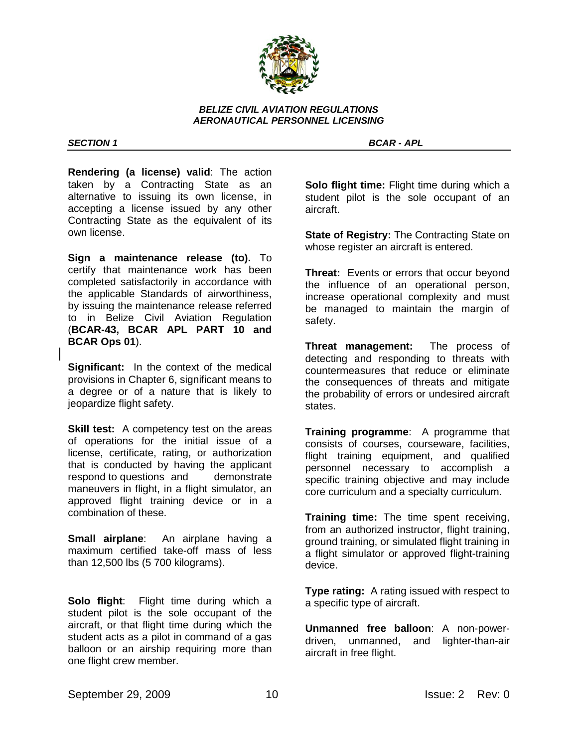**Rendering (a license) valid**: The action taken by a Contracting State as an alternative to issuing its own license, in accepting a license issued by any other Contracting State as the equivalent of its own license.

**Sign a maintenance release (to).** To certify that maintenance work has been completed satisfactorily in accordance with the applicable Standards of airworthiness, by issuing the maintenance release referred to in Belize Civil Aviation Regulation (**BCAR-43, BCAR APL PART 10 and BCAR Ops 01**).

**Significant:** In the context of the medical provisions in Chapter 6, significant means to a degree or of a nature that is likely to jeopardize flight safety.

**Skill test:** A competency test on the areas of operations for the initial issue of a license, certificate, rating, or authorization that is conducted by having the applicant respond to questions and demonstrate maneuvers in flight, in a flight simulator, an approved flight training device or in a combination of these.

**Small airplane**: An airplane having a maximum certified take-off mass of less than 12,500 lbs (5 700 kilograms).

**Solo flight**: Flight time during which a student pilot is the sole occupant of the aircraft, or that flight time during which the student acts as a pilot in command of a gas balloon or an airship requiring more than one flight crew member.

**Solo flight time:** Flight time during which a student pilot is the sole occupant of an aircraft.

**State of Registry:** The Contracting State on whose register an aircraft is entered.

**Threat:** Events or errors that occur beyond the influence of an operational person, increase operational complexity and must be managed to maintain the margin of safety.

**Threat management:** The process of detecting and responding to threats with countermeasures that reduce or eliminate the consequences of threats and mitigate the probability of errors or undesired aircraft states.

**Training programme**: A programme that consists of courses, courseware, facilities, flight training equipment, and qualified personnel necessary to accomplish a specific training objective and may include core curriculum and a specialty curriculum.

**Training time:** The time spent receiving, from an authorized instructor, flight training, ground training, or simulated flight training in a flight simulator or approved flight-training device.

**Type rating:** A rating issued with respect to a specific type of aircraft.

**Unmanned free balloon**: A non-power-driven, unmanned, and lighter-than-air aircraft in free flight.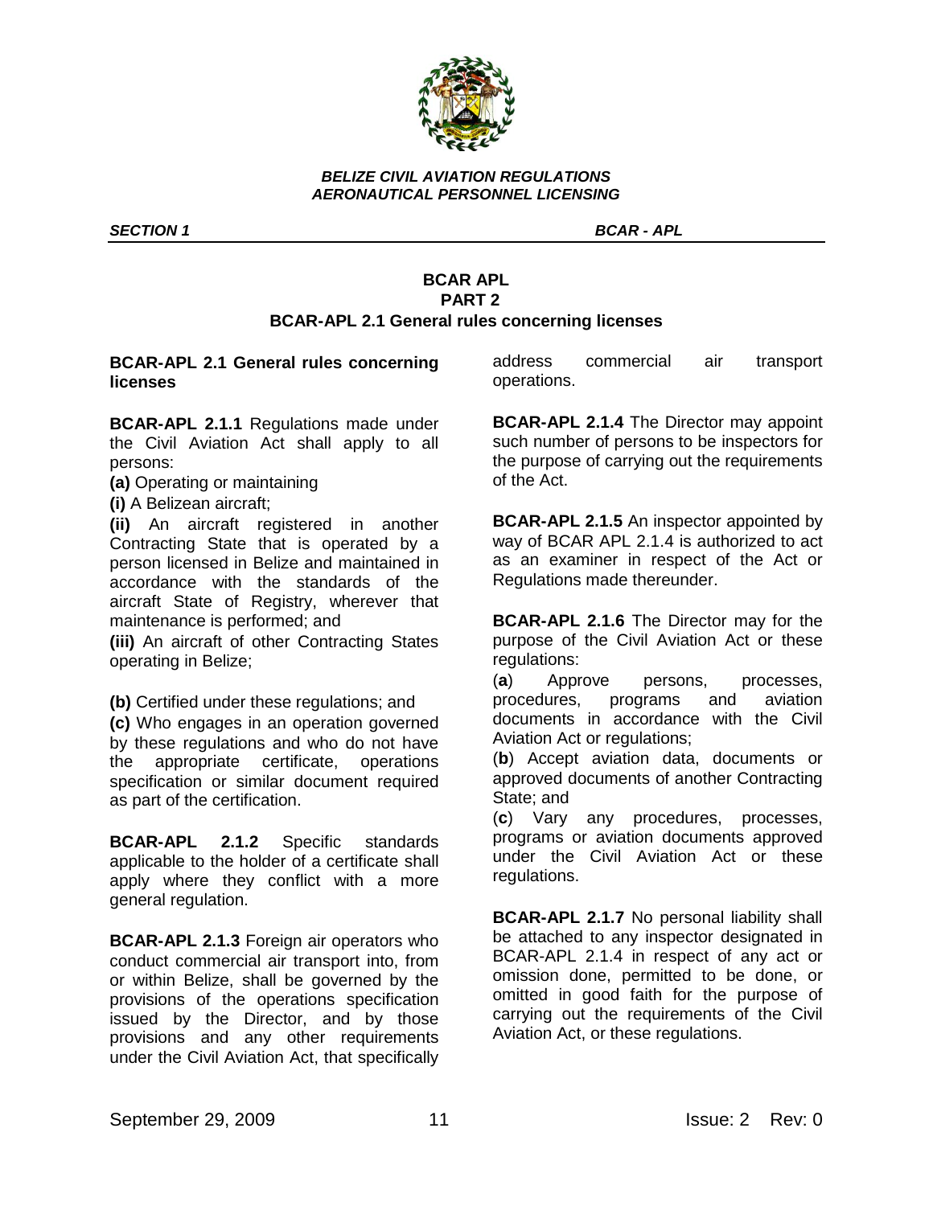# BCAR APL
## PART 2
## BCAR-APL 2.1 General rules concerning licenses

**BCAR-APL 2.1 General rules concerning licenses**

**BCAR-APL 2.1.1** Regulations made under the Civil Aviation Act shall apply to all persons:

**(a)** Operating or maintaining

**(i)** A Belizean aircraft;

**(ii)** An aircraft registered in another Contracting State that is operated by a person licensed in Belize and maintained in accordance with the standards of the aircraft State of Registry, wherever that maintenance is performed; and

**(iii)** An aircraft of other Contracting States operating in Belize;

**(b)** Certified under these regulations; and

**(c)** Who engages in an operation governed by these regulations and who do not have the appropriate certificate, operations specification or similar document required as part of the certification.

**BCAR-APL 2.1.2** Specific standards applicable to the holder of a certificate shall apply where they conflict with a more general regulation.

**BCAR-APL 2.1.3** Foreign air operators who conduct commercial air transport into, from or within Belize, shall be governed by the provisions of the operations specification issued by the Director, and by those provisions and any other requirements under the Civil Aviation Act, that specifically address commercial air transport operations.

**BCAR-APL 2.1.4** The Director may appoint such number of persons to be inspectors for the purpose of carrying out the requirements of the Act.

**BCAR-APL 2.1.5** An inspector appointed by way of BCAR APL 2.1.4 is authorized to act as an examiner in respect of the Act or Regulations made thereunder.

**BCAR-APL 2.1.6** The Director may for the purpose of the Civil Aviation Act or these regulations:

(**a**) Approve persons, processes, procedures, programs and aviation documents in accordance with the Civil Aviation Act or regulations;

(**b**) Accept aviation data, documents or approved documents of another Contracting State; and

(**c**) Vary any procedures, processes, programs or aviation documents approved under the Civil Aviation Act or these regulations.

**BCAR-APL 2.1.7** No personal liability shall be attached to any inspector designated in BCAR-APL 2.1.4 in respect of any act or omission done, permitted to be done, or omitted in good faith for the purpose of carrying out the requirements of the Civil Aviation Act, or these regulations.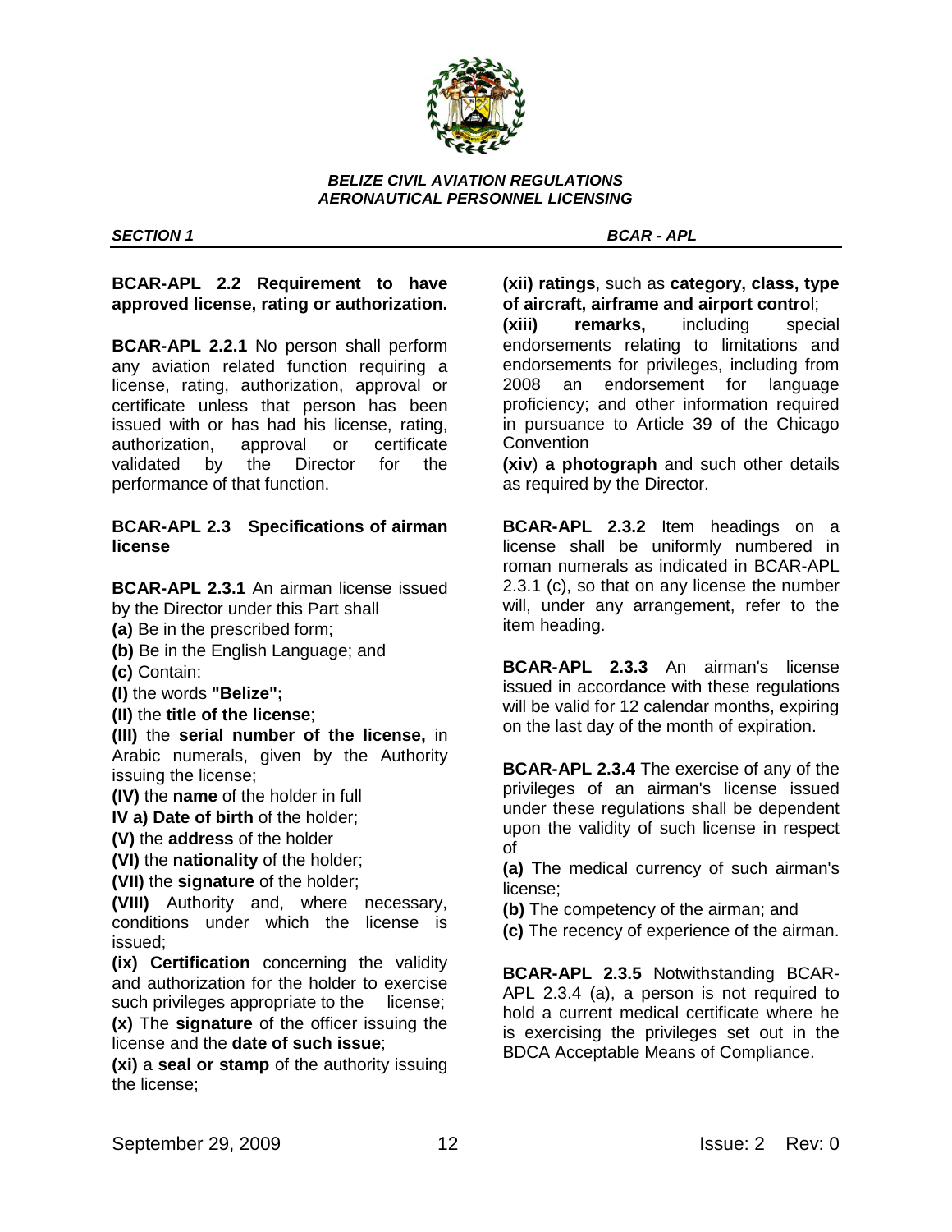**BCAR-APL 2.2 Requirement to have approved license, rating or authorization.**

**BCAR-APL 2.2.1** No person shall perform any aviation related function requiring a license, rating, authorization, approval or certificate unless that person has been issued with or has had his license, rating, authorization, approval or certificate validated by the Director for the performance of that function.

**BCAR-APL 2.3 Specifications of airman license**

**BCAR-APL 2.3.1** An airman license issued by the Director under this Part shall

**(a)** Be in the prescribed form;

**(b)** Be in the English Language; and

**(c)** Contain:

**(I)** the words **"Belize";**

**(II)** the **title of the license**;

**(III)** the **serial number of the license,** in Arabic numerals, given by the Authority issuing the license;

**(IV)** the **name** of the holder in full

**IV a) Date of birth** of the holder;

**(V)** the **address** of the holder

**(VI)** the **nationality** of the holder;

**(VII)** the **signature** of the holder;

**(VIII)** Authority and, where necessary, conditions under which the license is issued;

**(ix) Certification** concerning the validity and authorization for the holder to exercise such privileges appropriate to the license;

**(x)** The **signature** of the officer issuing the license and the **date of such issue**;

**(xi)** a **seal or stamp** of the authority issuing the license;

**(xii) ratings**, such as **category, class, type of aircraft, airframe and airport contro**l;

**(xiii) remarks,** including special endorsements relating to limitations and endorsements for privileges, including from 2008 an endorsement for language proficiency; and other information required in pursuance to Article 39 of the Chicago Convention

**(xiv**) **a photograph** and such other details as required by the Director.

**BCAR-APL 2.3.2** Item headings on a license shall be uniformly numbered in roman numerals as indicated in BCAR-APL 2.3.1 (c), so that on any license the number will, under any arrangement, refer to the item heading.

**BCAR-APL 2.3.3** An airman's license issued in accordance with these regulations will be valid for 12 calendar months, expiring on the last day of the month of expiration.

**BCAR-APL 2.3.4** The exercise of any of the privileges of an airman's license issued under these regulations shall be dependent upon the validity of such license in respect of

**(a)** The medical currency of such airman's license;

**(b)** The competency of the airman; and

**(c)** The recency of experience of the airman.

**BCAR-APL 2.3.5** Notwithstanding BCAR-APL 2.3.4 (a), a person is not required to hold a current medical certificate where he is exercising the privileges set out in the BDCA Acceptable Means of Compliance.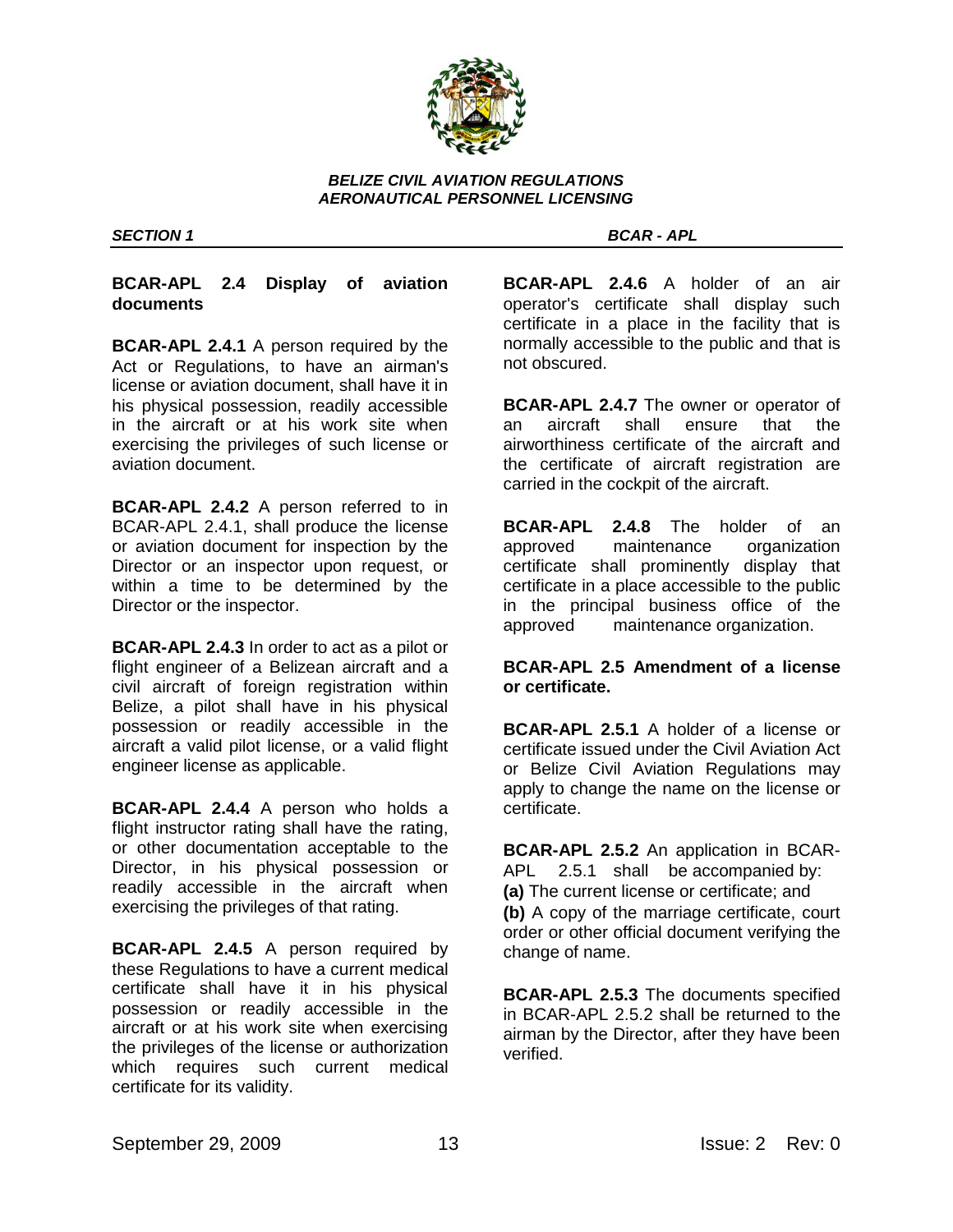**BCAR-APL 2.4 Display of aviation documents**

**BCAR-APL 2.4.1** A person required by the Act or Regulations, to have an airman's license or aviation document, shall have it in his physical possession, readily accessible in the aircraft or at his work site when exercising the privileges of such license or aviation document.

**BCAR-APL 2.4.2** A person referred to in BCAR-APL 2.4.1, shall produce the license or aviation document for inspection by the Director or an inspector upon request, or within a time to be determined by the Director or the inspector.

**BCAR-APL 2.4.3** In order to act as a pilot or flight engineer of a Belizean aircraft and a civil aircraft of foreign registration within Belize, a pilot shall have in his physical possession or readily accessible in the aircraft a valid pilot license, or a valid flight engineer license as applicable.

**BCAR-APL 2.4.4** A person who holds a flight instructor rating shall have the rating, or other documentation acceptable to the Director, in his physical possession or readily accessible in the aircraft when exercising the privileges of that rating.

**BCAR-APL 2.4.5** A person required by these Regulations to have a current medical certificate shall have it in his physical possession or readily accessible in the aircraft or at his work site when exercising the privileges of the license or authorization which requires such current medical certificate for its validity.

**BCAR-APL 2.4.6** A holder of an air operator's certificate shall display such certificate in a place in the facility that is normally accessible to the public and that is not obscured.

**BCAR-APL 2.4.7** The owner or operator of an aircraft shall ensure that the airworthiness certificate of the aircraft and the certificate of aircraft registration are carried in the cockpit of the aircraft.

**BCAR-APL 2.4.8** The holder of an approved maintenance organization certificate shall prominently display that certificate in a place accessible to the public in the principal business office of the approved maintenance organization.

**BCAR-APL 2.5 Amendment of a license or certificate.**

**BCAR-APL 2.5.1** A holder of a license or certificate issued under the Civil Aviation Act or Belize Civil Aviation Regulations may apply to change the name on the license or certificate.

**BCAR-APL 2.5.2** An application in BCAR-APL 2.5.1 shall be accompanied by:

**(a)** The current license or certificate; and

**(b)** A copy of the marriage certificate, court order or other official document verifying the change of name.

**BCAR-APL 2.5.3** The documents specified in BCAR-APL 2.5.2 shall be returned to the airman by the Director, after they have been verified.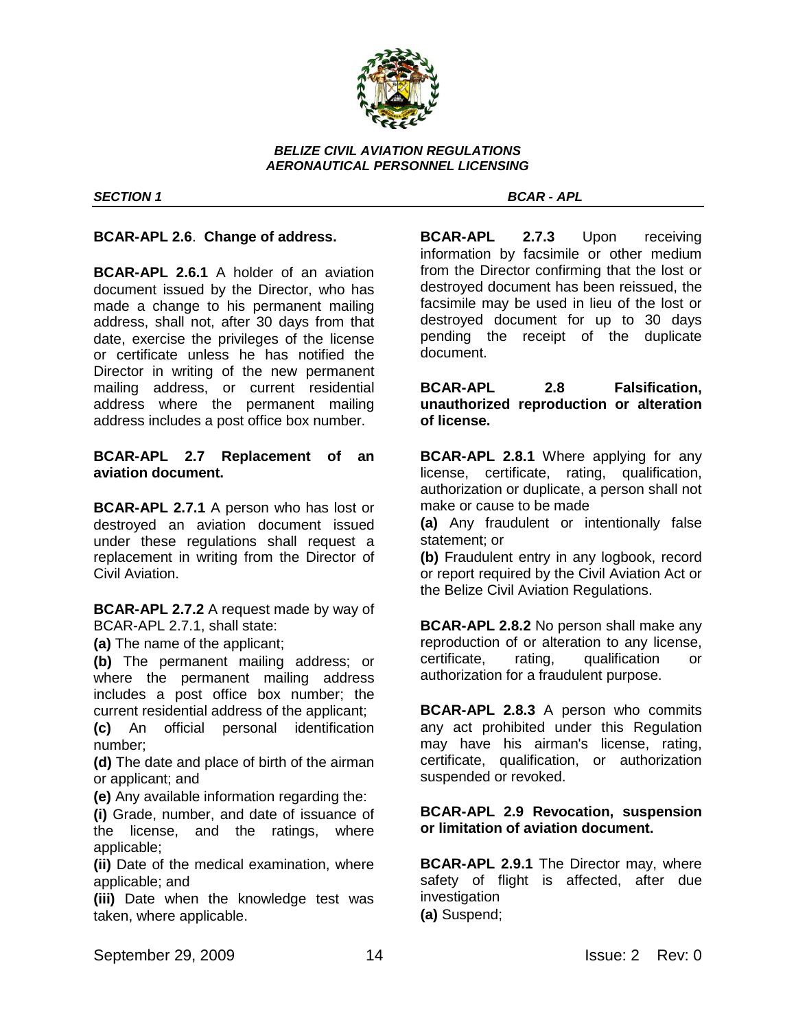**BCAR-APL 2.6**. **Change of address.**

**BCAR-APL 2.6.1** A holder of an aviation document issued by the Director, who has made a change to his permanent mailing address, shall not, after 30 days from that date, exercise the privileges of the license or certificate unless he has notified the Director in writing of the new permanent mailing address, or current residential address where the permanent mailing address includes a post office box number.

**BCAR-APL 2.7 Replacement of an aviation document.**

**BCAR-APL 2.7.1** A person who has lost or destroyed an aviation document issued under these regulations shall request a replacement in writing from the Director of Civil Aviation.

**BCAR-APL 2.7.2** A request made by way of BCAR-APL 2.7.1, shall state:

**(a)** The name of the applicant;

**(b)** The permanent mailing address; or where the permanent mailing address includes a post office box number; the current residential address of the applicant;

**(c)** An official personal identification number;

**(d)** The date and place of birth of the airman or applicant; and

**(e)** Any available information regarding the:

**(i)** Grade, number, and date of issuance of the license, and the ratings, where applicable;

**(ii)** Date of the medical examination, where applicable; and

**(iii)** Date when the knowledge test was taken, where applicable.

**BCAR-APL 2.7.3** Upon receiving information by facsimile or other medium from the Director confirming that the lost or destroyed document has been reissued, the facsimile may be used in lieu of the lost or destroyed document for up to 30 days pending the receipt of the duplicate document.

**BCAR-APL 2.8 Falsification, unauthorized reproduction or alteration of license.**

**BCAR-APL 2.8.1** Where applying for any license, certificate, rating, qualification, authorization or duplicate, a person shall not make or cause to be made

**(a)** Any fraudulent or intentionally false statement; or

**(b)** Fraudulent entry in any logbook, record or report required by the Civil Aviation Act or the Belize Civil Aviation Regulations.

**BCAR-APL 2.8.2** No person shall make any reproduction of or alteration to any license, certificate, rating, qualification or authorization for a fraudulent purpose.

**BCAR-APL 2.8.3** A person who commits any act prohibited under this Regulation may have his airman's license, rating, certificate, qualification, or authorization suspended or revoked.

**BCAR-APL 2.9 Revocation, suspension or limitation of aviation document.**

**BCAR-APL 2.9.1** The Director may, where safety of flight is affected, after due investigation

**(a)** Suspend;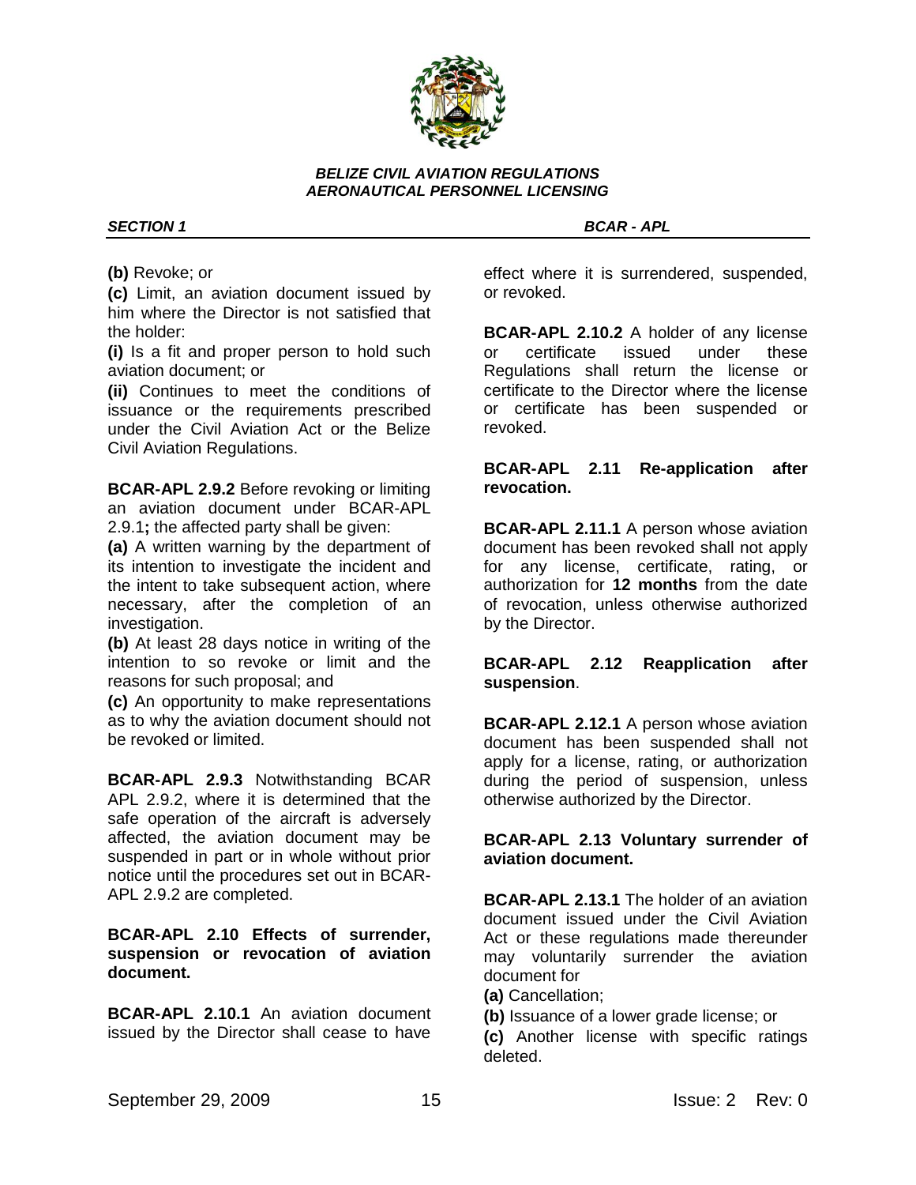**(b)** Revoke; or

**(c)** Limit, an aviation document issued by him where the Director is not satisfied that the holder:

**(i)** Is a fit and proper person to hold such aviation document; or

**(ii)** Continues to meet the conditions of issuance or the requirements prescribed under the Civil Aviation Act or the Belize Civil Aviation Regulations.

**BCAR-APL 2.9.2** Before revoking or limiting an aviation document under BCAR-APL 2.9.1**;** the affected party shall be given:

**(a)** A written warning by the department of its intention to investigate the incident and the intent to take subsequent action, where necessary, after the completion of an investigation.

**(b)** At least 28 days notice in writing of the intention to so revoke or limit and the reasons for such proposal; and

**(c)** An opportunity to make representations as to why the aviation document should not be revoked or limited.

**BCAR-APL 2.9.3** Notwithstanding BCAR APL 2.9.2, where it is determined that the safe operation of the aircraft is adversely affected, the aviation document may be suspended in part or in whole without prior notice until the procedures set out in BCAR-APL 2.9.2 are completed.

**BCAR-APL 2.10 Effects of surrender, suspension or revocation of aviation document.**

**BCAR-APL 2.10.1** An aviation document issued by the Director shall cease to have effect where it is surrendered, suspended, or revoked.

**BCAR-APL 2.10.2** A holder of any license or certificate issued under these Regulations shall return the license or certificate to the Director where the license or certificate has been suspended or revoked.

**BCAR-APL 2.11 Re-application after revocation.**

**BCAR-APL 2.11.1** A person whose aviation document has been revoked shall not apply for any license, certificate, rating, or authorization for **12 months** from the date of revocation, unless otherwise authorized by the Director.

**BCAR-APL 2.12 Reapplication after suspension**.

**BCAR-APL 2.12.1** A person whose aviation document has been suspended shall not apply for a license, rating, or authorization during the period of suspension, unless otherwise authorized by the Director.

**BCAR-APL 2.13 Voluntary surrender of aviation document.**

**BCAR-APL 2.13.1** The holder of an aviation document issued under the Civil Aviation Act or these regulations made thereunder may voluntarily surrender the aviation document for

**(a)** Cancellation;

**(b)** Issuance of a lower grade license; or

**(c)** Another license with specific ratings deleted.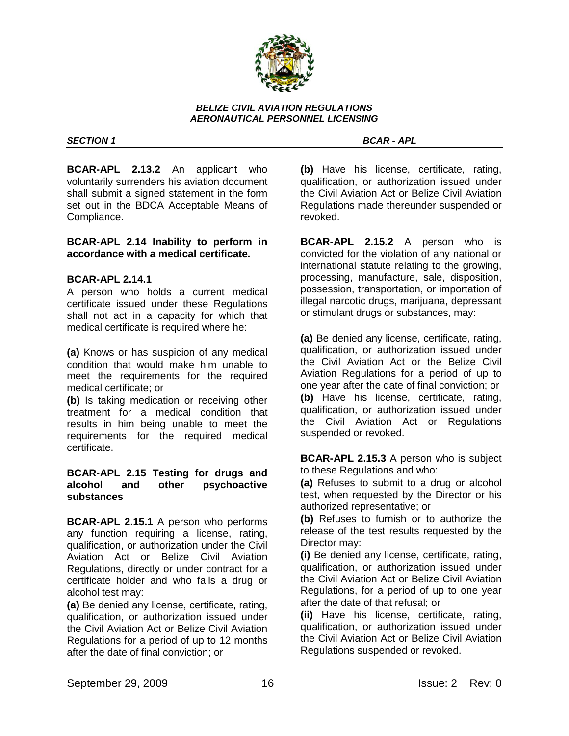**BCAR-APL 2.13.2** An applicant who voluntarily surrenders his aviation document shall submit a signed statement in the form set out in the BDCA Acceptable Means of Compliance.

**BCAR-APL 2.14 Inability to perform in accordance with a medical certificate.**

**BCAR-APL 2.14.1**

A person who holds a current medical certificate issued under these Regulations shall not act in a capacity for which that medical certificate is required where he:

**(a)** Knows or has suspicion of any medical condition that would make him unable to meet the requirements for the required medical certificate; or

**(b)** Is taking medication or receiving other treatment for a medical condition that results in him being unable to meet the requirements for the required medical certificate.

**BCAR-APL 2.15 Testing for drugs and alcohol and other psychoactive substances**

**BCAR-APL 2.15.1** A person who performs any function requiring a license, rating, qualification, or authorization under the Civil Aviation Act or Belize Civil Aviation Regulations, directly or under contract for a certificate holder and who fails a drug or alcohol test may:

**(a)** Be denied any license, certificate, rating, qualification, or authorization issued under the Civil Aviation Act or Belize Civil Aviation Regulations for a period of up to 12 months after the date of final conviction; or

**(b)** Have his license, certificate, rating, qualification, or authorization issued under the Civil Aviation Act or Belize Civil Aviation Regulations made thereunder suspended or revoked.

**BCAR-APL 2.15.2** A person who is convicted for the violation of any national or international statute relating to the growing, processing, manufacture, sale, disposition, possession, transportation, or importation of illegal narcotic drugs, marijuana, depressant or stimulant drugs or substances, may:

**(a)** Be denied any license, certificate, rating, qualification, or authorization issued under the Civil Aviation Act or the Belize Civil Aviation Regulations for a period of up to one year after the date of final conviction; or

**(b)** Have his license, certificate, rating, qualification, or authorization issued under the Civil Aviation Act or Regulations suspended or revoked.

**BCAR-APL 2.15.3** A person who is subject to these Regulations and who:

**(a)** Refuses to submit to a drug or alcohol test, when requested by the Director or his authorized representative; or

**(b)** Refuses to furnish or to authorize the release of the test results requested by the Director may:

**(i)** Be denied any license, certificate, rating, qualification, or authorization issued under the Civil Aviation Act or Belize Civil Aviation Regulations, for a period of up to one year after the date of that refusal; or

**(ii)** Have his license, certificate, rating, qualification, or authorization issued under the Civil Aviation Act or Belize Civil Aviation Regulations suspended or revoked.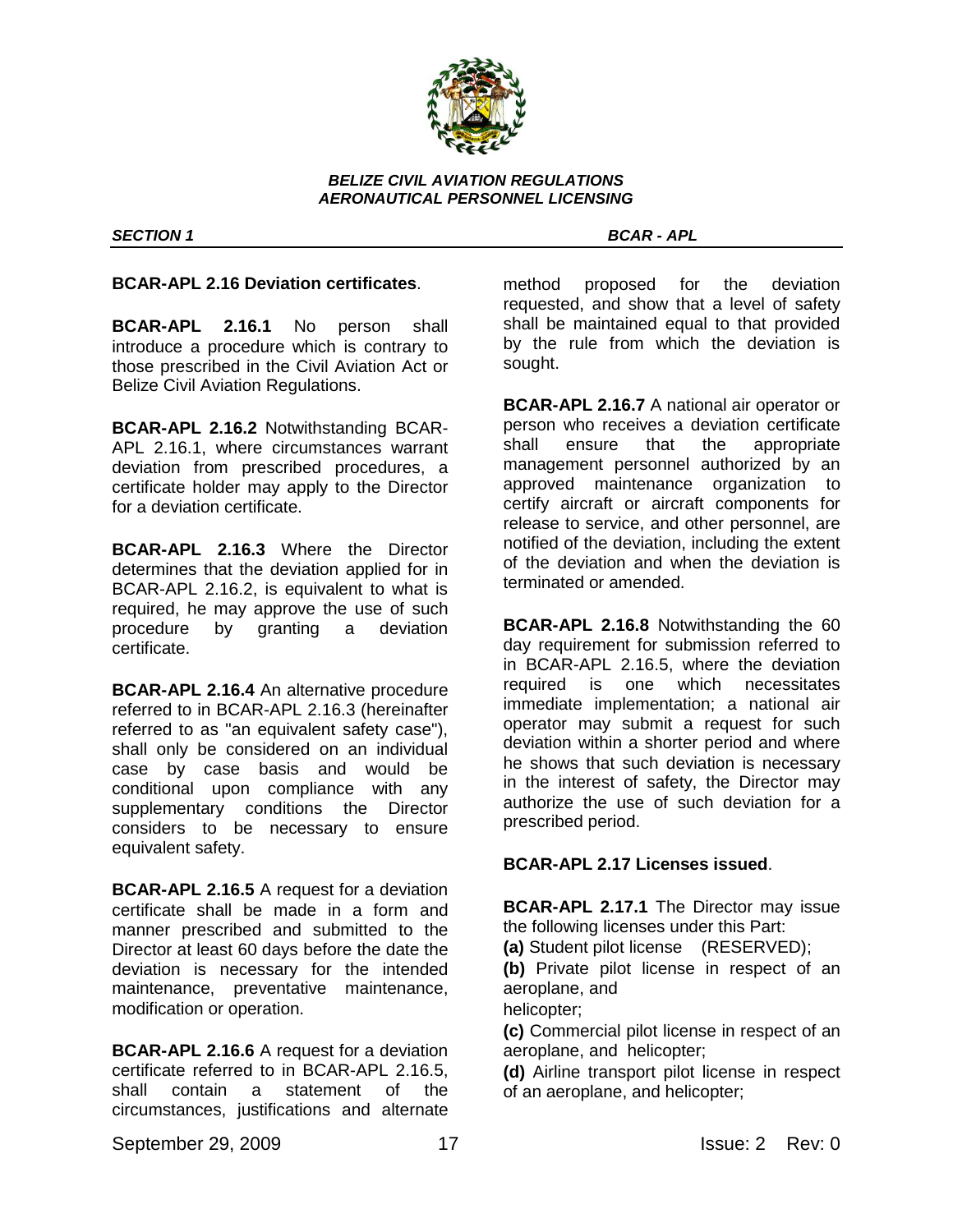**BCAR-APL 2.16 Deviation certificates**.

**BCAR-APL 2.16.1** No person shall introduce a procedure which is contrary to those prescribed in the Civil Aviation Act or Belize Civil Aviation Regulations.

**BCAR-APL 2.16.2** Notwithstanding BCAR-APL 2.16.1, where circumstances warrant deviation from prescribed procedures, a certificate holder may apply to the Director for a deviation certificate.

**BCAR-APL 2.16.3** Where the Director determines that the deviation applied for in BCAR-APL 2.16.2, is equivalent to what is required, he may approve the use of such procedure by granting a deviation certificate.

**BCAR-APL 2.16.4** An alternative procedure referred to in BCAR-APL 2.16.3 (hereinafter referred to as "an equivalent safety case"), shall only be considered on an individual case by case basis and would be conditional upon compliance with any supplementary conditions the Director considers to be necessary to ensure equivalent safety.

**BCAR-APL 2.16.5** A request for a deviation certificate shall be made in a form and manner prescribed and submitted to the Director at least 60 days before the date the deviation is necessary for the intended maintenance, preventative maintenance, modification or operation.

**BCAR-APL 2.16.6** A request for a deviation certificate referred to in BCAR-APL 2.16.5, shall contain a statement of the circumstances, justifications and alternate method proposed for the deviation requested, and show that a level of safety shall be maintained equal to that provided by the rule from which the deviation is sought.

**BCAR-APL 2.16.7** A national air operator or person who receives a deviation certificate shall ensure that the appropriate management personnel authorized by an approved maintenance organization to certify aircraft or aircraft components for release to service, and other personnel, are notified of the deviation, including the extent of the deviation and when the deviation is terminated or amended.

**BCAR-APL 2.16.8** Notwithstanding the 60 day requirement for submission referred to in BCAR-APL 2.16.5, where the deviation required is one which necessitates immediate implementation; a national air operator may submit a request for such deviation within a shorter period and where he shows that such deviation is necessary in the interest of safety, the Director may authorize the use of such deviation for a prescribed period.

**BCAR-APL 2.17 Licenses issued**.

**BCAR-APL 2.17.1** The Director may issue the following licenses under this Part:

**(a)** Student pilot license (RESERVED);

**(b)** Private pilot license in respect of an aeroplane, and helicopter;

**(c)** Commercial pilot license in respect of an aeroplane, and helicopter;

**(d)** Airline transport pilot license in respect of an aeroplane, and helicopter;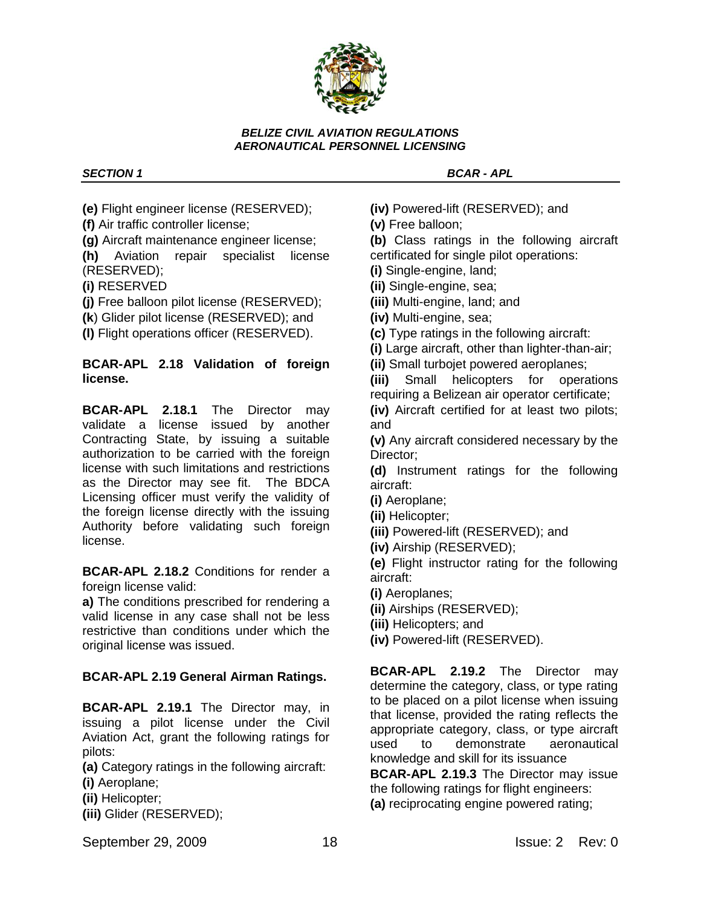**(e)** Flight engineer license (RESERVED);
**(f)** Air traffic controller license;
**(g)** Aircraft maintenance engineer license;
**(h)** Aviation repair specialist license (RESERVED);
**(i)** RESERVED
**(j)** Free balloon pilot license (RESERVED);
**(k**) Glider pilot license (RESERVED); and
**(l)** Flight operations officer (RESERVED).

**BCAR-APL 2.18 Validation of foreign license.**

**BCAR-APL 2.18.1** The Director may validate a license issued by another Contracting State, by issuing a suitable authorization to be carried with the foreign license with such limitations and restrictions as the Director may see fit. The BDCA Licensing officer must verify the validity of the foreign license directly with the issuing Authority before validating such foreign license.

**BCAR-APL 2.18.2** Conditions for render a foreign license valid:
**a)** The conditions prescribed for rendering a valid license in any case shall not be less restrictive than conditions under which the original license was issued.

**BCAR-APL 2.19 General Airman Ratings.**

**BCAR-APL 2.19.1** The Director may, in issuing a pilot license under the Civil Aviation Act, grant the following ratings for pilots:
**(a)** Category ratings in the following aircraft:
**(i)** Aeroplane;
**(ii)** Helicopter;
**(iii)** Glider (RESERVED);
**(iv)** Powered-lift (RESERVED); and
**(v)** Free balloon;
**(b)** Class ratings in the following aircraft certificated for single pilot operations:
**(i)** Single-engine, land;
**(ii)** Single-engine, sea;
**(iii)** Multi-engine, land; and
**(iv)** Multi-engine, sea;
**(c)** Type ratings in the following aircraft:
**(i)** Large aircraft, other than lighter-than-air;
**(ii)** Small turbojet powered aeroplanes;
**(iii)** Small helicopters for operations requiring a Belizean air operator certificate;
**(iv)** Aircraft certified for at least two pilots; and
**(v)** Any aircraft considered necessary by the Director;
**(d)** Instrument ratings for the following aircraft:
**(i)** Aeroplane;
**(ii)** Helicopter;
**(iii)** Powered-lift (RESERVED); and
**(iv)** Airship (RESERVED);
**(e)** Flight instructor rating for the following aircraft:
**(i)** Aeroplanes;
**(ii)** Airships (RESERVED);
**(iii)** Helicopters; and
**(iv)** Powered-lift (RESERVED).

**BCAR-APL 2.19.2** The Director may determine the category, class, or type rating to be placed on a pilot license when issuing that license, provided the rating reflects the appropriate category, class, or type aircraft used to demonstrate aeronautical knowledge and skill for its issuance

**BCAR-APL 2.19.3** The Director may issue the following ratings for flight engineers:
**(a)** reciprocating engine powered rating;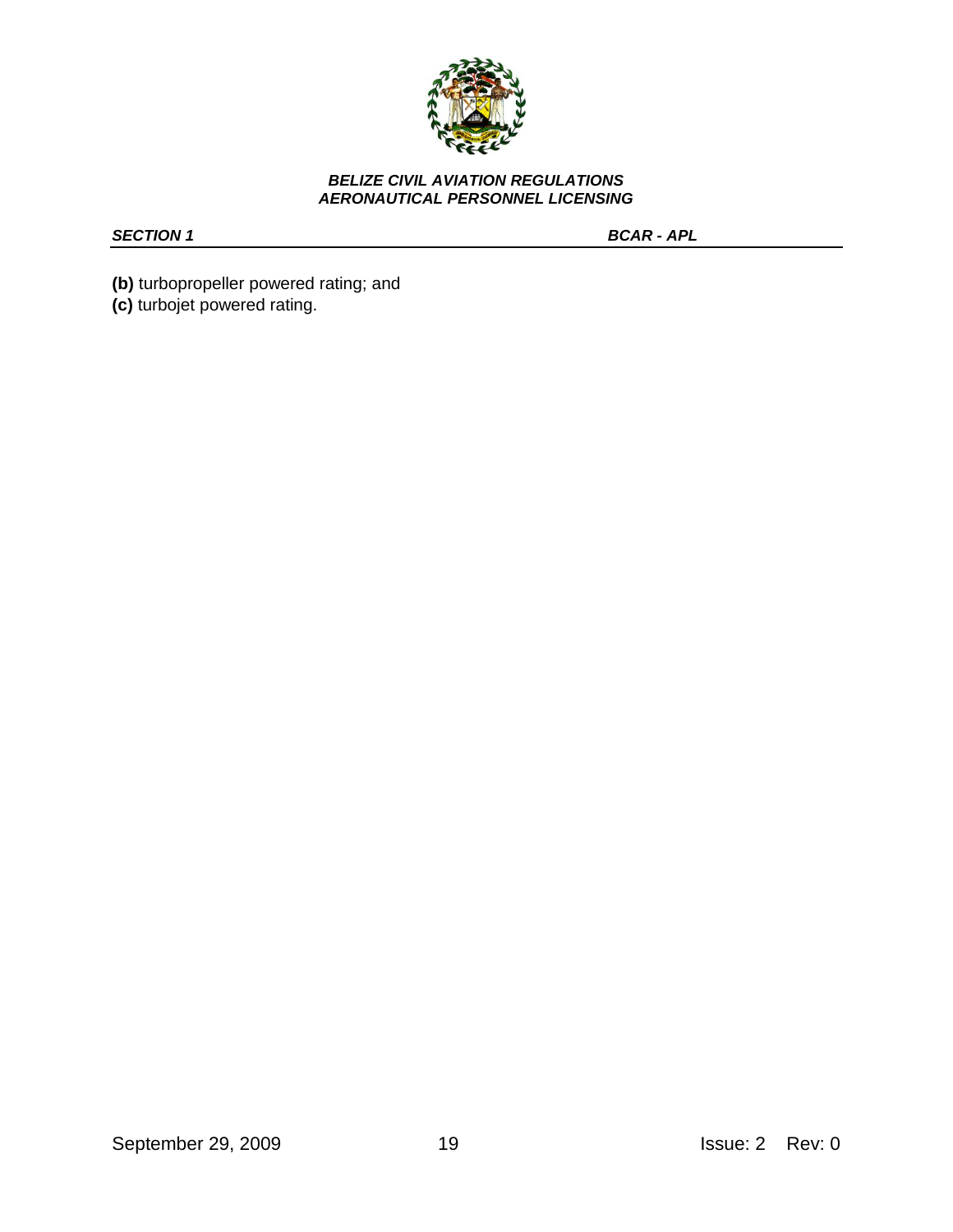**(b)** turbopropeller powered rating; and

**(c)** turbojet powered rating.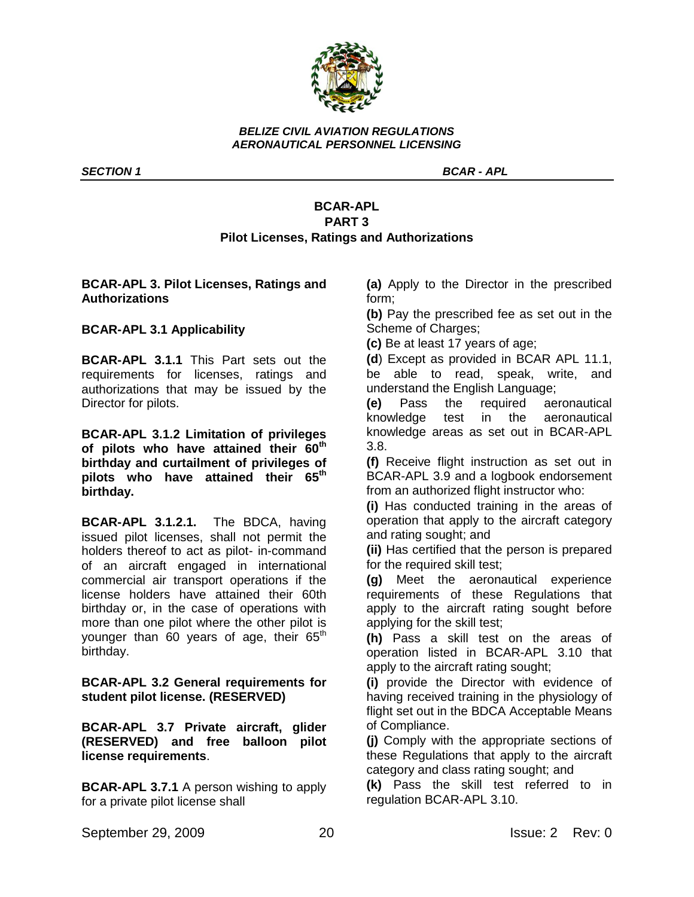**BCAR-APL**
**PART 3**
**Pilot Licenses, Ratings and Authorizations**

**BCAR-APL 3. Pilot Licenses, Ratings and Authorizations**

**BCAR-APL 3.1 Applicability**

**BCAR-APL 3.1.1** This Part sets out the requirements for licenses, ratings and authorizations that may be issued by the Director for pilots.

**BCAR-APL 3.1.2 Limitation of privileges of pilots who have attained their 60th birthday and curtailment of privileges of pilots who have attained their 65th birthday.**

**BCAR-APL 3.1.2.1.** The BDCA, having issued pilot licenses, shall not permit the holders thereof to act as pilot- in-command of an aircraft engaged in international commercial air transport operations if the license holders have attained their 60th birthday or, in the case of operations with more than one pilot where the other pilot is younger than 60 years of age, their 65th birthday.

**BCAR-APL 3.2 General requirements for student pilot license. (RESERVED)**

**BCAR-APL 3.7 Private aircraft, glider (RESERVED) and free balloon pilot license requirements**.

**BCAR-APL 3.7.1** A person wishing to apply for a private pilot license shall

**(a)** Apply to the Director in the prescribed form;

**(b)** Pay the prescribed fee as set out in the Scheme of Charges;

**(c)** Be at least 17 years of age;

**(d**) Except as provided in BCAR APL 11.1, be able to read, speak, write, and understand the English Language;

**(e)** Pass the required aeronautical knowledge test in the aeronautical knowledge areas as set out in BCAR-APL 3.8.

**(f)** Receive flight instruction as set out in BCAR-APL 3.9 and a logbook endorsement from an authorized flight instructor who:

**(i)** Has conducted training in the areas of operation that apply to the aircraft category and rating sought; and

**(ii)** Has certified that the person is prepared for the required skill test;

**(g)** Meet the aeronautical experience requirements of these Regulations that apply to the aircraft rating sought before applying for the skill test;

**(h)** Pass a skill test on the areas of operation listed in BCAR-APL 3.10 that apply to the aircraft rating sought;

**(i)** provide the Director with evidence of having received training in the physiology of flight set out in the BDCA Acceptable Means of Compliance.

**(j)** Comply with the appropriate sections of these Regulations that apply to the aircraft category and class rating sought; and

**(k)** Pass the skill test referred to in regulation BCAR-APL 3.10.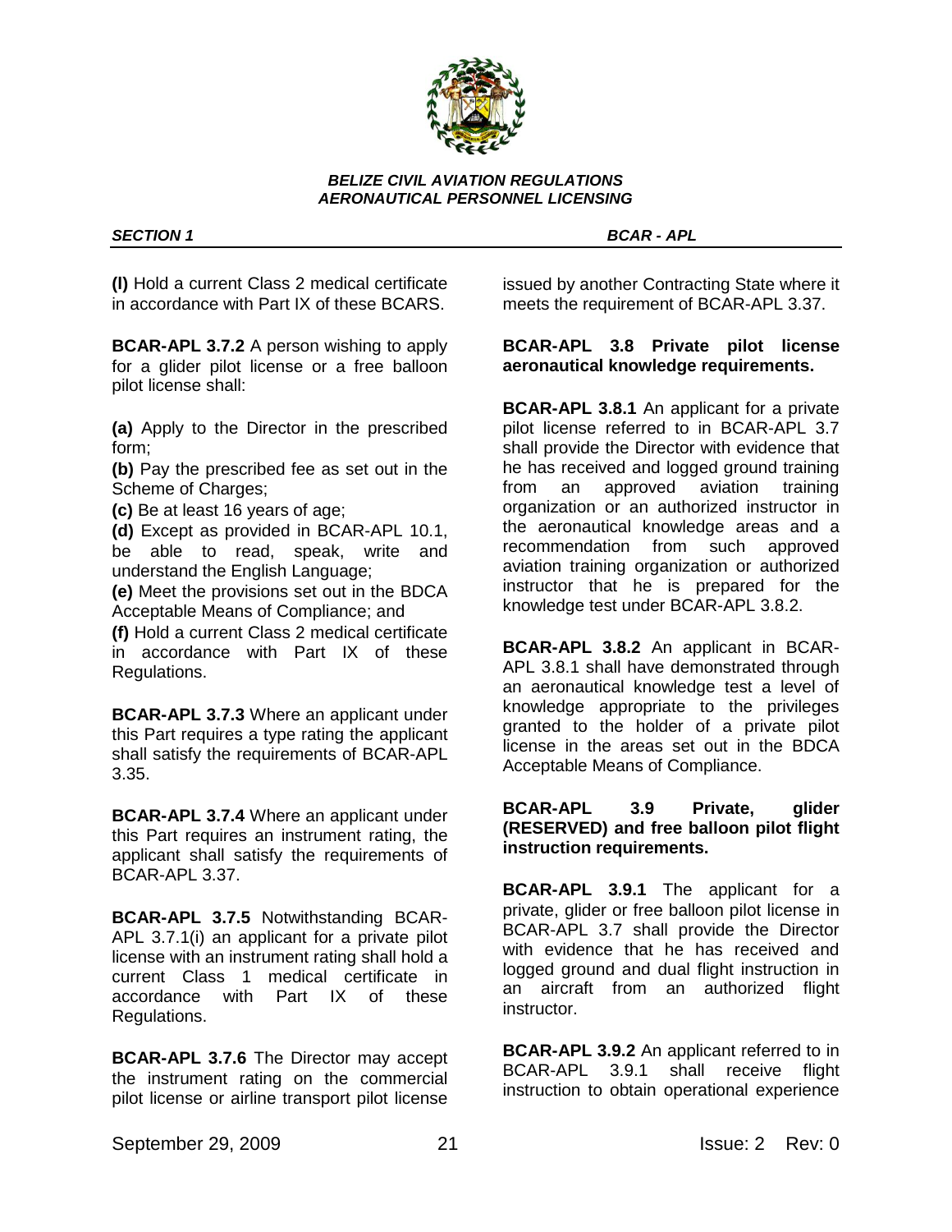**(l)** Hold a current Class 2 medical certificate in accordance with Part IX of these BCARS.

**BCAR-APL 3.7.2** A person wishing to apply for a glider pilot license or a free balloon pilot license shall:

**(a)** Apply to the Director in the prescribed form;

**(b)** Pay the prescribed fee as set out in the Scheme of Charges;

**(c)** Be at least 16 years of age;

**(d)** Except as provided in BCAR-APL 10.1, be able to read, speak, write and understand the English Language;

**(e)** Meet the provisions set out in the BDCA Acceptable Means of Compliance; and

**(f)** Hold a current Class 2 medical certificate in accordance with Part IX of these Regulations.

**BCAR-APL 3.7.3** Where an applicant under this Part requires a type rating the applicant shall satisfy the requirements of BCAR-APL 3.35.

**BCAR-APL 3.7.4** Where an applicant under this Part requires an instrument rating, the applicant shall satisfy the requirements of BCAR-APL 3.37.

**BCAR-APL 3.7.5** Notwithstanding BCAR-APL 3.7.1(i) an applicant for a private pilot license with an instrument rating shall hold a current Class 1 medical certificate in accordance with Part IX of these Regulations.

**BCAR-APL 3.7.6** The Director may accept the instrument rating on the commercial pilot license or airline transport pilot license issued by another Contracting State where it meets the requirement of BCAR-APL 3.37.

**BCAR-APL 3.8 Private pilot license aeronautical knowledge requirements.**

**BCAR-APL 3.8.1** An applicant for a private pilot license referred to in BCAR-APL 3.7 shall provide the Director with evidence that he has received and logged ground training from an approved aviation training organization or an authorized instructor in the aeronautical knowledge areas and a recommendation from such approved aviation training organization or authorized instructor that he is prepared for the knowledge test under BCAR-APL 3.8.2.

**BCAR-APL 3.8.2** An applicant in BCAR-APL 3.8.1 shall have demonstrated through an aeronautical knowledge test a level of knowledge appropriate to the privileges granted to the holder of a private pilot license in the areas set out in the BDCA Acceptable Means of Compliance.

**BCAR-APL 3.9 Private, glider (RESERVED) and free balloon pilot flight instruction requirements.**

**BCAR-APL 3.9.1** The applicant for a private, glider or free balloon pilot license in BCAR-APL 3.7 shall provide the Director with evidence that he has received and logged ground and dual flight instruction in an aircraft from an authorized flight instructor.

**BCAR-APL 3.9.2** An applicant referred to in BCAR-APL 3.9.1 shall receive flight instruction to obtain operational experience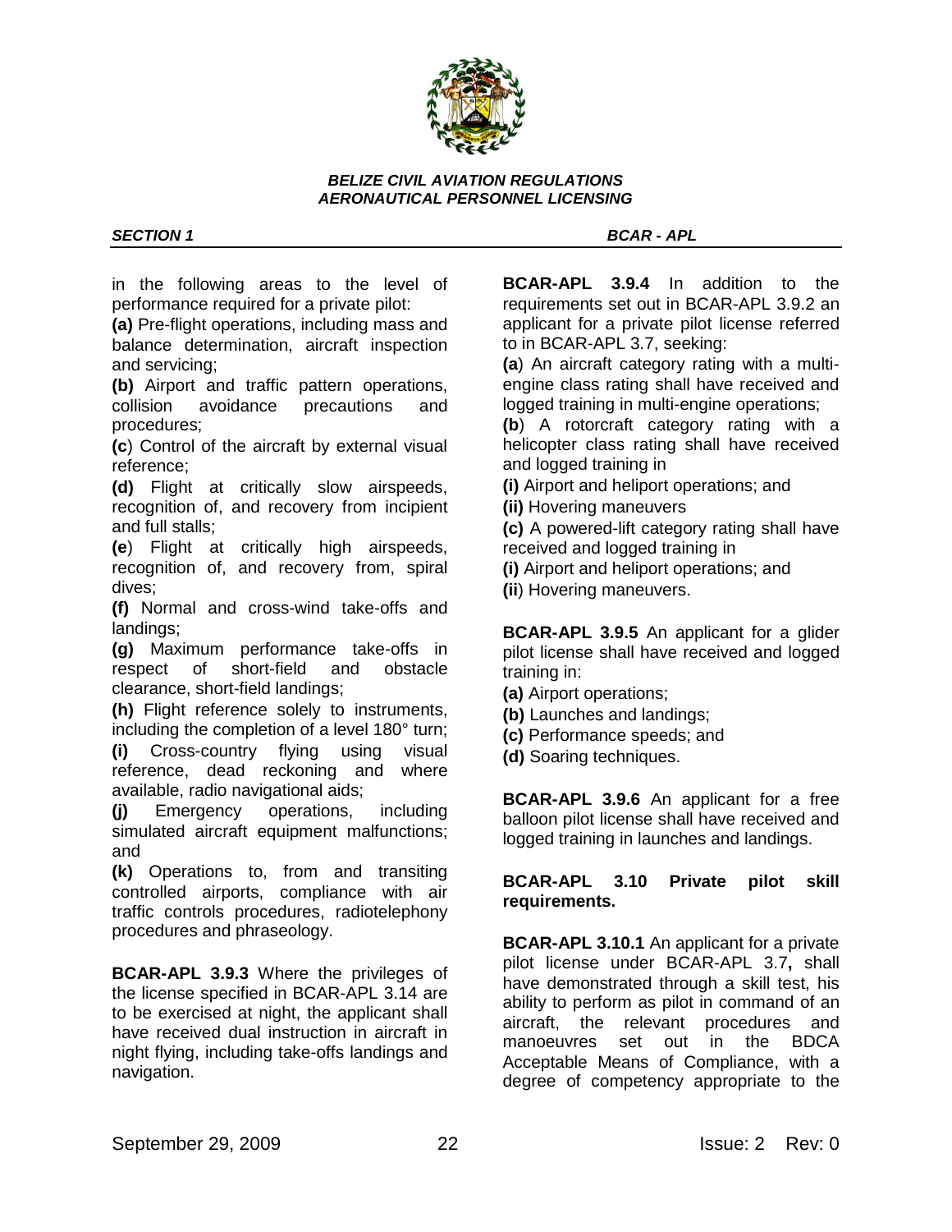in the following areas to the level of performance required for a private pilot:

**(a)** Pre-flight operations, including mass and balance determination, aircraft inspection and servicing;

**(b)** Airport and traffic pattern operations, collision avoidance precautions and procedures;

**(c**) Control of the aircraft by external visual reference;

**(d)** Flight at critically slow airspeeds, recognition of, and recovery from incipient and full stalls;

**(e**) Flight at critically high airspeeds, recognition of, and recovery from, spiral dives;

**(f)** Normal and cross-wind take-offs and landings;

**(g)** Maximum performance take-offs in respect of short-field and obstacle clearance, short-field landings;

**(h)** Flight reference solely to instruments, including the completion of a level 180° turn;

**(i)** Cross-country flying using visual reference, dead reckoning and where available, radio navigational aids;

**(j)** Emergency operations, including simulated aircraft equipment malfunctions; and

**(k)** Operations to, from and transiting controlled airports, compliance with air traffic controls procedures, radiotelephony procedures and phraseology.

**BCAR-APL 3.9.3** Where the privileges of the license specified in BCAR-APL 3.14 are to be exercised at night, the applicant shall have received dual instruction in aircraft in night flying, including take-offs landings and navigation.

**BCAR-APL 3.9.4** In addition to the requirements set out in BCAR-APL 3.9.2 an applicant for a private pilot license referred to in BCAR-APL 3.7, seeking:

**(a**) An aircraft category rating with a multi-engine class rating shall have received and logged training in multi-engine operations;

**(b**) A rotorcraft category rating with a helicopter class rating shall have received and logged training in

**(i)** Airport and heliport operations; and

**(ii)** Hovering maneuvers

**(c)** A powered-lift category rating shall have received and logged training in

**(i)** Airport and heliport operations; and

**(ii**) Hovering maneuvers.

**BCAR-APL 3.9.5** An applicant for a glider pilot license shall have received and logged training in:

**(a)** Airport operations;

**(b)** Launches and landings;

**(c)** Performance speeds; and

**(d)** Soaring techniques.

**BCAR-APL 3.9.6** An applicant for a free balloon pilot license shall have received and logged training in launches and landings.

**BCAR-APL 3.10 Private pilot skill requirements.**

**BCAR-APL 3.10.1** An applicant for a private pilot license under BCAR-APL 3.7**,** shall have demonstrated through a skill test, his ability to perform as pilot in command of an aircraft, the relevant procedures and manoeuvres set out in the BDCA Acceptable Means of Compliance, with a degree of competency appropriate to the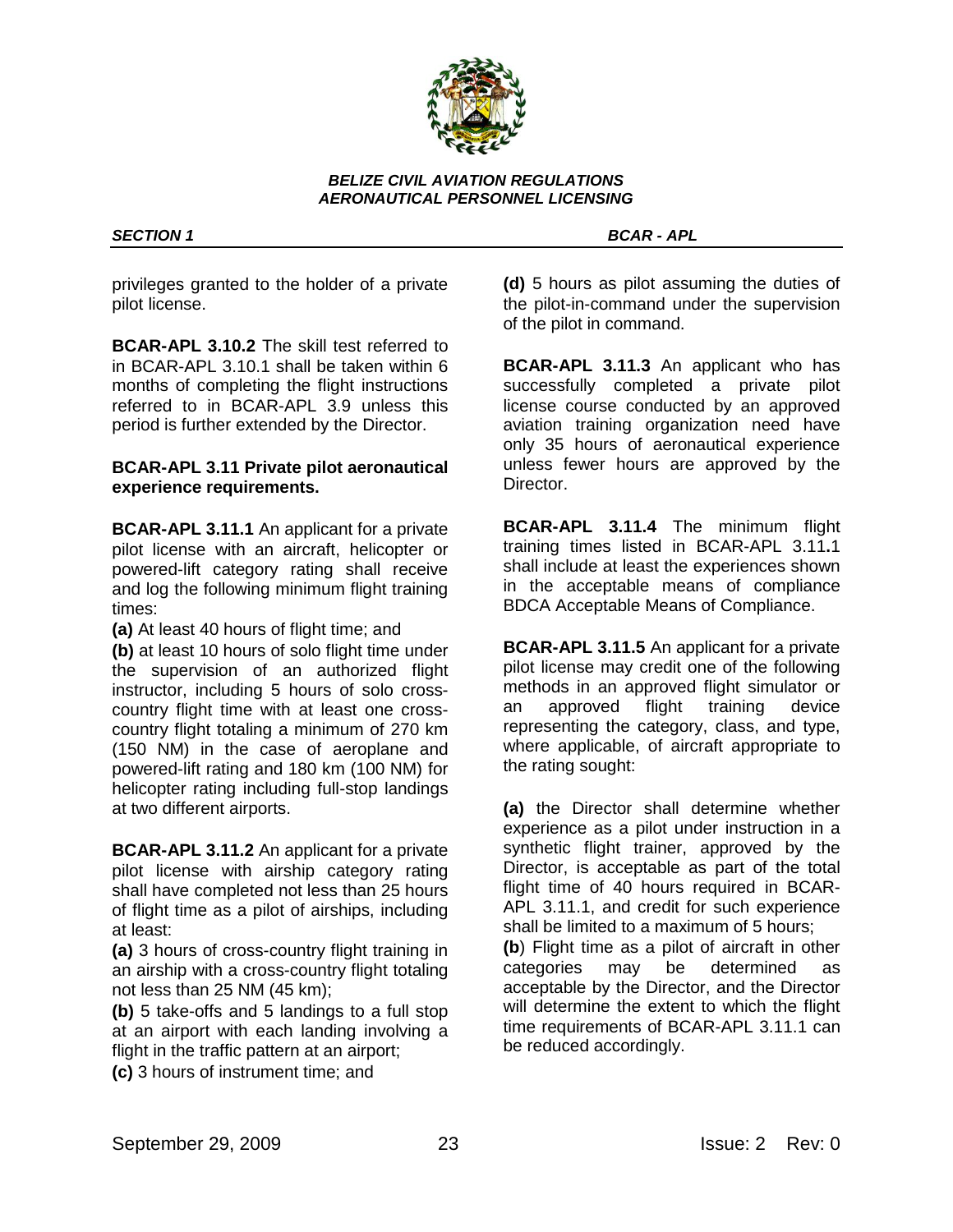privileges granted to the holder of a private pilot license.

**BCAR-APL 3.10.2** The skill test referred to in BCAR-APL 3.10.1 shall be taken within 6 months of completing the flight instructions referred to in BCAR-APL 3.9 unless this period is further extended by the Director.

**BCAR-APL 3.11 Private pilot aeronautical experience requirements.**

**BCAR-APL 3.11.1** An applicant for a private pilot license with an aircraft, helicopter or powered-lift category rating shall receive and log the following minimum flight training times:

**(a)** At least 40 hours of flight time; and

**(b)** at least 10 hours of solo flight time under the supervision of an authorized flight instructor, including 5 hours of solo cross-country flight time with at least one cross-country flight totaling a minimum of 270 km (150 NM) in the case of aeroplane and powered-lift rating and 180 km (100 NM) for helicopter rating including full-stop landings at two different airports.

**BCAR-APL 3.11.2** An applicant for a private pilot license with airship category rating shall have completed not less than 25 hours of flight time as a pilot of airships, including at least:

**(a)** 3 hours of cross-country flight training in an airship with a cross-country flight totaling not less than 25 NM (45 km);

**(b)** 5 take-offs and 5 landings to a full stop at an airport with each landing involving a flight in the traffic pattern at an airport;

**(c)** 3 hours of instrument time; and

**(d)** 5 hours as pilot assuming the duties of the pilot-in-command under the supervision of the pilot in command.

**BCAR-APL 3.11.3** An applicant who has successfully completed a private pilot license course conducted by an approved aviation training organization need have only 35 hours of aeronautical experience unless fewer hours are approved by the Director.

**BCAR-APL 3.11.4** The minimum flight training times listed in BCAR-APL 3.11.1 shall include at least the experiences shown in the acceptable means of compliance BDCA Acceptable Means of Compliance.

**BCAR-APL 3.11.5** An applicant for a private pilot license may credit one of the following methods in an approved flight simulator or an approved flight training device representing the category, class, and type, where applicable, of aircraft appropriate to the rating sought:

**(a)** the Director shall determine whether experience as a pilot under instruction in a synthetic flight trainer, approved by the Director, is acceptable as part of the total flight time of 40 hours required in BCAR-APL 3.11.1, and credit for such experience shall be limited to a maximum of 5 hours;

**(b)** Flight time as a pilot of aircraft in other categories may be determined as acceptable by the Director, and the Director will determine the extent to which the flight time requirements of BCAR-APL 3.11.1 can be reduced accordingly.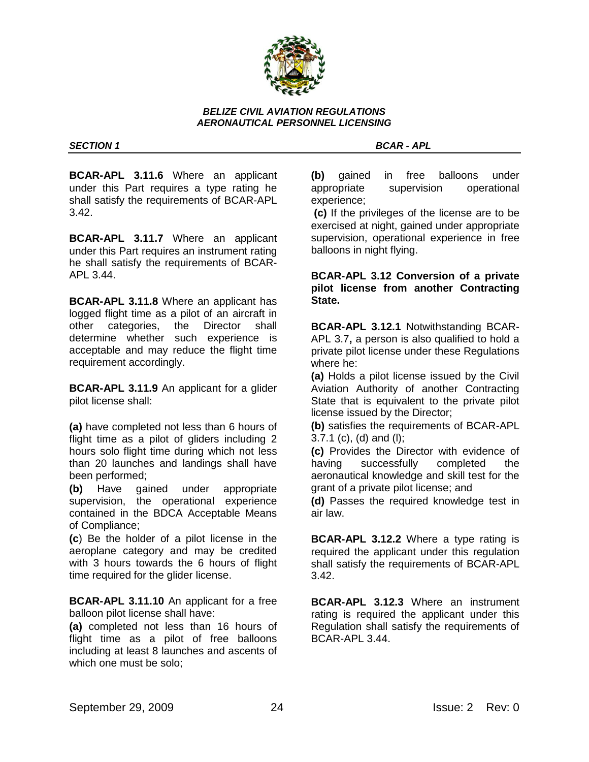**BCAR-APL 3.11.6** Where an applicant under this Part requires a type rating he shall satisfy the requirements of BCAR-APL 3.42.

**BCAR-APL 3.11.7** Where an applicant under this Part requires an instrument rating he shall satisfy the requirements of BCAR-APL 3.44.

**BCAR-APL 3.11.8** Where an applicant has logged flight time as a pilot of an aircraft in other categories, the Director shall determine whether such experience is acceptable and may reduce the flight time requirement accordingly.

**BCAR-APL 3.11.9** An applicant for a glider pilot license shall:

**(a)** have completed not less than 6 hours of flight time as a pilot of gliders including 2 hours solo flight time during which not less than 20 launches and landings shall have been performed;
**(b)** Have gained under appropriate supervision, the operational experience contained in the BDCA Acceptable Means of Compliance;
**(c**) Be the holder of a pilot license in the aeroplane category and may be credited with 3 hours towards the 6 hours of flight time required for the glider license.

**BCAR-APL 3.11.10** An applicant for a free balloon pilot license shall have:
**(a)** completed not less than 16 hours of flight time as a pilot of free balloons including at least 8 launches and ascents of which one must be solo;
**(b)** gained in free balloons under appropriate supervision operational experience;
**(c)** If the privileges of the license are to be exercised at night, gained under appropriate supervision, operational experience in free balloons in night flying.

**BCAR-APL 3.12 Conversion of a private pilot license from another Contracting State.**

**BCAR-APL 3.12.1** Notwithstanding BCAR-APL 3.7**,** a person is also qualified to hold a private pilot license under these Regulations where he:
**(a)** Holds a pilot license issued by the Civil Aviation Authority of another Contracting State that is equivalent to the private pilot license issued by the Director;
**(b)** satisfies the requirements of BCAR-APL 3.7.1 (c), (d) and (l);
**(c)** Provides the Director with evidence of having successfully completed the aeronautical knowledge and skill test for the grant of a private pilot license; and
**(d)** Passes the required knowledge test in air law.

**BCAR-APL 3.12.2** Where a type rating is required the applicant under this regulation shall satisfy the requirements of BCAR-APL 3.42.

**BCAR-APL 3.12.3** Where an instrument rating is required the applicant under this Regulation shall satisfy the requirements of BCAR-APL 3.44.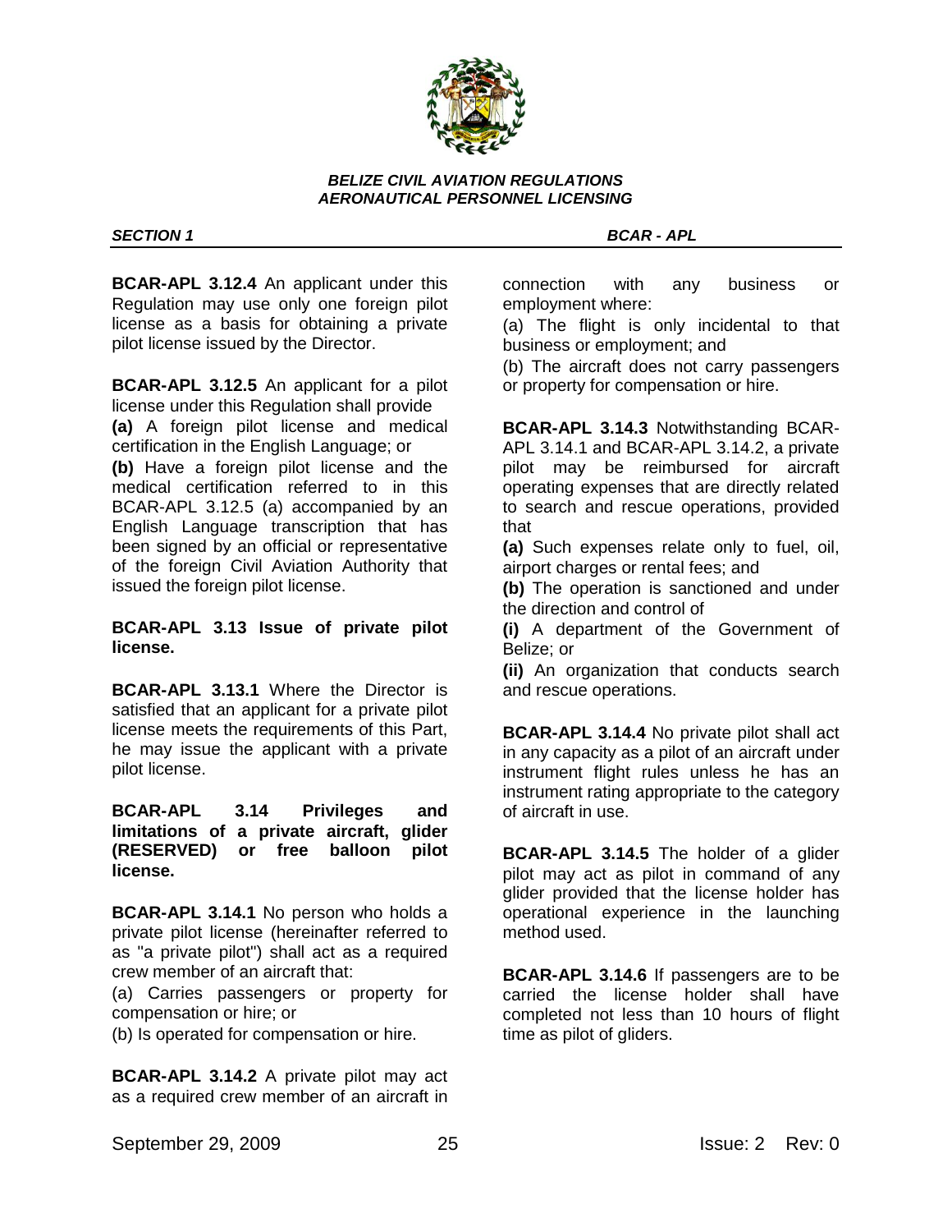**BCAR-APL 3.12.4** An applicant under this Regulation may use only one foreign pilot license as a basis for obtaining a private pilot license issued by the Director.

**BCAR-APL 3.12.5** An applicant for a pilot license under this Regulation shall provide

**(a)** A foreign pilot license and medical certification in the English Language; or

**(b)** Have a foreign pilot license and the medical certification referred to in this BCAR-APL 3.12.5 (a) accompanied by an English Language transcription that has been signed by an official or representative of the foreign Civil Aviation Authority that issued the foreign pilot license.

**BCAR-APL 3.13 Issue of private pilot license.**

**BCAR-APL 3.13.1** Where the Director is satisfied that an applicant for a private pilot license meets the requirements of this Part, he may issue the applicant with a private pilot license.

**BCAR-APL 3.14 Privileges and limitations of a private aircraft, glider (RESERVED) or free balloon pilot license.**

**BCAR-APL 3.14.1** No person who holds a private pilot license (hereinafter referred to as "a private pilot") shall act as a required crew member of an aircraft that:

(a) Carries passengers or property for compensation or hire; or

(b) Is operated for compensation or hire.

**BCAR-APL 3.14.2** A private pilot may act as a required crew member of an aircraft in connection with any business or employment where:

(a) The flight is only incidental to that business or employment; and

(b) The aircraft does not carry passengers or property for compensation or hire.

**BCAR-APL 3.14.3** Notwithstanding BCAR-APL 3.14.1 and BCAR-APL 3.14.2, a private pilot may be reimbursed for aircraft operating expenses that are directly related to search and rescue operations, provided that

**(a)** Such expenses relate only to fuel, oil, airport charges or rental fees; and

**(b)** The operation is sanctioned and under the direction and control of

**(i)** A department of the Government of Belize; or

**(ii)** An organization that conducts search and rescue operations.

**BCAR-APL 3.14.4** No private pilot shall act in any capacity as a pilot of an aircraft under instrument flight rules unless he has an instrument rating appropriate to the category of aircraft in use.

**BCAR-APL 3.14.5** The holder of a glider pilot may act as pilot in command of any glider provided that the license holder has operational experience in the launching method used.

**BCAR-APL 3.14.6** If passengers are to be carried the license holder shall have completed not less than 10 hours of flight time as pilot of gliders.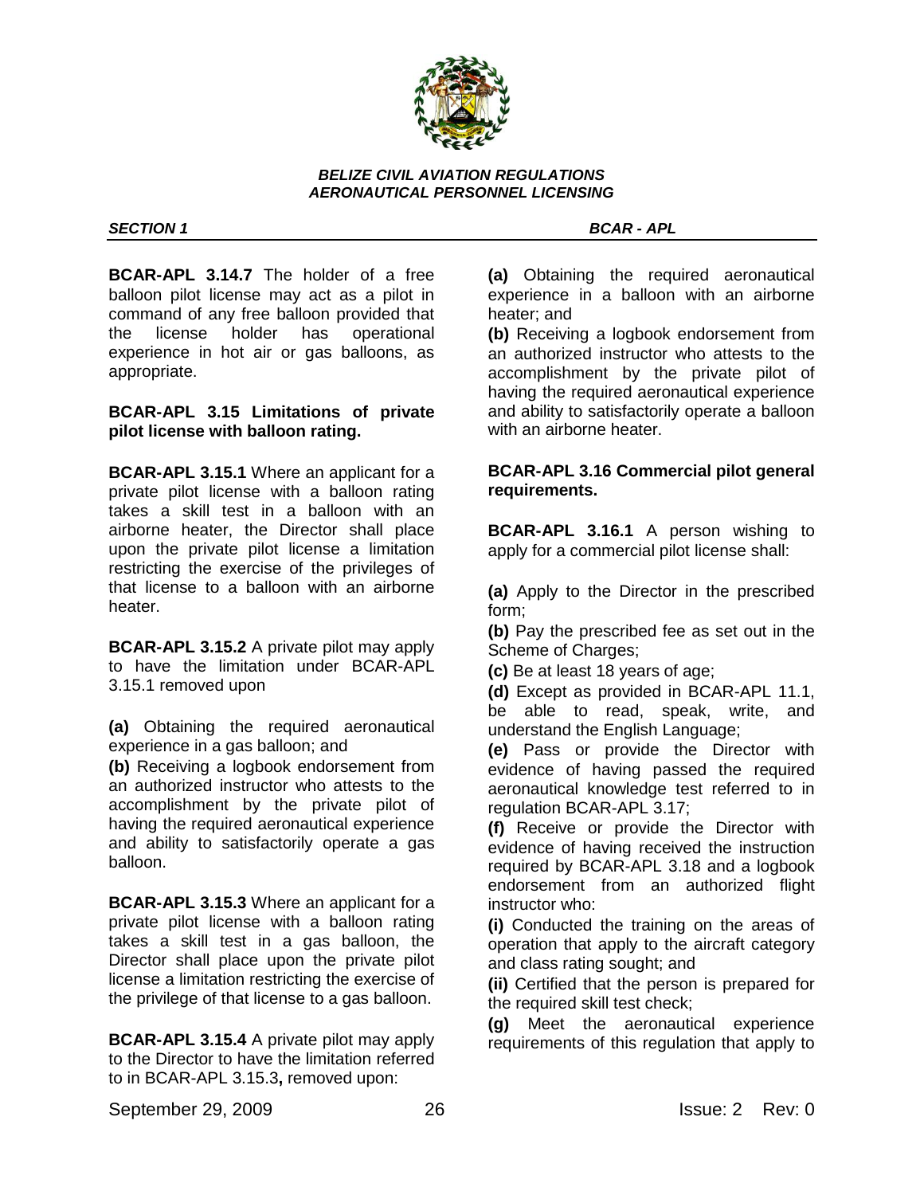**BCAR-APL 3.14.7** The holder of a free balloon pilot license may act as a pilot in command of any free balloon provided that the license holder has operational experience in hot air or gas balloons, as appropriate.

**BCAR-APL 3.15 Limitations of private pilot license with balloon rating.**

**BCAR-APL 3.15.1** Where an applicant for a private pilot license with a balloon rating takes a skill test in a balloon with an airborne heater, the Director shall place upon the private pilot license a limitation restricting the exercise of the privileges of that license to a balloon with an airborne heater.

**BCAR-APL 3.15.2** A private pilot may apply to have the limitation under BCAR-APL 3.15.1 removed upon

**(a)** Obtaining the required aeronautical experience in a gas balloon; and

**(b)** Receiving a logbook endorsement from an authorized instructor who attests to the accomplishment by the private pilot of having the required aeronautical experience and ability to satisfactorily operate a gas balloon.

**BCAR-APL 3.15.3** Where an applicant for a private pilot license with a balloon rating takes a skill test in a gas balloon, the Director shall place upon the private pilot license a limitation restricting the exercise of the privilege of that license to a gas balloon.

**BCAR-APL 3.15.4** A private pilot may apply to the Director to have the limitation referred to in BCAR-APL 3.15.3**,** removed upon:

**(a)** Obtaining the required aeronautical experience in a balloon with an airborne heater; and

**(b)** Receiving a logbook endorsement from an authorized instructor who attests to the accomplishment by the private pilot of having the required aeronautical experience and ability to satisfactorily operate a balloon with an airborne heater.

**BCAR-APL 3.16 Commercial pilot general requirements.**

**BCAR-APL 3.16.1** A person wishing to apply for a commercial pilot license shall:

**(a)** Apply to the Director in the prescribed form;

**(b)** Pay the prescribed fee as set out in the Scheme of Charges;

**(c)** Be at least 18 years of age;

**(d)** Except as provided in BCAR-APL 11.1, be able to read, speak, write, and understand the English Language;

**(e)** Pass or provide the Director with evidence of having passed the required aeronautical knowledge test referred to in regulation BCAR-APL 3.17;

**(f)** Receive or provide the Director with evidence of having received the instruction required by BCAR-APL 3.18 and a logbook endorsement from an authorized flight instructor who:

**(i)** Conducted the training on the areas of operation that apply to the aircraft category and class rating sought; and

**(ii)** Certified that the person is prepared for the required skill test check;

**(g)** Meet the aeronautical experience requirements of this regulation that apply to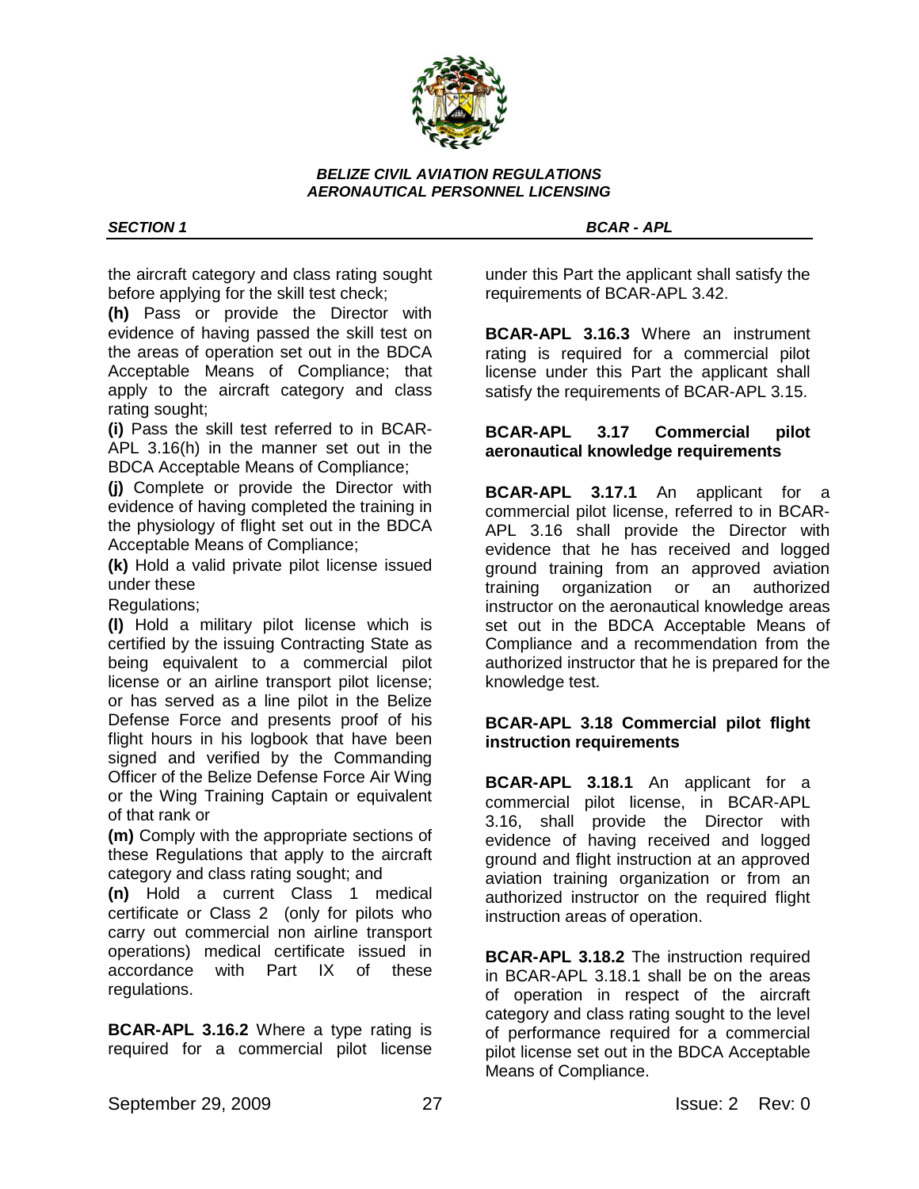the aircraft category and class rating sought before applying for the skill test check;

**(h)** Pass or provide the Director with evidence of having passed the skill test on the areas of operation set out in the BDCA Acceptable Means of Compliance; that apply to the aircraft category and class rating sought;

**(i)** Pass the skill test referred to in BCAR-APL 3.16(h) in the manner set out in the BDCA Acceptable Means of Compliance;

**(j)** Complete or provide the Director with evidence of having completed the training in the physiology of flight set out in the BDCA Acceptable Means of Compliance;

**(k)** Hold a valid private pilot license issued under these Regulations;

**(l)** Hold a military pilot license which is certified by the issuing Contracting State as being equivalent to a commercial pilot license or an airline transport pilot license; or has served as a line pilot in the Belize Defense Force and presents proof of his flight hours in his logbook that have been signed and verified by the Commanding Officer of the Belize Defense Force Air Wing or the Wing Training Captain or equivalent of that rank or

**(m)** Comply with the appropriate sections of these Regulations that apply to the aircraft category and class rating sought; and

**(n)** Hold a current Class 1 medical certificate or Class 2 (only for pilots who carry out commercial non airline transport operations) medical certificate issued in accordance with Part IX of these regulations.

**BCAR-APL 3.16.2** Where a type rating is required for a commercial pilot license under this Part the applicant shall satisfy the requirements of BCAR-APL 3.42.

**BCAR-APL 3.16.3** Where an instrument rating is required for a commercial pilot license under this Part the applicant shall satisfy the requirements of BCAR-APL 3.15.

### BCAR-APL 3.17 Commercial pilot aeronautical knowledge requirements

**BCAR-APL 3.17.1** An applicant for a commercial pilot license, referred to in BCAR-APL 3.16 shall provide the Director with evidence that he has received and logged ground training from an approved aviation training organization or an authorized instructor on the aeronautical knowledge areas set out in the BDCA Acceptable Means of Compliance and a recommendation from the authorized instructor that he is prepared for the knowledge test.

### BCAR-APL 3.18 Commercial pilot flight instruction requirements

**BCAR-APL 3.18.1** An applicant for a commercial pilot license, in BCAR-APL 3.16, shall provide the Director with evidence of having received and logged ground and flight instruction at an approved aviation training organization or from an authorized instructor on the required flight instruction areas of operation.

**BCAR-APL 3.18.2** The instruction required in BCAR-APL 3.18.1 shall be on the areas of operation in respect of the aircraft category and class rating sought to the level of performance required for a commercial pilot license set out in the BDCA Acceptable Means of Compliance.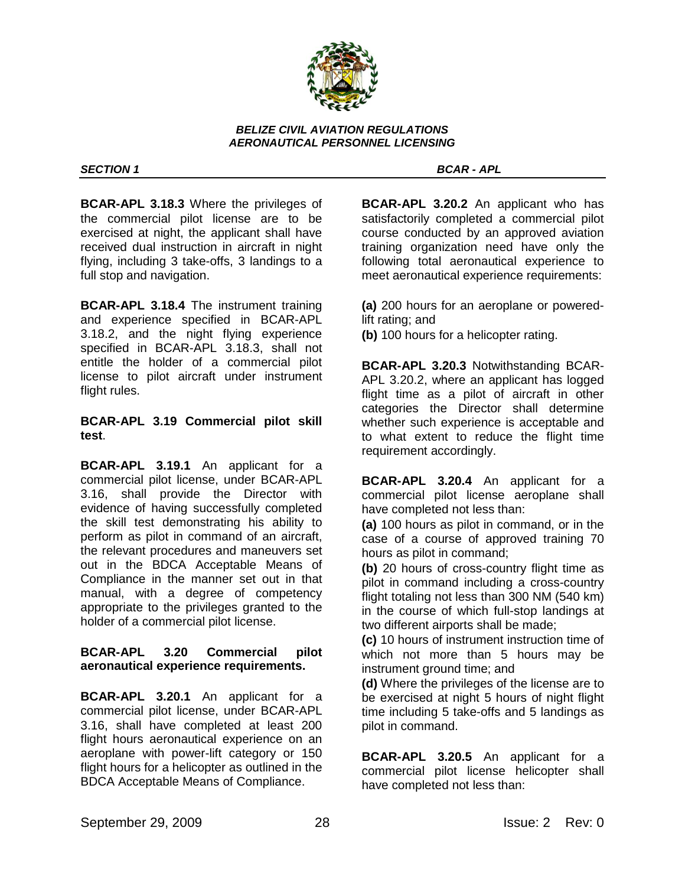**BCAR-APL 3.18.3** Where the privileges of the commercial pilot license are to be exercised at night, the applicant shall have received dual instruction in aircraft in night flying, including 3 take-offs, 3 landings to a full stop and navigation.

**BCAR-APL 3.18.4** The instrument training and experience specified in BCAR-APL 3.18.2, and the night flying experience specified in BCAR-APL 3.18.3, shall not entitle the holder of a commercial pilot license to pilot aircraft under instrument flight rules.

**BCAR-APL 3.19 Commercial pilot skill test**.

**BCAR-APL 3.19.1** An applicant for a commercial pilot license, under BCAR-APL 3.16, shall provide the Director with evidence of having successfully completed the skill test demonstrating his ability to perform as pilot in command of an aircraft, the relevant procedures and maneuvers set out in the BDCA Acceptable Means of Compliance in the manner set out in that manual, with a degree of competency appropriate to the privileges granted to the holder of a commercial pilot license.

**BCAR-APL 3.20 Commercial pilot aeronautical experience requirements.**

**BCAR-APL 3.20.1** An applicant for a commercial pilot license, under BCAR-APL 3.16, shall have completed at least 200 flight hours aeronautical experience on an aeroplane with power-lift category or 150 flight hours for a helicopter as outlined in the BDCA Acceptable Means of Compliance.

**BCAR-APL 3.20.2** An applicant who has satisfactorily completed a commercial pilot course conducted by an approved aviation training organization need have only the following total aeronautical experience to meet aeronautical experience requirements:

**(a)** 200 hours for an aeroplane or powered-lift rating; and

**(b)** 100 hours for a helicopter rating.

**BCAR-APL 3.20.3** Notwithstanding BCAR-APL 3.20.2, where an applicant has logged flight time as a pilot of aircraft in other categories the Director shall determine whether such experience is acceptable and to what extent to reduce the flight time requirement accordingly.

**BCAR-APL 3.20.4** An applicant for a commercial pilot license aeroplane shall have completed not less than:

**(a)** 100 hours as pilot in command, or in the case of a course of approved training 70 hours as pilot in command;

**(b)** 20 hours of cross-country flight time as pilot in command including a cross-country flight totaling not less than 300 NM (540 km) in the course of which full-stop landings at two different airports shall be made;

**(c)** 10 hours of instrument instruction time of which not more than 5 hours may be instrument ground time; and

**(d)** Where the privileges of the license are to be exercised at night 5 hours of night flight time including 5 take-offs and 5 landings as pilot in command.

**BCAR-APL 3.20.5** An applicant for a commercial pilot license helicopter shall have completed not less than: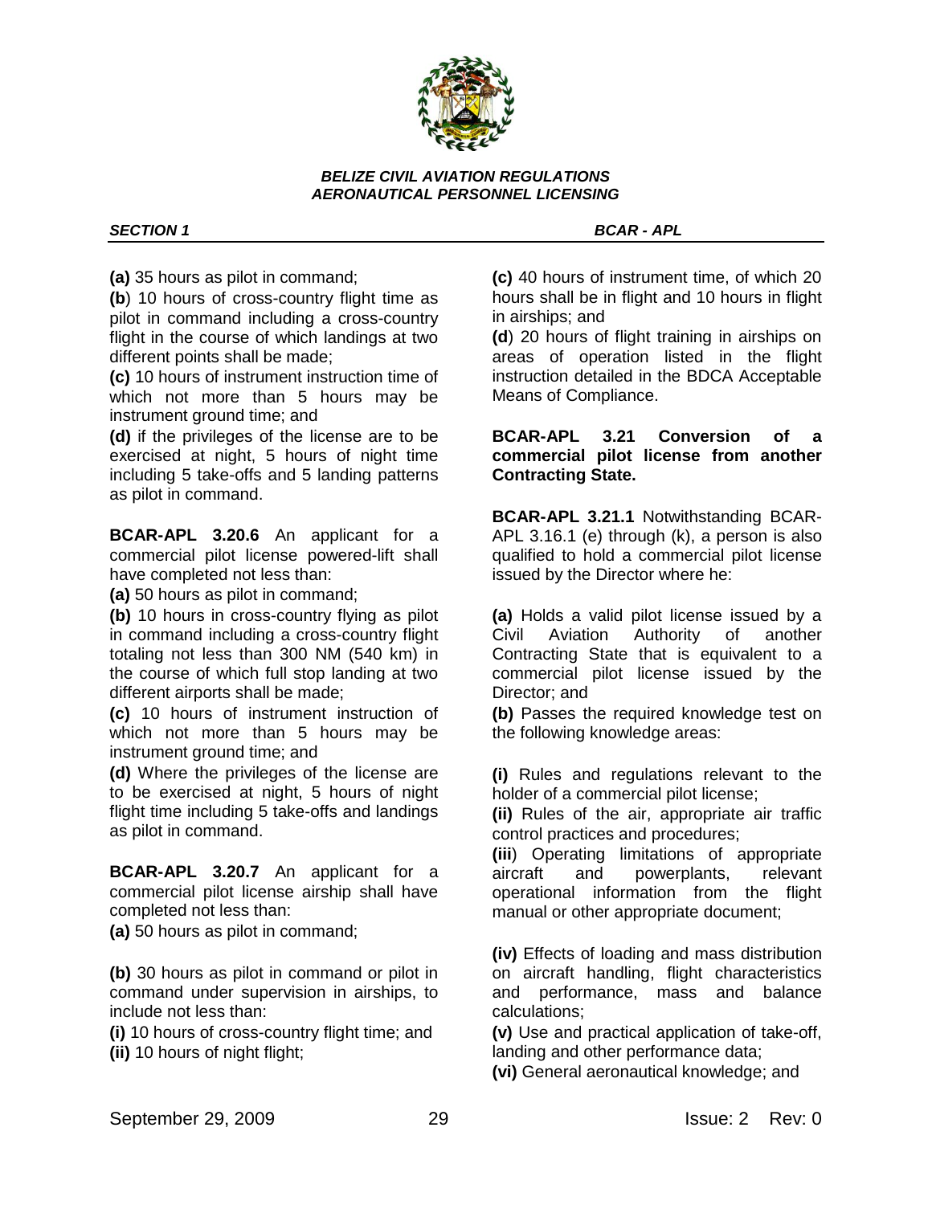**(a)** 35 hours as pilot in command;

**(b**) 10 hours of cross-country flight time as pilot in command including a cross-country flight in the course of which landings at two different points shall be made;

**(c)** 10 hours of instrument instruction time of which not more than 5 hours may be instrument ground time; and

**(d)** if the privileges of the license are to be exercised at night, 5 hours of night time including 5 take-offs and 5 landing patterns as pilot in command.

**BCAR-APL 3.20.6** An applicant for a commercial pilot license powered-lift shall have completed not less than:

**(a)** 50 hours as pilot in command;

**(b)** 10 hours in cross-country flying as pilot in command including a cross-country flight totaling not less than 300 NM (540 km) in the course of which full stop landing at two different airports shall be made;

**(c)** 10 hours of instrument instruction of which not more than 5 hours may be instrument ground time; and

**(d)** Where the privileges of the license are to be exercised at night, 5 hours of night flight time including 5 take-offs and landings as pilot in command.

**BCAR-APL 3.20.7** An applicant for a commercial pilot license airship shall have completed not less than:

**(a)** 50 hours as pilot in command;

**(b)** 30 hours as pilot in command or pilot in command under supervision in airships, to include not less than:

**(i)** 10 hours of cross-country flight time; and

**(ii)** 10 hours of night flight;

**(c)** 40 hours of instrument time, of which 20 hours shall be in flight and 10 hours in flight in airships; and

**(d**) 20 hours of flight training in airships on areas of operation listed in the flight instruction detailed in the BDCA Acceptable Means of Compliance.

**BCAR-APL 3.21 Conversion of a commercial pilot license from another Contracting State.**

**BCAR-APL 3.21.1** Notwithstanding BCAR-APL 3.16.1 (e) through (k), a person is also qualified to hold a commercial pilot license issued by the Director where he:

**(a)** Holds a valid pilot license issued by a Civil Aviation Authority of another Contracting State that is equivalent to a commercial pilot license issued by the Director; and

**(b)** Passes the required knowledge test on the following knowledge areas:

**(i)** Rules and regulations relevant to the holder of a commercial pilot license;

**(ii)** Rules of the air, appropriate air traffic control practices and procedures;

**(iii**) Operating limitations of appropriate aircraft and powerplants, relevant operational information from the flight manual or other appropriate document;

**(iv)** Effects of loading and mass distribution on aircraft handling, flight characteristics and performance, mass and balance calculations;

**(v)** Use and practical application of take-off, landing and other performance data;

**(vi)** General aeronautical knowledge; and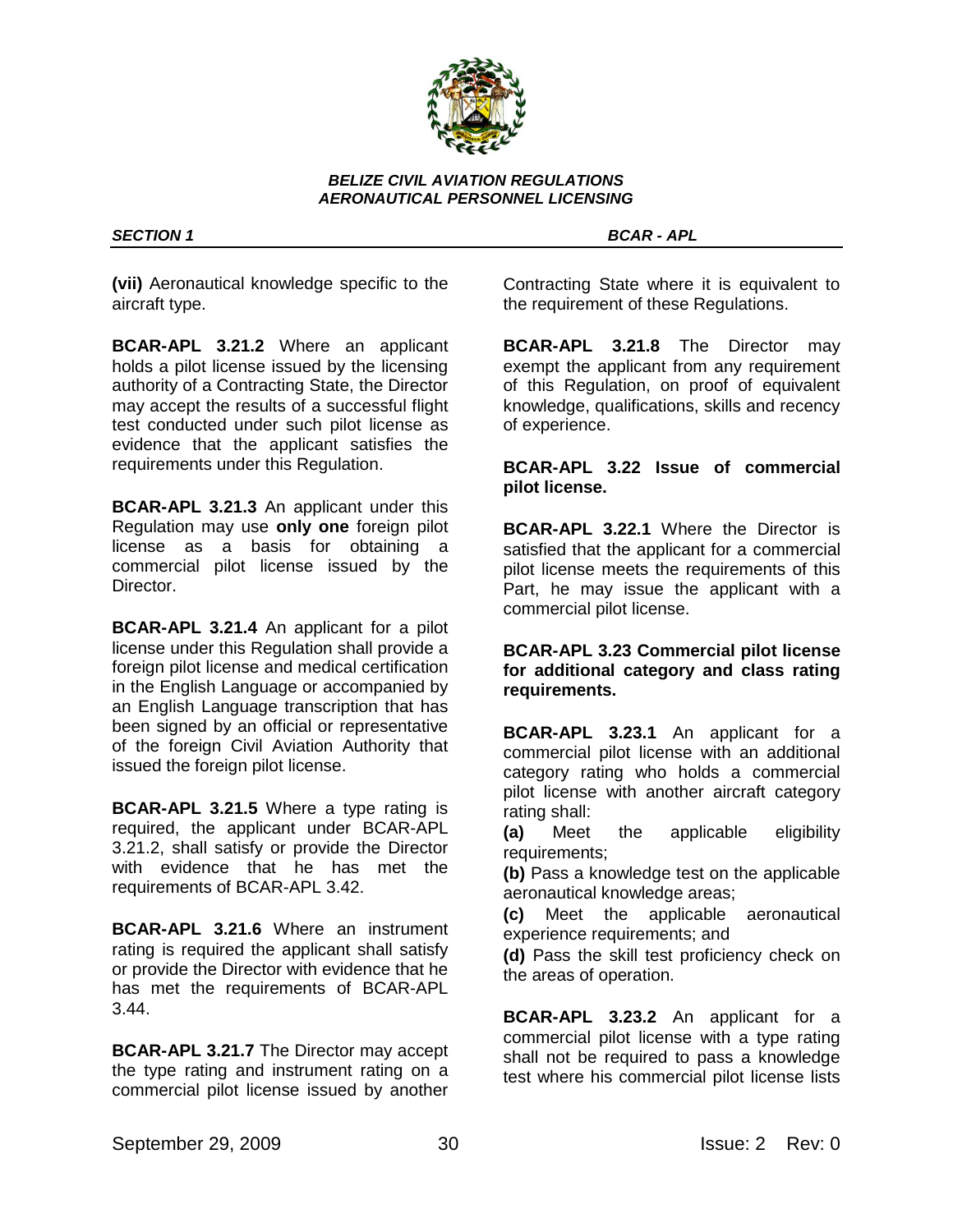**(vii)** Aeronautical knowledge specific to the aircraft type.

**BCAR-APL 3.21.2** Where an applicant holds a pilot license issued by the licensing authority of a Contracting State, the Director may accept the results of a successful flight test conducted under such pilot license as evidence that the applicant satisfies the requirements under this Regulation.

**BCAR-APL 3.21.3** An applicant under this Regulation may use **only one** foreign pilot license as a basis for obtaining a commercial pilot license issued by the Director.

**BCAR-APL 3.21.4** An applicant for a pilot license under this Regulation shall provide a foreign pilot license and medical certification in the English Language or accompanied by an English Language transcription that has been signed by an official or representative of the foreign Civil Aviation Authority that issued the foreign pilot license.

**BCAR-APL 3.21.5** Where a type rating is required, the applicant under BCAR-APL 3.21.2, shall satisfy or provide the Director with evidence that he has met the requirements of BCAR-APL 3.42.

**BCAR-APL 3.21.6** Where an instrument rating is required the applicant shall satisfy or provide the Director with evidence that he has met the requirements of BCAR-APL 3.44.

**BCAR-APL 3.21.7** The Director may accept the type rating and instrument rating on a commercial pilot license issued by another Contracting State where it is equivalent to the requirement of these Regulations.

**BCAR-APL 3.21.8** The Director may exempt the applicant from any requirement of this Regulation, on proof of equivalent knowledge, qualifications, skills and recency of experience.

**BCAR-APL 3.22 Issue of commercial pilot license.**

**BCAR-APL 3.22.1** Where the Director is satisfied that the applicant for a commercial pilot license meets the requirements of this Part, he may issue the applicant with a commercial pilot license.

**BCAR-APL 3.23 Commercial pilot license for additional category and class rating requirements.**

**BCAR-APL 3.23.1** An applicant for a commercial pilot license with an additional category rating who holds a commercial pilot license with another aircraft category rating shall:

**(a)** Meet the applicable eligibility requirements;

**(b)** Pass a knowledge test on the applicable aeronautical knowledge areas;

**(c)** Meet the applicable aeronautical experience requirements; and

**(d)** Pass the skill test proficiency check on the areas of operation.

**BCAR-APL 3.23.2** An applicant for a commercial pilot license with a type rating shall not be required to pass a knowledge test where his commercial pilot license lists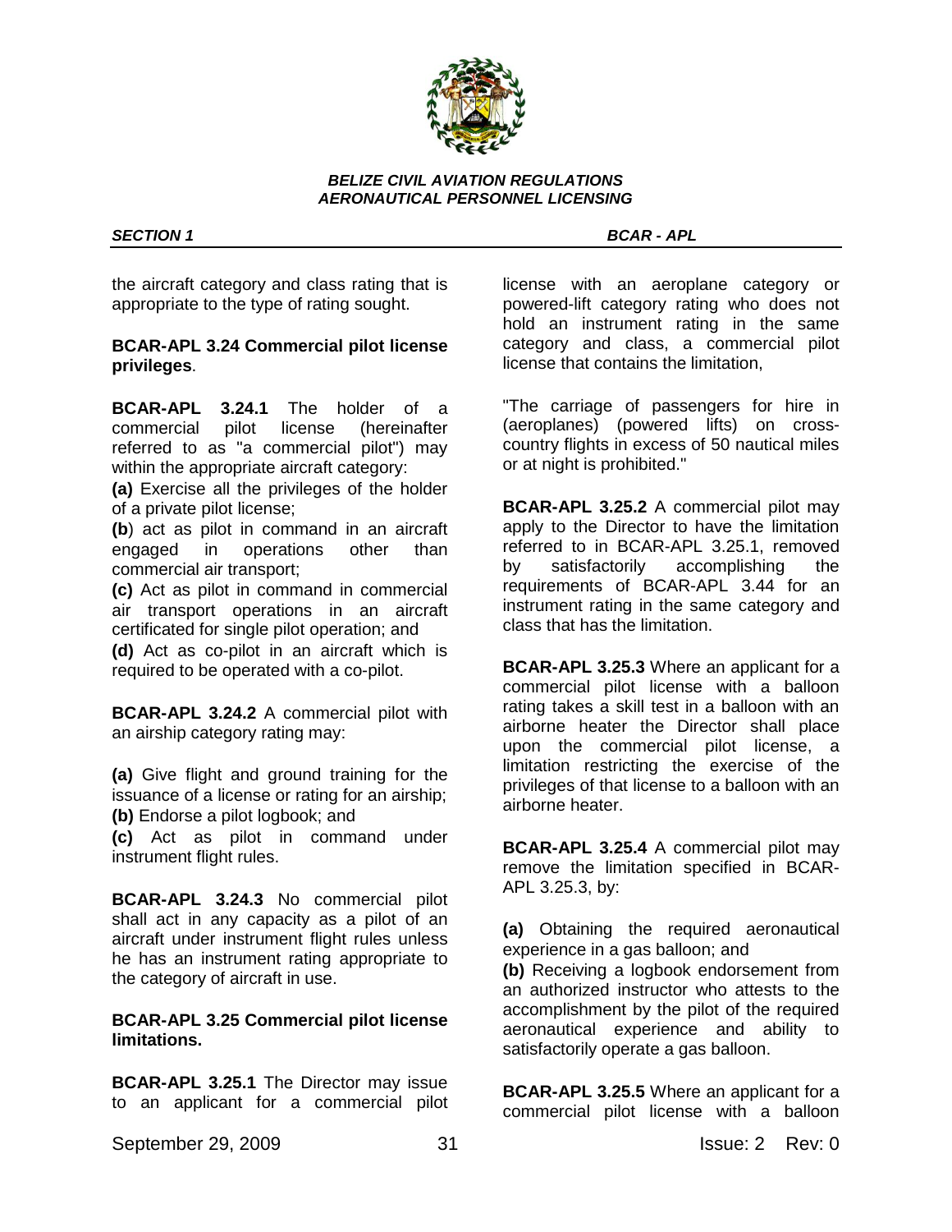the aircraft category and class rating that is appropriate to the type of rating sought.

**BCAR-APL 3.24 Commercial pilot license privileges**.

**BCAR-APL 3.24.1** The holder of a commercial pilot license (hereinafter referred to as "a commercial pilot") may within the appropriate aircraft category:

**(a)** Exercise all the privileges of the holder of a private pilot license;

**(b**) act as pilot in command in an aircraft engaged in operations other than commercial air transport;

**(c)** Act as pilot in command in commercial air transport operations in an aircraft certificated for single pilot operation; and

**(d)** Act as co-pilot in an aircraft which is required to be operated with a co-pilot.

**BCAR-APL 3.24.2** A commercial pilot with an airship category rating may:

**(a)** Give flight and ground training for the issuance of a license or rating for an airship;

**(b)** Endorse a pilot logbook; and

**(c)** Act as pilot in command under instrument flight rules.

**BCAR-APL 3.24.3** No commercial pilot shall act in any capacity as a pilot of an aircraft under instrument flight rules unless he has an instrument rating appropriate to the category of aircraft in use.

**BCAR-APL 3.25 Commercial pilot license limitations.**

**BCAR-APL 3.25.1** The Director may issue to an applicant for a commercial pilot license with an aeroplane category or powered-lift category rating who does not hold an instrument rating in the same category and class, a commercial pilot license that contains the limitation,

"The carriage of passengers for hire in (aeroplanes) (powered lifts) on cross-country flights in excess of 50 nautical miles or at night is prohibited."

**BCAR-APL 3.25.2** A commercial pilot may apply to the Director to have the limitation referred to in BCAR-APL 3.25.1, removed by satisfactorily accomplishing the requirements of BCAR-APL 3.44 for an instrument rating in the same category and class that has the limitation.

**BCAR-APL 3.25.3** Where an applicant for a commercial pilot license with a balloon rating takes a skill test in a balloon with an airborne heater the Director shall place upon the commercial pilot license, a limitation restricting the exercise of the privileges of that license to a balloon with an airborne heater.

**BCAR-APL 3.25.4** A commercial pilot may remove the limitation specified in BCAR-APL 3.25.3, by:

**(a)** Obtaining the required aeronautical experience in a gas balloon; and

**(b)** Receiving a logbook endorsement from an authorized instructor who attests to the accomplishment by the pilot of the required aeronautical experience and ability to satisfactorily operate a gas balloon.

**BCAR-APL 3.25.5** Where an applicant for a commercial pilot license with a balloon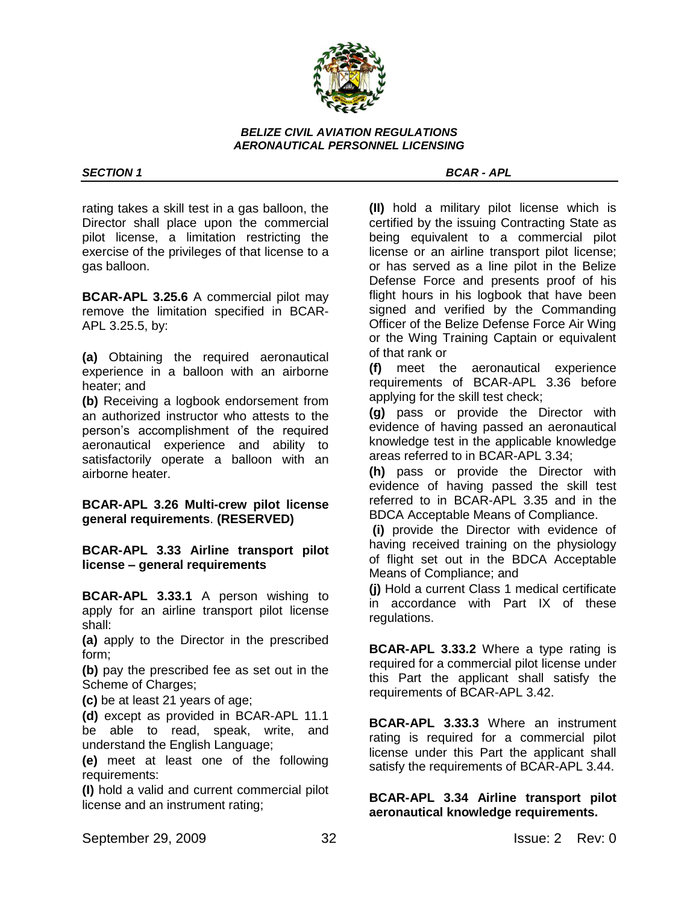rating takes a skill test in a gas balloon, the Director shall place upon the commercial pilot license, a limitation restricting the exercise of the privileges of that license to a gas balloon.

**BCAR-APL 3.25.6** A commercial pilot may remove the limitation specified in BCAR-APL 3.25.5, by:

**(a)** Obtaining the required aeronautical experience in a balloon with an airborne heater; and

**(b)** Receiving a logbook endorsement from an authorized instructor who attests to the person's accomplishment of the required aeronautical experience and ability to satisfactorily operate a balloon with an airborne heater.

**BCAR-APL 3.26 Multi-crew pilot license general requirements**. **(RESERVED)**

**BCAR-APL 3.33 Airline transport pilot license – general requirements**

**BCAR-APL 3.33.1** A person wishing to apply for an airline transport pilot license shall:

**(a)** apply to the Director in the prescribed form;

**(b)** pay the prescribed fee as set out in the Scheme of Charges;

**(c)** be at least 21 years of age;

**(d)** except as provided in BCAR-APL 11.1 be able to read, speak, write, and understand the English Language;

**(e)** meet at least one of the following requirements:

**(I)** hold a valid and current commercial pilot license and an instrument rating;

**(II)** hold a military pilot license which is certified by the issuing Contracting State as being equivalent to a commercial pilot license or an airline transport pilot license; or has served as a line pilot in the Belize Defense Force and presents proof of his flight hours in his logbook that have been signed and verified by the Commanding Officer of the Belize Defense Force Air Wing or the Wing Training Captain or equivalent of that rank or

**(f)** meet the aeronautical experience requirements of BCAR-APL 3.36 before applying for the skill test check;

**(g)** pass or provide the Director with evidence of having passed an aeronautical knowledge test in the applicable knowledge areas referred to in BCAR-APL 3.34;

**(h)** pass or provide the Director with evidence of having passed the skill test referred to in BCAR-APL 3.35 and in the BDCA Acceptable Means of Compliance.

**(i)** provide the Director with evidence of having received training on the physiology of flight set out in the BDCA Acceptable Means of Compliance; and

**(j)** Hold a current Class 1 medical certificate in accordance with Part IX of these regulations.

**BCAR-APL 3.33.2** Where a type rating is required for a commercial pilot license under this Part the applicant shall satisfy the requirements of BCAR-APL 3.42.

**BCAR-APL 3.33.3** Where an instrument rating is required for a commercial pilot license under this Part the applicant shall satisfy the requirements of BCAR-APL 3.44.

**BCAR-APL 3.34 Airline transport pilot aeronautical knowledge requirements.**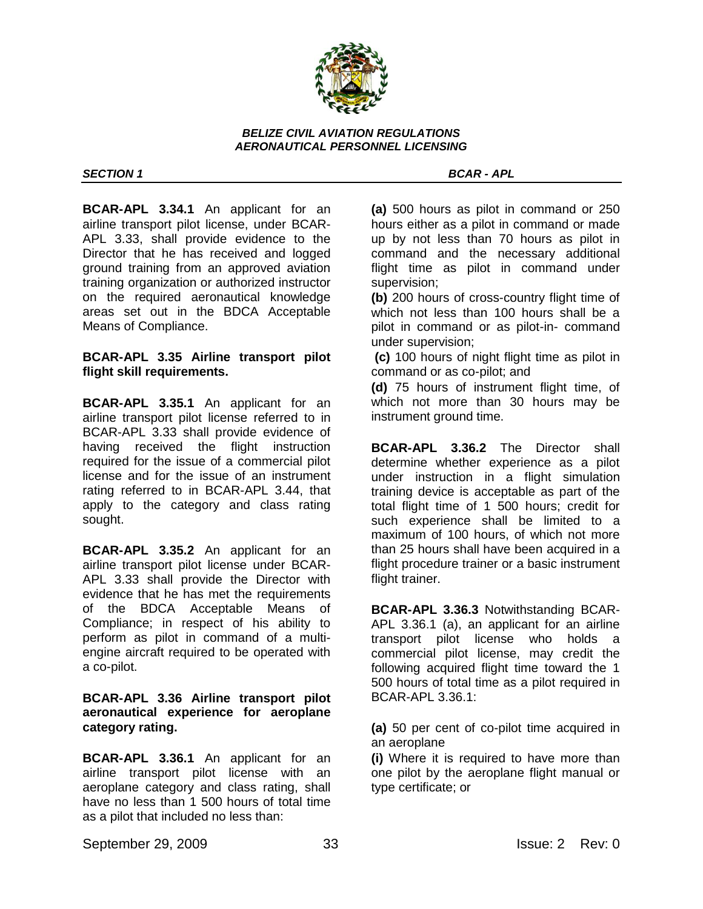**BCAR-APL 3.34.1** An applicant for an airline transport pilot license, under BCAR-APL 3.33, shall provide evidence to the Director that he has received and logged ground training from an approved aviation training organization or authorized instructor on the required aeronautical knowledge areas set out in the BDCA Acceptable Means of Compliance.

**BCAR-APL 3.35 Airline transport pilot flight skill requirements.**

**BCAR-APL 3.35.1** An applicant for an airline transport pilot license referred to in BCAR-APL 3.33 shall provide evidence of having received the flight instruction required for the issue of a commercial pilot license and for the issue of an instrument rating referred to in BCAR-APL 3.44, that apply to the category and class rating sought.

**BCAR-APL 3.35.2** An applicant for an airline transport pilot license under BCAR-APL 3.33 shall provide the Director with evidence that he has met the requirements of the BDCA Acceptable Means of Compliance; in respect of his ability to perform as pilot in command of a multi-engine aircraft required to be operated with a co-pilot.

**BCAR-APL 3.36 Airline transport pilot aeronautical experience for aeroplane category rating.**

**BCAR-APL 3.36.1** An applicant for an airline transport pilot license with an aeroplane category and class rating, shall have no less than 1 500 hours of total time as a pilot that included no less than:

**(a)** 500 hours as pilot in command or 250 hours either as a pilot in command or made up by not less than 70 hours as pilot in command and the necessary additional flight time as pilot in command under supervision;

**(b)** 200 hours of cross-country flight time of which not less than 100 hours shall be a pilot in command or as pilot-in- command under supervision;

**(c)** 100 hours of night flight time as pilot in command or as co-pilot; and

**(d)** 75 hours of instrument flight time, of which not more than 30 hours may be instrument ground time.

**BCAR-APL 3.36.2** The Director shall determine whether experience as a pilot under instruction in a flight simulation training device is acceptable as part of the total flight time of 1 500 hours; credit for such experience shall be limited to a maximum of 100 hours, of which not more than 25 hours shall have been acquired in a flight procedure trainer or a basic instrument flight trainer.

**BCAR-APL 3.36.3** Notwithstanding BCAR-APL 3.36.1 (a), an applicant for an airline transport pilot license who holds a commercial pilot license, may credit the following acquired flight time toward the 1 500 hours of total time as a pilot required in BCAR-APL 3.36.1:

**(a)** 50 per cent of co-pilot time acquired in an aeroplane

**(i)** Where it is required to have more than one pilot by the aeroplane flight manual or type certificate; or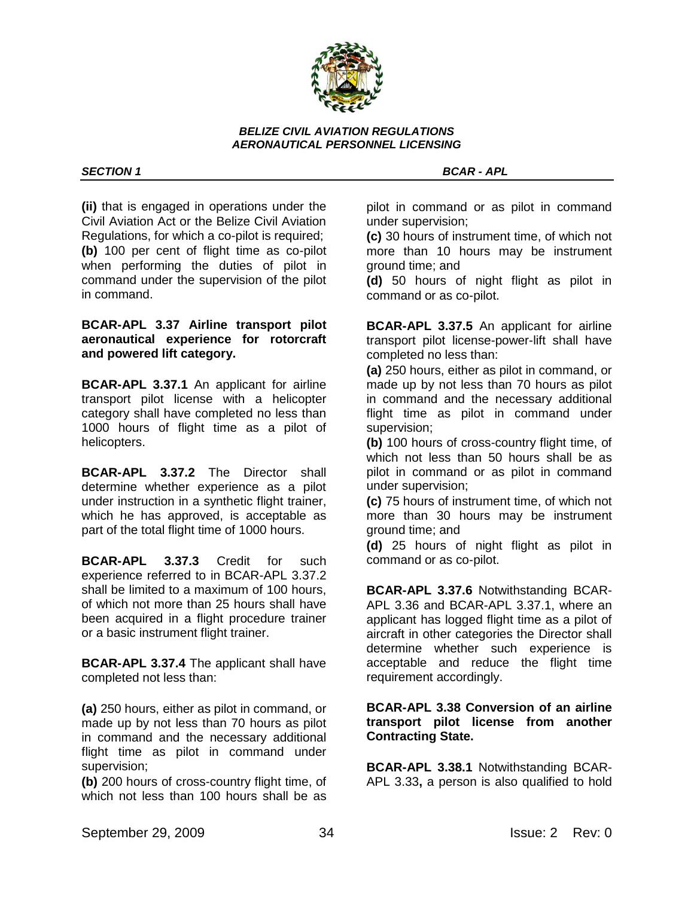**(ii)** that is engaged in operations under the Civil Aviation Act or the Belize Civil Aviation Regulations, for which a co-pilot is required;

**(b)** 100 per cent of flight time as co-pilot when performing the duties of pilot in command under the supervision of the pilot in command.

**BCAR-APL 3.37 Airline transport pilot aeronautical experience for rotorcraft and powered lift category.**

**BCAR-APL 3.37.1** An applicant for airline transport pilot license with a helicopter category shall have completed no less than 1000 hours of flight time as a pilot of helicopters.

**BCAR-APL 3.37.2** The Director shall determine whether experience as a pilot under instruction in a synthetic flight trainer, which he has approved, is acceptable as part of the total flight time of 1000 hours.

**BCAR-APL 3.37.3** Credit for such experience referred to in BCAR-APL 3.37.2 shall be limited to a maximum of 100 hours, of which not more than 25 hours shall have been acquired in a flight procedure trainer or a basic instrument flight trainer.

**BCAR-APL 3.37.4** The applicant shall have completed not less than:

**(a)** 250 hours, either as pilot in command, or made up by not less than 70 hours as pilot in command and the necessary additional flight time as pilot in command under supervision;

**(b)** 200 hours of cross-country flight time, of which not less than 100 hours shall be as pilot in command or as pilot in command under supervision;

**(c)** 30 hours of instrument time, of which not more than 10 hours may be instrument ground time; and

**(d)** 50 hours of night flight as pilot in command or as co-pilot.

**BCAR-APL 3.37.5** An applicant for airline transport pilot license-power-lift shall have completed no less than:

**(a)** 250 hours, either as pilot in command, or made up by not less than 70 hours as pilot in command and the necessary additional flight time as pilot in command under supervision;

**(b)** 100 hours of cross-country flight time, of which not less than 50 hours shall be as pilot in command or as pilot in command under supervision;

**(c)** 75 hours of instrument time, of which not more than 30 hours may be instrument ground time; and

**(d)** 25 hours of night flight as pilot in command or as co-pilot.

**BCAR-APL 3.37.6** Notwithstanding BCAR-APL 3.36 and BCAR-APL 3.37.1, where an applicant has logged flight time as a pilot of aircraft in other categories the Director shall determine whether such experience is acceptable and reduce the flight time requirement accordingly.

**BCAR-APL 3.38 Conversion of an airline transport pilot license from another Contracting State.**

**BCAR-APL 3.38.1** Notwithstanding BCAR-APL 3.33**,** a person is also qualified to hold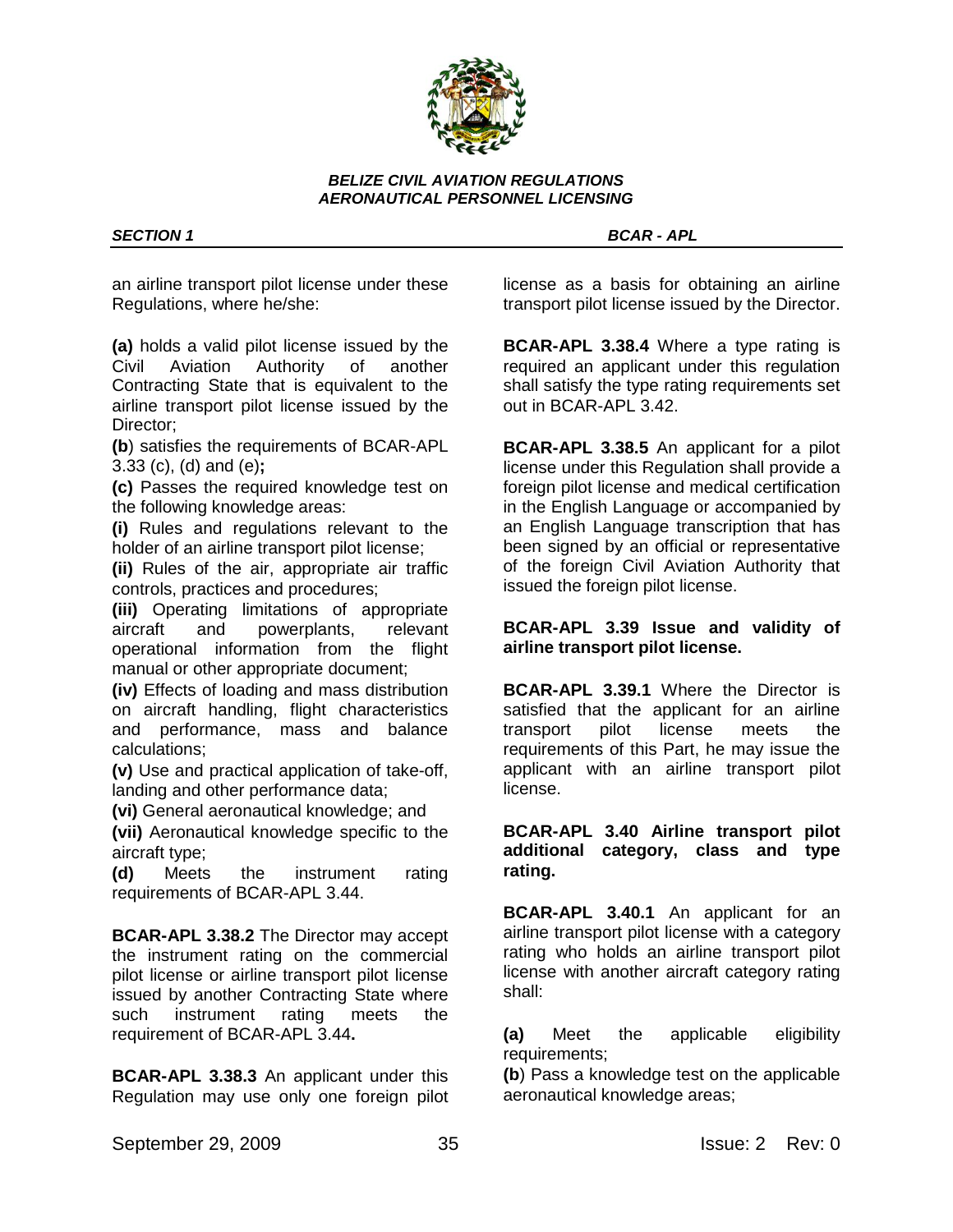an airline transport pilot license under these Regulations, where he/she:

**(a)** holds a valid pilot license issued by the Civil Aviation Authority of another Contracting State that is equivalent to the airline transport pilot license issued by the Director;

**(b**) satisfies the requirements of BCAR-APL 3.33 (c), (d) and (e)**;**

**(c)** Passes the required knowledge test on the following knowledge areas:

**(i)** Rules and regulations relevant to the holder of an airline transport pilot license;

**(ii)** Rules of the air, appropriate air traffic controls, practices and procedures;

**(iii)** Operating limitations of appropriate aircraft and powerplants, relevant operational information from the flight manual or other appropriate document;

**(iv)** Effects of loading and mass distribution on aircraft handling, flight characteristics and performance, mass and balance calculations;

**(v)** Use and practical application of take-off, landing and other performance data;

**(vi)** General aeronautical knowledge; and

**(vii)** Aeronautical knowledge specific to the aircraft type;

**(d)** Meets the instrument rating requirements of BCAR-APL 3.44.

**BCAR-APL 3.38.2** The Director may accept the instrument rating on the commercial pilot license or airline transport pilot license issued by another Contracting State where such instrument rating meets the requirement of BCAR-APL 3.44**.**

**BCAR-APL 3.38.3** An applicant under this Regulation may use only one foreign pilot license as a basis for obtaining an airline transport pilot license issued by the Director.

**BCAR-APL 3.38.4** Where a type rating is required an applicant under this regulation shall satisfy the type rating requirements set out in BCAR-APL 3.42.

**BCAR-APL 3.38.5** An applicant for a pilot license under this Regulation shall provide a foreign pilot license and medical certification in the English Language or accompanied by an English Language transcription that has been signed by an official or representative of the foreign Civil Aviation Authority that issued the foreign pilot license.

**BCAR-APL 3.39 Issue and validity of airline transport pilot license.**

**BCAR-APL 3.39.1** Where the Director is satisfied that the applicant for an airline transport pilot license meets the requirements of this Part, he may issue the applicant with an airline transport pilot license.

**BCAR-APL 3.40 Airline transport pilot additional category, class and type rating.**

**BCAR-APL 3.40.1** An applicant for an airline transport pilot license with a category rating who holds an airline transport pilot license with another aircraft category rating shall:

**(a)** Meet the applicable eligibility requirements;

**(b**) Pass a knowledge test on the applicable aeronautical knowledge areas;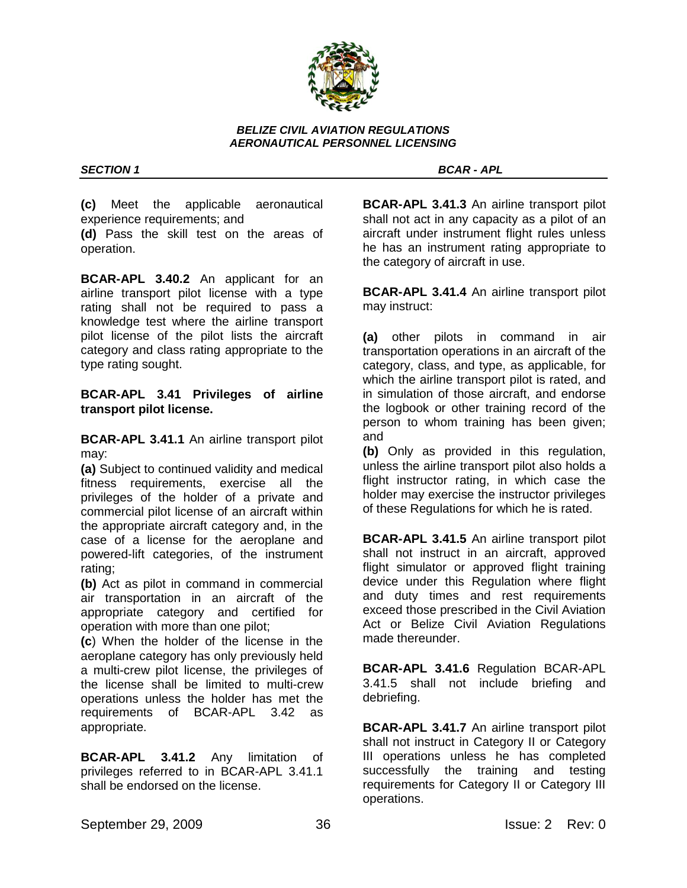**(c)** Meet the applicable aeronautical experience requirements; and

**(d)** Pass the skill test on the areas of operation.

**BCAR-APL 3.40.2** An applicant for an airline transport pilot license with a type rating shall not be required to pass a knowledge test where the airline transport pilot license of the pilot lists the aircraft category and class rating appropriate to the type rating sought.

**BCAR-APL 3.41 Privileges of airline transport pilot license.**

**BCAR-APL 3.41.1** An airline transport pilot may:

**(a)** Subject to continued validity and medical fitness requirements, exercise all the privileges of the holder of a private and commercial pilot license of an aircraft within the appropriate aircraft category and, in the case of a license for the aeroplane and powered-lift categories, of the instrument rating;

**(b)** Act as pilot in command in commercial air transportation in an aircraft of the appropriate category and certified for operation with more than one pilot;

**(c**) When the holder of the license in the aeroplane category has only previously held a multi-crew pilot license, the privileges of the license shall be limited to multi-crew operations unless the holder has met the requirements of BCAR-APL 3.42 as appropriate.

**BCAR-APL 3.41.2** Any limitation of privileges referred to in BCAR-APL 3.41.1 shall be endorsed on the license.

**BCAR-APL 3.41.3** An airline transport pilot shall not act in any capacity as a pilot of an aircraft under instrument flight rules unless he has an instrument rating appropriate to the category of aircraft in use.

**BCAR-APL 3.41.4** An airline transport pilot may instruct:

**(a)** other pilots in command in air transportation operations in an aircraft of the category, class, and type, as applicable, for which the airline transport pilot is rated, and in simulation of those aircraft, and endorse the logbook or other training record of the person to whom training has been given; and

**(b)** Only as provided in this regulation, unless the airline transport pilot also holds a flight instructor rating, in which case the holder may exercise the instructor privileges of these Regulations for which he is rated.

**BCAR-APL 3.41.5** An airline transport pilot shall not instruct in an aircraft, approved flight simulator or approved flight training device under this Regulation where flight and duty times and rest requirements exceed those prescribed in the Civil Aviation Act or Belize Civil Aviation Regulations made thereunder.

**BCAR-APL 3.41.6** Regulation BCAR-APL 3.41.5 shall not include briefing and debriefing.

**BCAR-APL 3.41.7** An airline transport pilot shall not instruct in Category II or Category III operations unless he has completed successfully the training and testing requirements for Category II or Category III operations.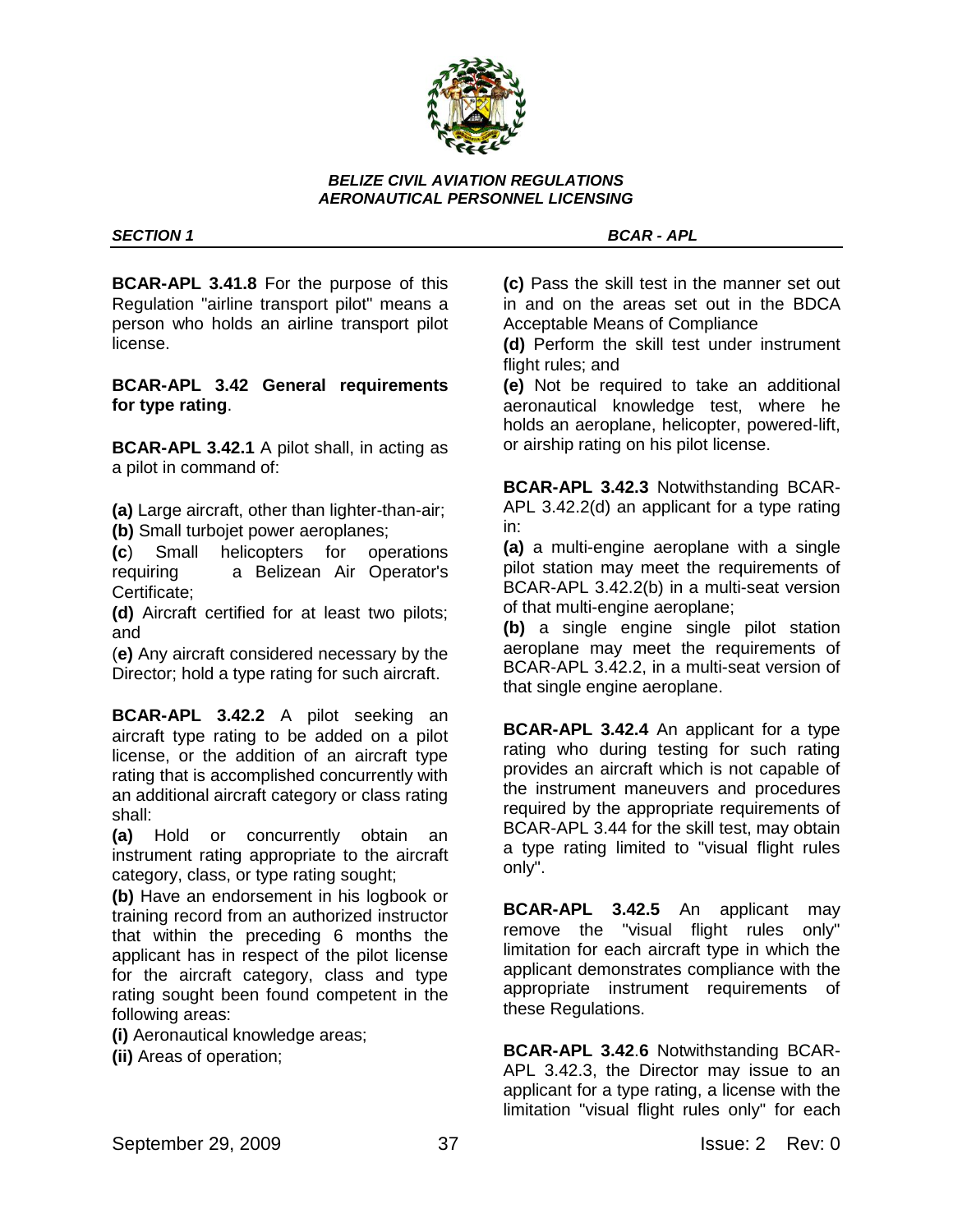**BCAR-APL 3.41.8** For the purpose of this Regulation "airline transport pilot" means a person who holds an airline transport pilot license.

**BCAR-APL 3.42 General requirements for type rating**.

**BCAR-APL 3.42.1** A pilot shall, in acting as a pilot in command of:

**(a)** Large aircraft, other than lighter-than-air;
**(b)** Small turbojet power aeroplanes;
**(c)** Small helicopters for operations requiring a Belizean Air Operator's Certificate;
**(d)** Aircraft certified for at least two pilots; and
**(e)** Any aircraft considered necessary by the Director; hold a type rating for such aircraft.

**BCAR-APL 3.42.2** A pilot seeking an aircraft type rating to be added on a pilot license, or the addition of an aircraft type rating that is accomplished concurrently with an additional aircraft category or class rating shall:
**(a)** Hold or concurrently obtain an instrument rating appropriate to the aircraft category, class, or type rating sought;
**(b)** Have an endorsement in his logbook or training record from an authorized instructor that within the preceding 6 months the applicant has in respect of the pilot license for the aircraft category, class and type rating sought been found competent in the following areas:
**(i)** Aeronautical knowledge areas;
**(ii)** Areas of operation;
**(c)** Pass the skill test in the manner set out in and on the areas set out in the BDCA Acceptable Means of Compliance
**(d)** Perform the skill test under instrument flight rules; and
**(e)** Not be required to take an additional aeronautical knowledge test, where he holds an aeroplane, helicopter, powered-lift, or airship rating on his pilot license.

**BCAR-APL 3.42.3** Notwithstanding BCAR-APL 3.42.2(d) an applicant for a type rating in:
**(a)** a multi-engine aeroplane with a single pilot station may meet the requirements of BCAR-APL 3.42.2(b) in a multi-seat version of that multi-engine aeroplane;
**(b)** a single engine single pilot station aeroplane may meet the requirements of BCAR-APL 3.42.2, in a multi-seat version of that single engine aeroplane.

**BCAR-APL 3.42.4** An applicant for a type rating who during testing for such rating provides an aircraft which is not capable of the instrument maneuvers and procedures required by the appropriate requirements of BCAR-APL 3.44 for the skill test, may obtain a type rating limited to "visual flight rules only".

**BCAR-APL 3.42.5** An applicant may remove the "visual flight rules only" limitation for each aircraft type in which the applicant demonstrates compliance with the appropriate instrument requirements of these Regulations.

**BCAR-APL 3.42.6** Notwithstanding BCAR-APL 3.42.3, the Director may issue to an applicant for a type rating, a license with the limitation "visual flight rules only" for each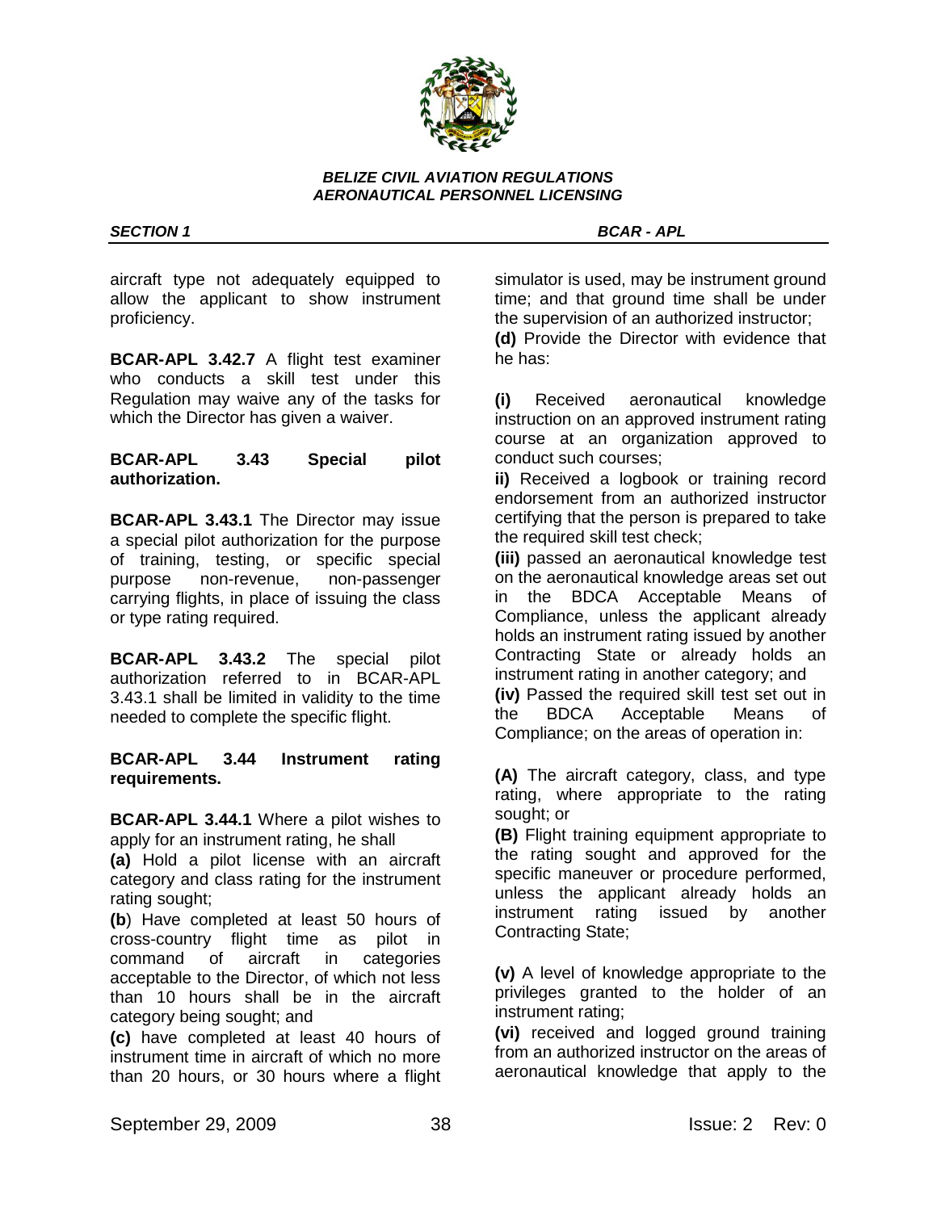aircraft type not adequately equipped to allow the applicant to show instrument proficiency.

**BCAR-APL 3.42.7** A flight test examiner who conducts a skill test under this Regulation may waive any of the tasks for which the Director has given a waiver.

**BCAR-APL 3.43 Special pilot authorization.**

**BCAR-APL 3.43.1** The Director may issue a special pilot authorization for the purpose of training, testing, or specific special purpose non-revenue, non-passenger carrying flights, in place of issuing the class or type rating required.

**BCAR-APL 3.43.2** The special pilot authorization referred to in BCAR-APL 3.43.1 shall be limited in validity to the time needed to complete the specific flight.

**BCAR-APL 3.44 Instrument rating requirements.**

**BCAR-APL 3.44.1** Where a pilot wishes to apply for an instrument rating, he shall

**(a)** Hold a pilot license with an aircraft category and class rating for the instrument rating sought;

**(b**) Have completed at least 50 hours of cross-country flight time as pilot in command of aircraft in categories acceptable to the Director, of which not less than 10 hours shall be in the aircraft category being sought; and

**(c)** have completed at least 40 hours of instrument time in aircraft of which no more than 20 hours, or 30 hours where a flight simulator is used, may be instrument ground time; and that ground time shall be under the supervision of an authorized instructor;

**(d)** Provide the Director with evidence that he has:

**(i)** Received aeronautical knowledge instruction on an approved instrument rating course at an organization approved to conduct such courses;

**ii)** Received a logbook or training record endorsement from an authorized instructor certifying that the person is prepared to take the required skill test check;

**(iii)** passed an aeronautical knowledge test on the aeronautical knowledge areas set out in the BDCA Acceptable Means of Compliance, unless the applicant already holds an instrument rating issued by another Contracting State or already holds an instrument rating in another category; and

**(iv)** Passed the required skill test set out in the BDCA Acceptable Means of Compliance; on the areas of operation in:

**(A)** The aircraft category, class, and type rating, where appropriate to the rating sought; or

**(B)** Flight training equipment appropriate to the rating sought and approved for the specific maneuver or procedure performed, unless the applicant already holds an instrument rating issued by another Contracting State;

**(v)** A level of knowledge appropriate to the privileges granted to the holder of an instrument rating;

**(vi)** received and logged ground training from an authorized instructor on the areas of aeronautical knowledge that apply to the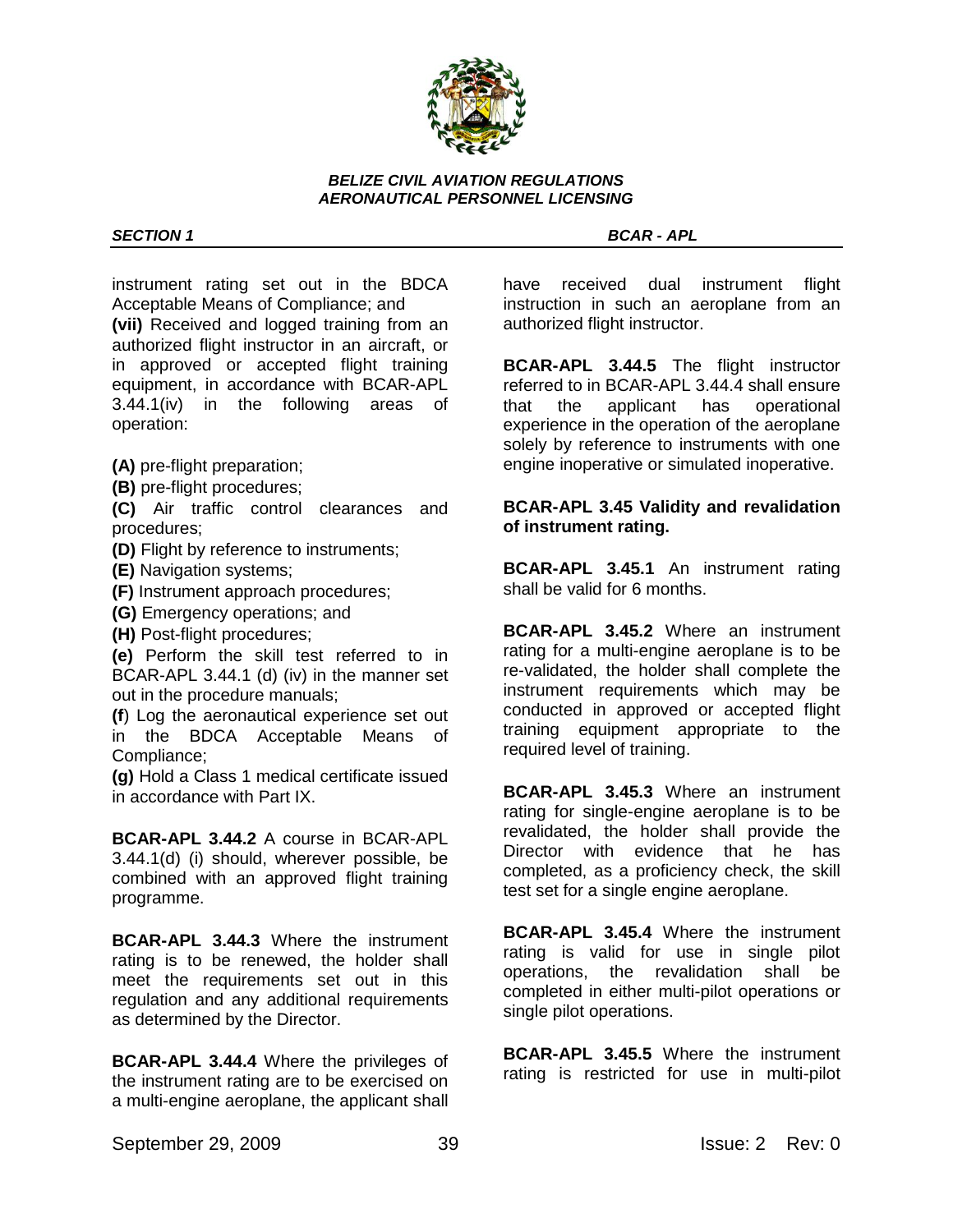instrument rating set out in the BDCA Acceptable Means of Compliance; and

**(vii)** Received and logged training from an authorized flight instructor in an aircraft, or in approved or accepted flight training equipment, in accordance with BCAR-APL 3.44.1(iv) in the following areas of operation:

**(A)** pre-flight preparation;
**(B)** pre-flight procedures;
**(C)** Air traffic control clearances and procedures;
**(D)** Flight by reference to instruments;
**(E)** Navigation systems;
**(F)** Instrument approach procedures;
**(G)** Emergency operations; and
**(H)** Post-flight procedures;

**(e)** Perform the skill test referred to in BCAR-APL 3.44.1 (d) (iv) in the manner set out in the procedure manuals;

**(f**) Log the aeronautical experience set out in the BDCA Acceptable Means of Compliance;

**(g)** Hold a Class 1 medical certificate issued in accordance with Part IX.

**BCAR-APL 3.44.2** A course in BCAR-APL 3.44.1(d) (i) should, wherever possible, be combined with an approved flight training programme.

**BCAR-APL 3.44.3** Where the instrument rating is to be renewed, the holder shall meet the requirements set out in this regulation and any additional requirements as determined by the Director.

**BCAR-APL 3.44.4** Where the privileges of the instrument rating are to be exercised on a multi-engine aeroplane, the applicant shall have received dual instrument flight instruction in such an aeroplane from an authorized flight instructor.

**BCAR-APL 3.44.5** The flight instructor referred to in BCAR-APL 3.44.4 shall ensure that the applicant has operational experience in the operation of the aeroplane solely by reference to instruments with one engine inoperative or simulated inoperative.

**BCAR-APL 3.45 Validity and revalidation of instrument rating.**

**BCAR-APL 3.45.1** An instrument rating shall be valid for 6 months.

**BCAR-APL 3.45.2** Where an instrument rating for a multi-engine aeroplane is to be re-validated, the holder shall complete the instrument requirements which may be conducted in approved or accepted flight training equipment appropriate to the required level of training.

**BCAR-APL 3.45.3** Where an instrument rating for single-engine aeroplane is to be revalidated, the holder shall provide the Director with evidence that he has completed, as a proficiency check, the skill test set for a single engine aeroplane.

**BCAR-APL 3.45.4** Where the instrument rating is valid for use in single pilot operations, the revalidation shall be completed in either multi-pilot operations or single pilot operations.

**BCAR-APL 3.45.5** Where the instrument rating is restricted for use in multi-pilot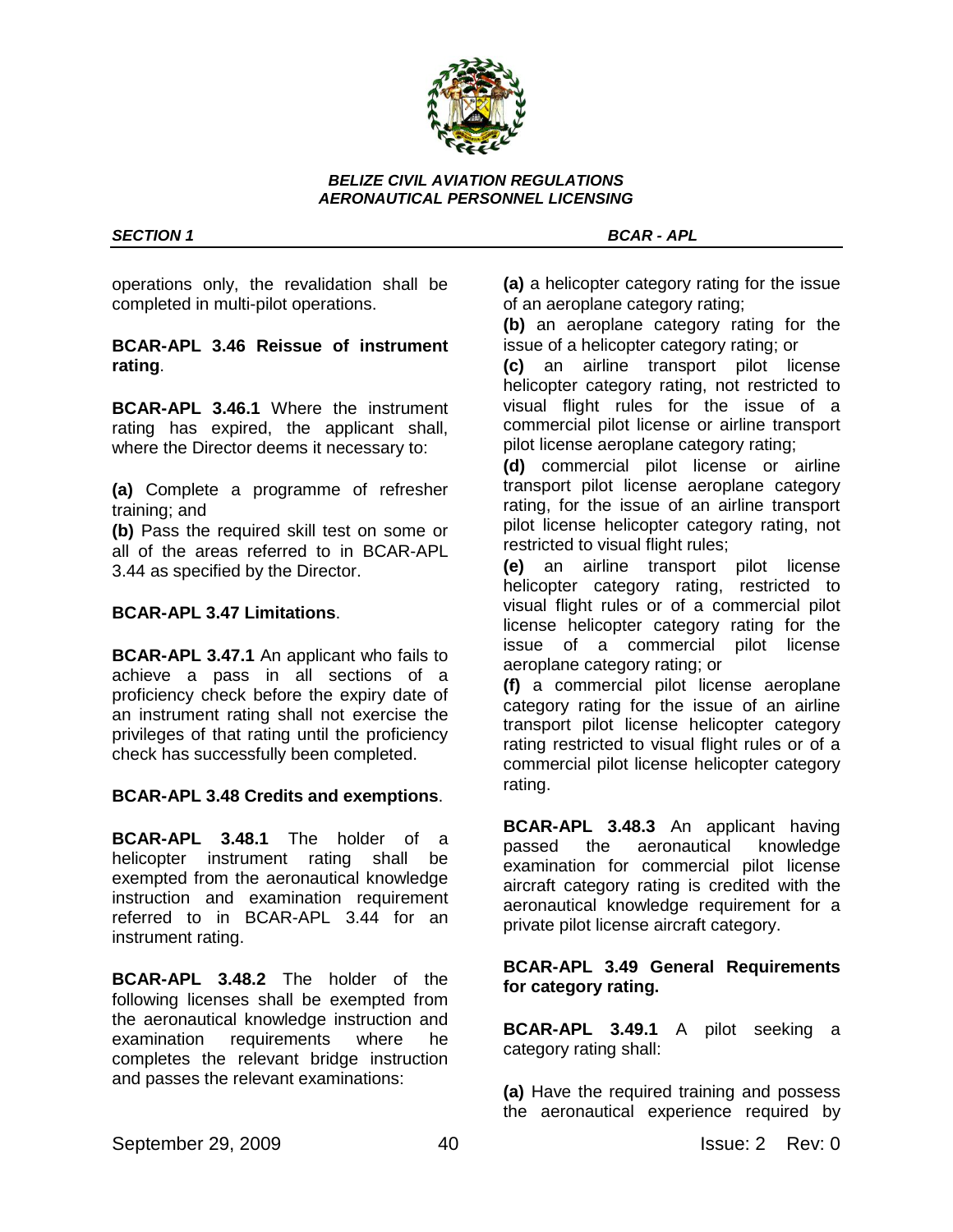operations only, the revalidation shall be completed in multi-pilot operations.

**BCAR-APL 3.46 Reissue of instrument rating**.

**BCAR-APL 3.46.1** Where the instrument rating has expired, the applicant shall, where the Director deems it necessary to:

**(a)** Complete a programme of refresher training; and
**(b)** Pass the required skill test on some or all of the areas referred to in BCAR-APL 3.44 as specified by the Director.

**BCAR-APL 3.47 Limitations**.

**BCAR-APL 3.47.1** An applicant who fails to achieve a pass in all sections of a proficiency check before the expiry date of an instrument rating shall not exercise the privileges of that rating until the proficiency check has successfully been completed.

**BCAR-APL 3.48 Credits and exemptions**.

**BCAR-APL 3.48.1** The holder of a helicopter instrument rating shall be exempted from the aeronautical knowledge instruction and examination requirement referred to in BCAR-APL 3.44 for an instrument rating.

**BCAR-APL 3.48.2** The holder of the following licenses shall be exempted from the aeronautical knowledge instruction and examination requirements where he completes the relevant bridge instruction and passes the relevant examinations:

**(a)** a helicopter category rating for the issue of an aeroplane category rating;
**(b)** an aeroplane category rating for the issue of a helicopter category rating; or
**(c)** an airline transport pilot license helicopter category rating, not restricted to visual flight rules for the issue of a commercial pilot license or airline transport pilot license aeroplane category rating;
**(d)** commercial pilot license or airline transport pilot license aeroplane category rating, for the issue of an airline transport pilot license helicopter category rating, not restricted to visual flight rules;
**(e)** an airline transport pilot license helicopter category rating, restricted to visual flight rules or of a commercial pilot license helicopter category rating for the issue of a commercial pilot license aeroplane category rating; or
**(f)** a commercial pilot license aeroplane category rating for the issue of an airline transport pilot license helicopter category rating restricted to visual flight rules or of a commercial pilot license helicopter category rating.

**BCAR-APL 3.48.3** An applicant having passed the aeronautical knowledge examination for commercial pilot license aircraft category rating is credited with the aeronautical knowledge requirement for a private pilot license aircraft category.

**BCAR-APL 3.49 General Requirements for category rating.**

**BCAR-APL 3.49.1** A pilot seeking a category rating shall:

**(a)** Have the required training and possess the aeronautical experience required by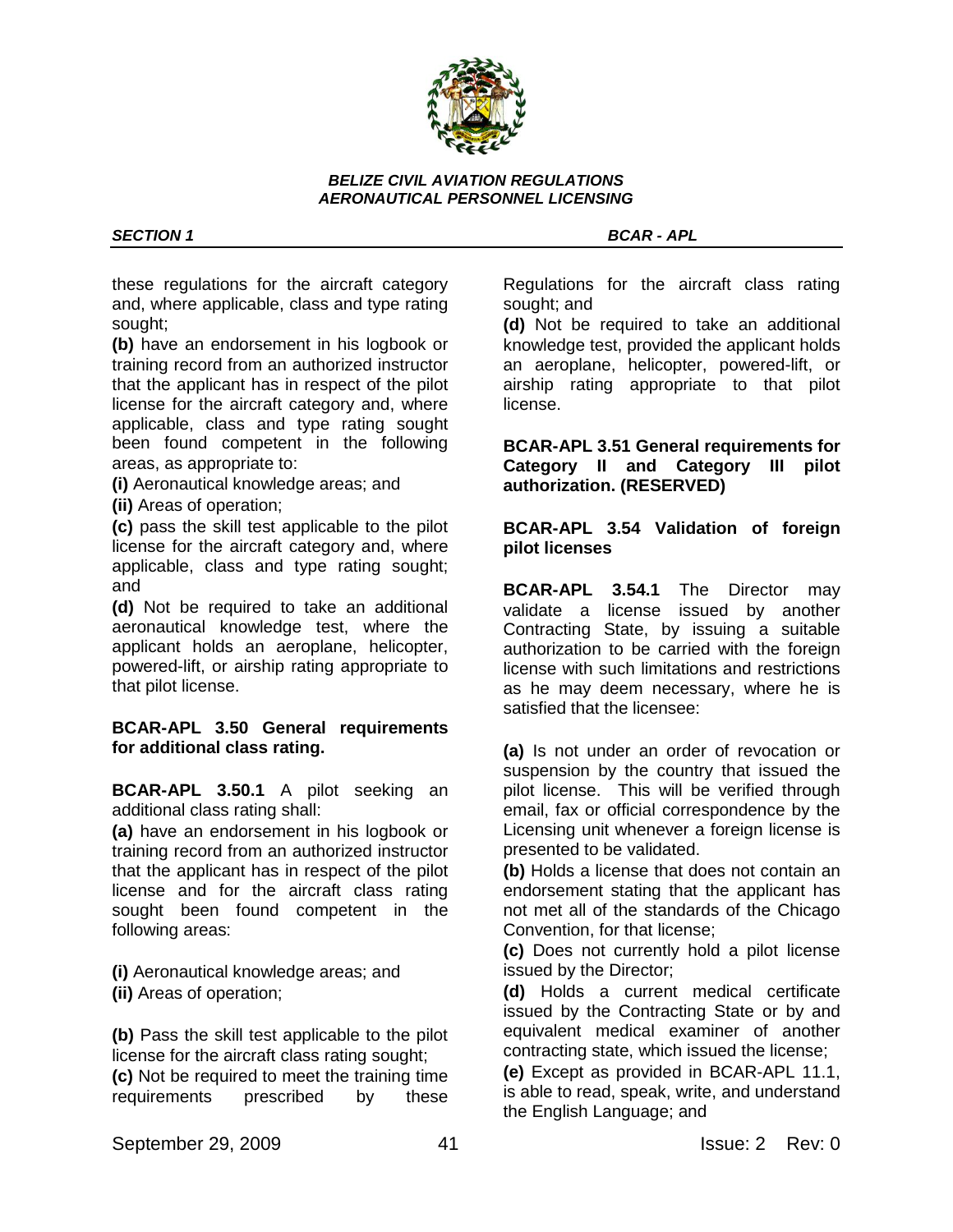these regulations for the aircraft category and, where applicable, class and type rating sought;

**(b)** have an endorsement in his logbook or training record from an authorized instructor that the applicant has in respect of the pilot license for the aircraft category and, where applicable, class and type rating sought been found competent in the following areas, as appropriate to:

**(i)** Aeronautical knowledge areas; and

**(ii)** Areas of operation;

**(c)** pass the skill test applicable to the pilot license for the aircraft category and, where applicable, class and type rating sought; and

**(d)** Not be required to take an additional aeronautical knowledge test, where the applicant holds an aeroplane, helicopter, powered-lift, or airship rating appropriate to that pilot license.

**BCAR-APL 3.50 General requirements for additional class rating.**

**BCAR-APL 3.50.1** A pilot seeking an additional class rating shall:

**(a)** have an endorsement in his logbook or training record from an authorized instructor that the applicant has in respect of the pilot license and for the aircraft class rating sought been found competent in the following areas:

**(i)** Aeronautical knowledge areas; and

**(ii)** Areas of operation;

**(b)** Pass the skill test applicable to the pilot license for the aircraft class rating sought;

**(c)** Not be required to meet the training time requirements prescribed by these Regulations for the aircraft class rating sought; and

**(d)** Not be required to take an additional knowledge test, provided the applicant holds an aeroplane, helicopter, powered-lift, or airship rating appropriate to that pilot license.

**BCAR-APL 3.51 General requirements for Category II and Category III pilot authorization. (RESERVED)**

**BCAR-APL 3.54 Validation of foreign pilot licenses**

**BCAR-APL 3.54.1** The Director may validate a license issued by another Contracting State, by issuing a suitable authorization to be carried with the foreign license with such limitations and restrictions as he may deem necessary, where he is satisfied that the licensee:

**(a)** Is not under an order of revocation or suspension by the country that issued the pilot license. This will be verified through email, fax or official correspondence by the Licensing unit whenever a foreign license is presented to be validated.

**(b)** Holds a license that does not contain an endorsement stating that the applicant has not met all of the standards of the Chicago Convention, for that license;

**(c)** Does not currently hold a pilot license issued by the Director;

**(d)** Holds a current medical certificate issued by the Contracting State or by and equivalent medical examiner of another contracting state, which issued the license;

**(e)** Except as provided in BCAR-APL 11.1, is able to read, speak, write, and understand the English Language; and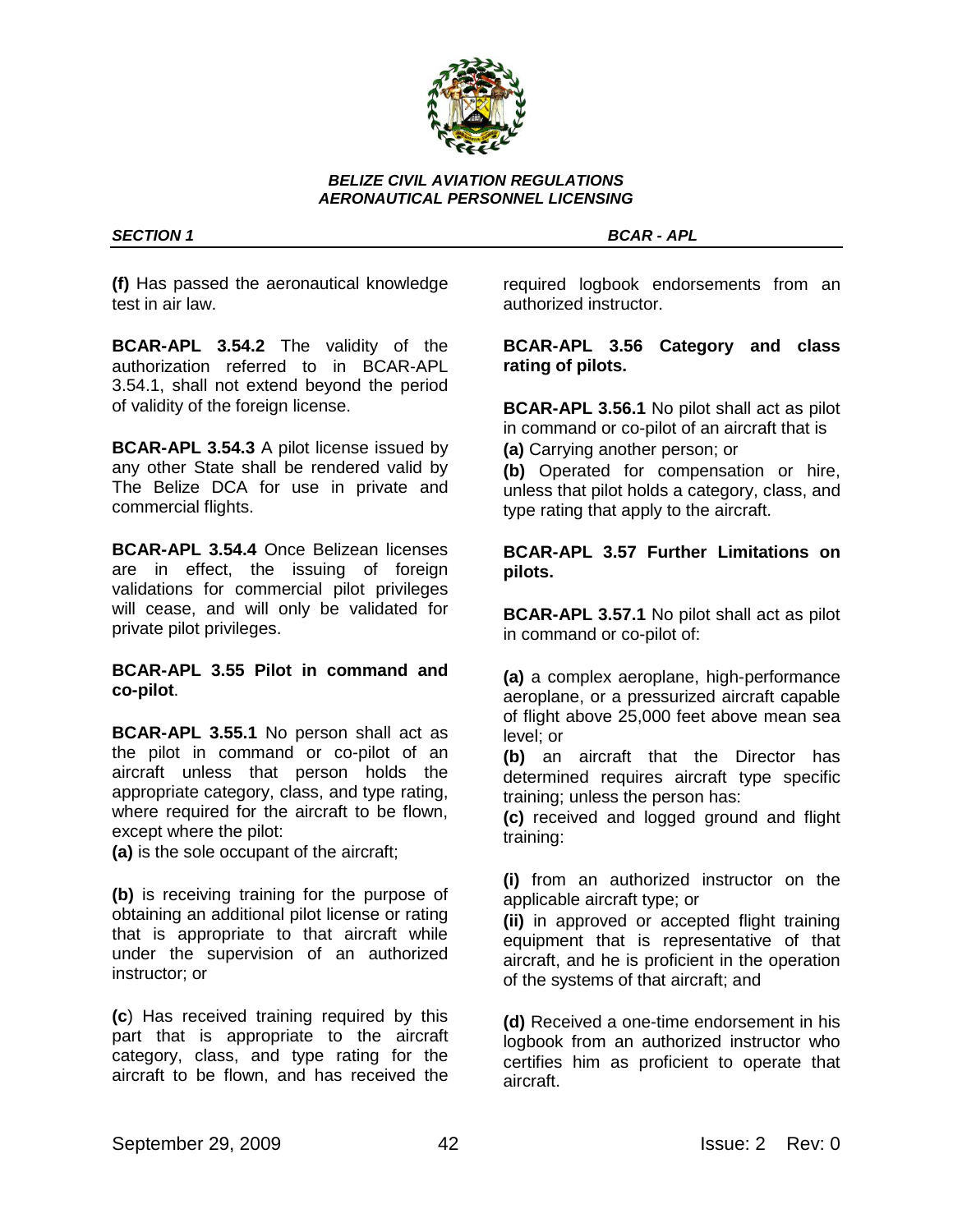**(f)** Has passed the aeronautical knowledge test in air law.

**BCAR-APL 3.54.2** The validity of the authorization referred to in BCAR-APL 3.54.1, shall not extend beyond the period of validity of the foreign license.

**BCAR-APL 3.54.3** A pilot license issued by any other State shall be rendered valid by The Belize DCA for use in private and commercial flights.

**BCAR-APL 3.54.4** Once Belizean licenses are in effect, the issuing of foreign validations for commercial pilot privileges will cease, and will only be validated for private pilot privileges.

**BCAR-APL 3.55 Pilot in command and co-pilot**.

**BCAR-APL 3.55.1** No person shall act as the pilot in command or co-pilot of an aircraft unless that person holds the appropriate category, class, and type rating, where required for the aircraft to be flown, except where the pilot:

**(a)** is the sole occupant of the aircraft;

**(b)** is receiving training for the purpose of obtaining an additional pilot license or rating that is appropriate to that aircraft while under the supervision of an authorized instructor; or

**(c**) Has received training required by this part that is appropriate to the aircraft category, class, and type rating for the aircraft to be flown, and has received the required logbook endorsements from an authorized instructor.

**BCAR-APL 3.56 Category and class rating of pilots.**

**BCAR-APL 3.56.1** No pilot shall act as pilot in command or co-pilot of an aircraft that is

**(a)** Carrying another person; or

**(b)** Operated for compensation or hire, unless that pilot holds a category, class, and type rating that apply to the aircraft.

**BCAR-APL 3.57 Further Limitations on pilots.**

**BCAR-APL 3.57.1** No pilot shall act as pilot in command or co-pilot of:

**(a)** a complex aeroplane, high-performance aeroplane, or a pressurized aircraft capable of flight above 25,000 feet above mean sea level; or

**(b)** an aircraft that the Director has determined requires aircraft type specific training; unless the person has:

**(c)** received and logged ground and flight training:

**(i)** from an authorized instructor on the applicable aircraft type; or

**(ii)** in approved or accepted flight training equipment that is representative of that aircraft, and he is proficient in the operation of the systems of that aircraft; and

**(d)** Received a one-time endorsement in his logbook from an authorized instructor who certifies him as proficient to operate that aircraft.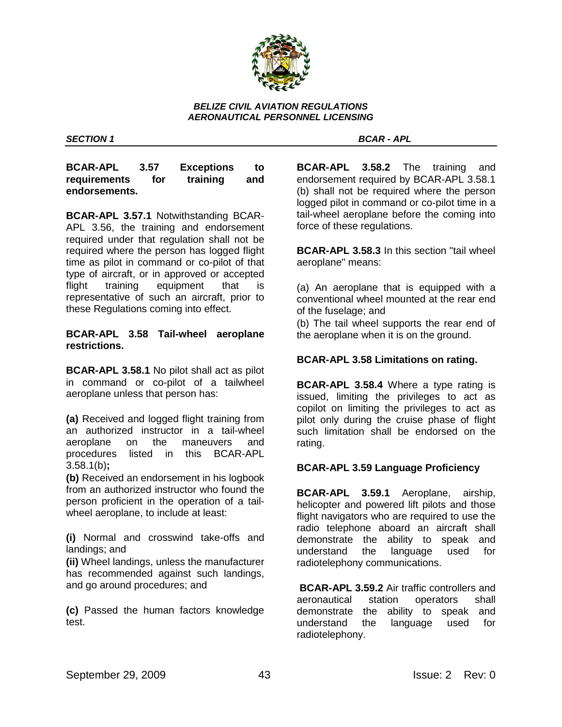**BCAR-APL 3.57 Exceptions to requirements for training and endorsements.**

**BCAR-APL 3.57.1** Notwithstanding BCAR-APL 3.56, the training and endorsement required under that regulation shall not be required where the person has logged flight time as pilot in command or co-pilot of that type of aircraft, or in approved or accepted flight training equipment that is representative of such an aircraft, prior to these Regulations coming into effect.

**BCAR-APL 3.58 Tail-wheel aeroplane restrictions.**

**BCAR-APL 3.58.1** No pilot shall act as pilot in command or co-pilot of a tailwheel aeroplane unless that person has:

**(a)** Received and logged flight training from an authorized instructor in a tail-wheel aeroplane on the maneuvers and procedures listed in this BCAR-APL 3.58.1(b)**;**

**(b)** Received an endorsement in his logbook from an authorized instructor who found the person proficient in the operation of a tail-wheel aeroplane, to include at least:

**(i)** Normal and crosswind take-offs and landings; and

**(ii)** Wheel landings, unless the manufacturer has recommended against such landings, and go around procedures; and

**(c)** Passed the human factors knowledge test.

**BCAR-APL 3.58.2** The training and endorsement required by BCAR-APL 3.58.1 (b) shall not be required where the person logged pilot in command or co-pilot time in a tail-wheel aeroplane before the coming into force of these regulations.

**BCAR-APL 3.58.3** In this section "tail wheel aeroplane" means:

(a) An aeroplane that is equipped with a conventional wheel mounted at the rear end of the fuselage; and

(b) The tail wheel supports the rear end of the aeroplane when it is on the ground.

**BCAR-APL 3.58 Limitations on rating.**

**BCAR-APL 3.58.4** Where a type rating is issued, limiting the privileges to act as copilot on limiting the privileges to act as pilot only during the cruise phase of flight such limitation shall be endorsed on the rating.

**BCAR-APL 3.59 Language Proficiency**

**BCAR-APL 3.59.1** Aeroplane, airship, helicopter and powered lift pilots and those flight navigators who are required to use the radio telephone aboard an aircraft shall demonstrate the ability to speak and understand the language used for radiotelephony communications.

**BCAR-APL 3.59.2** Air traffic controllers and aeronautical station operators shall demonstrate the ability to speak and understand the language used for radiotelephony.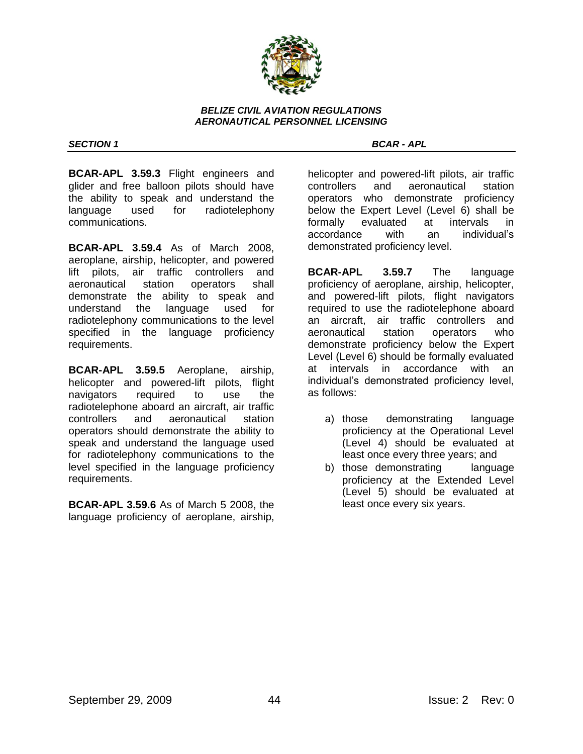**BCAR-APL 3.59.3** Flight engineers and glider and free balloon pilots should have the ability to speak and understand the language used for radiotelephony communications.

**BCAR-APL 3.59.4** As of March 2008, aeroplane, airship, helicopter, and powered lift pilots, air traffic controllers and aeronautical station operators shall demonstrate the ability to speak and understand the language used for radiotelephony communications to the level specified in the language proficiency requirements.

**BCAR-APL 3.59.5** Aeroplane, airship, helicopter and powered-lift pilots, flight navigators required to use the radiotelephone aboard an aircraft, air traffic controllers and aeronautical station operators should demonstrate the ability to speak and understand the language used for radiotelephony communications to the level specified in the language proficiency requirements.

**BCAR-APL 3.59.6** As of March 5 2008, the language proficiency of aeroplane, airship, helicopter and powered-lift pilots, air traffic controllers and aeronautical station operators who demonstrate proficiency below the Expert Level (Level 6) shall be formally evaluated at intervals in accordance with an individual's demonstrated proficiency level.

**BCAR-APL 3.59.7** The language proficiency of aeroplane, airship, helicopter, and powered-lift pilots, flight navigators required to use the radiotelephone aboard an aircraft, air traffic controllers and aeronautical station operators who demonstrate proficiency below the Expert Level (Level 6) should be formally evaluated at intervals in accordance with an individual's demonstrated proficiency level, as follows:

a) those demonstrating language proficiency at the Operational Level (Level 4) should be evaluated at least once every three years; and
b) those demonstrating language proficiency at the Extended Level (Level 5) should be evaluated at least once every six years.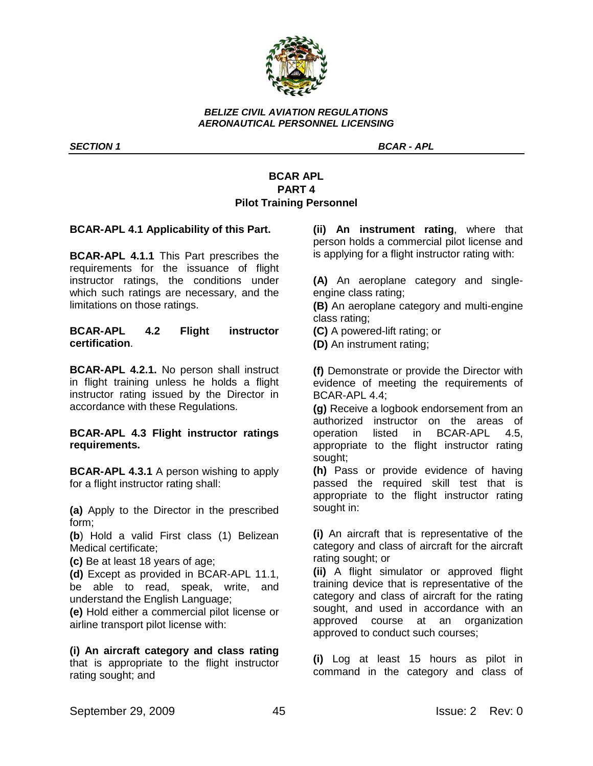## BCAR APL
## PART 4
## Pilot Training Personnel

**BCAR-APL 4.1 Applicability of this Part.**

**BCAR-APL 4.1.1** This Part prescribes the requirements for the issuance of flight instructor ratings, the conditions under which such ratings are necessary, and the limitations on those ratings.

**BCAR-APL 4.2 Flight instructor certification**.

**BCAR-APL 4.2.1.** No person shall instruct in flight training unless he holds a flight instructor rating issued by the Director in accordance with these Regulations.

**BCAR-APL 4.3 Flight instructor ratings requirements.**

**BCAR-APL 4.3.1** A person wishing to apply for a flight instructor rating shall:

**(a)** Apply to the Director in the prescribed form;

**(b**) Hold a valid First class (1) Belizean Medical certificate;

**(c)** Be at least 18 years of age;

**(d)** Except as provided in BCAR-APL 11.1, be able to read, speak, write, and understand the English Language;

**(e)** Hold either a commercial pilot license or airline transport pilot license with:

**(i) An aircraft category and class rating** that is appropriate to the flight instructor rating sought; and

**(ii) An instrument rating**, where that person holds a commercial pilot license and is applying for a flight instructor rating with:

**(A)** An aeroplane category and single-engine class rating;

**(B)** An aeroplane category and multi-engine class rating;

**(C)** A powered-lift rating; or

**(D)** An instrument rating;

**(f)** Demonstrate or provide the Director with evidence of meeting the requirements of BCAR-APL 4.4;

**(g)** Receive a logbook endorsement from an authorized instructor on the areas of operation listed in BCAR-APL 4.5, appropriate to the flight instructor rating sought;

**(h)** Pass or provide evidence of having passed the required skill test that is appropriate to the flight instructor rating sought in:

**(i)** An aircraft that is representative of the category and class of aircraft for the aircraft rating sought; or

**(ii)** A flight simulator or approved flight training device that is representative of the category and class of aircraft for the rating sought, and used in accordance with an approved course at an organization approved to conduct such courses;

**(i)** Log at least 15 hours as pilot in command in the category and class of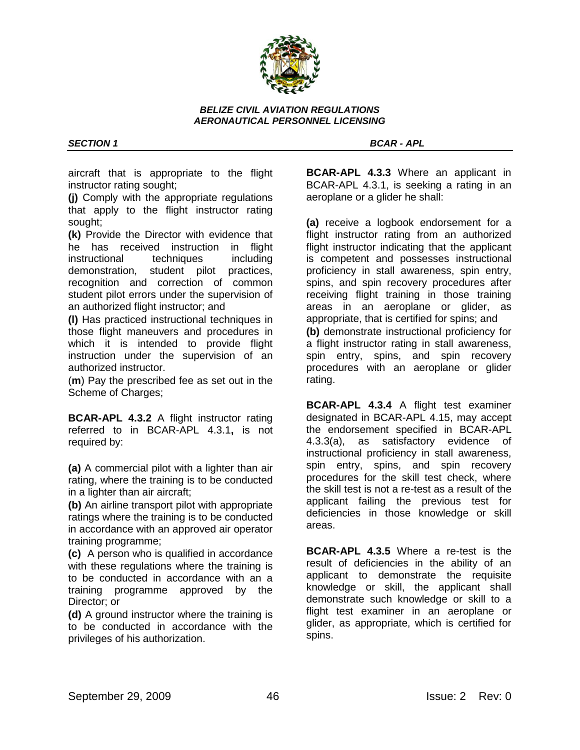aircraft that is appropriate to the flight instructor rating sought;

**(j)** Comply with the appropriate regulations that apply to the flight instructor rating sought;

**(k)** Provide the Director with evidence that he has received instruction in flight instructional techniques including demonstration, student pilot practices, recognition and correction of common student pilot errors under the supervision of an authorized flight instructor; and

**(l)** Has practiced instructional techniques in those flight maneuvers and procedures in which it is intended to provide flight instruction under the supervision of an authorized instructor.

(**m**) Pay the prescribed fee as set out in the Scheme of Charges;

**BCAR-APL 4.3.2** A flight instructor rating referred to in BCAR-APL 4.3.1**,** is not required by:

**(a)** A commercial pilot with a lighter than air rating, where the training is to be conducted in a lighter than air aircraft;

**(b)** An airline transport pilot with appropriate ratings where the training is to be conducted in accordance with an approved air operator training programme;

**(c)** A person who is qualified in accordance with these regulations where the training is to be conducted in accordance with an a training programme approved by the Director; or

**(d)** A ground instructor where the training is to be conducted in accordance with the privileges of his authorization.

**BCAR-APL 4.3.3** Where an applicant in BCAR-APL 4.3.1, is seeking a rating in an aeroplane or a glider he shall:

**(a)** receive a logbook endorsement for a flight instructor rating from an authorized flight instructor indicating that the applicant is competent and possesses instructional proficiency in stall awareness, spin entry, spins, and spin recovery procedures after receiving flight training in those training areas in an aeroplane or glider, as appropriate, that is certified for spins; and

**(b)** demonstrate instructional proficiency for a flight instructor rating in stall awareness, spin entry, spins, and spin recovery procedures with an aeroplane or glider rating.

**BCAR-APL 4.3.4** A flight test examiner designated in BCAR-APL 4.15, may accept the endorsement specified in BCAR-APL 4.3.3(a), as satisfactory evidence of instructional proficiency in stall awareness, spin entry, spins, and spin recovery procedures for the skill test check, where the skill test is not a re-test as a result of the applicant failing the previous test for deficiencies in those knowledge or skill areas.

**BCAR-APL 4.3.5** Where a re-test is the result of deficiencies in the ability of an applicant to demonstrate the requisite knowledge or skill, the applicant shall demonstrate such knowledge or skill to a flight test examiner in an aeroplane or glider, as appropriate, which is certified for spins.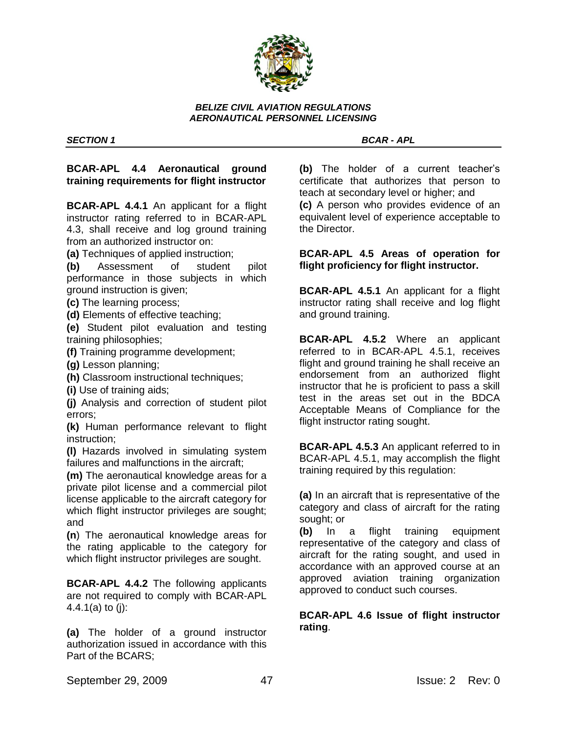**BCAR-APL 4.4 Aeronautical ground training requirements for flight instructor**

**BCAR-APL 4.4.1** An applicant for a flight instructor rating referred to in BCAR-APL 4.3, shall receive and log ground training from an authorized instructor on:

**(a)** Techniques of applied instruction;

**(b)** Assessment of student pilot performance in those subjects in which ground instruction is given;

**(c)** The learning process;

**(d)** Elements of effective teaching;

**(e)** Student pilot evaluation and testing training philosophies;

**(f)** Training programme development;

**(g)** Lesson planning;

**(h)** Classroom instructional techniques;

**(i)** Use of training aids;

**(j)** Analysis and correction of student pilot errors;

**(k)** Human performance relevant to flight instruction;

**(l)** Hazards involved in simulating system failures and malfunctions in the aircraft;

**(m)** The aeronautical knowledge areas for a private pilot license and a commercial pilot license applicable to the aircraft category for which flight instructor privileges are sought; and

**(n**) The aeronautical knowledge areas for the rating applicable to the category for which flight instructor privileges are sought.

**BCAR-APL 4.4.2** The following applicants are not required to comply with BCAR-APL 4.4.1(a) to (j):

**(a)** The holder of a ground instructor authorization issued in accordance with this Part of the BCARS;

**(b)** The holder of a current teacher's certificate that authorizes that person to teach at secondary level or higher; and

**(c)** A person who provides evidence of an equivalent level of experience acceptable to the Director.

**BCAR-APL 4.5 Areas of operation for flight proficiency for flight instructor.**

**BCAR-APL 4.5.1** An applicant for a flight instructor rating shall receive and log flight and ground training.

**BCAR-APL 4.5.2** Where an applicant referred to in BCAR-APL 4.5.1, receives flight and ground training he shall receive an endorsement from an authorized flight instructor that he is proficient to pass a skill test in the areas set out in the BDCA Acceptable Means of Compliance for the flight instructor rating sought.

**BCAR-APL 4.5.3** An applicant referred to in BCAR-APL 4.5.1, may accomplish the flight training required by this regulation:

**(a)** In an aircraft that is representative of the category and class of aircraft for the rating sought; or

**(b)** In a flight training equipment representative of the category and class of aircraft for the rating sought, and used in accordance with an approved course at an approved aviation training organization approved to conduct such courses.

**BCAR-APL 4.6 Issue of flight instructor rating**.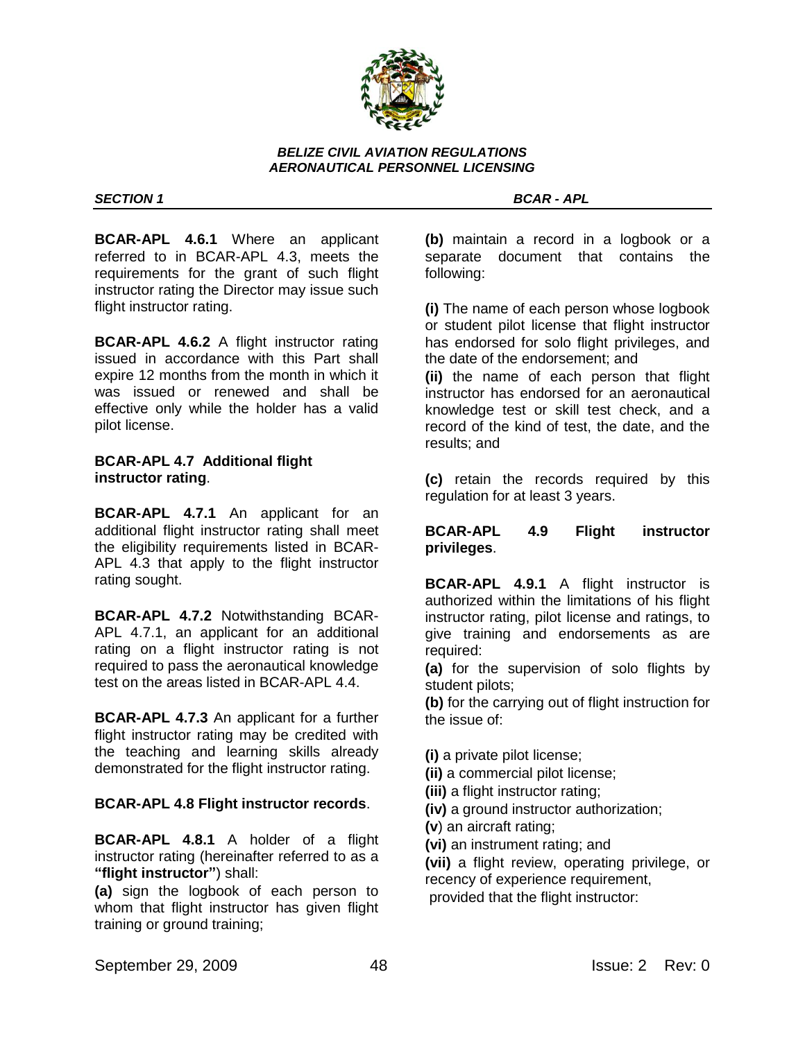**BCAR-APL 4.6.1** Where an applicant referred to in BCAR-APL 4.3, meets the requirements for the grant of such flight instructor rating the Director may issue such flight instructor rating.

**BCAR-APL 4.6.2** A flight instructor rating issued in accordance with this Part shall expire 12 months from the month in which it was issued or renewed and shall be effective only while the holder has a valid pilot license.

**BCAR-APL 4.7 Additional flight instructor rating**.

**BCAR-APL 4.7.1** An applicant for an additional flight instructor rating shall meet the eligibility requirements listed in BCAR-APL 4.3 that apply to the flight instructor rating sought.

**BCAR-APL 4.7.2** Notwithstanding BCAR-APL 4.7.1, an applicant for an additional rating on a flight instructor rating is not required to pass the aeronautical knowledge test on the areas listed in BCAR-APL 4.4.

**BCAR-APL 4.7.3** An applicant for a further flight instructor rating may be credited with the teaching and learning skills already demonstrated for the flight instructor rating.

**BCAR-APL 4.8 Flight instructor records**.

**BCAR-APL 4.8.1** A holder of a flight instructor rating (hereinafter referred to as a **"flight instructor"**) shall:

**(a)** sign the logbook of each person to whom that flight instructor has given flight training or ground training;

**(b)** maintain a record in a logbook or a separate document that contains the following:

**(i)** The name of each person whose logbook or student pilot license that flight instructor has endorsed for solo flight privileges, and the date of the endorsement; and

**(ii)** the name of each person that flight instructor has endorsed for an aeronautical knowledge test or skill test check, and a record of the kind of test, the date, and the results; and

**(c)** retain the records required by this regulation for at least 3 years.

**BCAR-APL 4.9 Flight instructor privileges**.

**BCAR-APL 4.9.1** A flight instructor is authorized within the limitations of his flight instructor rating, pilot license and ratings, to give training and endorsements as are required:

**(a)** for the supervision of solo flights by student pilots;

**(b)** for the carrying out of flight instruction for the issue of:

**(i)** a private pilot license;

**(ii)** a commercial pilot license;

**(iii)** a flight instructor rating;

**(iv)** a ground instructor authorization;

**(v**) an aircraft rating;

**(vi)** an instrument rating; and

**(vii)** a flight review, operating privilege, or recency of experience requirement,

provided that the flight instructor: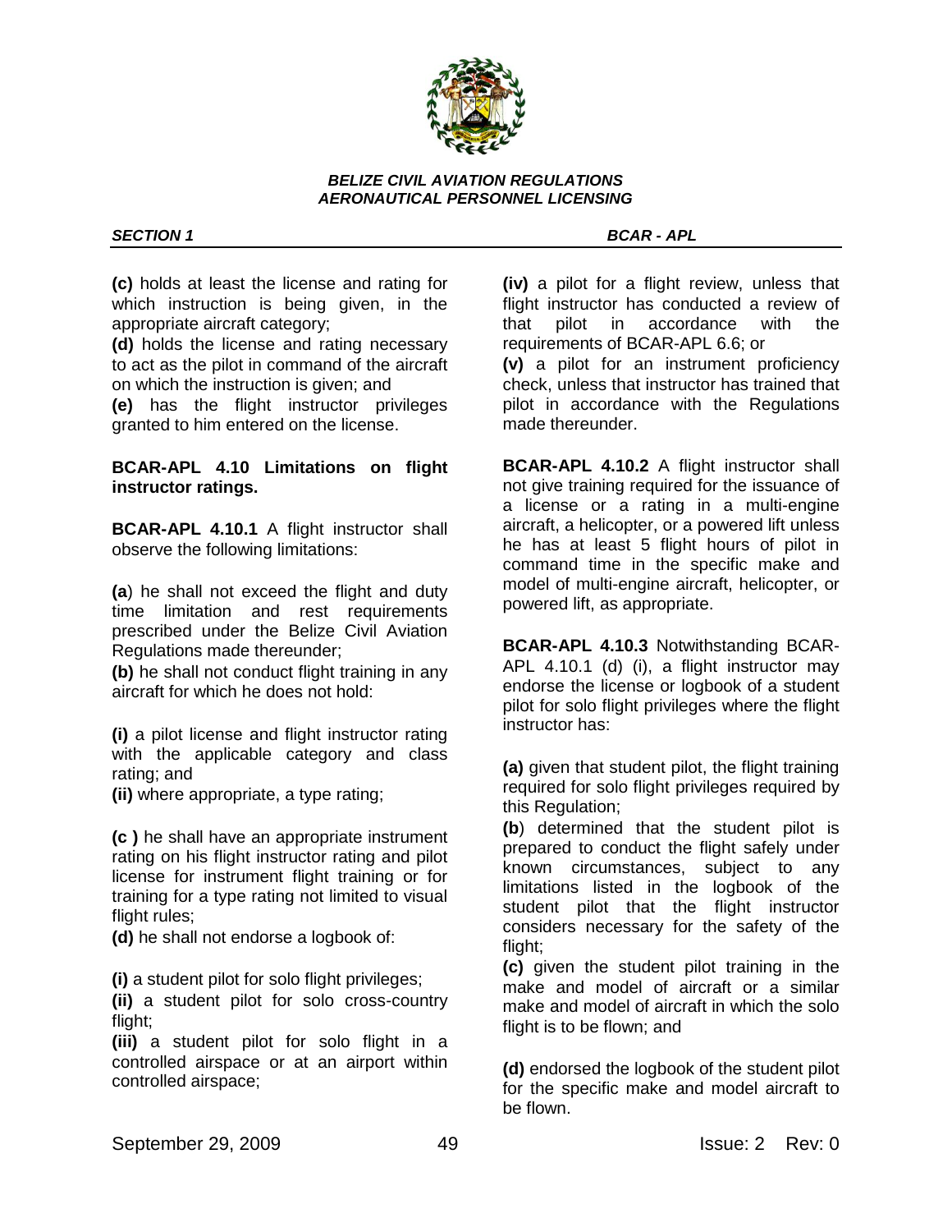**(c)** holds at least the license and rating for which instruction is being given, in the appropriate aircraft category;

**(d)** holds the license and rating necessary to act as the pilot in command of the aircraft on which the instruction is given; and

**(e)** has the flight instructor privileges granted to him entered on the license.

**BCAR-APL 4.10 Limitations on flight instructor ratings.**

**BCAR-APL 4.10.1** A flight instructor shall observe the following limitations:

**(a**) he shall not exceed the flight and duty time limitation and rest requirements prescribed under the Belize Civil Aviation Regulations made thereunder;

**(b)** he shall not conduct flight training in any aircraft for which he does not hold:

**(i)** a pilot license and flight instructor rating with the applicable category and class rating; and

**(ii)** where appropriate, a type rating;

**(c )** he shall have an appropriate instrument rating on his flight instructor rating and pilot license for instrument flight training or for training for a type rating not limited to visual flight rules;

**(d)** he shall not endorse a logbook of:

**(i)** a student pilot for solo flight privileges;

**(ii)** a student pilot for solo cross-country flight;

**(iii)** a student pilot for solo flight in a controlled airspace or at an airport within controlled airspace;

**(iv)** a pilot for a flight review, unless that flight instructor has conducted a review of that pilot in accordance with the requirements of BCAR-APL 6.6; or

**(v)** a pilot for an instrument proficiency check, unless that instructor has trained that pilot in accordance with the Regulations made thereunder.

**BCAR-APL 4.10.2** A flight instructor shall not give training required for the issuance of a license or a rating in a multi-engine aircraft, a helicopter, or a powered lift unless he has at least 5 flight hours of pilot in command time in the specific make and model of multi-engine aircraft, helicopter, or powered lift, as appropriate.

**BCAR-APL 4.10.3** Notwithstanding BCAR-APL 4.10.1 (d) (i), a flight instructor may endorse the license or logbook of a student pilot for solo flight privileges where the flight instructor has:

**(a)** given that student pilot, the flight training required for solo flight privileges required by this Regulation;

**(b**) determined that the student pilot is prepared to conduct the flight safely under known circumstances, subject to any limitations listed in the logbook of the student pilot that the flight instructor considers necessary for the safety of the flight;

**(c)** given the student pilot training in the make and model of aircraft or a similar make and model of aircraft in which the solo flight is to be flown; and

**(d)** endorsed the logbook of the student pilot for the specific make and model aircraft to be flown.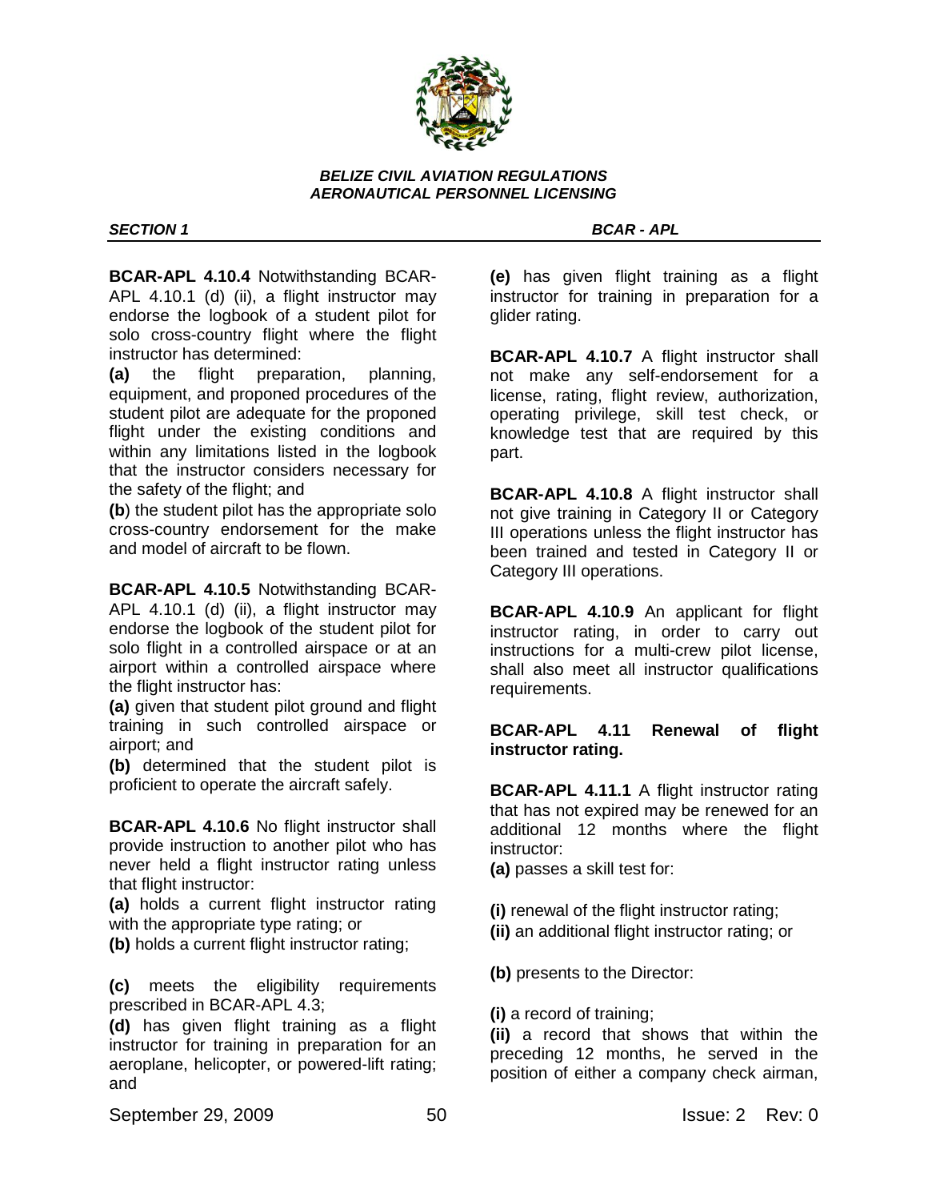**BCAR-APL 4.10.4** Notwithstanding BCAR-APL 4.10.1 (d) (ii), a flight instructor may endorse the logbook of a student pilot for solo cross-country flight where the flight instructor has determined:

**(a)** the flight preparation, planning, equipment, and proponed procedures of the student pilot are adequate for the proponed flight under the existing conditions and within any limitations listed in the logbook that the instructor considers necessary for the safety of the flight; and

**(b**) the student pilot has the appropriate solo cross-country endorsement for the make and model of aircraft to be flown.

**BCAR-APL 4.10.5** Notwithstanding BCAR-APL 4.10.1 (d) (ii), a flight instructor may endorse the logbook of the student pilot for solo flight in a controlled airspace or at an airport within a controlled airspace where the flight instructor has:

**(a)** given that student pilot ground and flight training in such controlled airspace or airport; and

**(b)** determined that the student pilot is proficient to operate the aircraft safely.

**BCAR-APL 4.10.6** No flight instructor shall provide instruction to another pilot who has never held a flight instructor rating unless that flight instructor:

**(a)** holds a current flight instructor rating with the appropriate type rating; or

**(b)** holds a current flight instructor rating;

**(c)** meets the eligibility requirements prescribed in BCAR-APL 4.3;

**(d)** has given flight training as a flight instructor for training in preparation for an aeroplane, helicopter, or powered-lift rating; and

**(e)** has given flight training as a flight instructor for training in preparation for a glider rating.

**BCAR-APL 4.10.7** A flight instructor shall not make any self-endorsement for a license, rating, flight review, authorization, operating privilege, skill test check, or knowledge test that are required by this part.

**BCAR-APL 4.10.8** A flight instructor shall not give training in Category II or Category III operations unless the flight instructor has been trained and tested in Category II or Category III operations.

**BCAR-APL 4.10.9** An applicant for flight instructor rating, in order to carry out instructions for a multi-crew pilot license, shall also meet all instructor qualifications requirements.

**BCAR-APL 4.11 Renewal of flight instructor rating.**

**BCAR-APL 4.11.1** A flight instructor rating that has not expired may be renewed for an additional 12 months where the flight instructor:

**(a)** passes a skill test for:

**(i)** renewal of the flight instructor rating;

**(ii)** an additional flight instructor rating; or

**(b)** presents to the Director:

**(i)** a record of training;

**(ii)** a record that shows that within the preceding 12 months, he served in the position of either a company check airman,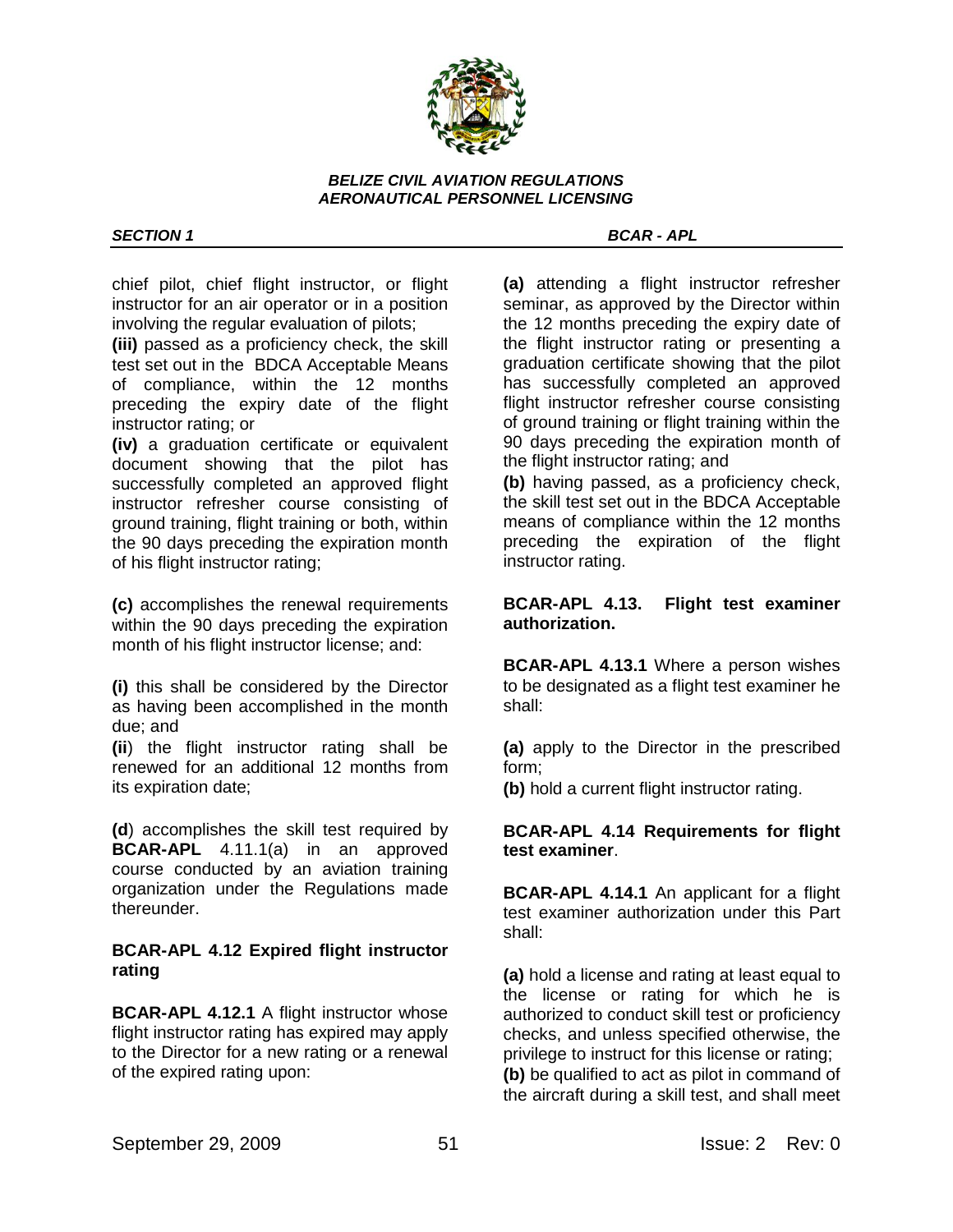chief pilot, chief flight instructor, or flight instructor for an air operator or in a position involving the regular evaluation of pilots;

**(iii)** passed as a proficiency check, the skill test set out in the BDCA Acceptable Means of compliance, within the 12 months preceding the expiry date of the flight instructor rating; or

**(iv)** a graduation certificate or equivalent document showing that the pilot has successfully completed an approved flight instructor refresher course consisting of ground training, flight training or both, within the 90 days preceding the expiration month of his flight instructor rating;

**(c)** accomplishes the renewal requirements within the 90 days preceding the expiration month of his flight instructor license; and:

**(i)** this shall be considered by the Director as having been accomplished in the month due; and

**(ii**) the flight instructor rating shall be renewed for an additional 12 months from its expiration date;

**(d**) accomplishes the skill test required by **BCAR-APL** 4.11.1(a) in an approved course conducted by an aviation training organization under the Regulations made thereunder.

**BCAR-APL 4.12 Expired flight instructor rating**

**BCAR-APL 4.12.1** A flight instructor whose flight instructor rating has expired may apply to the Director for a new rating or a renewal of the expired rating upon:

**(a)** attending a flight instructor refresher seminar, as approved by the Director within the 12 months preceding the expiry date of the flight instructor rating or presenting a graduation certificate showing that the pilot has successfully completed an approved flight instructor refresher course consisting of ground training or flight training within the 90 days preceding the expiration month of the flight instructor rating; and

**(b)** having passed, as a proficiency check, the skill test set out in the BDCA Acceptable means of compliance within the 12 months preceding the expiration of the flight instructor rating.

**BCAR-APL 4.13. Flight test examiner authorization.**

**BCAR-APL 4.13.1** Where a person wishes to be designated as a flight test examiner he shall:

**(a)** apply to the Director in the prescribed form;

**(b)** hold a current flight instructor rating.

**BCAR-APL 4.14 Requirements for flight test examiner**.

**BCAR-APL 4.14.1** An applicant for a flight test examiner authorization under this Part shall:

**(a)** hold a license and rating at least equal to the license or rating for which he is authorized to conduct skill test or proficiency checks, and unless specified otherwise, the privilege to instruct for this license or rating;

**(b)** be qualified to act as pilot in command of the aircraft during a skill test, and shall meet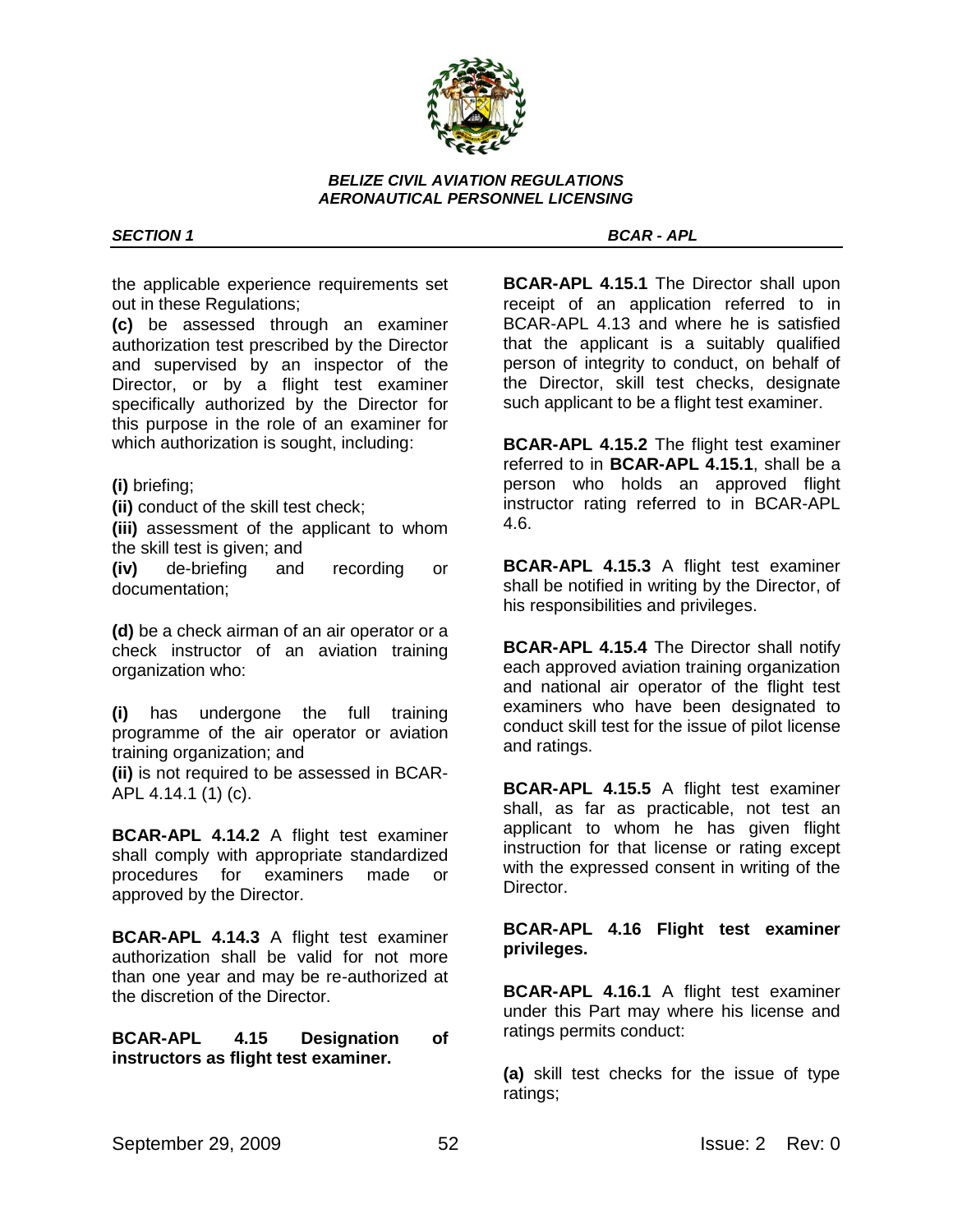the applicable experience requirements set out in these Regulations;

**(c)** be assessed through an examiner authorization test prescribed by the Director and supervised by an inspector of the Director, or by a flight test examiner specifically authorized by the Director for this purpose in the role of an examiner for which authorization is sought, including:

**(i)** briefing;

**(ii)** conduct of the skill test check;

**(iii)** assessment of the applicant to whom the skill test is given; and

**(iv)** de-briefing and recording or documentation;

**(d)** be a check airman of an air operator or a check instructor of an aviation training organization who:

**(i)** has undergone the full training programme of the air operator or aviation training organization; and

**(ii)** is not required to be assessed in BCAR-APL 4.14.1 (1) (c).

**BCAR-APL 4.14.2** A flight test examiner shall comply with appropriate standardized procedures for examiners made or approved by the Director.

**BCAR-APL 4.14.3** A flight test examiner authorization shall be valid for not more than one year and may be re-authorized at the discretion of the Director.

**BCAR-APL 4.15 Designation of instructors as flight test examiner.**

**BCAR-APL 4.15.1** The Director shall upon receipt of an application referred to in BCAR-APL 4.13 and where he is satisfied that the applicant is a suitably qualified person of integrity to conduct, on behalf of the Director, skill test checks, designate such applicant to be a flight test examiner.

**BCAR-APL 4.15.2** The flight test examiner referred to in **BCAR-APL 4.15.1**, shall be a person who holds an approved flight instructor rating referred to in BCAR-APL 4.6.

**BCAR-APL 4.15.3** A flight test examiner shall be notified in writing by the Director, of his responsibilities and privileges.

**BCAR-APL 4.15.4** The Director shall notify each approved aviation training organization and national air operator of the flight test examiners who have been designated to conduct skill test for the issue of pilot license and ratings.

**BCAR-APL 4.15.5** A flight test examiner shall, as far as practicable, not test an applicant to whom he has given flight instruction for that license or rating except with the expressed consent in writing of the Director.

**BCAR-APL 4.16 Flight test examiner privileges.**

**BCAR-APL 4.16.1** A flight test examiner under this Part may where his license and ratings permits conduct:

**(a)** skill test checks for the issue of type ratings;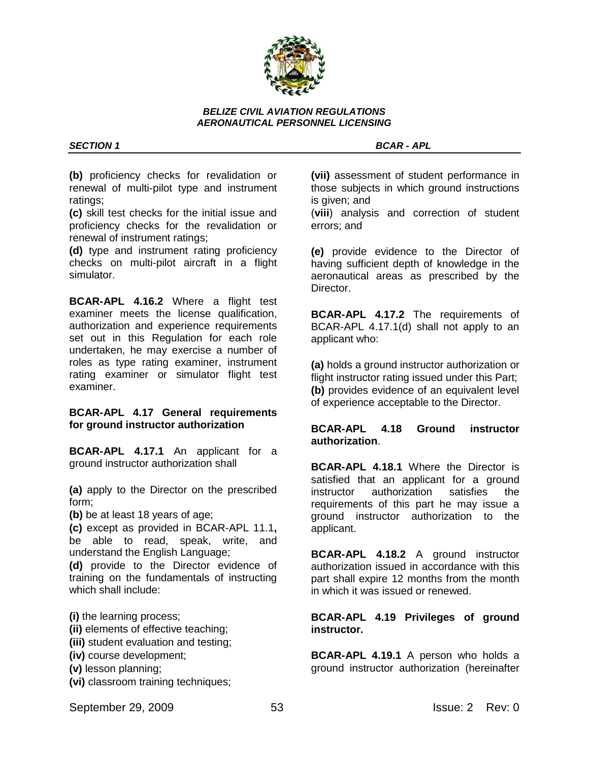**(b)** proficiency checks for revalidation or renewal of multi-pilot type and instrument ratings;

**(c)** skill test checks for the initial issue and proficiency checks for the revalidation or renewal of instrument ratings;

**(d)** type and instrument rating proficiency checks on multi-pilot aircraft in a flight simulator.

**BCAR-APL 4.16.2** Where a flight test examiner meets the license qualification, authorization and experience requirements set out in this Regulation for each role undertaken, he may exercise a number of roles as type rating examiner, instrument rating examiner or simulator flight test examiner.

### BCAR-APL 4.17 General requirements for ground instructor authorization

**BCAR-APL 4.17.1** An applicant for a ground instructor authorization shall

**(a)** apply to the Director on the prescribed form;

**(b)** be at least 18 years of age;

**(c)** except as provided in BCAR-APL 11.1**,** be able to read, speak, write, and understand the English Language;

**(d)** provide to the Director evidence of training on the fundamentals of instructing which shall include:

**(i)** the learning process;

**(ii)** elements of effective teaching;

**(iii)** student evaluation and testing;

**(iv)** course development;

**(v)** lesson planning;

**(vi)** classroom training techniques;

**(vii)** assessment of student performance in those subjects in which ground instructions is given; and

(**viii**) analysis and correction of student errors; and

**(e)** provide evidence to the Director of having sufficient depth of knowledge in the aeronautical areas as prescribed by the Director.

**BCAR-APL 4.17.2** The requirements of BCAR-APL 4.17.1(d) shall not apply to an applicant who:

**(a)** holds a ground instructor authorization or flight instructor rating issued under this Part;

**(b)** provides evidence of an equivalent level of experience acceptable to the Director.

### BCAR-APL 4.18 Ground instructor authorization.

**BCAR-APL 4.18.1** Where the Director is satisfied that an applicant for a ground instructor authorization satisfies the requirements of this part he may issue a ground instructor authorization to the applicant.

**BCAR-APL 4.18.2** A ground instructor authorization issued in accordance with this part shall expire 12 months from the month in which it was issued or renewed.

### BCAR-APL 4.19 Privileges of ground instructor.

**BCAR-APL 4.19.1** A person who holds a ground instructor authorization (hereinafter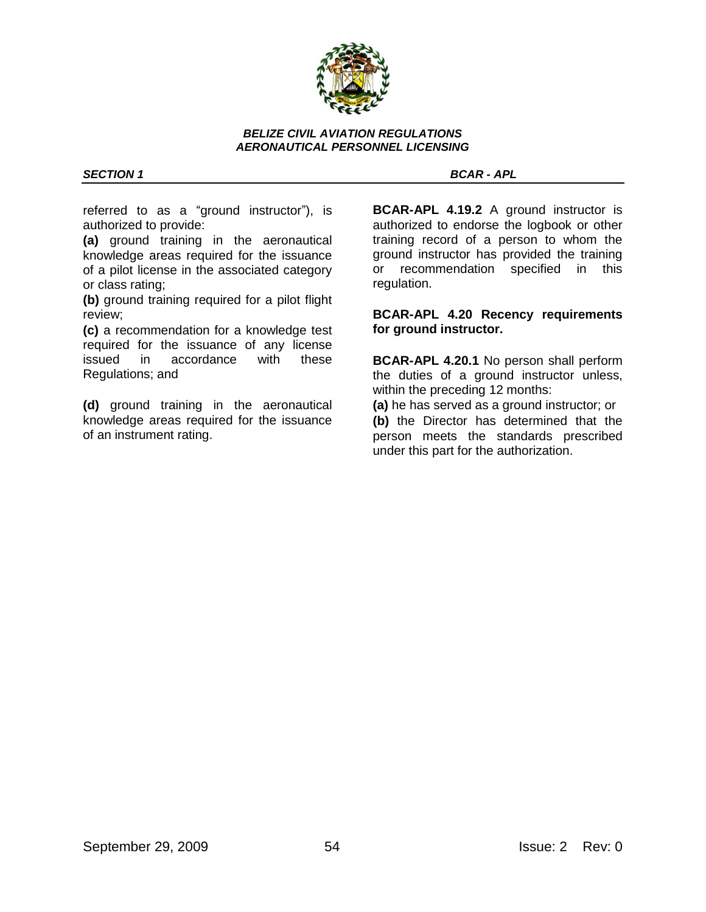referred to as a "ground instructor"), is authorized to provide:

**(a)** ground training in the aeronautical knowledge areas required for the issuance of a pilot license in the associated category or class rating;

**(b)** ground training required for a pilot flight review;

**(c)** a recommendation for a knowledge test required for the issuance of any license issued in accordance with these Regulations; and

**(d)** ground training in the aeronautical knowledge areas required for the issuance of an instrument rating.

**BCAR-APL 4.19.2** A ground instructor is authorized to endorse the logbook or other training record of a person to whom the ground instructor has provided the training or recommendation specified in this regulation.

**BCAR-APL 4.20 Recency requirements for ground instructor.**

**BCAR-APL 4.20.1** No person shall perform the duties of a ground instructor unless, within the preceding 12 months:

**(a)** he has served as a ground instructor; or

**(b)** the Director has determined that the person meets the standards prescribed under this part for the authorization.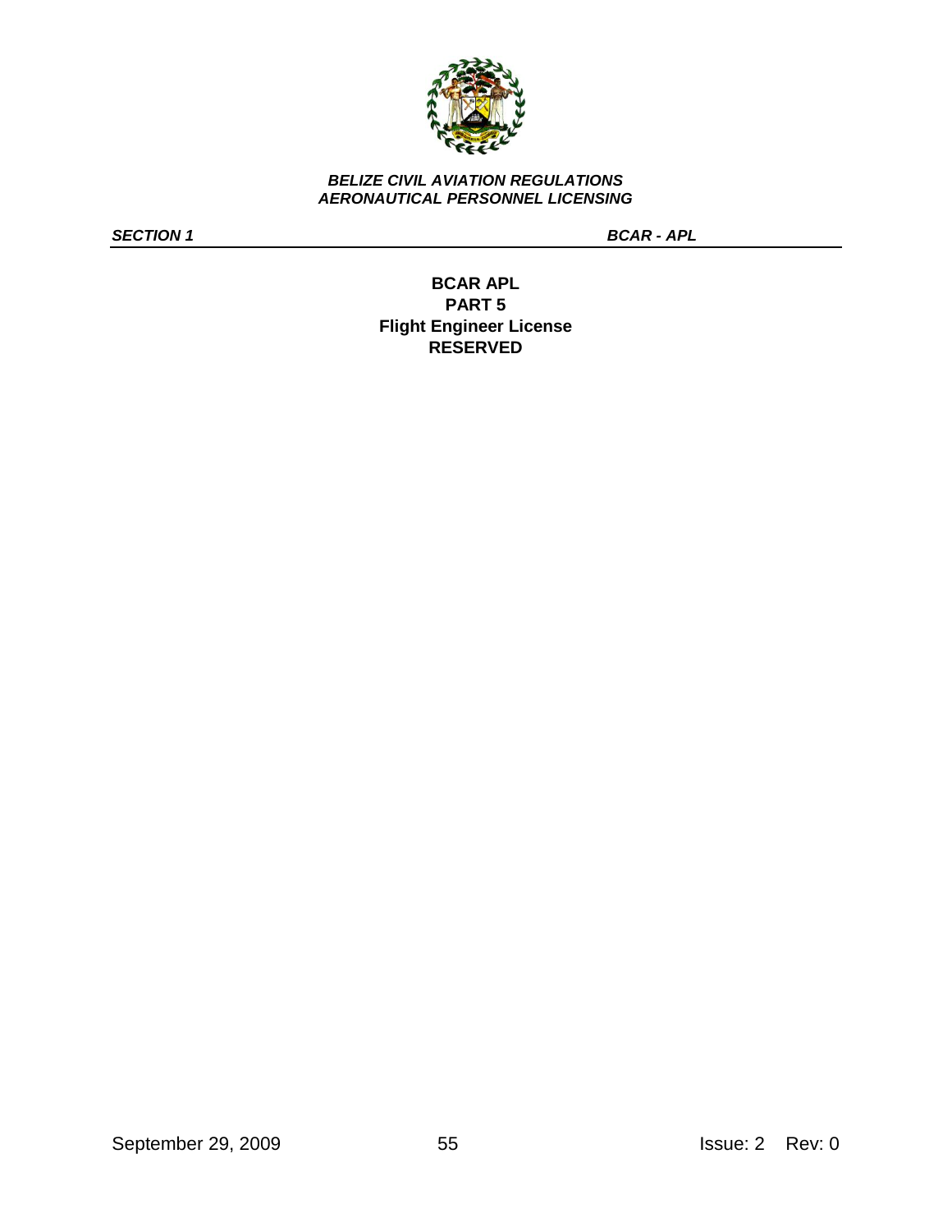# BCAR APL
## PART 5
## Flight Engineer License
## RESERVED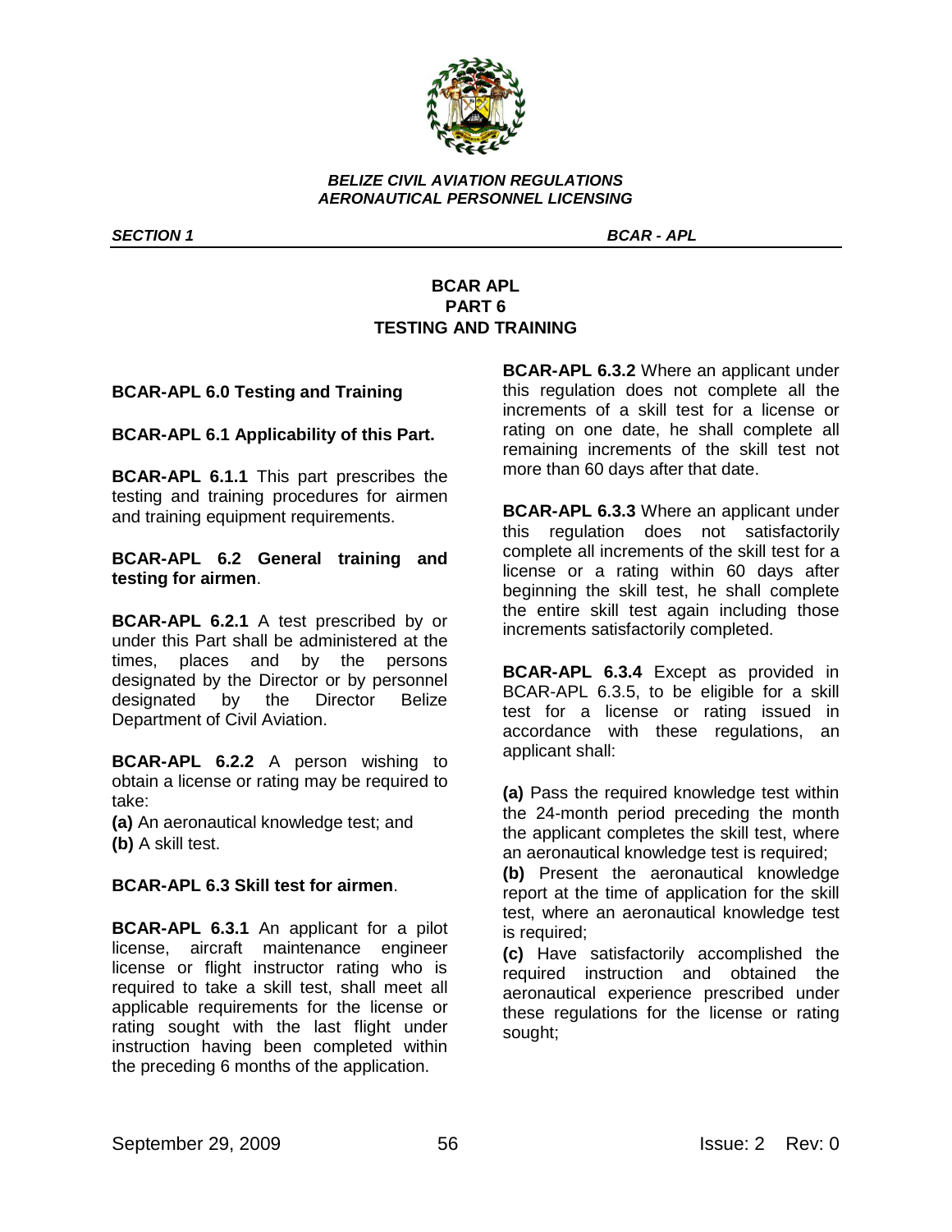# BCAR APL
# PART 6
# TESTING AND TRAINING

## BCAR-APL 6.0 Testing and Training

### BCAR-APL 6.1 Applicability of this Part.

**BCAR-APL 6.1.1** This part prescribes the testing and training procedures for airmen and training equipment requirements.

### BCAR-APL 6.2 General training and testing for airmen.

**BCAR-APL 6.2.1** A test prescribed by or under this Part shall be administered at the times, places and by the persons designated by the Director or by personnel designated by the Director Belize Department of Civil Aviation.

**BCAR-APL 6.2.2** A person wishing to obtain a license or rating may be required to take:

**(a)** An aeronautical knowledge test; and
**(b)** A skill test.

### BCAR-APL 6.3 Skill test for airmen.

**BCAR-APL 6.3.1** An applicant for a pilot license, aircraft maintenance engineer license or flight instructor rating who is required to take a skill test, shall meet all applicable requirements for the license or rating sought with the last flight under instruction having been completed within the preceding 6 months of the application.

**BCAR-APL 6.3.2** Where an applicant under this regulation does not complete all the increments of a skill test for a license or rating on one date, he shall complete all remaining increments of the skill test not more than 60 days after that date.

**BCAR-APL 6.3.3** Where an applicant under this regulation does not satisfactorily complete all increments of the skill test for a license or a rating within 60 days after beginning the skill test, he shall complete the entire skill test again including those increments satisfactorily completed.

**BCAR-APL 6.3.4** Except as provided in BCAR-APL 6.3.5, to be eligible for a skill test for a license or rating issued in accordance with these regulations, an applicant shall:

**(a)** Pass the required knowledge test within the 24-month period preceding the month the applicant completes the skill test, where an aeronautical knowledge test is required;
**(b)** Present the aeronautical knowledge report at the time of application for the skill test, where an aeronautical knowledge test is required;
**(c)** Have satisfactorily accomplished the required instruction and obtained the aeronautical experience prescribed under these regulations for the license or rating sought;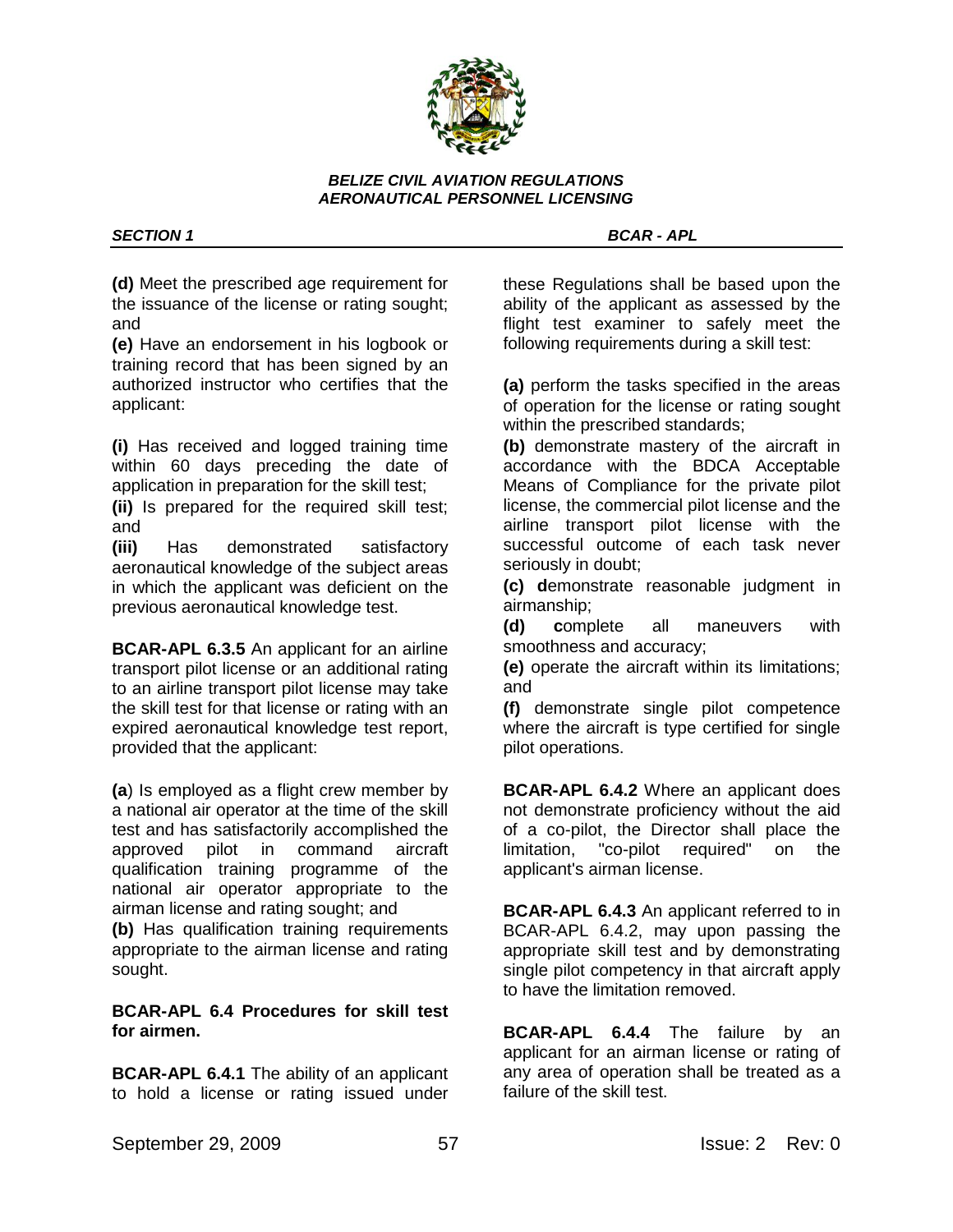**(d)** Meet the prescribed age requirement for the issuance of the license or rating sought; and

**(e)** Have an endorsement in his logbook or training record that has been signed by an authorized instructor who certifies that the applicant:

**(i)** Has received and logged training time within 60 days preceding the date of application in preparation for the skill test;

**(ii)** Is prepared for the required skill test; and

**(iii)** Has demonstrated satisfactory aeronautical knowledge of the subject areas in which the applicant was deficient on the previous aeronautical knowledge test.

**BCAR-APL 6.3.5** An applicant for an airline transport pilot license or an additional rating to an airline transport pilot license may take the skill test for that license or rating with an expired aeronautical knowledge test report, provided that the applicant:

**(a**) Is employed as a flight crew member by a national air operator at the time of the skill test and has satisfactorily accomplished the approved pilot in command aircraft qualification training programme of the national air operator appropriate to the airman license and rating sought; and

**(b)** Has qualification training requirements appropriate to the airman license and rating sought.

**BCAR-APL 6.4 Procedures for skill test for airmen.**

**BCAR-APL 6.4.1** The ability of an applicant to hold a license or rating issued under these Regulations shall be based upon the ability of the applicant as assessed by the flight test examiner to safely meet the following requirements during a skill test:

**(a)** perform the tasks specified in the areas of operation for the license or rating sought within the prescribed standards;

**(b)** demonstrate mastery of the aircraft in accordance with the BDCA Acceptable Means of Compliance for the private pilot license, the commercial pilot license and the airline transport pilot license with the successful outcome of each task never seriously in doubt;

**(c) d**emonstrate reasonable judgment in airmanship;

**(d) c**omplete all maneuvers with smoothness and accuracy;

**(e)** operate the aircraft within its limitations; and

**(f)** demonstrate single pilot competence where the aircraft is type certified for single pilot operations.

**BCAR-APL 6.4.2** Where an applicant does not demonstrate proficiency without the aid of a co-pilot, the Director shall place the limitation, "co-pilot required" on the applicant's airman license.

**BCAR-APL 6.4.3** An applicant referred to in BCAR-APL 6.4.2, may upon passing the appropriate skill test and by demonstrating single pilot competency in that aircraft apply to have the limitation removed.

**BCAR-APL 6.4.4** The failure by an applicant for an airman license or rating of any area of operation shall be treated as a failure of the skill test.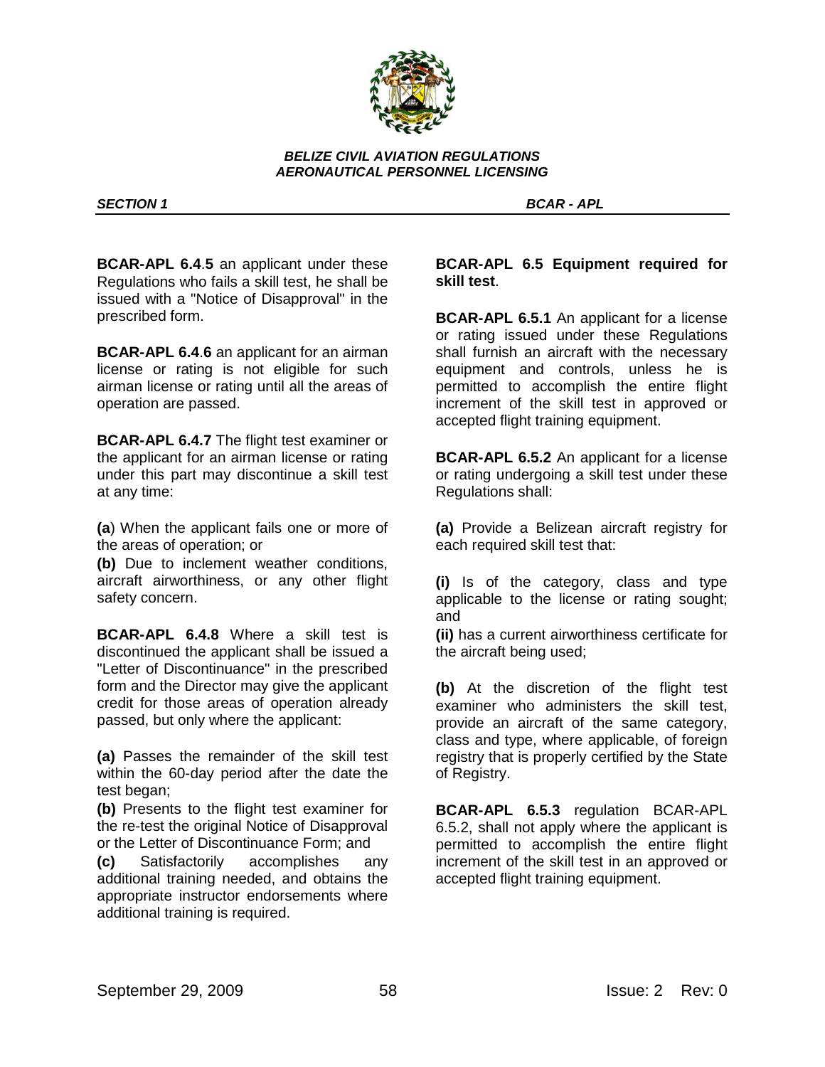**BCAR-APL 6.4.5** an applicant under these Regulations who fails a skill test, he shall be issued with a "Notice of Disapproval" in the prescribed form.

**BCAR-APL 6.4.6** an applicant for an airman license or rating is not eligible for such airman license or rating until all the areas of operation are passed.

**BCAR-APL 6.4.7** The flight test examiner or the applicant for an airman license or rating under this part may discontinue a skill test at any time:

**(a**) When the applicant fails one or more of the areas of operation; or

**(b)** Due to inclement weather conditions, aircraft airworthiness, or any other flight safety concern.

**BCAR-APL 6.4.8** Where a skill test is discontinued the applicant shall be issued a "Letter of Discontinuance" in the prescribed form and the Director may give the applicant credit for those areas of operation already passed, but only where the applicant:

**(a)** Passes the remainder of the skill test within the 60-day period after the date the test began;

**(b)** Presents to the flight test examiner for the re-test the original Notice of Disapproval or the Letter of Discontinuance Form; and

**(c)** Satisfactorily accomplishes any additional training needed, and obtains the appropriate instructor endorsements where additional training is required.

**BCAR-APL 6.5 Equipment required for skill test**.

**BCAR-APL 6.5.1** An applicant for a license or rating issued under these Regulations shall furnish an aircraft with the necessary equipment and controls, unless he is permitted to accomplish the entire flight increment of the skill test in approved or accepted flight training equipment.

**BCAR-APL 6.5.2** An applicant for a license or rating undergoing a skill test under these Regulations shall:

**(a)** Provide a Belizean aircraft registry for each required skill test that:

**(i)** Is of the category, class and type applicable to the license or rating sought; and

**(ii)** has a current airworthiness certificate for the aircraft being used;

**(b)** At the discretion of the flight test examiner who administers the skill test, provide an aircraft of the same category, class and type, where applicable, of foreign registry that is properly certified by the State of Registry.

**BCAR-APL 6.5.3** regulation BCAR-APL 6.5.2, shall not apply where the applicant is permitted to accomplish the entire flight increment of the skill test in an approved or accepted flight training equipment.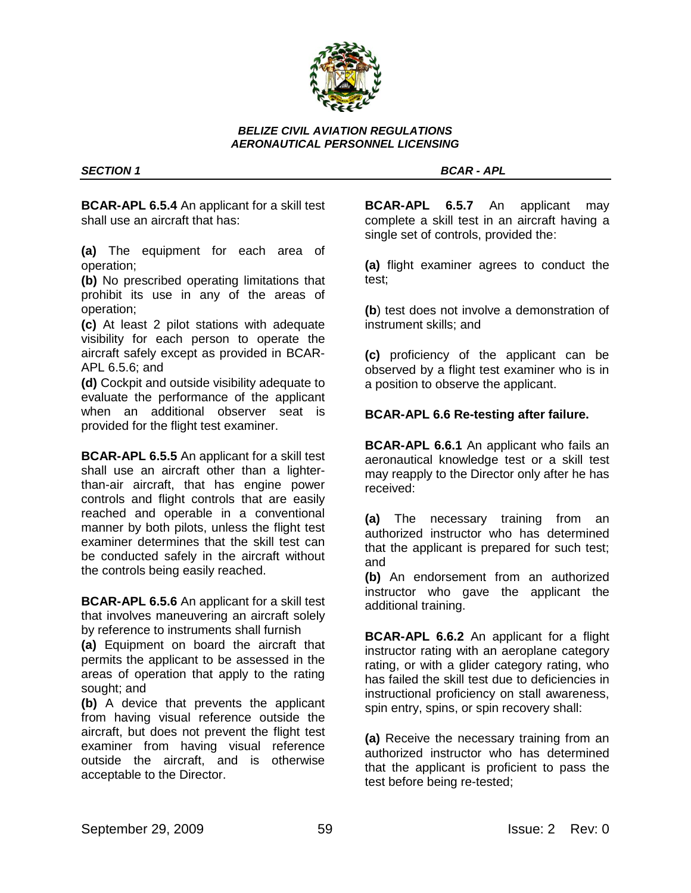**BCAR-APL 6.5.4** An applicant for a skill test shall use an aircraft that has:

**(a)** The equipment for each area of operation;
**(b)** No prescribed operating limitations that prohibit its use in any of the areas of operation;
**(c)** At least 2 pilot stations with adequate visibility for each person to operate the aircraft safely except as provided in BCAR-APL 6.5.6; and
**(d)** Cockpit and outside visibility adequate to evaluate the performance of the applicant when an additional observer seat is provided for the flight test examiner.

**BCAR-APL 6.5.5** An applicant for a skill test shall use an aircraft other than a lighter-than-air aircraft, that has engine power controls and flight controls that are easily reached and operable in a conventional manner by both pilots, unless the flight test examiner determines that the skill test can be conducted safely in the aircraft without the controls being easily reached.

**BCAR-APL 6.5.6** An applicant for a skill test that involves maneuvering an aircraft solely by reference to instruments shall furnish
**(a)** Equipment on board the aircraft that permits the applicant to be assessed in the areas of operation that apply to the rating sought; and
**(b)** A device that prevents the applicant from having visual reference outside the aircraft, but does not prevent the flight test examiner from having visual reference outside the aircraft, and is otherwise acceptable to the Director.

**BCAR-APL 6.5.7** An applicant may complete a skill test in an aircraft having a single set of controls, provided the:

**(a)** flight examiner agrees to conduct the test;

**(b**) test does not involve a demonstration of instrument skills; and

**(c)** proficiency of the applicant can be observed by a flight test examiner who is in a position to observe the applicant.

**BCAR-APL 6.6 Re-testing after failure.**

**BCAR-APL 6.6.1** An applicant who fails an aeronautical knowledge test or a skill test may reapply to the Director only after he has received:

**(a)** The necessary training from an authorized instructor who has determined that the applicant is prepared for such test; and
**(b)** An endorsement from an authorized instructor who gave the applicant the additional training.

**BCAR-APL 6.6.2** An applicant for a flight instructor rating with an aeroplane category rating, or with a glider category rating, who has failed the skill test due to deficiencies in instructional proficiency on stall awareness, spin entry, spins, or spin recovery shall:

**(a)** Receive the necessary training from an authorized instructor who has determined that the applicant is proficient to pass the test before being re-tested;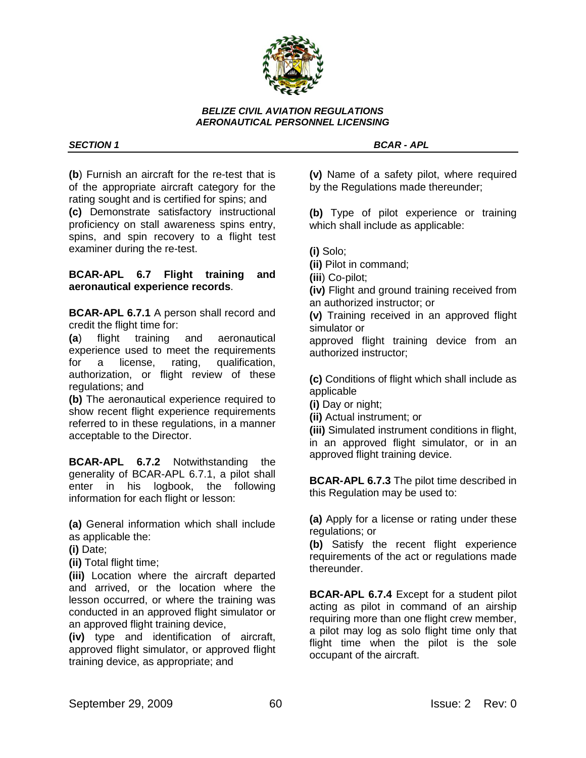**(b**) Furnish an aircraft for the re-test that is of the appropriate aircraft category for the rating sought and is certified for spins; and

**(c)** Demonstrate satisfactory instructional proficiency on stall awareness spins entry, spins, and spin recovery to a flight test examiner during the re-test.

**BCAR-APL 6.7 Flight training and aeronautical experience records**.

**BCAR-APL 6.7.1** A person shall record and credit the flight time for:

**(a**) flight training and aeronautical experience used to meet the requirements for a license, rating, qualification, authorization, or flight review of these regulations; and

**(b)** The aeronautical experience required to show recent flight experience requirements referred to in these regulations, in a manner acceptable to the Director.

**BCAR-APL 6.7.2** Notwithstanding the generality of BCAR-APL 6.7.1, a pilot shall enter in his logbook, the following information for each flight or lesson:

**(a)** General information which shall include as applicable the:

**(i)** Date;

**(ii)** Total flight time;

**(iii)** Location where the aircraft departed and arrived, or the location where the lesson occurred, or where the training was conducted in an approved flight simulator or an approved flight training device,

**(iv)** type and identification of aircraft, approved flight simulator, or approved flight training device, as appropriate; and

**(v)** Name of a safety pilot, where required by the Regulations made thereunder;

**(b)** Type of pilot experience or training which shall include as applicable:

**(i)** Solo;

**(ii)** Pilot in command;

**(iii**) Co-pilot;

**(iv)** Flight and ground training received from an authorized instructor; or

**(v)** Training received in an approved flight simulator or

approved flight training device from an authorized instructor;

**(c)** Conditions of flight which shall include as applicable

**(i)** Day or night;

**(ii)** Actual instrument; or

**(iii)** Simulated instrument conditions in flight, in an approved flight simulator, or in an approved flight training device.

**BCAR-APL 6.7.3** The pilot time described in this Regulation may be used to:

**(a)** Apply for a license or rating under these regulations; or

**(b)** Satisfy the recent flight experience requirements of the act or regulations made thereunder.

**BCAR-APL 6.7.4** Except for a student pilot acting as pilot in command of an airship requiring more than one flight crew member, a pilot may log as solo flight time only that flight time when the pilot is the sole occupant of the aircraft.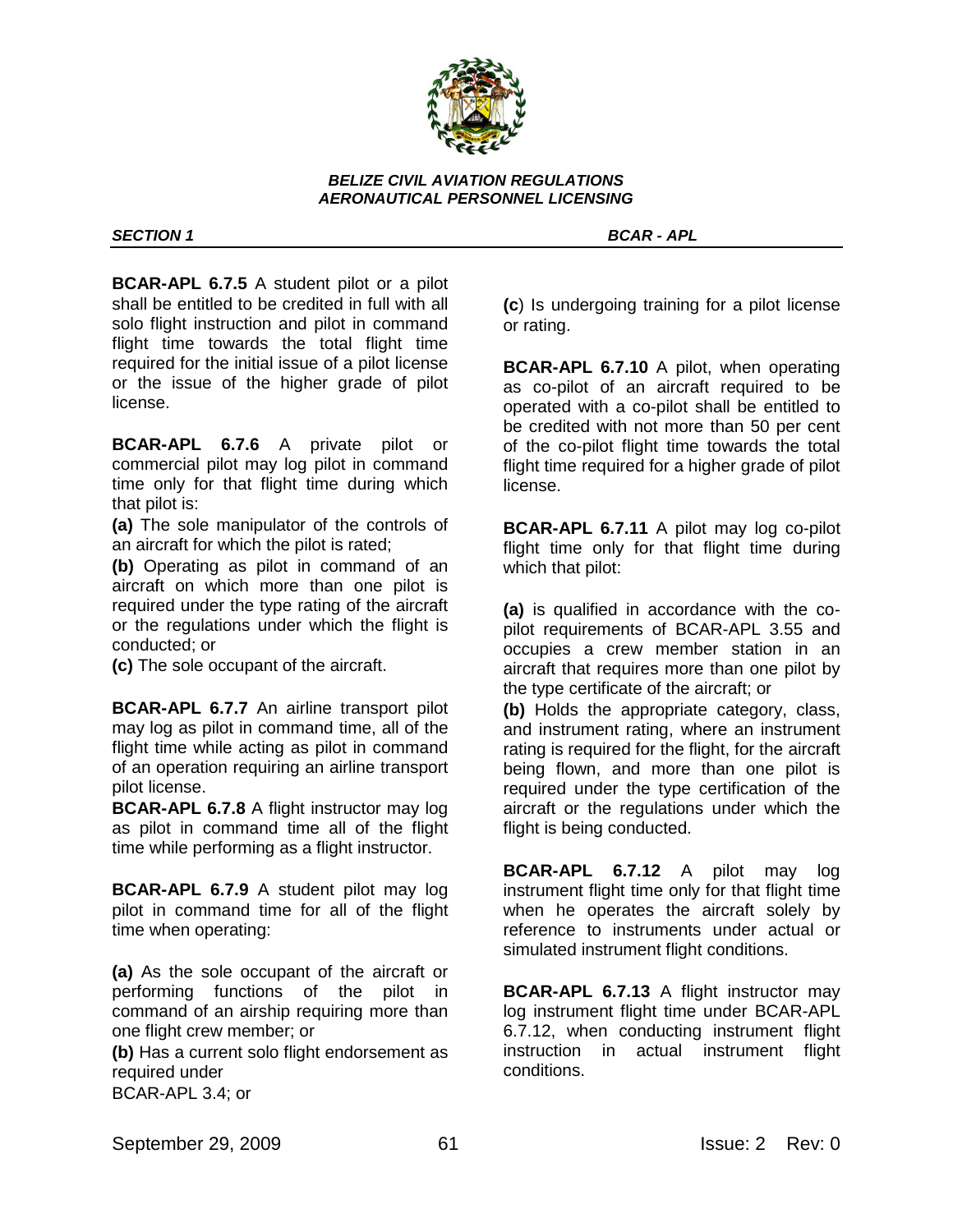**BCAR-APL 6.7.5** A student pilot or a pilot shall be entitled to be credited in full with all solo flight instruction and pilot in command flight time towards the total flight time required for the initial issue of a pilot license or the issue of the higher grade of pilot license.

**BCAR-APL 6.7.6** A private pilot or commercial pilot may log pilot in command time only for that flight time during which that pilot is:

**(a)** The sole manipulator of the controls of an aircraft for which the pilot is rated;

**(b)** Operating as pilot in command of an aircraft on which more than one pilot is required under the type rating of the aircraft or the regulations under which the flight is conducted; or

**(c)** The sole occupant of the aircraft.

**BCAR-APL 6.7.7** An airline transport pilot may log as pilot in command time, all of the flight time while acting as pilot in command of an operation requiring an airline transport pilot license.

**BCAR-APL 6.7.8** A flight instructor may log as pilot in command time all of the flight time while performing as a flight instructor.

**BCAR-APL 6.7.9** A student pilot may log pilot in command time for all of the flight time when operating:

**(a)** As the sole occupant of the aircraft or performing functions of the pilot in command of an airship requiring more than one flight crew member; or

**(b)** Has a current solo flight endorsement as required under BCAR-APL 3.4; or

**(c**) Is undergoing training for a pilot license or rating.

**BCAR-APL 6.7.10** A pilot, when operating as co-pilot of an aircraft required to be operated with a co-pilot shall be entitled to be credited with not more than 50 per cent of the co-pilot flight time towards the total flight time required for a higher grade of pilot license.

**BCAR-APL 6.7.11** A pilot may log co-pilot flight time only for that flight time during which that pilot:

**(a)** is qualified in accordance with the co-pilot requirements of BCAR-APL 3.55 and occupies a crew member station in an aircraft that requires more than one pilot by the type certificate of the aircraft; or

**(b)** Holds the appropriate category, class, and instrument rating, where an instrument rating is required for the flight, for the aircraft being flown, and more than one pilot is required under the type certification of the aircraft or the regulations under which the flight is being conducted.

**BCAR-APL 6.7.12** A pilot may log instrument flight time only for that flight time when he operates the aircraft solely by reference to instruments under actual or simulated instrument flight conditions.

**BCAR-APL 6.7.13** A flight instructor may log instrument flight time under BCAR-APL 6.7.12, when conducting instrument flight instruction in actual instrument flight conditions.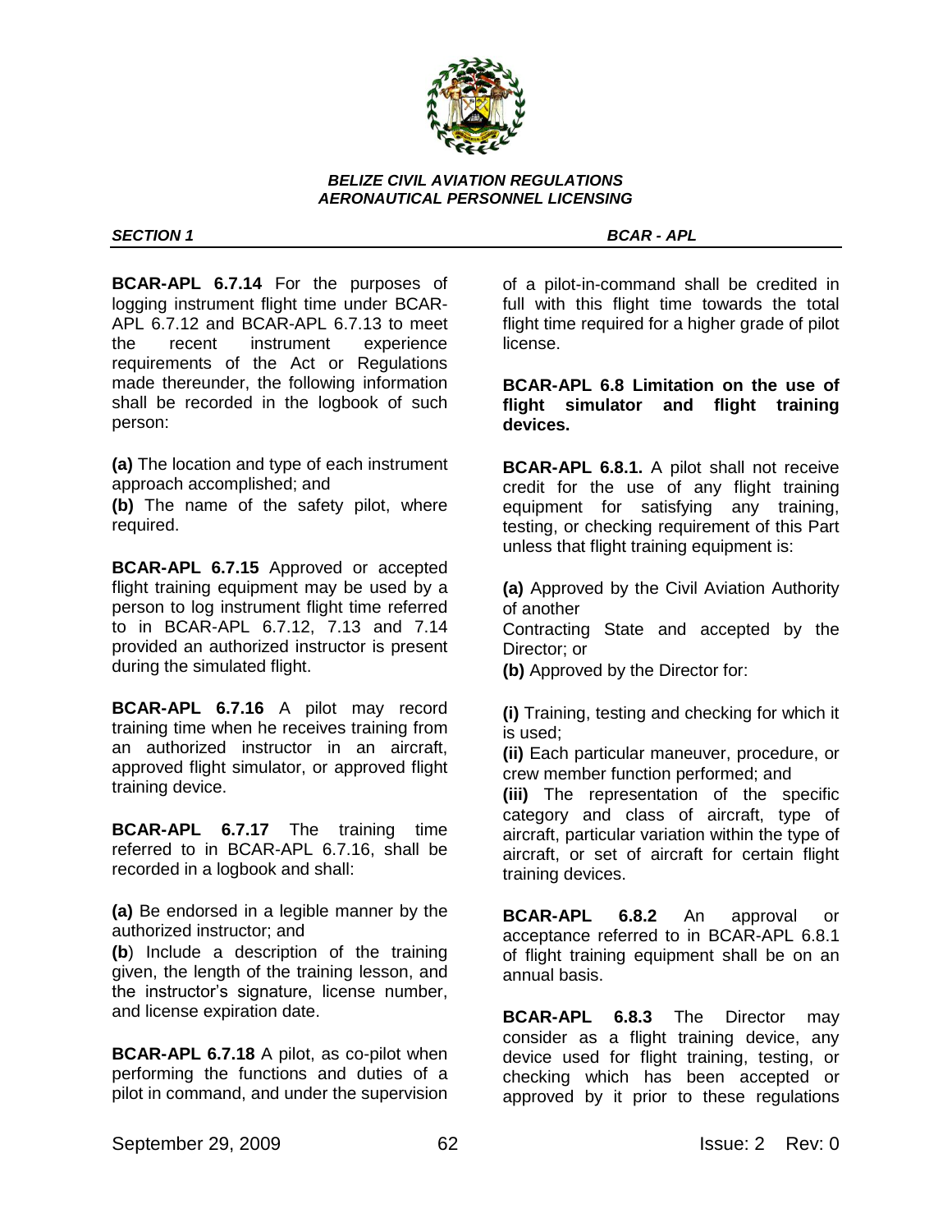**BCAR-APL 6.7.14** For the purposes of logging instrument flight time under BCAR-APL 6.7.12 and BCAR-APL 6.7.13 to meet the recent instrument experience requirements of the Act or Regulations made thereunder, the following information shall be recorded in the logbook of such person:

**(a)** The location and type of each instrument approach accomplished; and

**(b)** The name of the safety pilot, where required.

**BCAR-APL 6.7.15** Approved or accepted flight training equipment may be used by a person to log instrument flight time referred to in BCAR-APL 6.7.12, 7.13 and 7.14 provided an authorized instructor is present during the simulated flight.

**BCAR-APL 6.7.16** A pilot may record training time when he receives training from an authorized instructor in an aircraft, approved flight simulator, or approved flight training device.

**BCAR-APL 6.7.17** The training time referred to in BCAR-APL 6.7.16, shall be recorded in a logbook and shall:

**(a)** Be endorsed in a legible manner by the authorized instructor; and

**(b**) Include a description of the training given, the length of the training lesson, and the instructor's signature, license number, and license expiration date.

**BCAR-APL 6.7.18** A pilot, as co-pilot when performing the functions and duties of a pilot in command, and under the supervision of a pilot-in-command shall be credited in full with this flight time towards the total flight time required for a higher grade of pilot license.

**BCAR-APL 6.8 Limitation on the use of flight simulator and flight training devices.**

**BCAR-APL 6.8.1.** A pilot shall not receive credit for the use of any flight training equipment for satisfying any training, testing, or checking requirement of this Part unless that flight training equipment is:

**(a)** Approved by the Civil Aviation Authority of another
Contracting State and accepted by the Director; or

**(b)** Approved by the Director for:

**(i)** Training, testing and checking for which it is used;

**(ii)** Each particular maneuver, procedure, or crew member function performed; and

**(iii)** The representation of the specific category and class of aircraft, type of aircraft, particular variation within the type of aircraft, or set of aircraft for certain flight training devices.

**BCAR-APL 6.8.2** An approval or acceptance referred to in BCAR-APL 6.8.1 of flight training equipment shall be on an annual basis.

**BCAR-APL 6.8.3** The Director may consider as a flight training device, any device used for flight training, testing, or checking which has been accepted or approved by it prior to these regulations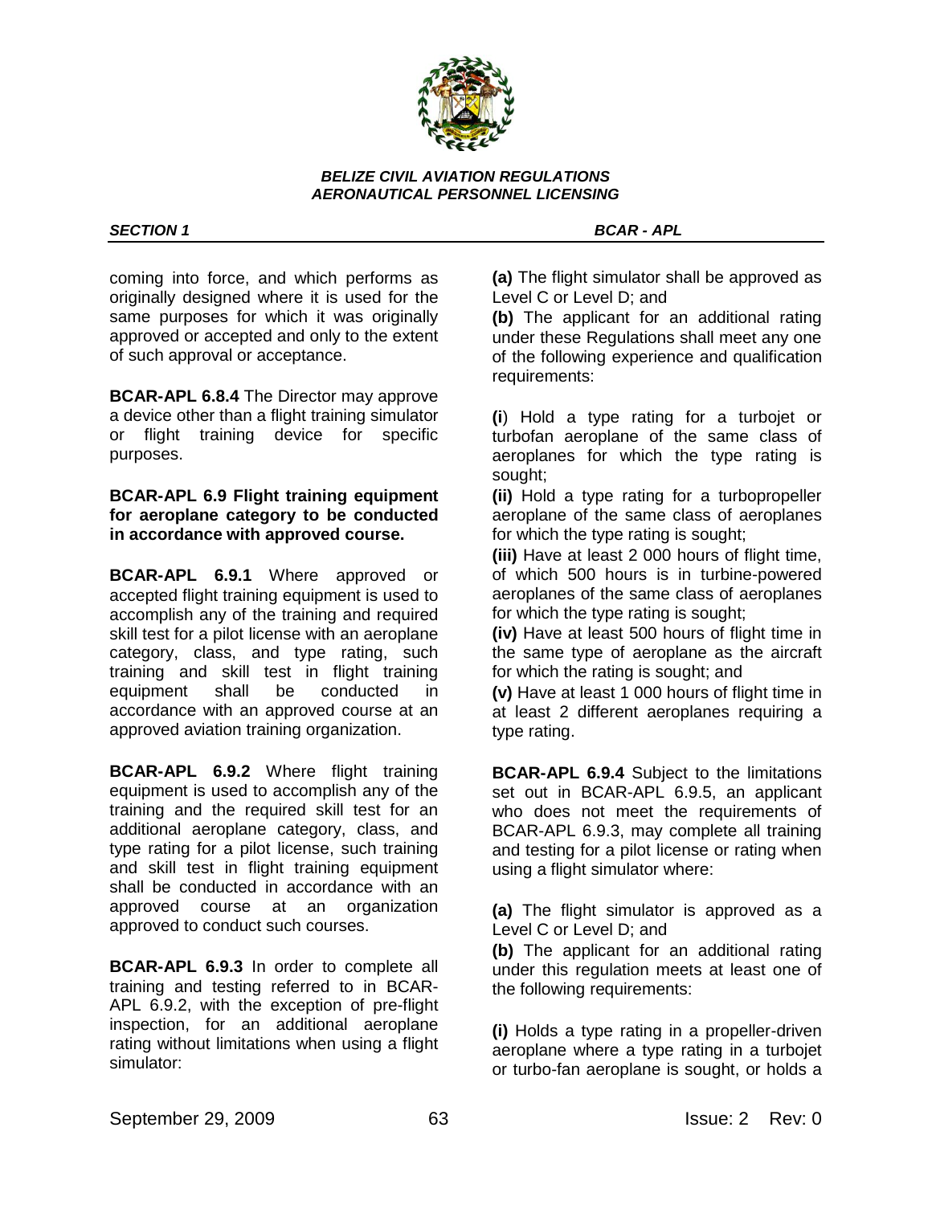coming into force, and which performs as originally designed where it is used for the same purposes for which it was originally approved or accepted and only to the extent of such approval or acceptance.

**BCAR-APL 6.8.4** The Director may approve a device other than a flight training simulator or flight training device for specific purposes.

**BCAR-APL 6.9 Flight training equipment for aeroplane category to be conducted in accordance with approved course.**

**BCAR-APL 6.9.1** Where approved or accepted flight training equipment is used to accomplish any of the training and required skill test for a pilot license with an aeroplane category, class, and type rating, such training and skill test in flight training equipment shall be conducted in accordance with an approved course at an approved aviation training organization.

**BCAR-APL 6.9.2** Where flight training equipment is used to accomplish any of the training and the required skill test for an additional aeroplane category, class, and type rating for a pilot license, such training and skill test in flight training equipment shall be conducted in accordance with an approved course at an organization approved to conduct such courses.

**BCAR-APL 6.9.3** In order to complete all training and testing referred to in BCAR-APL 6.9.2, with the exception of pre-flight inspection, for an additional aeroplane rating without limitations when using a flight simulator:

**(a)** The flight simulator shall be approved as Level C or Level D; and

**(b)** The applicant for an additional rating under these Regulations shall meet any one of the following experience and qualification requirements:

**(i)** Hold a type rating for a turbojet or turbofan aeroplane of the same class of aeroplanes for which the type rating is sought;

**(ii)** Hold a type rating for a turbopropeller aeroplane of the same class of aeroplanes for which the type rating is sought;

**(iii)** Have at least 2 000 hours of flight time, of which 500 hours is in turbine-powered aeroplanes of the same class of aeroplanes for which the type rating is sought;

**(iv)** Have at least 500 hours of flight time in the same type of aeroplane as the aircraft for which the rating is sought; and

**(v)** Have at least 1 000 hours of flight time in at least 2 different aeroplanes requiring a type rating.

**BCAR-APL 6.9.4** Subject to the limitations set out in BCAR-APL 6.9.5, an applicant who does not meet the requirements of BCAR-APL 6.9.3, may complete all training and testing for a pilot license or rating when using a flight simulator where:

**(a)** The flight simulator is approved as a Level C or Level D; and

**(b)** The applicant for an additional rating under this regulation meets at least one of the following requirements:

**(i)** Holds a type rating in a propeller-driven aeroplane where a type rating in a turbojet or turbo-fan aeroplane is sought, or holds a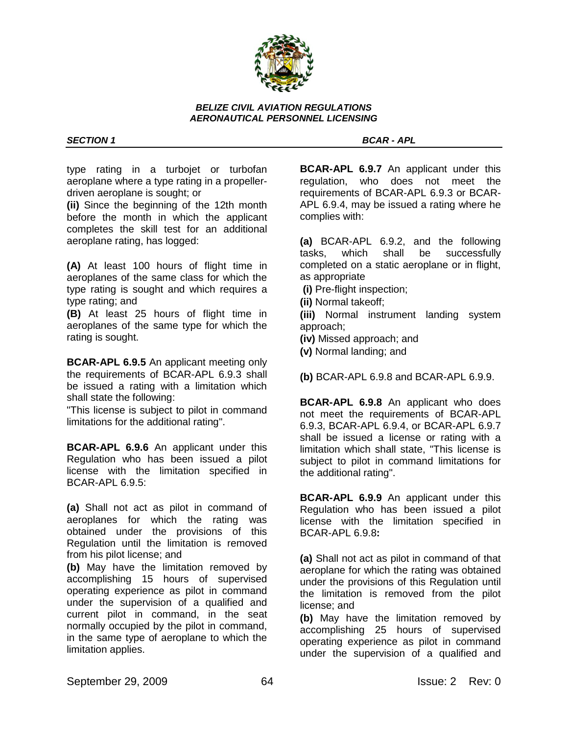type rating in a turbojet or turbofan aeroplane where a type rating in a propeller-driven aeroplane is sought; or

**(ii)** Since the beginning of the 12th month before the month in which the applicant completes the skill test for an additional aeroplane rating, has logged:

**(A)** At least 100 hours of flight time in aeroplanes of the same class for which the type rating is sought and which requires a type rating; and

**(B)** At least 25 hours of flight time in aeroplanes of the same type for which the rating is sought.

**BCAR-APL 6.9.5** An applicant meeting only the requirements of BCAR-APL 6.9.3 shall be issued a rating with a limitation which shall state the following:

"This license is subject to pilot in command limitations for the additional rating".

**BCAR-APL 6.9.6** An applicant under this Regulation who has been issued a pilot license with the limitation specified in BCAR-APL 6.9.5:

**(a)** Shall not act as pilot in command of aeroplanes for which the rating was obtained under the provisions of this Regulation until the limitation is removed from his pilot license; and

**(b)** May have the limitation removed by accomplishing 15 hours of supervised operating experience as pilot in command under the supervision of a qualified and current pilot in command, in the seat normally occupied by the pilot in command, in the same type of aeroplane to which the limitation applies.

**BCAR-APL 6.9.7** An applicant under this regulation, who does not meet the requirements of BCAR-APL 6.9.3 or BCAR-APL 6.9.4, may be issued a rating where he complies with:

**(a)** BCAR-APL 6.9.2, and the following tasks, which shall be successfully completed on a static aeroplane or in flight, as appropriate

**(i)** Pre-flight inspection;

**(ii)** Normal takeoff;

**(iii)** Normal instrument landing system approach;

**(iv)** Missed approach; and

**(v)** Normal landing; and

**(b)** BCAR-APL 6.9.8 and BCAR-APL 6.9.9.

**BCAR-APL 6.9.8** An applicant who does not meet the requirements of BCAR-APL 6.9.3, BCAR-APL 6.9.4, or BCAR-APL 6.9.7 shall be issued a license or rating with a limitation which shall state, "This license is subject to pilot in command limitations for the additional rating".

**BCAR-APL 6.9.9** An applicant under this Regulation who has been issued a pilot license with the limitation specified in BCAR-APL 6.9.8**:**

**(a)** Shall not act as pilot in command of that aeroplane for which the rating was obtained under the provisions of this Regulation until the limitation is removed from the pilot license; and

**(b)** May have the limitation removed by accomplishing 25 hours of supervised operating experience as pilot in command under the supervision of a qualified and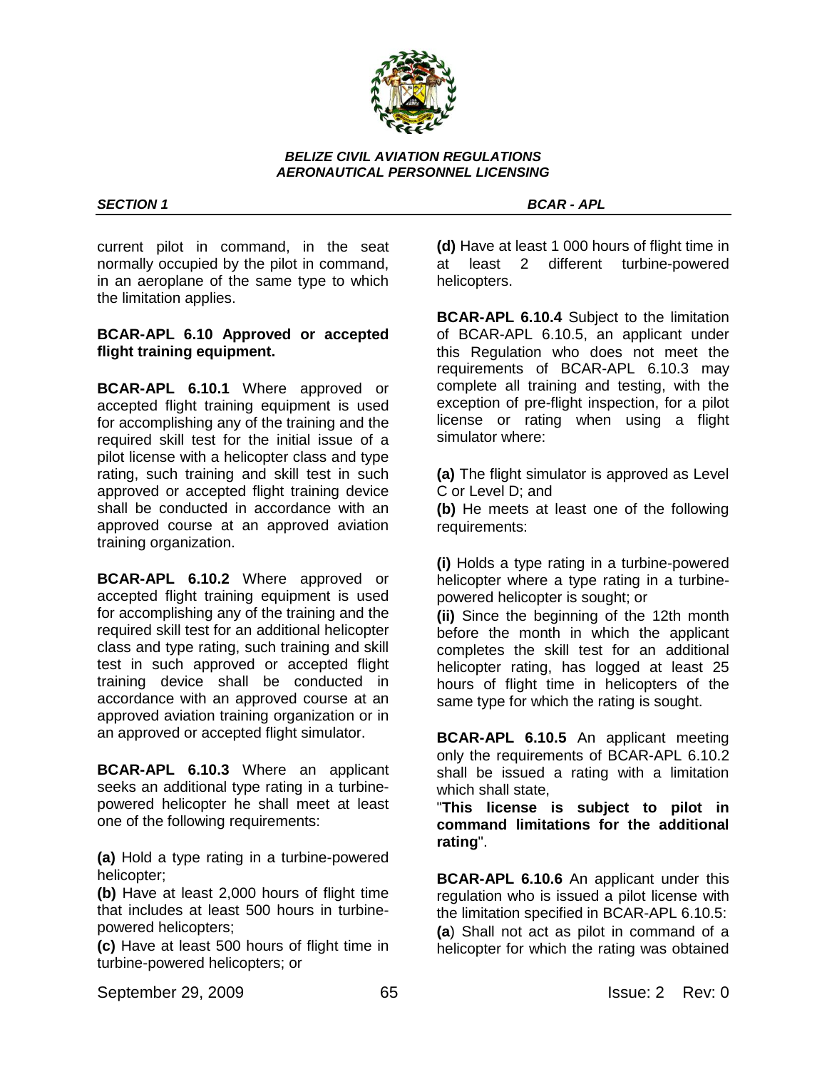current pilot in command, in the seat normally occupied by the pilot in command, in an aeroplane of the same type to which the limitation applies.

**BCAR-APL 6.10 Approved or accepted flight training equipment.**

**BCAR-APL 6.10.1** Where approved or accepted flight training equipment is used for accomplishing any of the training and the required skill test for the initial issue of a pilot license with a helicopter class and type rating, such training and skill test in such approved or accepted flight training device shall be conducted in accordance with an approved course at an approved aviation training organization.

**BCAR-APL 6.10.2** Where approved or accepted flight training equipment is used for accomplishing any of the training and the required skill test for an additional helicopter class and type rating, such training and skill test in such approved or accepted flight training device shall be conducted in accordance with an approved course at an approved aviation training organization or in an approved or accepted flight simulator.

**BCAR-APL 6.10.3** Where an applicant seeks an additional type rating in a turbine-powered helicopter he shall meet at least one of the following requirements:

**(a)** Hold a type rating in a turbine-powered helicopter;

**(b)** Have at least 2,000 hours of flight time that includes at least 500 hours in turbine-powered helicopters;

**(c)** Have at least 500 hours of flight time in turbine-powered helicopters; or

**(d)** Have at least 1 000 hours of flight time in at least 2 different turbine-powered helicopters.

**BCAR-APL 6.10.4** Subject to the limitation of BCAR-APL 6.10.5, an applicant under this Regulation who does not meet the requirements of BCAR-APL 6.10.3 may complete all training and testing, with the exception of pre-flight inspection, for a pilot license or rating when using a flight simulator where:

**(a)** The flight simulator is approved as Level C or Level D; and

**(b)** He meets at least one of the following requirements:

**(i)** Holds a type rating in a turbine-powered helicopter where a type rating in a turbine-powered helicopter is sought; or

**(ii)** Since the beginning of the 12th month before the month in which the applicant completes the skill test for an additional helicopter rating, has logged at least 25 hours of flight time in helicopters of the same type for which the rating is sought.

**BCAR-APL 6.10.5** An applicant meeting only the requirements of BCAR-APL 6.10.2 shall be issued a rating with a limitation which shall state,

"**This license is subject to pilot in command limitations for the additional rating**".

**BCAR-APL 6.10.6** An applicant under this regulation who is issued a pilot license with the limitation specified in BCAR-APL 6.10.5:

**(a**) Shall not act as pilot in command of a helicopter for which the rating was obtained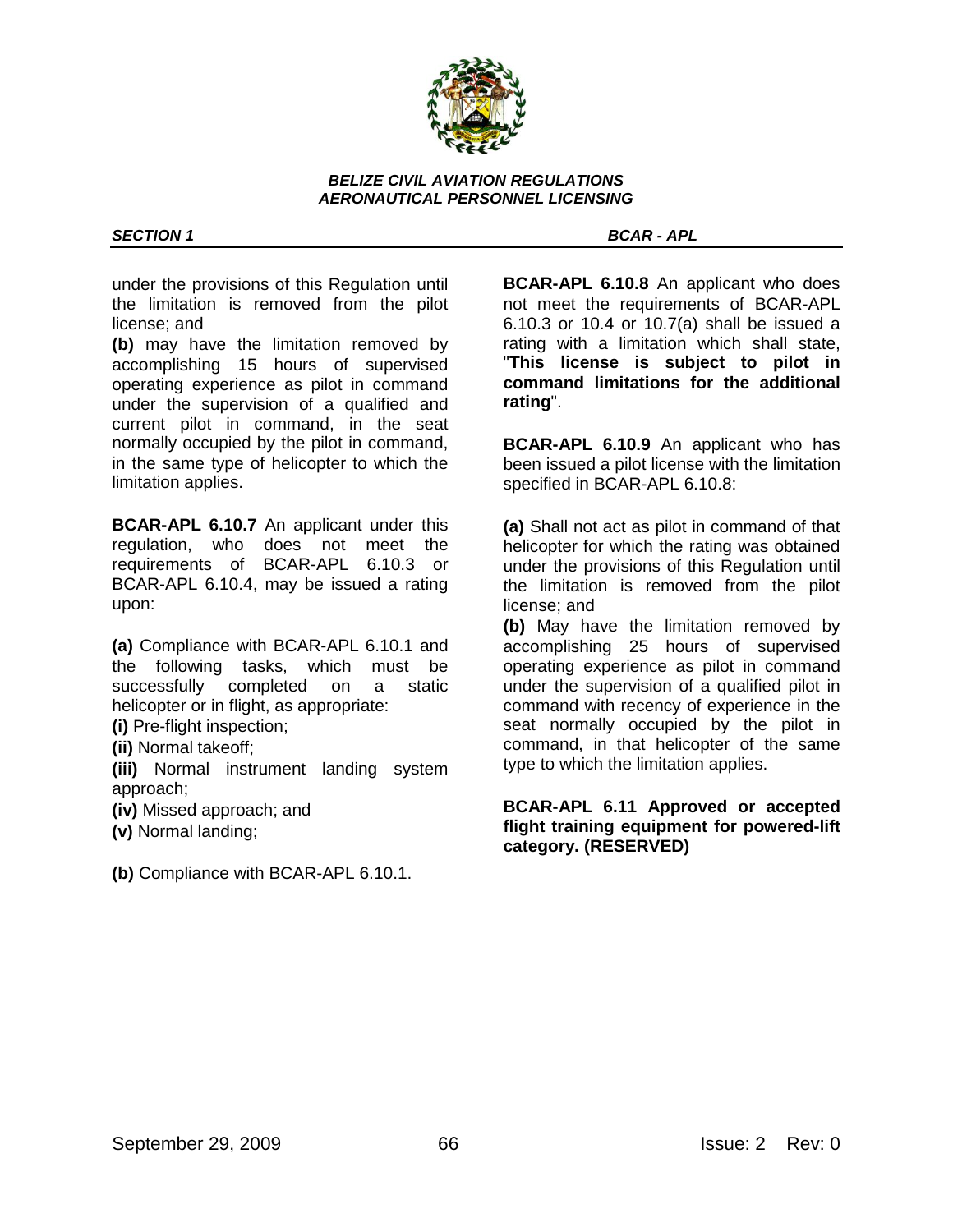under the provisions of this Regulation until the limitation is removed from the pilot license; and

**(b)** may have the limitation removed by accomplishing 15 hours of supervised operating experience as pilot in command under the supervision of a qualified and current pilot in command, in the seat normally occupied by the pilot in command, in the same type of helicopter to which the limitation applies.

**BCAR-APL 6.10.7** An applicant under this regulation, who does not meet the requirements of BCAR-APL 6.10.3 or BCAR-APL 6.10.4, may be issued a rating upon:

**(a)** Compliance with BCAR-APL 6.10.1 and the following tasks, which must be successfully completed on a static helicopter or in flight, as appropriate:

**(i)** Pre-flight inspection;

**(ii)** Normal takeoff;

**(iii)** Normal instrument landing system approach;

**(iv)** Missed approach; and

**(v)** Normal landing;

**(b)** Compliance with BCAR-APL 6.10.1.

**BCAR-APL 6.10.8** An applicant who does not meet the requirements of BCAR-APL 6.10.3 or 10.4 or 10.7(a) shall be issued a rating with a limitation which shall state, "**This license is subject to pilot in command limitations for the additional rating**".

**BCAR-APL 6.10.9** An applicant who has been issued a pilot license with the limitation specified in BCAR-APL 6.10.8:

**(a)** Shall not act as pilot in command of that helicopter for which the rating was obtained under the provisions of this Regulation until the limitation is removed from the pilot license; and

**(b)** May have the limitation removed by accomplishing 25 hours of supervised operating experience as pilot in command under the supervision of a qualified pilot in command with recency of experience in the seat normally occupied by the pilot in command, in that helicopter of the same type to which the limitation applies.

**BCAR-APL 6.11 Approved or accepted flight training equipment for powered-lift category. (RESERVED)**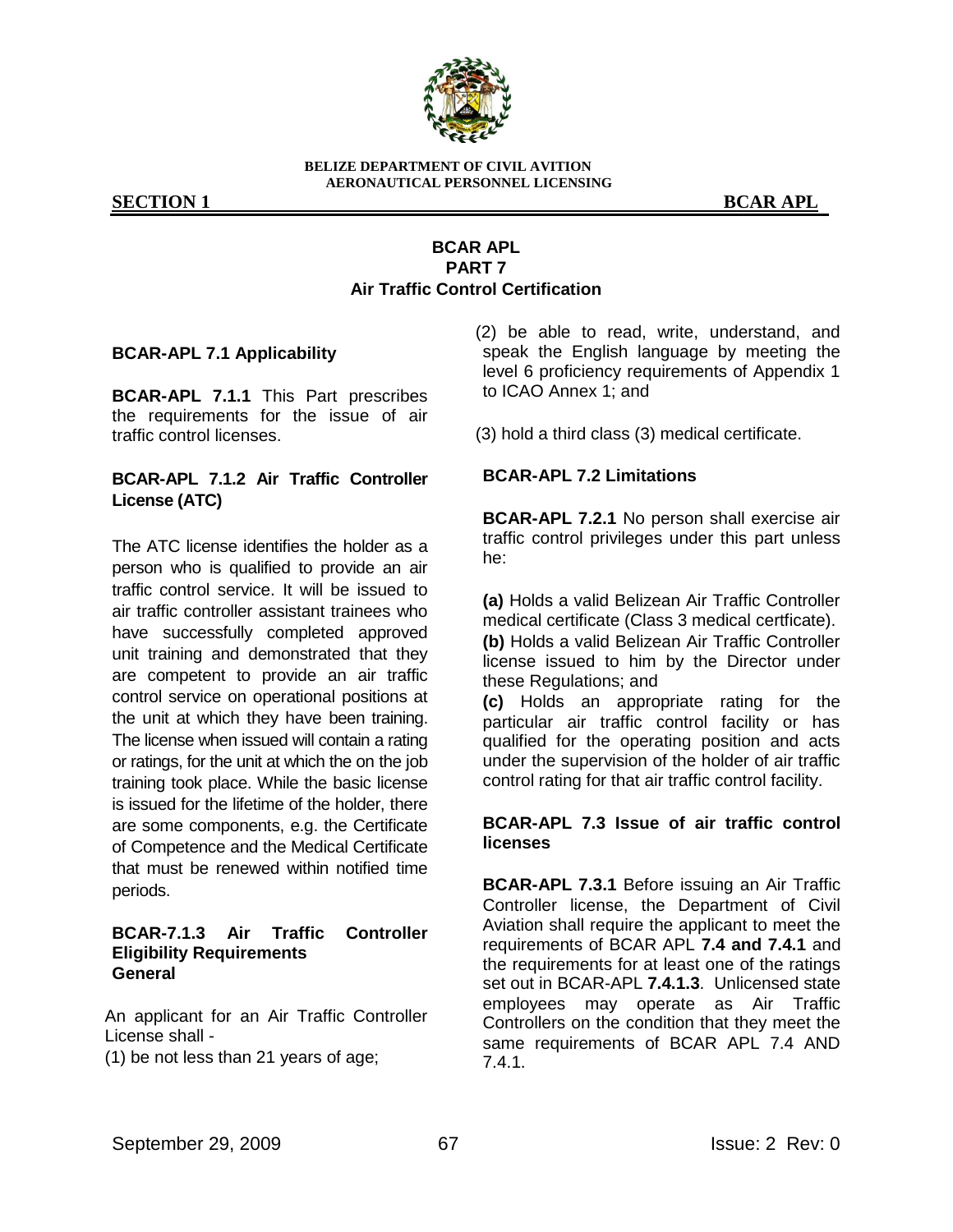# BCAR APL
## PART 7
## Air Traffic Control Certification

### BCAR-APL 7.1 Applicability

**BCAR-APL 7.1.1** This Part prescribes the requirements for the issue of air traffic control licenses.

### BCAR-APL 7.1.2 Air Traffic Controller License (ATC)

The ATC license identifies the holder as a person who is qualified to provide an air traffic control service. It will be issued to air traffic controller assistant trainees who have successfully completed approved unit training and demonstrated that they are competent to provide an air traffic control service on operational positions at the unit at which they have been training. The license when issued will contain a rating or ratings, for the unit at which the on the job training took place. While the basic license is issued for the lifetime of the holder, there are some components, e.g. the Certificate of Competence and the Medical Certificate that must be renewed within notified time periods.

### BCAR-7.1.3 Air Traffic Controller Eligibility Requirements General

An applicant for an Air Traffic Controller License shall -

(1) be not less than 21 years of age;

(2) be able to read, write, understand, and speak the English language by meeting the level 6 proficiency requirements of Appendix 1 to ICAO Annex 1; and

(3) hold a third class (3) medical certificate.

### BCAR-APL 7.2 Limitations

**BCAR-APL 7.2.1** No person shall exercise air traffic control privileges under this part unless he:

**(a)** Holds a valid Belizean Air Traffic Controller medical certificate (Class 3 medical certficate).

**(b)** Holds a valid Belizean Air Traffic Controller license issued to him by the Director under these Regulations; and

**(c)** Holds an appropriate rating for the particular air traffic control facility or has qualified for the operating position and acts under the supervision of the holder of air traffic control rating for that air traffic control facility.

### BCAR-APL 7.3 Issue of air traffic control licenses

**BCAR-APL 7.3.1** Before issuing an Air Traffic Controller license, the Department of Civil Aviation shall require the applicant to meet the requirements of BCAR APL **7.4 and 7.4.1** and the requirements for at least one of the ratings set out in BCAR-APL **7.4.1.3**. Unlicensed state employees may operate as Air Traffic Controllers on the condition that they meet the same requirements of BCAR APL 7.4 AND 7.4.1.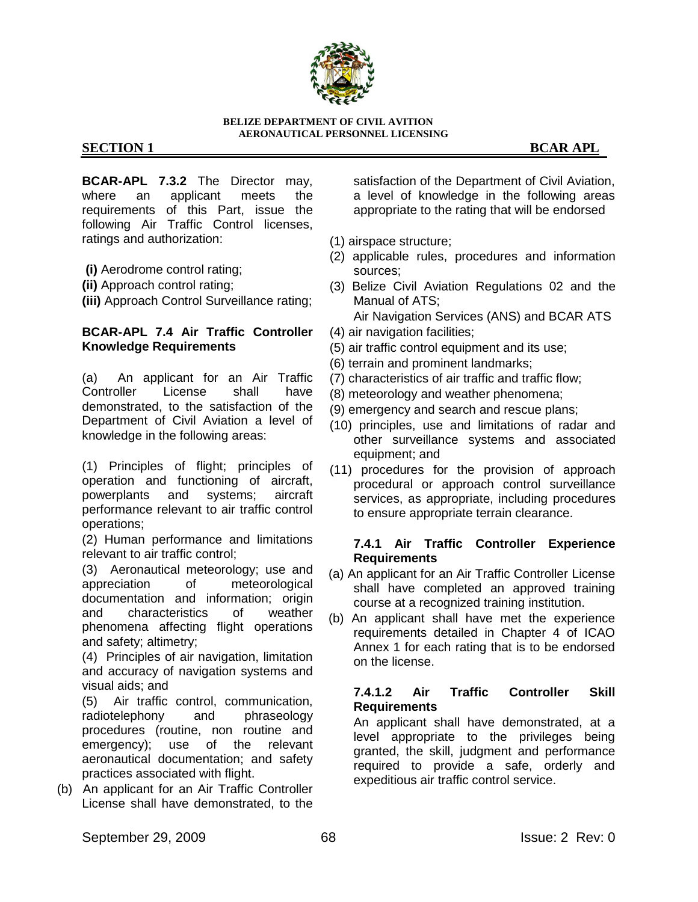**BCAR-APL 7.3.2** The Director may, where an applicant meets the requirements of this Part, issue the following Air Traffic Control licenses, ratings and authorization:

**(i)** Aerodrome control rating;
**(ii)** Approach control rating;
**(iii)** Approach Control Surveillance rating;

**BCAR-APL 7.4 Air Traffic Controller Knowledge Requirements**

(a) An applicant for an Air Traffic Controller License shall have demonstrated, to the satisfaction of the Department of Civil Aviation a level of knowledge in the following areas:

(1) Principles of flight; principles of operation and functioning of aircraft, powerplants and systems; aircraft performance relevant to air traffic control operations;

(2) Human performance and limitations relevant to air traffic control;

(3) Aeronautical meteorology; use and appreciation of meteorological documentation and information; origin and characteristics of weather phenomena affecting flight operations and safety; altimetry;

(4) Principles of air navigation, limitation and accuracy of navigation systems and visual aids; and

(5) Air traffic control, communication, radiotelephony and phraseology procedures (routine, non routine and emergency); use of the relevant aeronautical documentation; and safety practices associated with flight.

(b) An applicant for an Air Traffic Controller License shall have demonstrated, to the satisfaction of the Department of Civil Aviation, a level of knowledge in the following areas appropriate to the rating that will be endorsed

(1) airspace structure;
(2) applicable rules, procedures and information sources;
(3) Belize Civil Aviation Regulations 02 and the Manual of ATS;
Air Navigation Services (ANS) and BCAR ATS
(4) air navigation facilities;
(5) air traffic control equipment and its use;
(6) terrain and prominent landmarks;
(7) characteristics of air traffic and traffic flow;
(8) meteorology and weather phenomena;
(9) emergency and search and rescue plans;
(10) principles, use and limitations of radar and other surveillance systems and associated equipment; and
(11) procedures for the provision of approach procedural or approach control surveillance services, as appropriate, including procedures to ensure appropriate terrain clearance.

**7.4.1 Air Traffic Controller Experience Requirements**

(a) An applicant for an Air Traffic Controller License shall have completed an approved training course at a recognized training institution.

(b) An applicant shall have met the experience requirements detailed in Chapter 4 of ICAO Annex 1 for each rating that is to be endorsed on the license.

**7.4.1.2 Air Traffic Controller Skill Requirements**

An applicant shall have demonstrated, at a level appropriate to the privileges being granted, the skill, judgment and performance required to provide a safe, orderly and expeditious air traffic control service.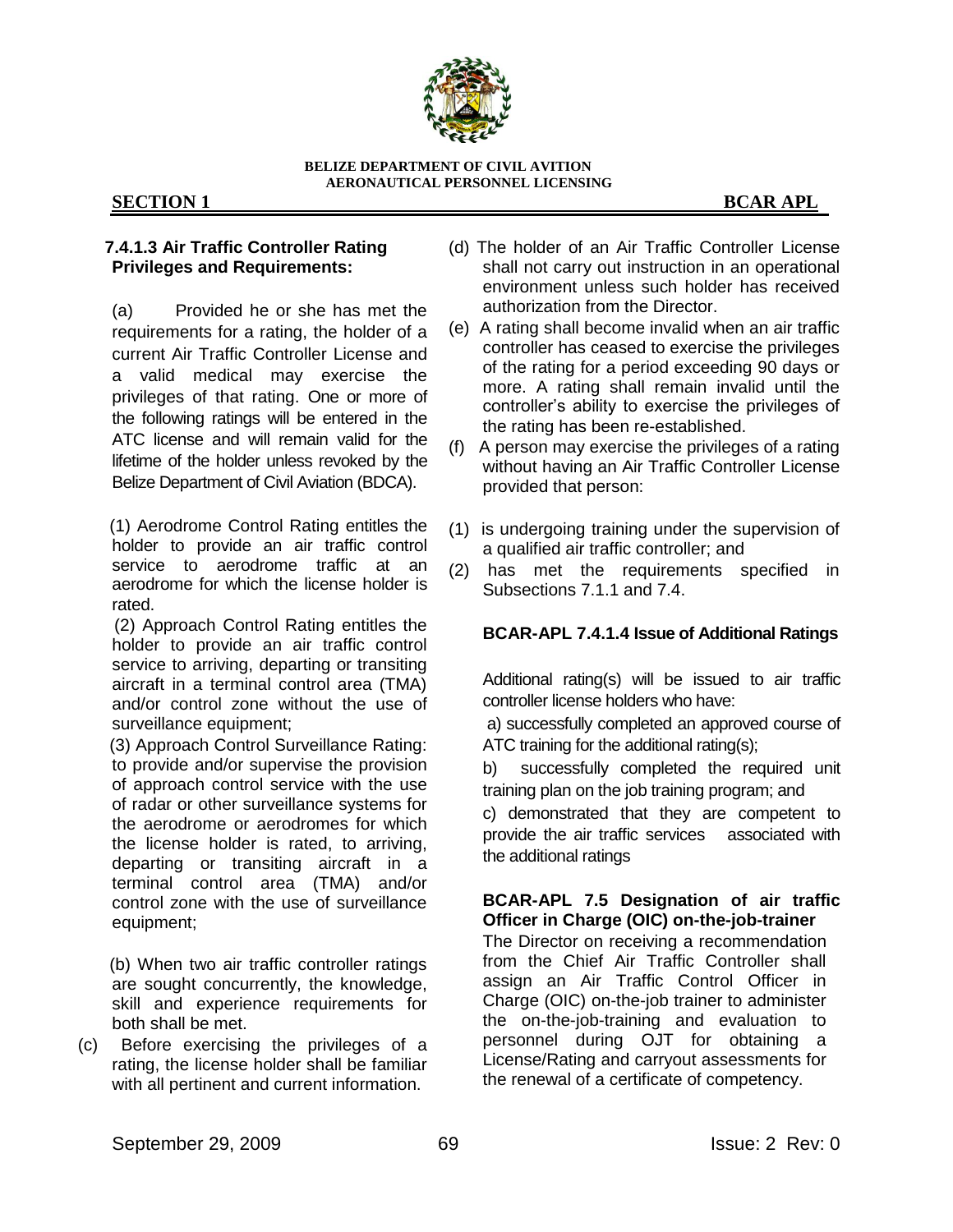#### 7.4.1.3 Air Traffic Controller Rating Privileges and Requirements:

(a) Provided he or she has met the requirements for a rating, the holder of a current Air Traffic Controller License and a valid medical may exercise the privileges of that rating. One or more of the following ratings will be entered in the ATC license and will remain valid for the lifetime of the holder unless revoked by the Belize Department of Civil Aviation (BDCA).

(1) Aerodrome Control Rating entitles the holder to provide an air traffic control service to aerodrome traffic at an aerodrome for which the license holder is rated.

(2) Approach Control Rating entitles the holder to provide an air traffic control service to arriving, departing or transiting aircraft in a terminal control area (TMA) and/or control zone without the use of surveillance equipment;

(3) Approach Control Surveillance Rating: to provide and/or supervise the provision of approach control service with the use of radar or other surveillance systems for the aerodrome or aerodromes for which the license holder is rated, to arriving, departing or transiting aircraft in a terminal control area (TMA) and/or control zone with the use of surveillance equipment;

(b) When two air traffic controller ratings are sought concurrently, the knowledge, skill and experience requirements for both shall be met.

(c) Before exercising the privileges of a rating, the license holder shall be familiar with all pertinent and current information.

(d) The holder of an Air Traffic Controller License shall not carry out instruction in an operational environment unless such holder has received authorization from the Director.

(e) A rating shall become invalid when an air traffic controller has ceased to exercise the privileges of the rating for a period exceeding 90 days or more. A rating shall remain invalid until the controller's ability to exercise the privileges of the rating has been re-established.

(f) A person may exercise the privileges of a rating without having an Air Traffic Controller License provided that person:

(1) is undergoing training under the supervision of a qualified air traffic controller; and

(2) has met the requirements specified in Subsections 7.1.1 and 7.4.

#### BCAR-APL 7.4.1.4 Issue of Additional Ratings

Additional rating(s) will be issued to air traffic controller license holders who have:

a) successfully completed an approved course of ATC training for the additional rating(s);

b) successfully completed the required unit training plan on the job training program; and

c) demonstrated that they are competent to provide the air traffic services associated with the additional ratings

#### BCAR-APL 7.5 Designation of air traffic Officer in Charge (OIC) on-the-job-trainer

The Director on receiving a recommendation from the Chief Air Traffic Controller shall assign an Air Traffic Control Officer in Charge (OIC) on-the-job trainer to administer the on-the-job-training and evaluation to personnel during OJT for obtaining a License/Rating and carryout assessments for the renewal of a certificate of competency.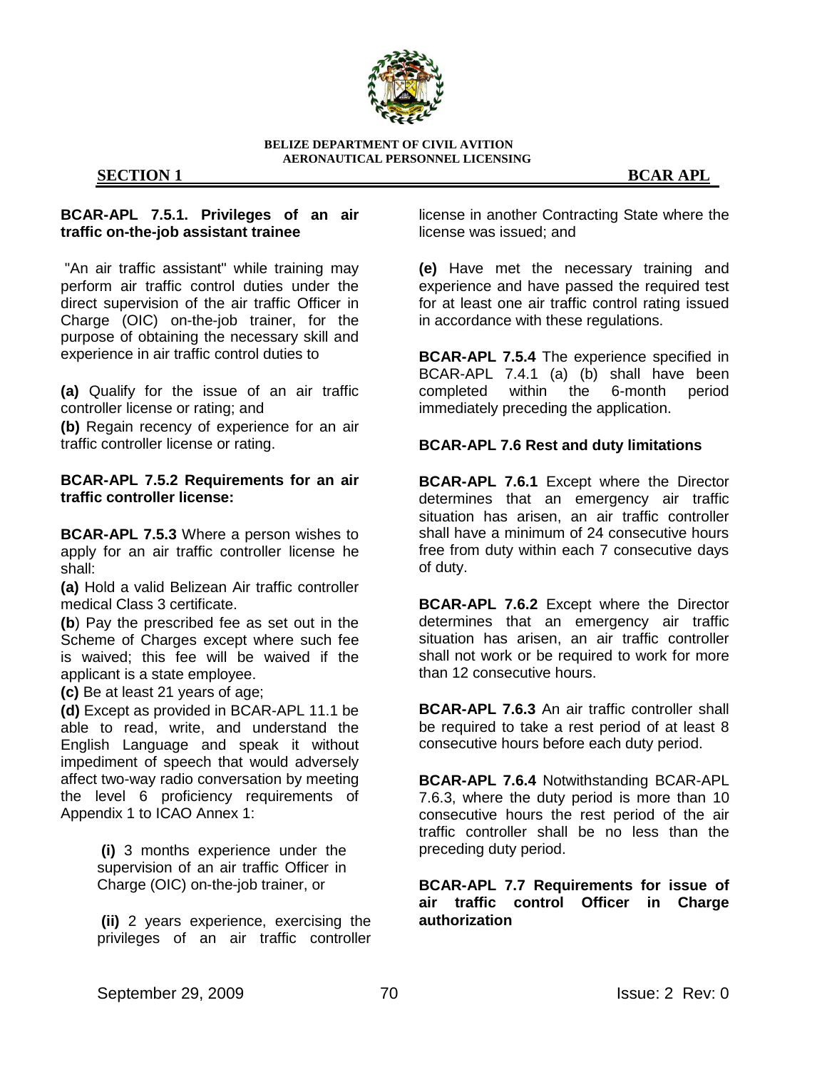**BCAR-APL 7.5.1. Privileges of an air traffic on-the-job assistant trainee**

"An air traffic assistant" while training may perform air traffic control duties under the direct supervision of the air traffic Officer in Charge (OIC) on-the-job trainer, for the purpose of obtaining the necessary skill and experience in air traffic control duties to

**(a)** Qualify for the issue of an air traffic controller license or rating; and

**(b)** Regain recency of experience for an air traffic controller license or rating.

**BCAR-APL 7.5.2 Requirements for an air traffic controller license:**

**BCAR-APL 7.5.3** Where a person wishes to apply for an air traffic controller license he shall:

**(a)** Hold a valid Belizean Air traffic controller medical Class 3 certificate.

**(b)** Pay the prescribed fee as set out in the Scheme of Charges except where such fee is waived; this fee will be waived if the applicant is a state employee.

**(c)** Be at least 21 years of age;

**(d)** Except as provided in BCAR-APL 11.1 be able to read, write, and understand the English Language and speak it without impediment of speech that would adversely affect two-way radio conversation by meeting the level 6 proficiency requirements of Appendix 1 to ICAO Annex 1:

> **(i)** 3 months experience under the supervision of an air traffic Officer in Charge (OIC) on-the-job trainer, or
>
> **(ii)** 2 years experience, exercising the privileges of an air traffic controller license in another Contracting State where the license was issued; and

**(e)** Have met the necessary training and experience and have passed the required test for at least one air traffic control rating issued in accordance with these regulations.

**BCAR-APL 7.5.4** The experience specified in BCAR-APL 7.4.1 (a) (b) shall have been completed within the 6-month period immediately preceding the application.

**BCAR-APL 7.6 Rest and duty limitations**

**BCAR-APL 7.6.1** Except where the Director determines that an emergency air traffic situation has arisen, an air traffic controller shall have a minimum of 24 consecutive hours free from duty within each 7 consecutive days of duty.

**BCAR-APL 7.6.2** Except where the Director determines that an emergency air traffic situation has arisen, an air traffic controller shall not work or be required to work for more than 12 consecutive hours.

**BCAR-APL 7.6.3** An air traffic controller shall be required to take a rest period of at least 8 consecutive hours before each duty period.

**BCAR-APL 7.6.4** Notwithstanding BCAR-APL 7.6.3, where the duty period is more than 10 consecutive hours the rest period of the air traffic controller shall be no less than the preceding duty period.

**BCAR-APL 7.7 Requirements for issue of air traffic control Officer in Charge authorization**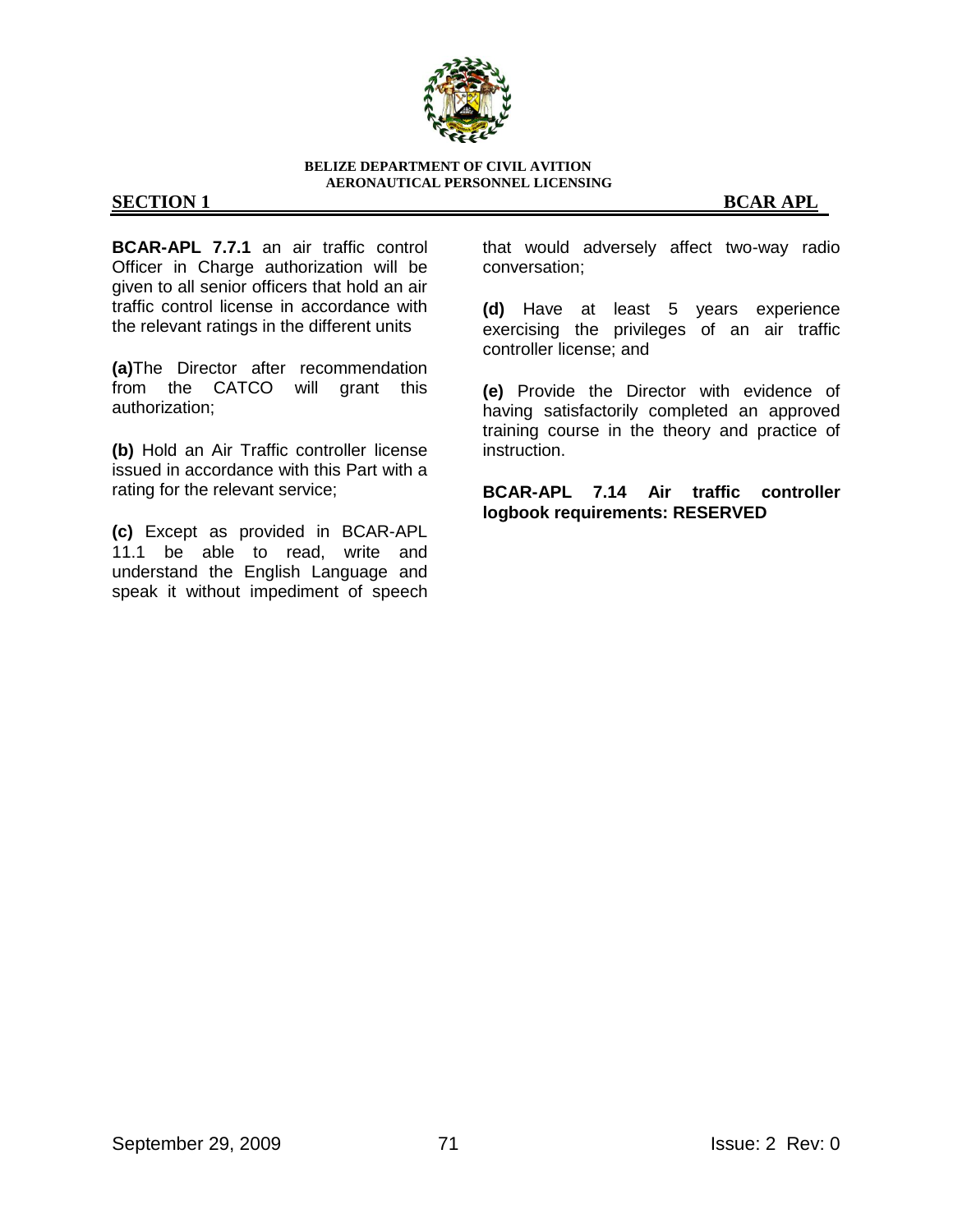**BCAR-APL 7.7.1** an air traffic control Officer in Charge authorization will be given to all senior officers that hold an air traffic control license in accordance with the relevant ratings in the different units

**(a)**The Director after recommendation from the CATCO will grant this authorization;

**(b)** Hold an Air Traffic controller license issued in accordance with this Part with a rating for the relevant service;

**(c)** Except as provided in BCAR-APL 11.1 be able to read, write and understand the English Language and speak it without impediment of speech that would adversely affect two-way radio conversation;

**(d)** Have at least 5 years experience exercising the privileges of an air traffic controller license; and

**(e)** Provide the Director with evidence of having satisfactorily completed an approved training course in the theory and practice of instruction.

**BCAR-APL 7.14 Air traffic controller logbook requirements: RESERVED**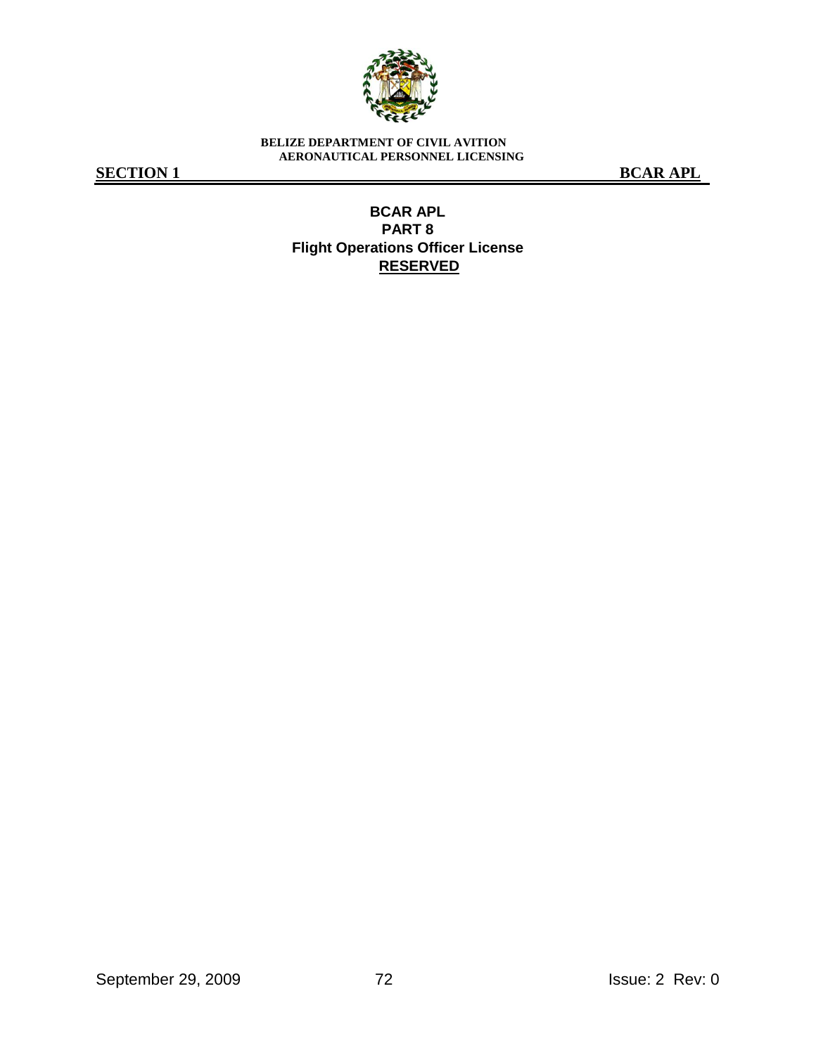# BCAR APL
## PART 8
## Flight Operations Officer License
**RESERVED**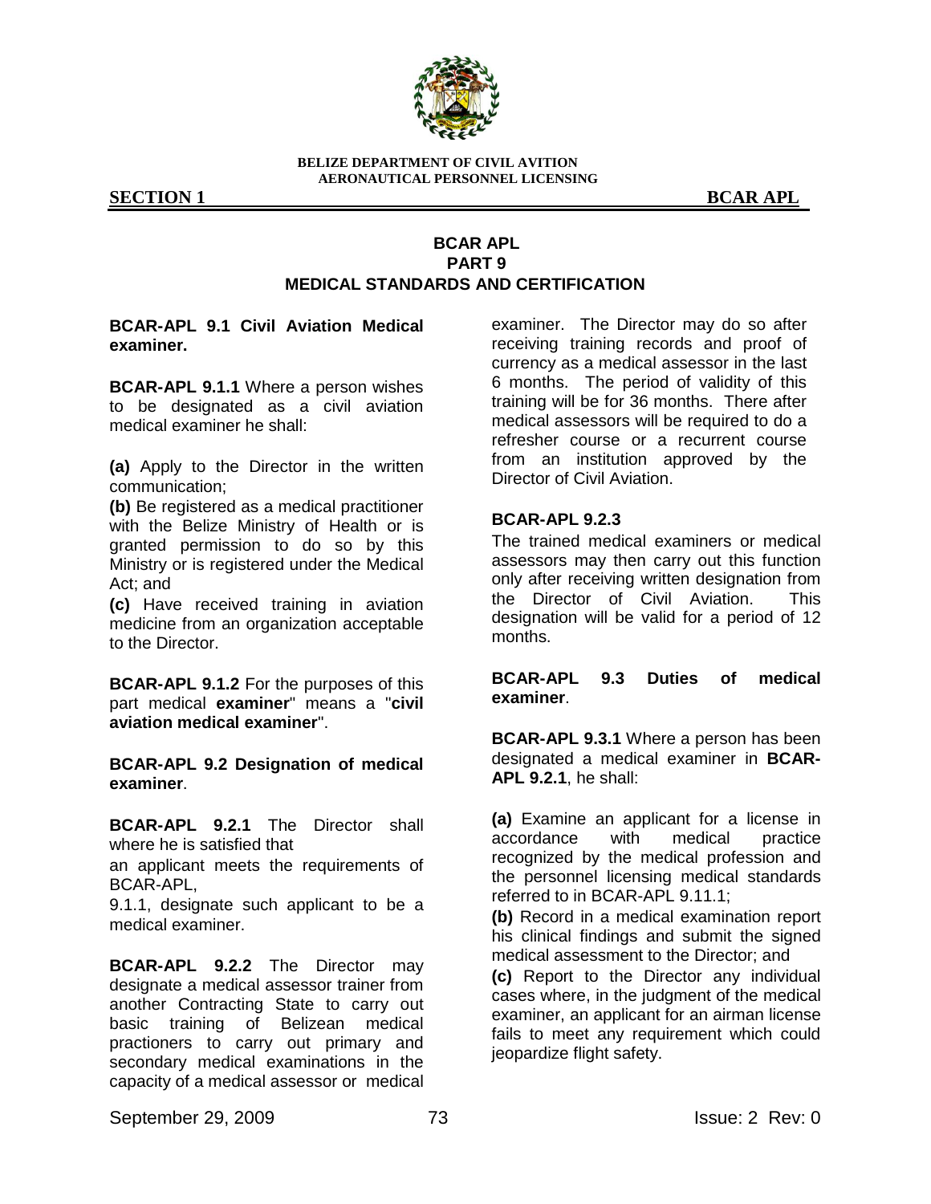# BCAR APL
## PART 9
## MEDICAL STANDARDS AND CERTIFICATION

**BCAR-APL 9.1 Civil Aviation Medical examiner.**

**BCAR-APL 9.1.1** Where a person wishes to be designated as a civil aviation medical examiner he shall:

**(a)** Apply to the Director in the written communication;
**(b)** Be registered as a medical practitioner with the Belize Ministry of Health or is granted permission to do so by this Ministry or is registered under the Medical Act; and
**(c)** Have received training in aviation medicine from an organization acceptable to the Director.

**BCAR-APL 9.1.2** For the purposes of this part medical **examiner**" means a "**civil aviation medical examiner**".

**BCAR-APL 9.2 Designation of medical examiner**.

**BCAR-APL 9.2.1** The Director shall where he is satisfied that
an applicant meets the requirements of BCAR-APL,
9.1.1, designate such applicant to be a medical examiner.

**BCAR-APL 9.2.2** The Director may designate a medical assessor trainer from another Contracting State to carry out basic training of Belizean medical practioners to carry out primary and secondary medical examinations in the capacity of a medical assessor or medical examiner. The Director may do so after receiving training records and proof of currency as a medical assessor in the last 6 months. The period of validity of this training will be for 36 months. There after medical assessors will be required to do a refresher course or a recurrent course from an institution approved by the Director of Civil Aviation.

**BCAR-APL 9.2.3**
The trained medical examiners or medical assessors may then carry out this function only after receiving written designation from the Director of Civil Aviation. This designation will be valid for a period of 12 months.

**BCAR-APL 9.3 Duties of medical examiner**.

**BCAR-APL 9.3.1** Where a person has been designated a medical examiner in **BCAR-APL 9.2.1**, he shall:

**(a)** Examine an applicant for a license in accordance with medical practice recognized by the medical profession and the personnel licensing medical standards referred to in BCAR-APL 9.11.1;
**(b)** Record in a medical examination report his clinical findings and submit the signed medical assessment to the Director; and
**(c)** Report to the Director any individual cases where, in the judgment of the medical examiner, an applicant for an airman license fails to meet any requirement which could jeopardize flight safety.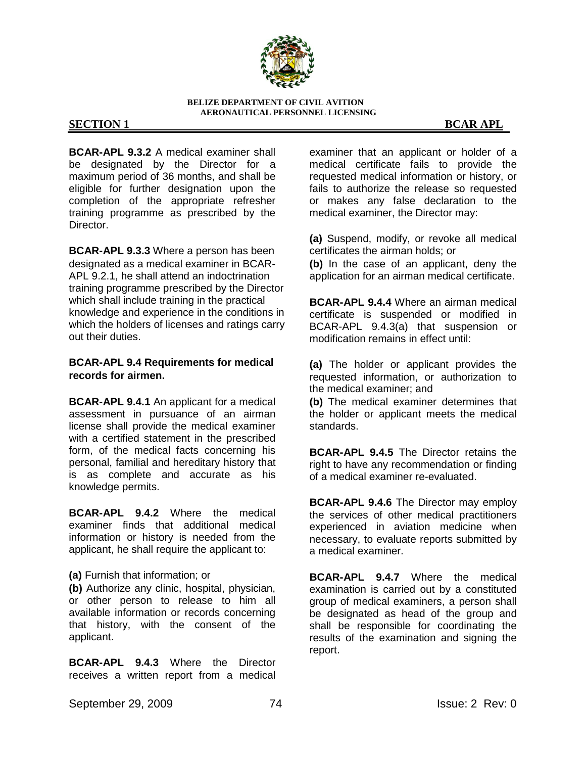**BCAR-APL 9.3.2** A medical examiner shall be designated by the Director for a maximum period of 36 months, and shall be eligible for further designation upon the completion of the appropriate refresher training programme as prescribed by the Director.

**BCAR-APL 9.3.3** Where a person has been designated as a medical examiner in BCAR-APL 9.2.1, he shall attend an indoctrination training programme prescribed by the Director which shall include training in the practical knowledge and experience in the conditions in which the holders of licenses and ratings carry out their duties.

**BCAR-APL 9.4 Requirements for medical records for airmen.**

**BCAR-APL 9.4.1** An applicant for a medical assessment in pursuance of an airman license shall provide the medical examiner with a certified statement in the prescribed form, of the medical facts concerning his personal, familial and hereditary history that is as complete and accurate as his knowledge permits.

**BCAR-APL 9.4.2** Where the medical examiner finds that additional medical information or history is needed from the applicant, he shall require the applicant to:

**(a)** Furnish that information; or

**(b)** Authorize any clinic, hospital, physician, or other person to release to him all available information or records concerning that history, with the consent of the applicant.

**BCAR-APL 9.4.3** Where the Director receives a written report from a medical examiner that an applicant or holder of a medical certificate fails to provide the requested medical information or history, or fails to authorize the release so requested or makes any false declaration to the medical examiner, the Director may:

**(a)** Suspend, modify, or revoke all medical certificates the airman holds; or

**(b)** In the case of an applicant, deny the application for an airman medical certificate.

**BCAR-APL 9.4.4** Where an airman medical certificate is suspended or modified in BCAR-APL 9.4.3(a) that suspension or modification remains in effect until:

**(a)** The holder or applicant provides the requested information, or authorization to the medical examiner; and

**(b)** The medical examiner determines that the holder or applicant meets the medical standards.

**BCAR-APL 9.4.5** The Director retains the right to have any recommendation or finding of a medical examiner re-evaluated.

**BCAR-APL 9.4.6** The Director may employ the services of other medical practitioners experienced in aviation medicine when necessary, to evaluate reports submitted by a medical examiner.

**BCAR-APL 9.4.7** Where the medical examination is carried out by a constituted group of medical examiners, a person shall be designated as head of the group and shall be responsible for coordinating the results of the examination and signing the report.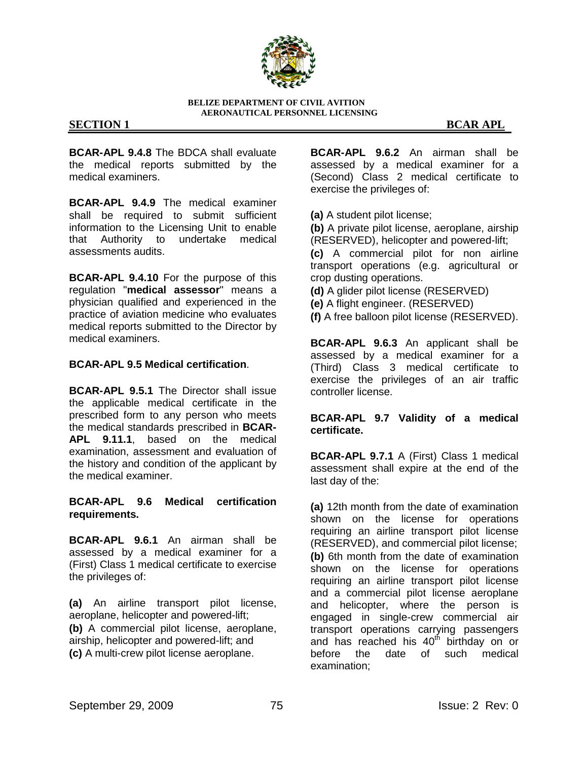**BCAR-APL 9.4.8** The BDCA shall evaluate the medical reports submitted by the medical examiners.

**BCAR-APL 9.4.9** The medical examiner shall be required to submit sufficient information to the Licensing Unit to enable that Authority to undertake medical assessments audits.

**BCAR-APL 9.4.10** For the purpose of this regulation "**medical assessor**" means a physician qualified and experienced in the practice of aviation medicine who evaluates medical reports submitted to the Director by medical examiners.

**BCAR-APL 9.5 Medical certification**.

**BCAR-APL 9.5.1** The Director shall issue the applicable medical certificate in the prescribed form to any person who meets the medical standards prescribed in **BCAR-APL 9.11.1**, based on the medical examination, assessment and evaluation of the history and condition of the applicant by the medical examiner.

**BCAR-APL 9.6 Medical certification requirements.**

**BCAR-APL 9.6.1** An airman shall be assessed by a medical examiner for a (First) Class 1 medical certificate to exercise the privileges of:

**(a)** An airline transport pilot license, aeroplane, helicopter and powered-lift;
**(b)** A commercial pilot license, aeroplane, airship, helicopter and powered-lift; and
**(c)** A multi-crew pilot license aeroplane.

**BCAR-APL 9.6.2** An airman shall be assessed by a medical examiner for a (Second) Class 2 medical certificate to exercise the privileges of:

**(a)** A student pilot license;
**(b)** A private pilot license, aeroplane, airship (RESERVED), helicopter and powered-lift;
**(c)** A commercial pilot for non airline transport operations (e.g. agricultural or crop dusting operations.
**(d)** A glider pilot license (RESERVED)
**(e)** A flight engineer. (RESERVED)
**(f)** A free balloon pilot license (RESERVED).

**BCAR-APL 9.6.3** An applicant shall be assessed by a medical examiner for a (Third) Class 3 medical certificate to exercise the privileges of an air traffic controller license.

**BCAR-APL 9.7 Validity of a medical certificate.**

**BCAR-APL 9.7.1** A (First) Class 1 medical assessment shall expire at the end of the last day of the:

**(a)** 12th month from the date of examination shown on the license for operations requiring an airline transport pilot license (RESERVED), and commercial pilot license;
**(b)** 6th month from the date of examination shown on the license for operations requiring an airline transport pilot license and a commercial pilot license aeroplane and helicopter, where the person is engaged in single-crew commercial air transport operations carrying passengers and has reached his 40th birthday on or before the date of such medical examination;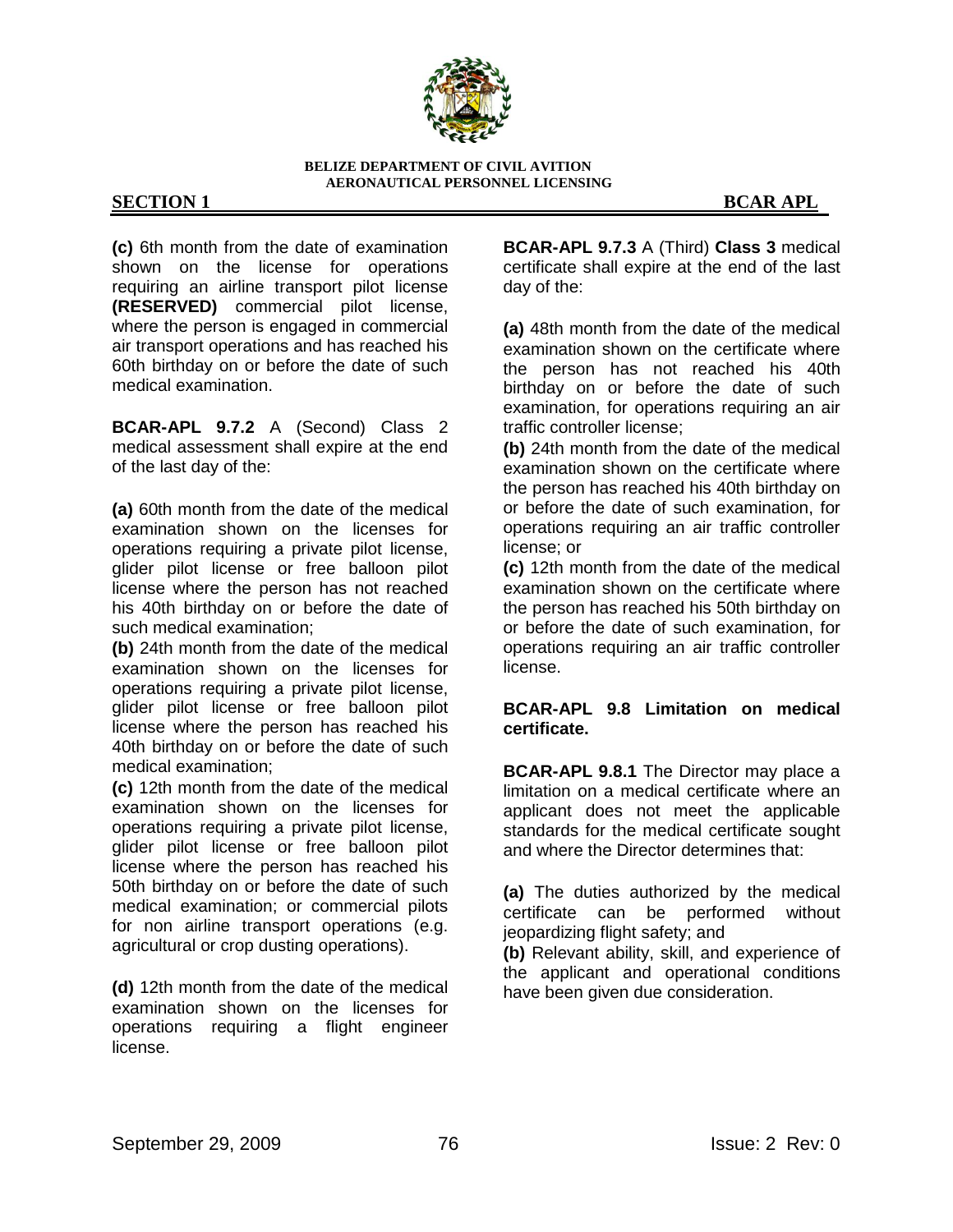**(c)** 6th month from the date of examination shown on the license for operations requiring an airline transport pilot license **(RESERVED)** commercial pilot license, where the person is engaged in commercial air transport operations and has reached his 60th birthday on or before the date of such medical examination.

**BCAR-APL 9.7.2** A (Second) Class 2 medical assessment shall expire at the end of the last day of the:

**(a)** 60th month from the date of the medical examination shown on the licenses for operations requiring a private pilot license, glider pilot license or free balloon pilot license where the person has not reached his 40th birthday on or before the date of such medical examination;

**(b)** 24th month from the date of the medical examination shown on the licenses for operations requiring a private pilot license, glider pilot license or free balloon pilot license where the person has reached his 40th birthday on or before the date of such medical examination;

**(c)** 12th month from the date of the medical examination shown on the licenses for operations requiring a private pilot license, glider pilot license or free balloon pilot license where the person has reached his 50th birthday on or before the date of such medical examination; or commercial pilots for non airline transport operations (e.g. agricultural or crop dusting operations).

**(d)** 12th month from the date of the medical examination shown on the licenses for operations requiring a flight engineer license.

**BCAR-APL 9.7.3** A (Third) **Class 3** medical certificate shall expire at the end of the last day of the:

**(a)** 48th month from the date of the medical examination shown on the certificate where the person has not reached his 40th birthday on or before the date of such examination, for operations requiring an air traffic controller license;

**(b)** 24th month from the date of the medical examination shown on the certificate where the person has reached his 40th birthday on or before the date of such examination, for operations requiring an air traffic controller license; or

**(c)** 12th month from the date of the medical examination shown on the certificate where the person has reached his 50th birthday on or before the date of such examination, for operations requiring an air traffic controller license.

**BCAR-APL 9.8 Limitation on medical certificate.**

**BCAR-APL 9.8.1** The Director may place a limitation on a medical certificate where an applicant does not meet the applicable standards for the medical certificate sought and where the Director determines that:

**(a)** The duties authorized by the medical certificate can be performed without jeopardizing flight safety; and

**(b)** Relevant ability, skill, and experience of the applicant and operational conditions have been given due consideration.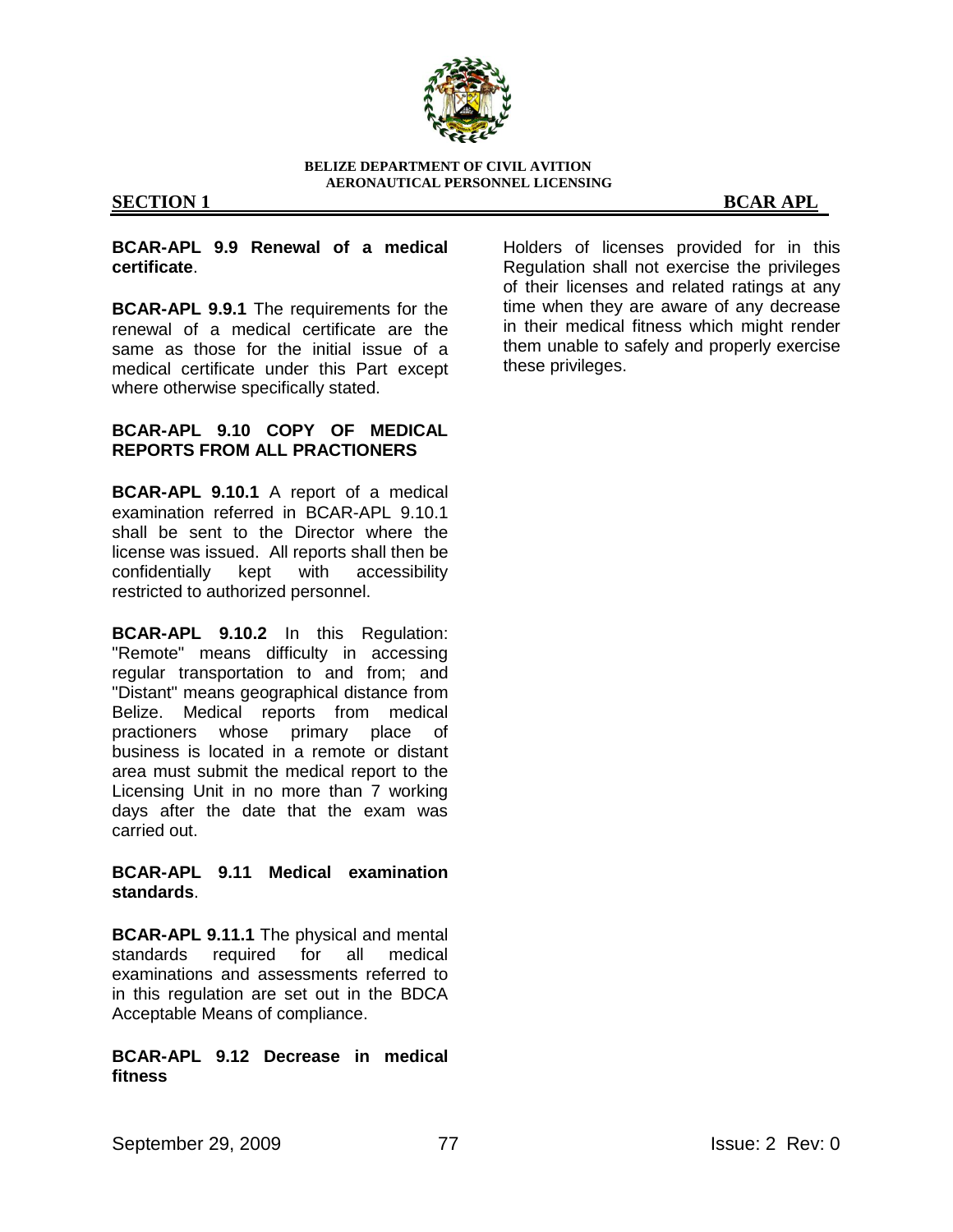**BCAR-APL 9.9 Renewal of a medical certificate**.

**BCAR-APL 9.9.1** The requirements for the renewal of a medical certificate are the same as those for the initial issue of a medical certificate under this Part except where otherwise specifically stated.

**BCAR-APL 9.10 COPY OF MEDICAL REPORTS FROM ALL PRACTIONERS**

**BCAR-APL 9.10.1** A report of a medical examination referred in BCAR-APL 9.10.1 shall be sent to the Director where the license was issued. All reports shall then be confidentially kept with accessibility restricted to authorized personnel.

**BCAR-APL 9.10.2** In this Regulation: "Remote" means difficulty in accessing regular transportation to and from; and "Distant" means geographical distance from Belize. Medical reports from medical practioners whose primary place of business is located in a remote or distant area must submit the medical report to the Licensing Unit in no more than 7 working days after the date that the exam was carried out.

**BCAR-APL 9.11 Medical examination standards**.

**BCAR-APL 9.11.1** The physical and mental standards required for all medical examinations and assessments referred to in this regulation are set out in the BDCA Acceptable Means of compliance.

**BCAR-APL 9.12 Decrease in medical fitness**

Holders of licenses provided for in this Regulation shall not exercise the privileges of their licenses and related ratings at any time when they are aware of any decrease in their medical fitness which might render them unable to safely and properly exercise these privileges.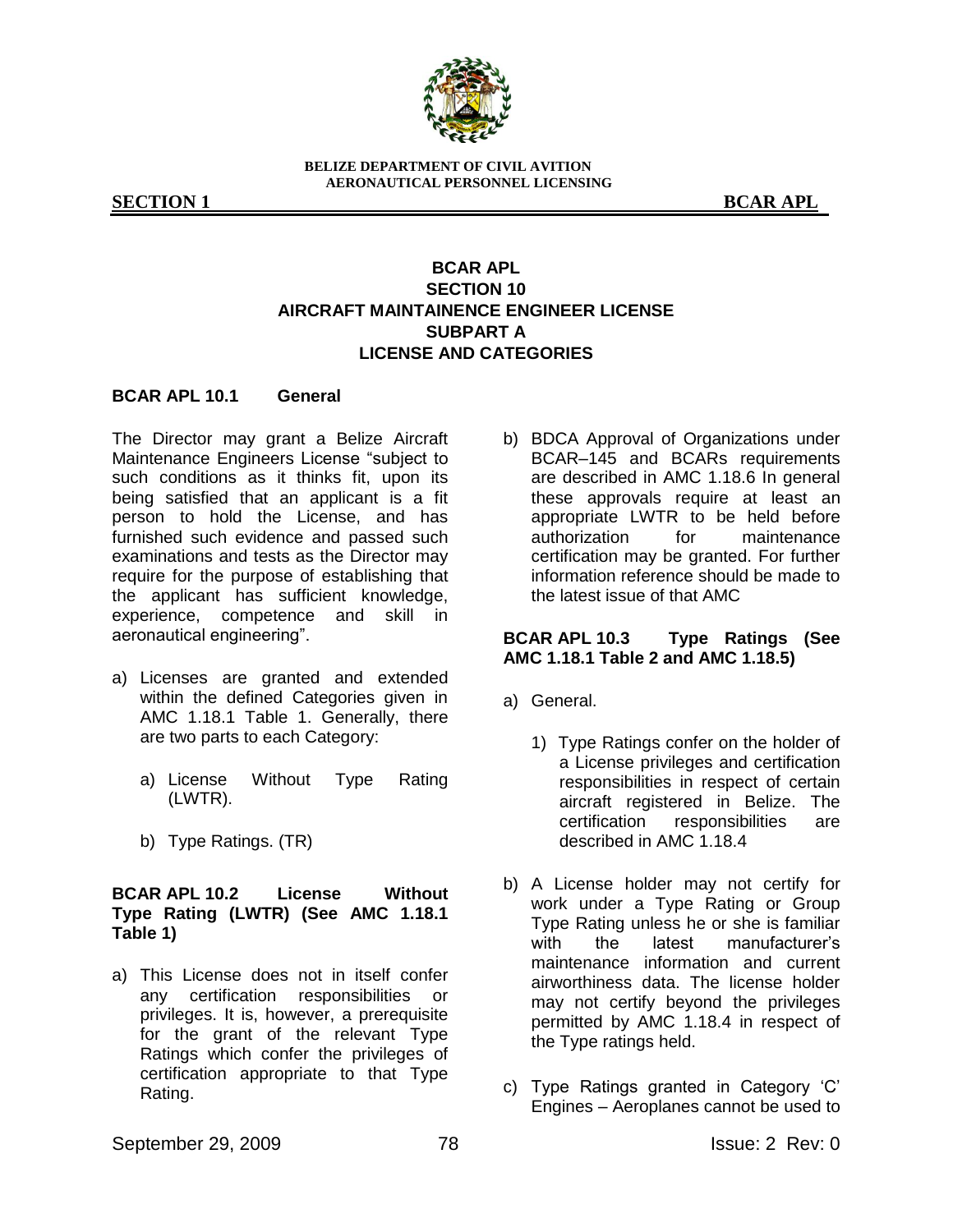## BCAR APL
## SECTION 10
## AIRCRAFT MAINTAINENCE ENGINEER LICENSE
## SUBPART A
## LICENSE AND CATEGORIES

### BCAR APL 10.1 General

The Director may grant a Belize Aircraft Maintenance Engineers License "subject to such conditions as it thinks fit, upon its being satisfied that an applicant is a fit person to hold the License, and has furnished such evidence and passed such examinations and tests as the Director may require for the purpose of establishing that the applicant has sufficient knowledge, experience, competence and skill in aeronautical engineering".

a) Licenses are granted and extended within the defined Categories given in AMC 1.18.1 Table 1. Generally, there are two parts to each Category:

   a) License Without Type Rating (LWTR).

   b) Type Ratings. (TR)

### BCAR APL 10.2 License Without Type Rating (LWTR) (See AMC 1.18.1 Table 1)

a) This License does not in itself confer any certification responsibilities or privileges. It is, however, a prerequisite for the grant of the relevant Type Ratings which confer the privileges of certification appropriate to that Type Rating.

b) BDCA Approval of Organizations under BCAR–145 and BCARs requirements are described in AMC 1.18.6 In general these approvals require at least an appropriate LWTR to be held before authorization for maintenance certification may be granted. For further information reference should be made to the latest issue of that AMC

### BCAR APL 10.3 Type Ratings (See AMC 1.18.1 Table 2 and AMC 1.18.5)

a) General.

   1) Type Ratings confer on the holder of a License privileges and certification responsibilities in respect of certain aircraft registered in Belize. The certification responsibilities are described in AMC 1.18.4

b) A License holder may not certify for work under a Type Rating or Group Type Rating unless he or she is familiar with the latest manufacturer's maintenance information and current airworthiness data. The license holder may not certify beyond the privileges permitted by AMC 1.18.4 in respect of the Type ratings held.

c) Type Ratings granted in Category 'C' Engines – Aeroplanes cannot be used to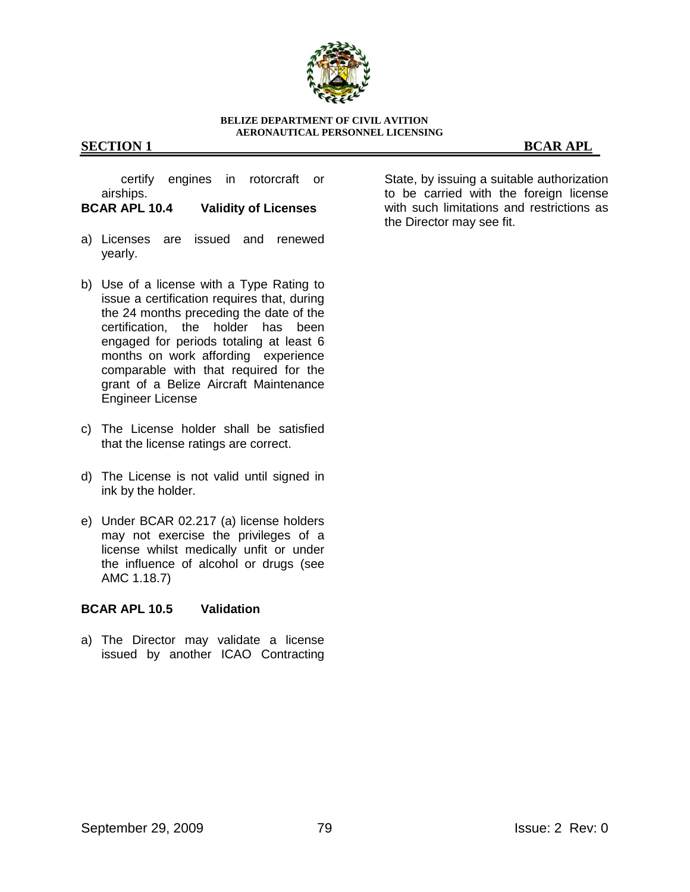certify engines in rotorcraft or airships.

**BCAR APL 10.4 Validity of Licenses**

a) Licenses are issued and renewed yearly.

b) Use of a license with a Type Rating to issue a certification requires that, during the 24 months preceding the date of the certification, the holder has been engaged for periods totaling at least 6 months on work affording experience comparable with that required for the grant of a Belize Aircraft Maintenance Engineer License

c) The License holder shall be satisfied that the license ratings are correct.

d) The License is not valid until signed in ink by the holder.

e) Under BCAR 02.217 (a) license holders may not exercise the privileges of a license whilst medically unfit or under the influence of alcohol or drugs (see AMC 1.18.7)

**BCAR APL 10.5 Validation**

a) The Director may validate a license issued by another ICAO Contracting State, by issuing a suitable authorization to be carried with the foreign license with such limitations and restrictions as the Director may see fit.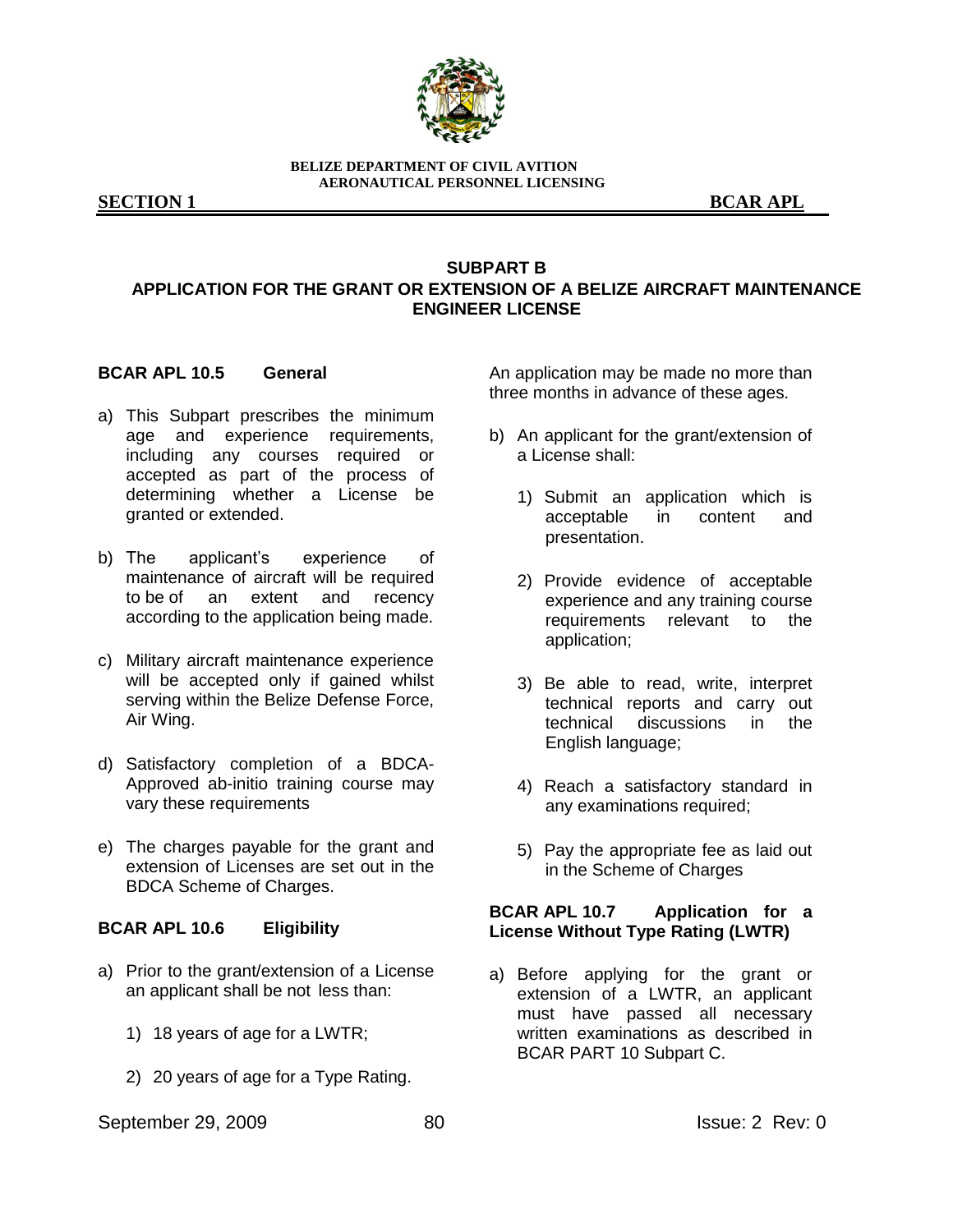## SUBPART B
## APPLICATION FOR THE GRANT OR EXTENSION OF A BELIZE AIRCRAFT MAINTENANCE ENGINEER LICENSE

### BCAR APL 10.5 General

a) This Subpart prescribes the minimum age and experience requirements, including any courses required or accepted as part of the process of determining whether a License be granted or extended.

b) The applicant's experience of maintenance of aircraft will be required to be of an extent and recency according to the application being made.

c) Military aircraft maintenance experience will be accepted only if gained whilst serving within the Belize Defense Force, Air Wing.

d) Satisfactory completion of a BDCA-Approved ab-initio training course may vary these requirements

e) The charges payable for the grant and extension of Licenses are set out in the BDCA Scheme of Charges.

### BCAR APL 10.6 Eligibility

a) Prior to the grant/extension of a License an applicant shall be not less than:

1) 18 years of age for a LWTR;

2) 20 years of age for a Type Rating.

An application may be made no more than three months in advance of these ages.

b) An applicant for the grant/extension of a License shall:

1) Submit an application which is acceptable in content and presentation.

2) Provide evidence of acceptable experience and any training course requirements relevant to the application;

3) Be able to read, write, interpret technical reports and carry out technical discussions in the English language;

4) Reach a satisfactory standard in any examinations required;

5) Pay the appropriate fee as laid out in the Scheme of Charges

### BCAR APL 10.7 Application for a License Without Type Rating (LWTR)

a) Before applying for the grant or extension of a LWTR, an applicant must have passed all necessary written examinations as described in BCAR PART 10 Subpart C.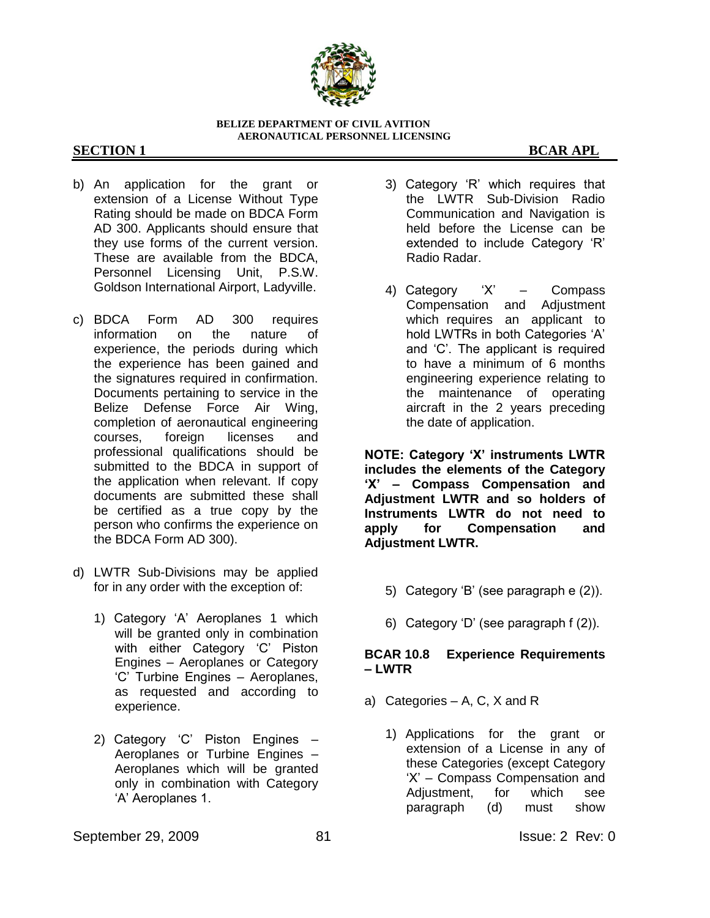b) An application for the grant or extension of a License Without Type Rating should be made on BDCA Form AD 300. Applicants should ensure that they use forms of the current version. These are available from the BDCA, Personnel Licensing Unit, P.S.W. Goldson International Airport, Ladyville.

c) BDCA Form AD 300 requires information on the nature of experience, the periods during which the experience has been gained and the signatures required in confirmation. Documents pertaining to service in the Belize Defense Force Air Wing, completion of aeronautical engineering courses, foreign licenses and professional qualifications should be submitted to the BDCA in support of the application when relevant. If copy documents are submitted these shall be certified as a true copy by the person who confirms the experience on the BDCA Form AD 300).

d) LWTR Sub-Divisions may be applied for in any order with the exception of:

   1) Category 'A' Aeroplanes 1 which will be granted only in combination with either Category 'C' Piston Engines – Aeroplanes or Category 'C' Turbine Engines – Aeroplanes, as requested and according to experience.

   2) Category 'C' Piston Engines – Aeroplanes or Turbine Engines – Aeroplanes which will be granted only in combination with Category 'A' Aeroplanes 1.

   3) Category 'R' which requires that the LWTR Sub-Division Radio Communication and Navigation is held before the License can be extended to include Category 'R' Radio Radar.

   4) Category 'X' – Compass Compensation and Adjustment which requires an applicant to hold LWTRs in both Categories 'A' and 'C'. The applicant is required to have a minimum of 6 months engineering experience relating to the maintenance of operating aircraft in the 2 years preceding the date of application.

**NOTE: Category 'X' instruments LWTR includes the elements of the Category 'X' – Compass Compensation and Adjustment LWTR and so holders of Instruments LWTR do not need to apply for Compensation and Adjustment LWTR.**

   5) Category 'B' (see paragraph e (2)).

   6) Category 'D' (see paragraph f (2)).

**BCAR 10.8 Experience Requirements – LWTR**

a) Categories – A, C, X and R

   1) Applications for the grant or extension of a License in any of these Categories (except Category 'X' – Compass Compensation and Adjustment, for which see paragraph (d) must show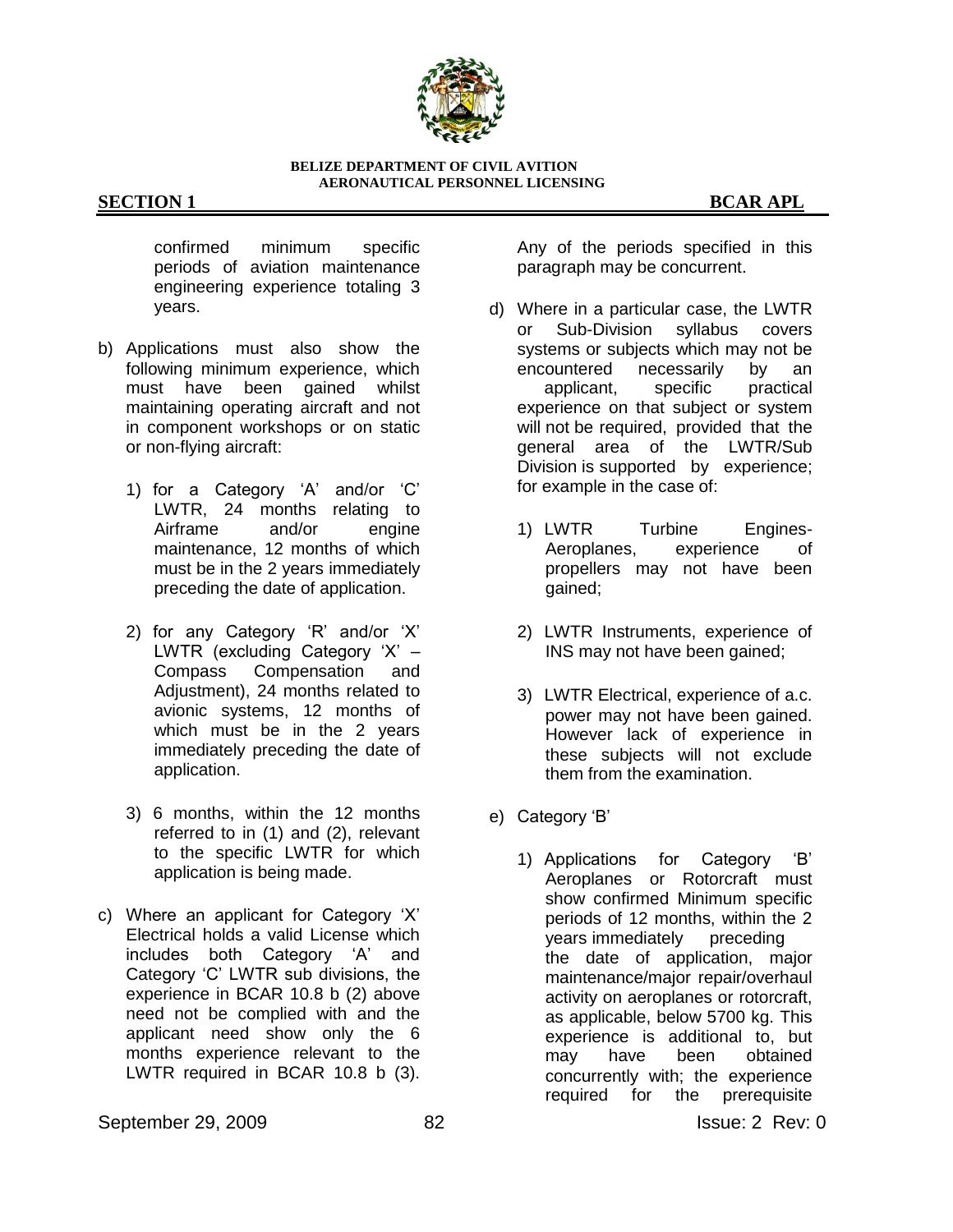confirmed minimum specific periods of aviation maintenance engineering experience totaling 3 years.

b) Applications must also show the following minimum experience, which must have been gained whilst maintaining operating aircraft and not in component workshops or on static or non-flying aircraft:

   1) for a Category 'A' and/or 'C' LWTR, 24 months relating to Airframe and/or engine maintenance, 12 months of which must be in the 2 years immediately preceding the date of application.

   2) for any Category 'R' and/or 'X' LWTR (excluding Category 'X' – Compass Compensation and Adjustment), 24 months related to avionic systems, 12 months of which must be in the 2 years immediately preceding the date of application.

   3) 6 months, within the 12 months referred to in (1) and (2), relevant to the specific LWTR for which application is being made.

c) Where an applicant for Category 'X' Electrical holds a valid License which includes both Category 'A' and Category 'C' LWTR sub divisions, the experience in BCAR 10.8 b (2) above need not be complied with and the applicant need show only the 6 months experience relevant to the LWTR required in BCAR 10.8 b (3). Any of the periods specified in this paragraph may be concurrent.

d) Where in a particular case, the LWTR or Sub-Division syllabus covers systems or subjects which may not be encountered necessarily by an applicant, specific practical experience on that subject or system will not be required, provided that the general area of the LWTR/Sub Division is supported by experience; for example in the case of:

   1) LWTR Turbine Engines-Aeroplanes, experience of propellers may not have been gained;

   2) LWTR Instruments, experience of INS may not have been gained;

   3) LWTR Electrical, experience of a.c. power may not have been gained. However lack of experience in these subjects will not exclude them from the examination.

e) Category 'B'

   1) Applications for Category 'B' Aeroplanes or Rotorcraft must show confirmed Minimum specific periods of 12 months, within the 2 years immediately preceding the date of application, major maintenance/major repair/overhaul activity on aeroplanes or rotorcraft, as applicable, below 5700 kg. This experience is additional to, but may have been obtained concurrently with; the experience required for the prerequisite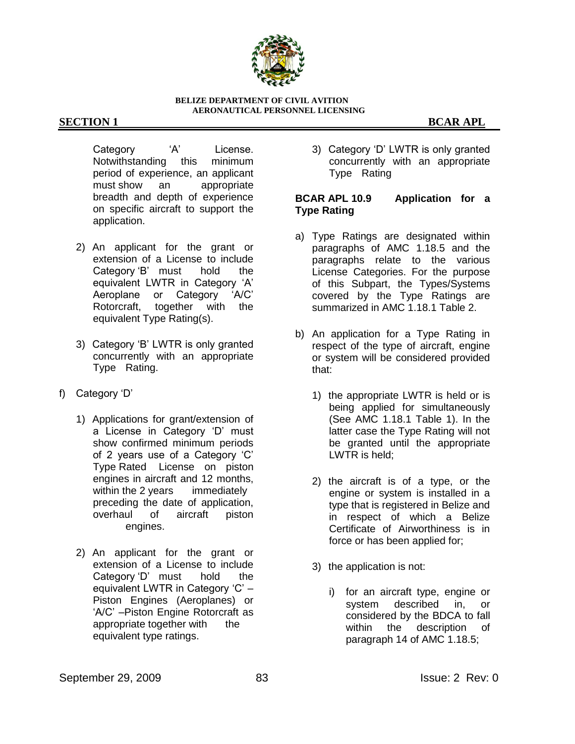Category 'A' License. Notwithstanding this minimum period of experience, an applicant must show an appropriate breadth and depth of experience on specific aircraft to support the application.

2) An applicant for the grant or extension of a License to include Category 'B' must hold the equivalent LWTR in Category 'A' Aeroplane or Category 'A/C' Rotorcraft, together with the equivalent Type Rating(s).

3) Category 'B' LWTR is only granted concurrently with an appropriate Type Rating.

f) Category 'D'

1) Applications for grant/extension of a License in Category 'D' must show confirmed minimum periods of 2 years use of a Category 'C' Type Rated License on piston engines in aircraft and 12 months, within the 2 years immediately preceding the date of application, overhaul of aircraft piston engines.

2) An applicant for the grant or extension of a License to include Category 'D' must hold the equivalent LWTR in Category 'C' – Piston Engines (Aeroplanes) or 'A/C' –Piston Engine Rotorcraft as appropriate together with the equivalent type ratings.

3) Category 'D' LWTR is only granted concurrently with an appropriate Type Rating

**BCAR APL 10.9 Application for a Type Rating**

a) Type Ratings are designated within paragraphs of AMC 1.18.5 and the paragraphs relate to the various License Categories. For the purpose of this Subpart, the Types/Systems covered by the Type Ratings are summarized in AMC 1.18.1 Table 2.

b) An application for a Type Rating in respect of the type of aircraft, engine or system will be considered provided that:

1) the appropriate LWTR is held or is being applied for simultaneously (See AMC 1.18.1 Table 1). In the latter case the Type Rating will not be granted until the appropriate LWTR is held;

2) the aircraft is of a type, or the engine or system is installed in a type that is registered in Belize and in respect of which a Belize Certificate of Airworthiness is in force or has been applied for;

3) the application is not:

i) for an aircraft type, engine or system described in, or considered by the BDCA to fall within the description of paragraph 14 of AMC 1.18.5;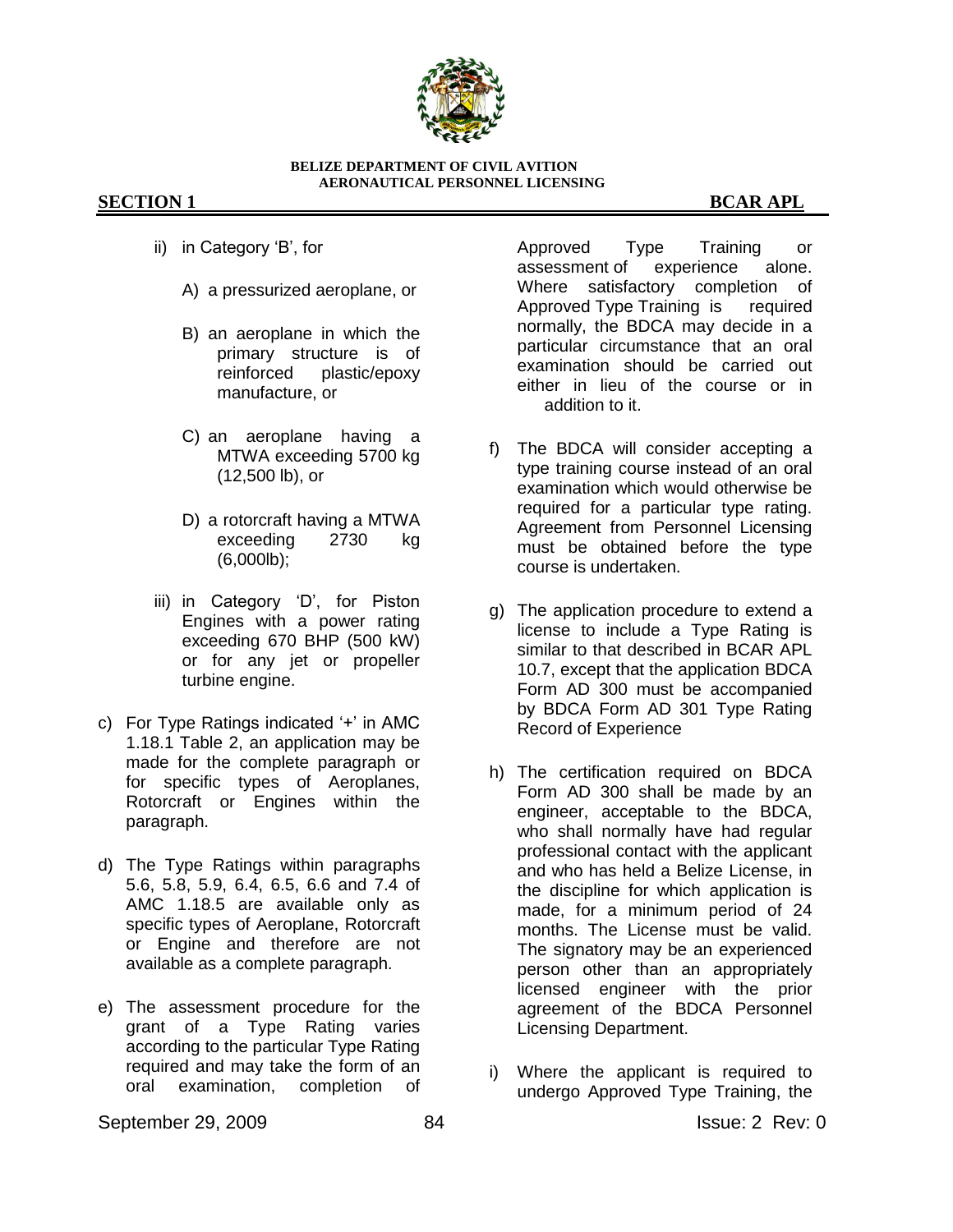ii) in Category 'B', for

   A) a pressurized aeroplane, or

   B) an aeroplane in which the primary structure is of reinforced plastic/epoxy manufacture, or

   C) an aeroplane having a MTWA exceeding 5700 kg (12,500 lb), or

   D) a rotorcraft having a MTWA exceeding 2730 kg (6,000lb);

iii) in Category 'D', for Piston Engines with a power rating exceeding 670 BHP (500 kW) or for any jet or propeller turbine engine.

c) For Type Ratings indicated '+' in AMC 1.18.1 Table 2, an application may be made for the complete paragraph or for specific types of Aeroplanes, Rotorcraft or Engines within the paragraph.

d) The Type Ratings within paragraphs 5.6, 5.8, 5.9, 6.4, 6.5, 6.6 and 7.4 of AMC 1.18.5 are available only as specific types of Aeroplane, Rotorcraft or Engine and therefore are not available as a complete paragraph.

e) The assessment procedure for the grant of a Type Rating varies according to the particular Type Rating required and may take the form of an oral examination, completion of Approved Type Training or assessment of experience alone. Where satisfactory completion of Approved Type Training is required normally, the BDCA may decide in a particular circumstance that an oral examination should be carried out either in lieu of the course or in addition to it.

f) The BDCA will consider accepting a type training course instead of an oral examination which would otherwise be required for a particular type rating. Agreement from Personnel Licensing must be obtained before the type course is undertaken.

g) The application procedure to extend a license to include a Type Rating is similar to that described in BCAR APL 10.7, except that the application BDCA Form AD 300 must be accompanied by BDCA Form AD 301 Type Rating Record of Experience

h) The certification required on BDCA Form AD 300 shall be made by an engineer, acceptable to the BDCA, who shall normally have had regular professional contact with the applicant and who has held a Belize License, in the discipline for which application is made, for a minimum period of 24 months. The License must be valid. The signatory may be an experienced person other than an appropriately licensed engineer with the prior agreement of the BDCA Personnel Licensing Department.

i) Where the applicant is required to undergo Approved Type Training, the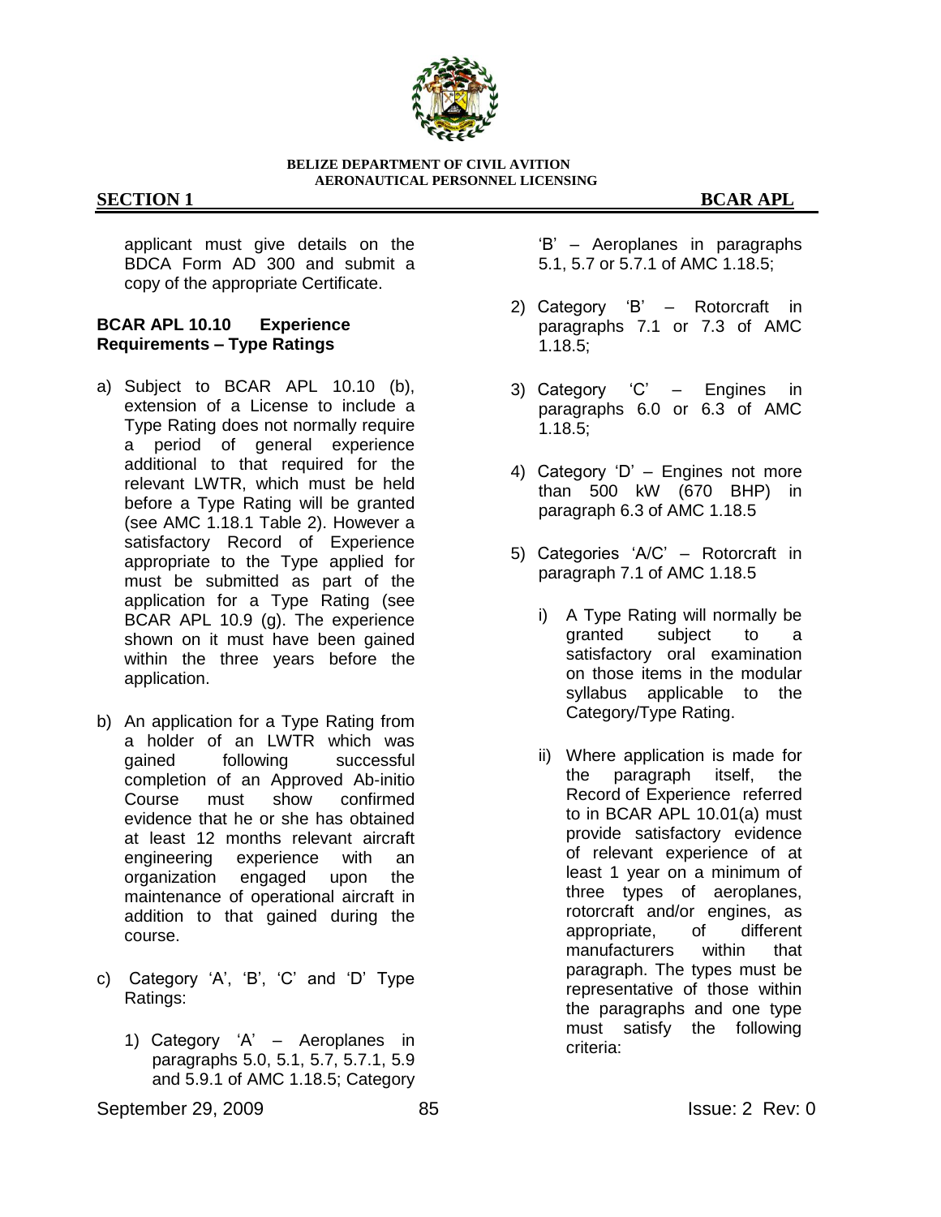applicant must give details on the BDCA Form AD 300 and submit a copy of the appropriate Certificate.

**BCAR APL 10.10 Experience Requirements – Type Ratings**

a) Subject to BCAR APL 10.10 (b), extension of a License to include a Type Rating does not normally require a period of general experience additional to that required for the relevant LWTR, which must be held before a Type Rating will be granted (see AMC 1.18.1 Table 2). However a satisfactory Record of Experience appropriate to the Type applied for must be submitted as part of the application for a Type Rating (see BCAR APL 10.9 (g). The experience shown on it must have been gained within the three years before the application.

b) An application for a Type Rating from a holder of an LWTR which was gained following successful completion of an Approved Ab-initio Course must show confirmed evidence that he or she has obtained at least 12 months relevant aircraft engineering experience with an organization engaged upon the maintenance of operational aircraft in addition to that gained during the course.

c) Category 'A', 'B', 'C' and 'D' Type Ratings:

   1) Category 'A' – Aeroplanes in paragraphs 5.0, 5.1, 5.7, 5.7.1, 5.9 and 5.9.1 of AMC 1.18.5; Category 'B' – Aeroplanes in paragraphs 5.1, 5.7 or 5.7.1 of AMC 1.18.5;

   2) Category 'B' – Rotorcraft in paragraphs 7.1 or 7.3 of AMC 1.18.5;

   3) Category 'C' – Engines in paragraphs 6.0 or 6.3 of AMC 1.18.5;

   4) Category 'D' – Engines not more than 500 kW (670 BHP) in paragraph 6.3 of AMC 1.18.5

   5) Categories 'A/C' – Rotorcraft in paragraph 7.1 of AMC 1.18.5

      i) A Type Rating will normally be granted subject to a satisfactory oral examination on those items in the modular syllabus applicable to the Category/Type Rating.

      ii) Where application is made for the paragraph itself, the Record of Experience referred to in BCAR APL 10.01(a) must provide satisfactory evidence of relevant experience of at least 1 year on a minimum of three types of aeroplanes, rotorcraft and/or engines, as appropriate, of different manufacturers within that paragraph. The types must be representative of those within the paragraphs and one type must satisfy the following criteria: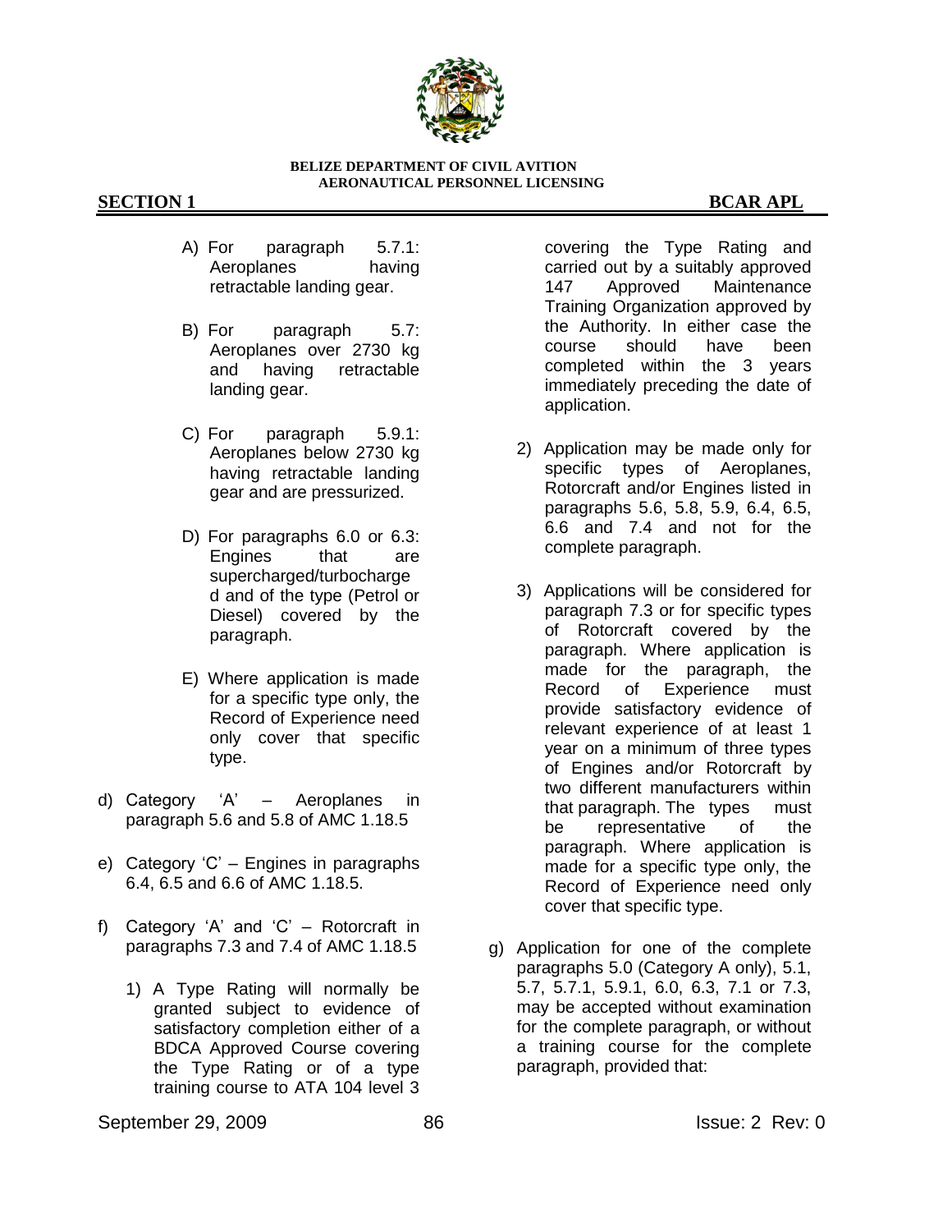A) For paragraph 5.7.1: Aeroplanes having retractable landing gear.

B) For paragraph 5.7: Aeroplanes over 2730 kg and having retractable landing gear.

C) For paragraph 5.9.1: Aeroplanes below 2730 kg having retractable landing gear and are pressurized.

D) For paragraphs 6.0 or 6.3: Engines that are supercharged/turbocharged and of the type (Petrol or Diesel) covered by the paragraph.

E) Where application is made for a specific type only, the Record of Experience need only cover that specific type.

d) Category 'A' – Aeroplanes in paragraph 5.6 and 5.8 of AMC 1.18.5

e) Category 'C' – Engines in paragraphs 6.4, 6.5 and 6.6 of AMC 1.18.5.

f) Category 'A' and 'C' – Rotorcraft in paragraphs 7.3 and 7.4 of AMC 1.18.5

1) A Type Rating will normally be granted subject to evidence of satisfactory completion either of a BDCA Approved Course covering the Type Rating or of a type training course to ATA 104 level 3 covering the Type Rating and carried out by a suitably approved 147 Approved Maintenance Training Organization approved by the Authority. In either case the course should have been completed within the 3 years immediately preceding the date of application.

2) Application may be made only for specific types of Aeroplanes, Rotorcraft and/or Engines listed in paragraphs 5.6, 5.8, 5.9, 6.4, 6.5, 6.6 and 7.4 and not for the complete paragraph.

3) Applications will be considered for paragraph 7.3 or for specific types of Rotorcraft covered by the paragraph. Where application is made for the paragraph, the Record of Experience must provide satisfactory evidence of relevant experience of at least 1 year on a minimum of three types of Engines and/or Rotorcraft by two different manufacturers within that paragraph. The types must be representative of the paragraph. Where application is made for a specific type only, the Record of Experience need only cover that specific type.

g) Application for one of the complete paragraphs 5.0 (Category A only), 5.1, 5.7, 5.7.1, 5.9.1, 6.0, 6.3, 7.1 or 7.3, may be accepted without examination for the complete paragraph, or without a training course for the complete paragraph, provided that: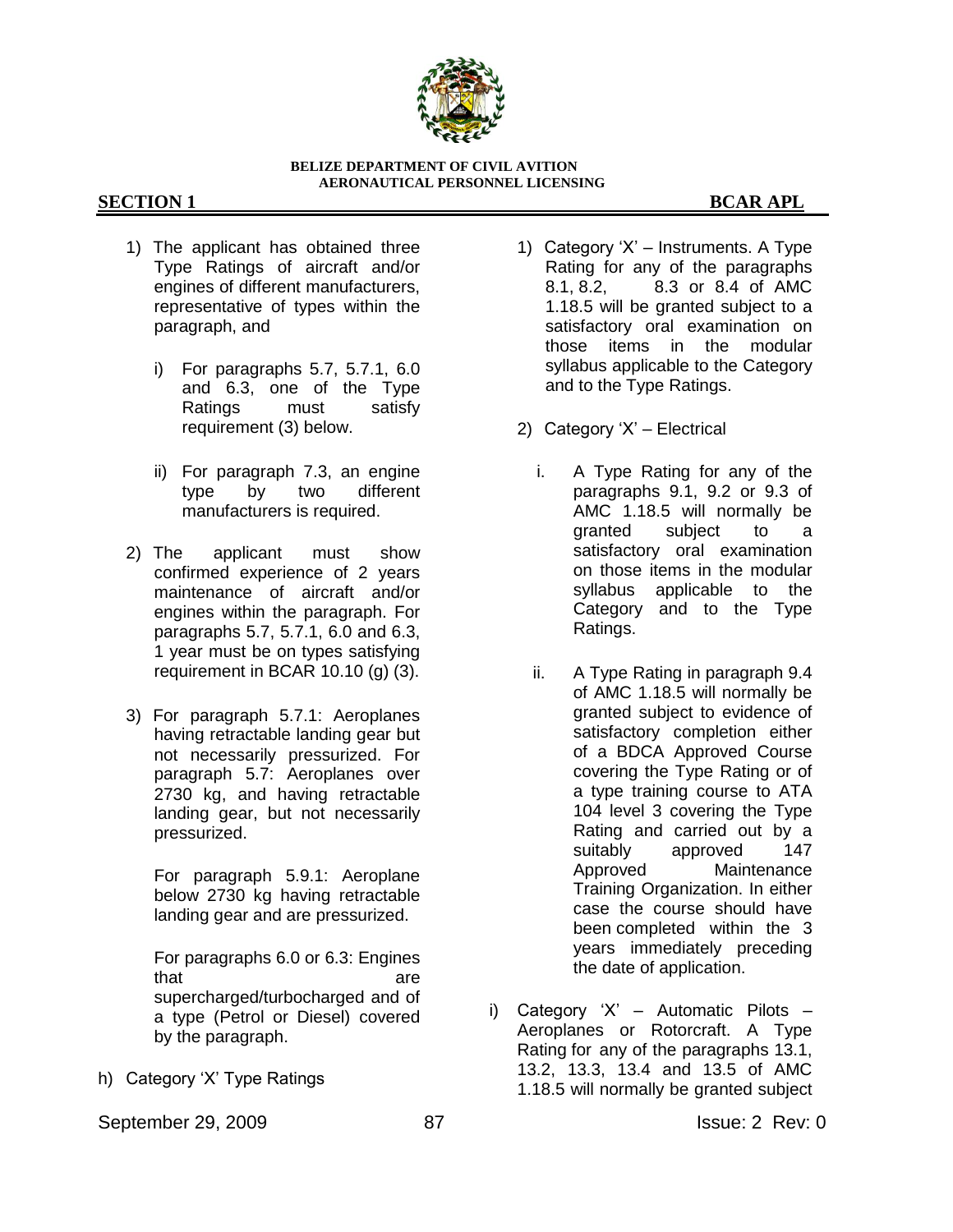1) The applicant has obtained three Type Ratings of aircraft and/or engines of different manufacturers, representative of types within the paragraph, and

   i) For paragraphs 5.7, 5.7.1, 6.0 and 6.3, one of the Type Ratings must satisfy requirement (3) below.

   ii) For paragraph 7.3, an engine type by two different manufacturers is required.

2) The applicant must show confirmed experience of 2 years maintenance of aircraft and/or engines within the paragraph. For paragraphs 5.7, 5.7.1, 6.0 and 6.3, 1 year must be on types satisfying requirement in BCAR 10.10 (g) (3).

3) For paragraph 5.7.1: Aeroplanes having retractable landing gear but not necessarily pressurized. For paragraph 5.7: Aeroplanes over 2730 kg, and having retractable landing gear, but not necessarily pressurized.

   For paragraph 5.9.1: Aeroplane below 2730 kg having retractable landing gear and are pressurized.

   For paragraphs 6.0 or 6.3: Engines that are supercharged/turbocharged and of a type (Petrol or Diesel) covered by the paragraph.

h) Category 'X' Type Ratings

1) Category 'X' – Instruments. A Type Rating for any of the paragraphs 8.1, 8.2, 8.3 or 8.4 of AMC 1.18.5 will be granted subject to a satisfactory oral examination on those items in the modular syllabus applicable to the Category and to the Type Ratings.

2) Category 'X' – Electrical

   i. A Type Rating for any of the paragraphs 9.1, 9.2 or 9.3 of AMC 1.18.5 will normally be granted subject to a satisfactory oral examination on those items in the modular syllabus applicable to the Category and to the Type Ratings.

   ii. A Type Rating in paragraph 9.4 of AMC 1.18.5 will normally be granted subject to evidence of satisfactory completion either of a BDCA Approved Course covering the Type Rating or of a type training course to ATA 104 level 3 covering the Type Rating and carried out by a suitably approved 147 Approved Maintenance Training Organization. In either case the course should have been completed within the 3 years immediately preceding the date of application.

i) Category 'X' – Automatic Pilots – Aeroplanes or Rotorcraft. A Type Rating for any of the paragraphs 13.1, 13.2, 13.3, 13.4 and 13.5 of AMC 1.18.5 will normally be granted subject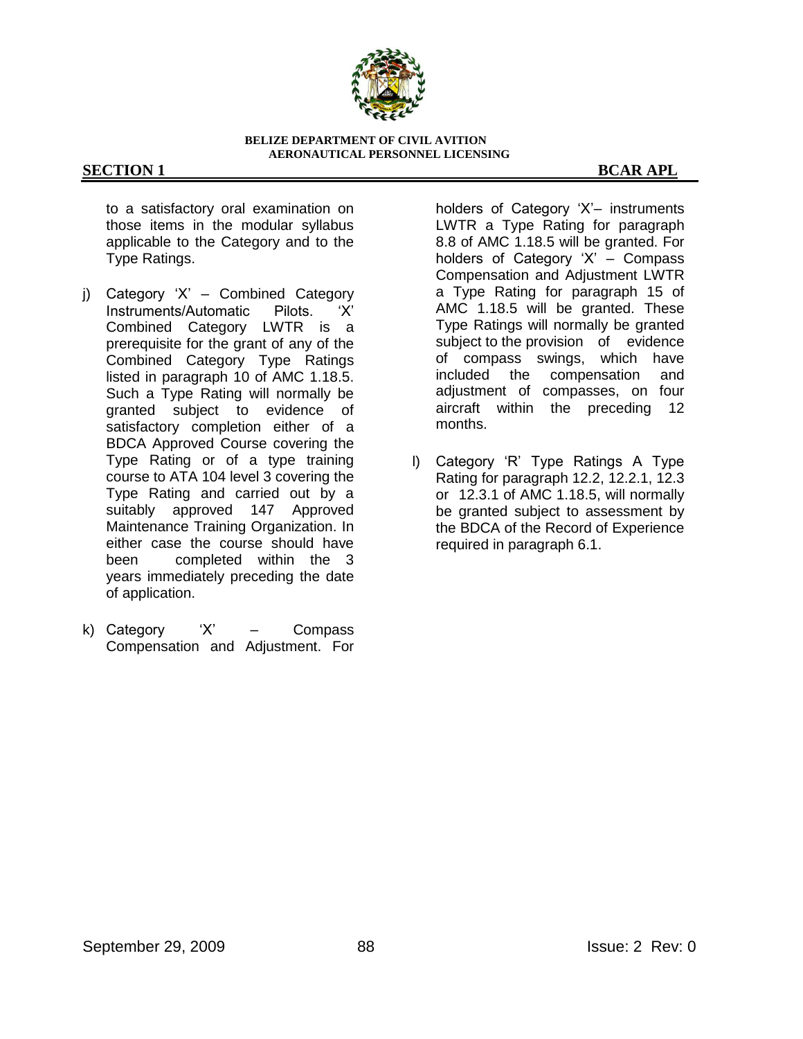to a satisfactory oral examination on those items in the modular syllabus applicable to the Category and to the Type Ratings.

j) Category 'X' – Combined Category Instruments/Automatic Pilots. 'X' Combined Category LWTR is a prerequisite for the grant of any of the Combined Category Type Ratings listed in paragraph 10 of AMC 1.18.5. Such a Type Rating will normally be granted subject to evidence of satisfactory completion either of a BDCA Approved Course covering the Type Rating or of a type training course to ATA 104 level 3 covering the Type Rating and carried out by a suitably approved 147 Approved Maintenance Training Organization. In either case the course should have been completed within the 3 years immediately preceding the date of application.

k) Category 'X' – Compass Compensation and Adjustment. For holders of Category 'X'– instruments LWTR a Type Rating for paragraph 8.8 of AMC 1.18.5 will be granted. For holders of Category 'X' – Compass Compensation and Adjustment LWTR a Type Rating for paragraph 15 of AMC 1.18.5 will be granted. These Type Ratings will normally be granted subject to the provision of evidence of compass swings, which have included the compensation and adjustment of compasses, on four aircraft within the preceding 12 months.

l) Category 'R' Type Ratings A Type Rating for paragraph 12.2, 12.2.1, 12.3 or 12.3.1 of AMC 1.18.5, will normally be granted subject to assessment by the BDCA of the Record of Experience required in paragraph 6.1.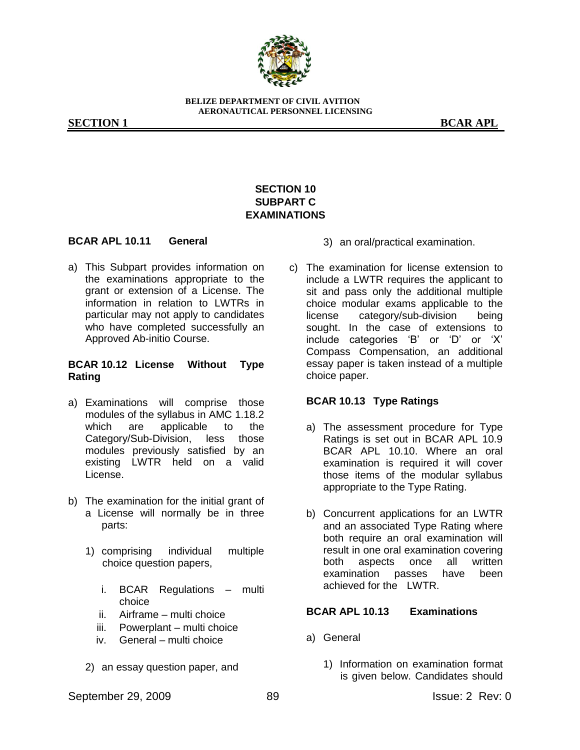## SECTION 10
## SUBPART C
## EXAMINATIONS

### BCAR APL 10.11 General

a) This Subpart provides information on the examinations appropriate to the grant or extension of a License. The information in relation to LWTRs in particular may not apply to candidates who have completed successfully an Approved Ab-initio Course.

### BCAR 10.12 License Without Type Rating

a) Examinations will comprise those modules of the syllabus in AMC 1.18.2 which are applicable to the Category/Sub-Division, less those modules previously satisfied by an existing LWTR held on a valid License.

b) The examination for the initial grant of a License will normally be in three parts:

1) comprising individual multiple choice question papers,

   i. BCAR Regulations – multi choice
   ii. Airframe – multi choice
   iii. Powerplant – multi choice
   iv. General – multi choice

2) an essay question paper, and

3) an oral/practical examination.

c) The examination for license extension to include a LWTR requires the applicant to sit and pass only the additional multiple choice modular exams applicable to the license category/sub-division being sought. In the case of extensions to include categories 'B' or 'D' or 'X' Compass Compensation, an additional essay paper is taken instead of a multiple choice paper.

### BCAR 10.13 Type Ratings

a) The assessment procedure for Type Ratings is set out in BCAR APL 10.9 BCAR APL 10.10. Where an oral examination is required it will cover those items of the modular syllabus appropriate to the Type Rating.

b) Concurrent applications for an LWTR and an associated Type Rating where both require an oral examination will result in one oral examination covering both aspects once all written examination passes have been achieved for the LWTR.

### BCAR APL 10.13 Examinations

a) General

1) Information on examination format is given below. Candidates should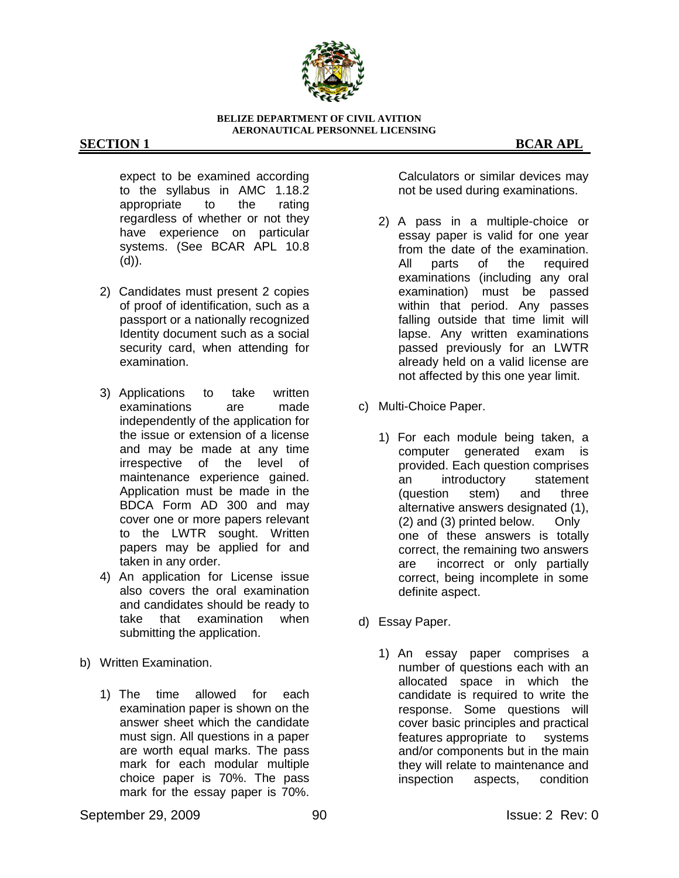expect to be examined according to the syllabus in AMC 1.18.2 appropriate to the rating regardless of whether or not they have experience on particular systems. (See BCAR APL 10.8 (d)).

2) Candidates must present 2 copies of proof of identification, such as a passport or a nationally recognized Identity document such as a social security card, when attending for examination.

3) Applications to take written examinations are made independently of the application for the issue or extension of a license and may be made at any time irrespective of the level of maintenance experience gained. Application must be made in the BDCA Form AD 300 and may cover one or more papers relevant to the LWTR sought. Written papers may be applied for and taken in any order.

4) An application for License issue also covers the oral examination and candidates should be ready to take that examination when submitting the application.

b) Written Examination.

1) The time allowed for each examination paper is shown on the answer sheet which the candidate must sign. All questions in a paper are worth equal marks. The pass mark for each modular multiple choice paper is 70%. The pass mark for the essay paper is 70%. Calculators or similar devices may not be used during examinations.

2) A pass in a multiple-choice or essay paper is valid for one year from the date of the examination. All parts of the required examinations (including any oral examination) must be passed within that period. Any passes falling outside that time limit will lapse. Any written examinations passed previously for an LWTR already held on a valid license are not affected by this one year limit.

c) Multi-Choice Paper.

1) For each module being taken, a computer generated exam is provided. Each question comprises an introductory statement (question stem) and three alternative answers designated (1), (2) and (3) printed below. Only one of these answers is totally correct, the remaining two answers are incorrect or only partially correct, being incomplete in some definite aspect.

d) Essay Paper.

1) An essay paper comprises a number of questions each with an allocated space in which the candidate is required to write the response. Some questions will cover basic principles and practical features appropriate to systems and/or components but in the main they will relate to maintenance and inspection aspects, condition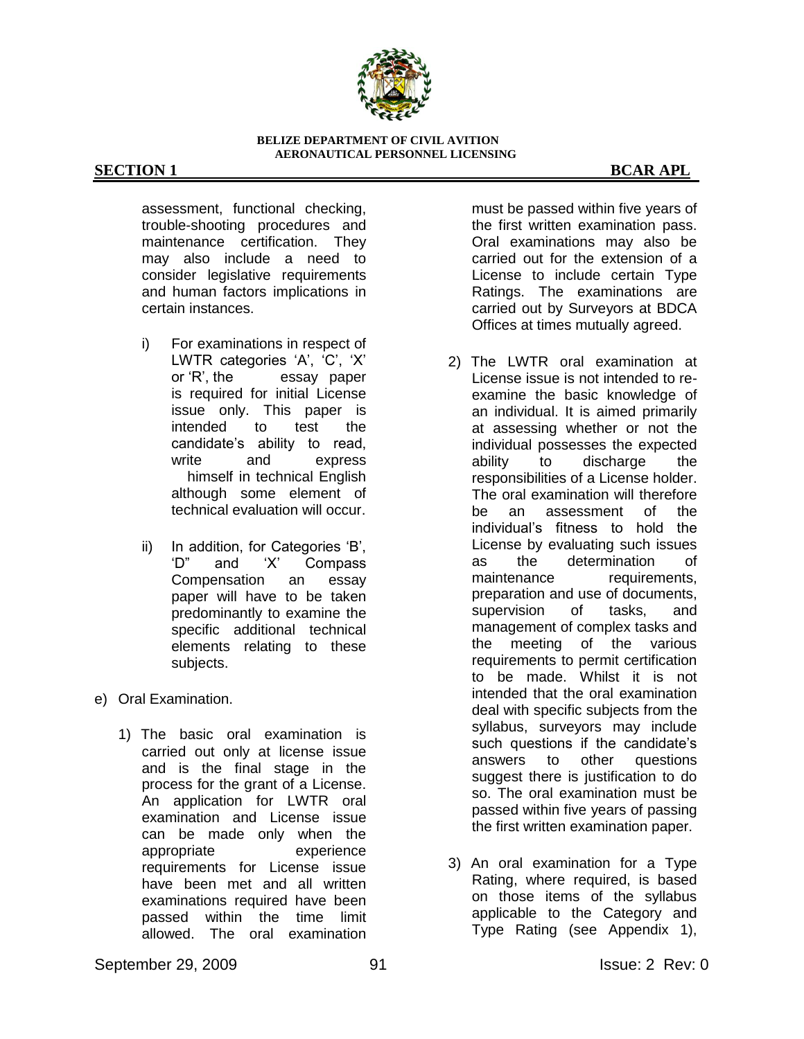assessment, functional checking, trouble-shooting procedures and maintenance certification. They may also include a need to consider legislative requirements and human factors implications in certain instances.

i) For examinations in respect of LWTR categories 'A', 'C', 'X' or 'R', the essay paper is required for initial License issue only. This paper is intended to test the candidate's ability to read, write and express himself in technical English although some element of technical evaluation will occur.

ii) In addition, for Categories 'B', 'D" and 'X' Compass Compensation an essay paper will have to be taken predominantly to examine the specific additional technical elements relating to these subjects.

e) Oral Examination.

1) The basic oral examination is carried out only at license issue and is the final stage in the process for the grant of a License. An application for LWTR oral examination and License issue can be made only when the appropriate experience requirements for License issue have been met and all written examinations required have been passed within the time limit allowed. The oral examination must be passed within five years of the first written examination pass. Oral examinations may also be carried out for the extension of a License to include certain Type Ratings. The examinations are carried out by Surveyors at BDCA Offices at times mutually agreed.

2) The LWTR oral examination at License issue is not intended to re-examine the basic knowledge of an individual. It is aimed primarily at assessing whether or not the individual possesses the expected ability to discharge the responsibilities of a License holder. The oral examination will therefore be an assessment of the individual's fitness to hold the License by evaluating such issues as the determination of maintenance requirements, preparation and use of documents, supervision of tasks, and management of complex tasks and the meeting of the various requirements to permit certification to be made. Whilst it is not intended that the oral examination deal with specific subjects from the syllabus, surveyors may include such questions if the candidate's answers to other questions suggest there is justification to do so. The oral examination must be passed within five years of passing the first written examination paper.

3) An oral examination for a Type Rating, where required, is based on those items of the syllabus applicable to the Category and Type Rating (see Appendix 1),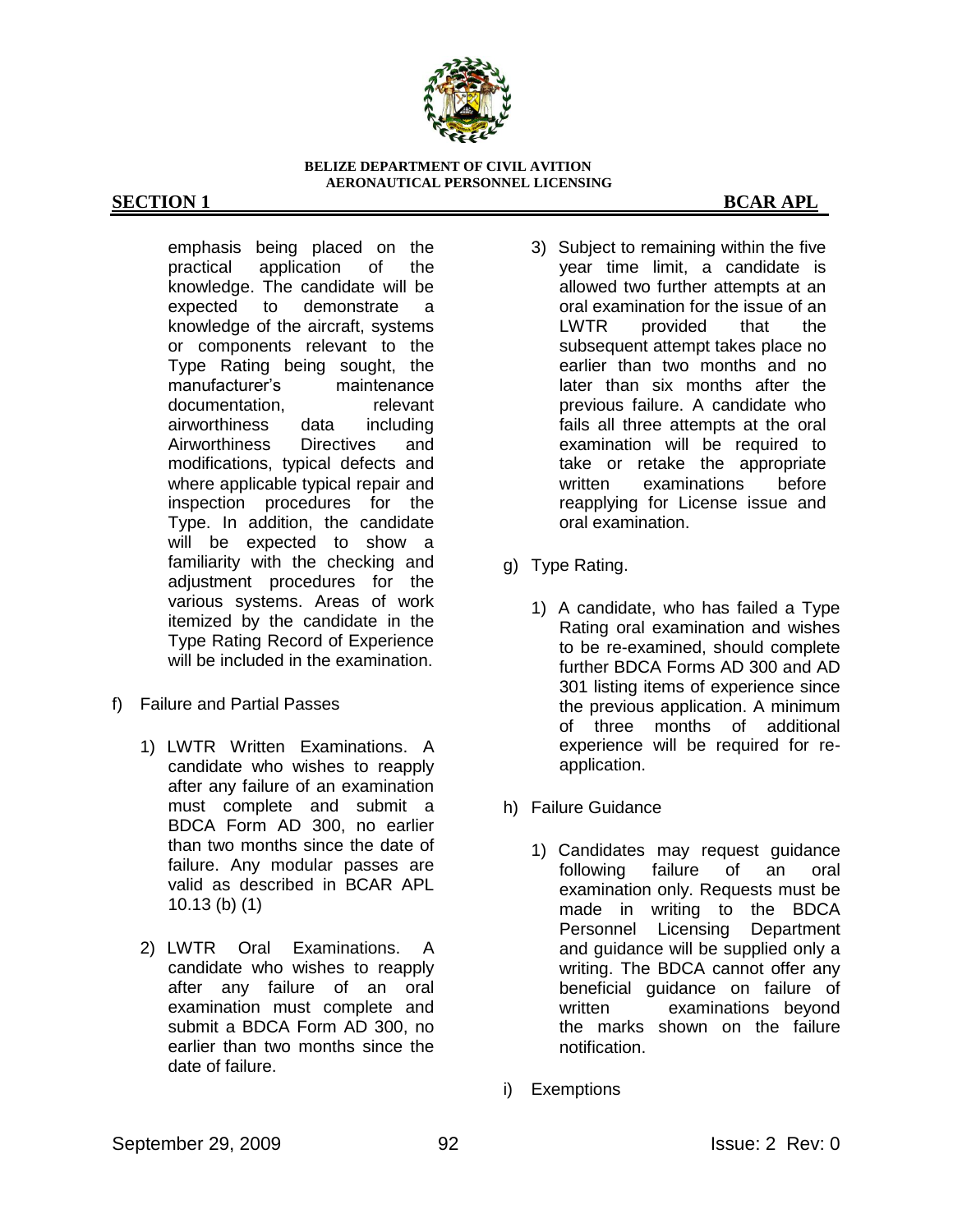emphasis being placed on the practical application of the knowledge. The candidate will be expected to demonstrate a knowledge of the aircraft, systems or components relevant to the Type Rating being sought, the manufacturer's maintenance documentation, relevant airworthiness data including Airworthiness Directives and modifications, typical defects and where applicable typical repair and inspection procedures for the Type. In addition, the candidate will be expected to show a familiarity with the checking and adjustment procedures for the various systems. Areas of work itemized by the candidate in the Type Rating Record of Experience will be included in the examination.

f) Failure and Partial Passes

1) LWTR Written Examinations. A candidate who wishes to reapply after any failure of an examination must complete and submit a BDCA Form AD 300, no earlier than two months since the date of failure. Any modular passes are valid as described in BCAR APL 10.13 (b) (1)

2) LWTR Oral Examinations. A candidate who wishes to reapply after any failure of an oral examination must complete and submit a BDCA Form AD 300, no earlier than two months since the date of failure.

3) Subject to remaining within the five year time limit, a candidate is allowed two further attempts at an oral examination for the issue of an LWTR provided that the subsequent attempt takes place no earlier than two months and no later than six months after the previous failure. A candidate who fails all three attempts at the oral examination will be required to take or retake the appropriate written examinations before reapplying for License issue and oral examination.

g) Type Rating.

1) A candidate, who has failed a Type Rating oral examination and wishes to be re-examined, should complete further BDCA Forms AD 300 and AD 301 listing items of experience since the previous application. A minimum of three months of additional experience will be required for re-application.

h) Failure Guidance

1) Candidates may request guidance following failure of an oral examination only. Requests must be made in writing to the BDCA Personnel Licensing Department and guidance will be supplied only a writing. The BDCA cannot offer any beneficial guidance on failure of written examinations beyond the marks shown on the failure notification.

i) Exemptions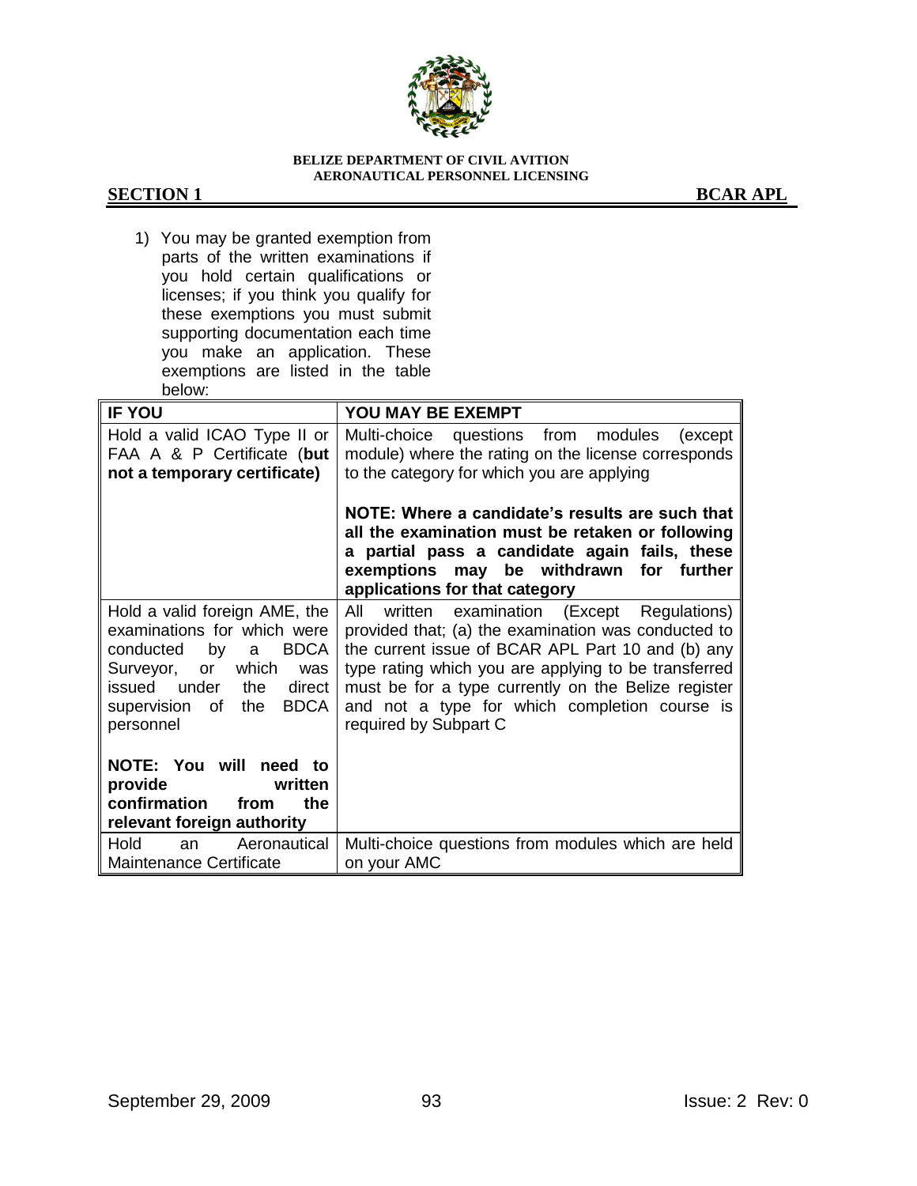1) You may be granted exemption from parts of the written examinations if you hold certain qualifications or licenses; if you think you qualify for these exemptions you must submit supporting documentation each time you make an application. These exemptions are listed in the table below:

| IF YOU | YOU MAY BE EXEMPT |
|---|---|
| Hold a valid ICAO Type II or FAA A & P Certificate (**but not a temporary certificate**) | Multi-choice questions from modules (except module) where the rating on the license corresponds to the category for which you are applying<br><br>**NOTE: Where a candidate's results are such that all the examination must be retaken or following a partial pass a candidate again fails, these exemptions may be withdrawn for further applications for that category** |
| Hold a valid foreign AME, the examinations for which were conducted by a BDCA Surveyor, or which was issued under the direct supervision of the BDCA personnel<br><br>**NOTE: You will need to provide written confirmation from the relevant foreign authority** | All written examination (Except Regulations) provided that; (a) the examination was conducted to the current issue of BCAR APL Part 10 and (b) any type rating which you are applying to be transferred must be for a type currently on the Belize register and not a type for which completion course is required by Subpart C |
| Hold an Aeronautical Maintenance Certificate | Multi-choice questions from modules which are held on your AMC |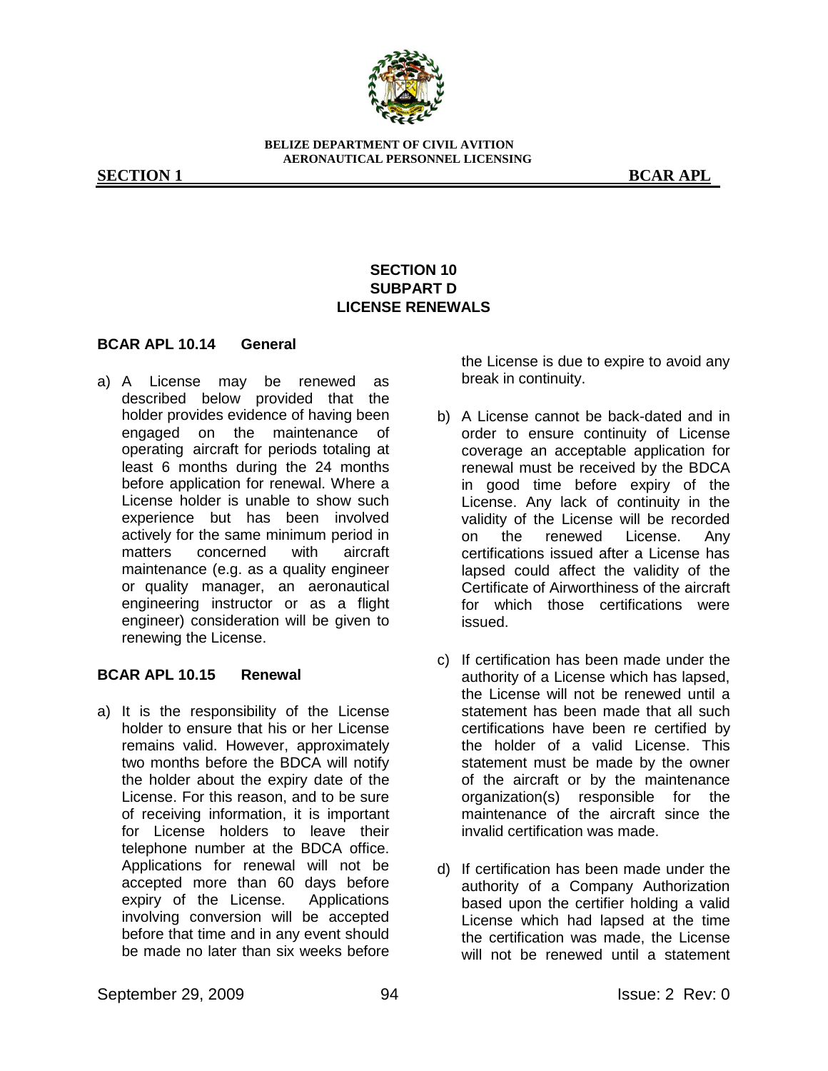## SECTION 10
## SUBPART D
## LICENSE RENEWALS

### BCAR APL 10.14 General

a) A License may be renewed as described below provided that the holder provides evidence of having been engaged on the maintenance of operating aircraft for periods totaling at least 6 months during the 24 months before application for renewal. Where a License holder is unable to show such experience but has been involved actively for the same minimum period in matters concerned with aircraft maintenance (e.g. as a quality engineer or quality manager, an aeronautical engineering instructor or as a flight engineer) consideration will be given to renewing the License.

### BCAR APL 10.15 Renewal

a) It is the responsibility of the License holder to ensure that his or her License remains valid. However, approximately two months before the BDCA will notify the holder about the expiry date of the License. For this reason, and to be sure of receiving information, it is important for License holders to leave their telephone number at the BDCA office. Applications for renewal will not be accepted more than 60 days before expiry of the License. Applications involving conversion will be accepted before that time and in any event should be made no later than six weeks before the License is due to expire to avoid any break in continuity.

b) A License cannot be back-dated and in order to ensure continuity of License coverage an acceptable application for renewal must be received by the BDCA in good time before expiry of the License. Any lack of continuity in the validity of the License will be recorded on the renewed License. Any certifications issued after a License has lapsed could affect the validity of the Certificate of Airworthiness of the aircraft for which those certifications were issued.

c) If certification has been made under the authority of a License which has lapsed, the License will not be renewed until a statement has been made that all such certifications have been re certified by the holder of a valid License. This statement must be made by the owner of the aircraft or by the maintenance organization(s) responsible for the maintenance of the aircraft since the invalid certification was made.

d) If certification has been made under the authority of a Company Authorization based upon the certifier holding a valid License which had lapsed at the time the certification was made, the License will not be renewed until a statement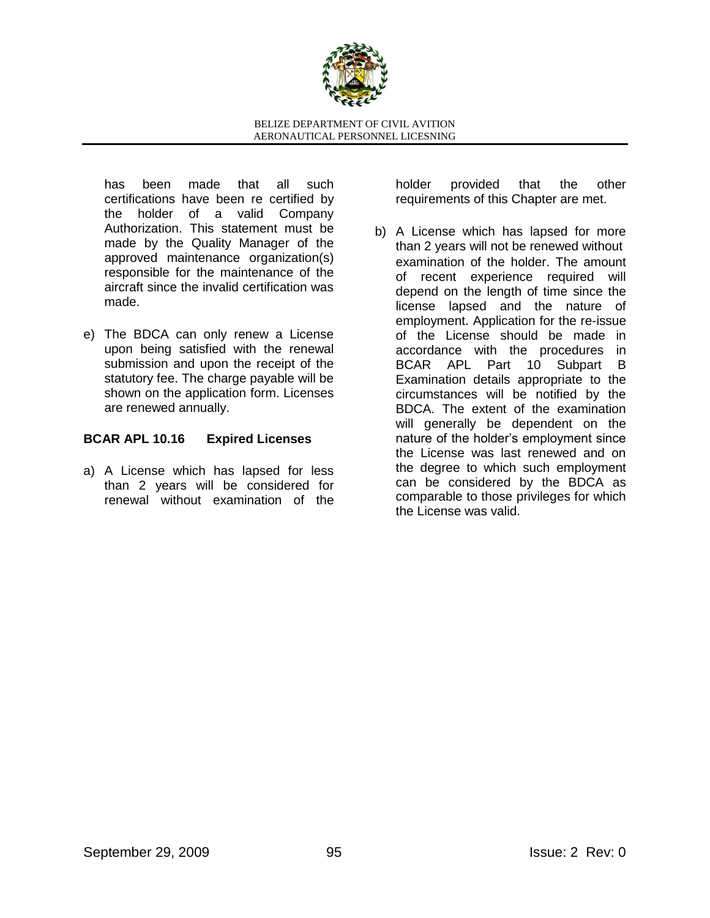has been made that all such certifications have been re certified by the holder of a valid Company Authorization. This statement must be made by the Quality Manager of the approved maintenance organization(s) responsible for the maintenance of the aircraft since the invalid certification was made.

e) The BDCA can only renew a License upon being satisfied with the renewal submission and upon the receipt of the statutory fee. The charge payable will be shown on the application form. Licenses are renewed annually.

**BCAR APL 10.16 Expired Licenses**

a) A License which has lapsed for less than 2 years will be considered for renewal without examination of the holder provided that the other requirements of this Chapter are met.

b) A License which has lapsed for more than 2 years will not be renewed without examination of the holder. The amount of recent experience required will depend on the length of time since the license lapsed and the nature of employment. Application for the re-issue of the License should be made in accordance with the procedures in BCAR APL Part 10 Subpart B Examination details appropriate to the circumstances will be notified by the BDCA. The extent of the examination will generally be dependent on the nature of the holder's employment since the License was last renewed and on the degree to which such employment can be considered by the BDCA as comparable to those privileges for which the License was valid.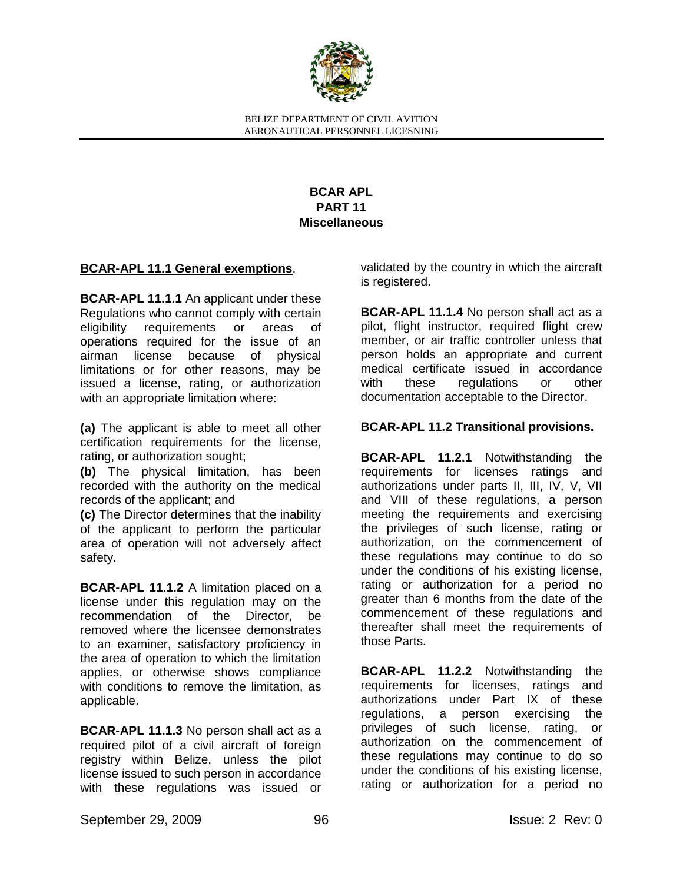**BCAR APL**
**PART 11**
**Miscellaneous**

**BCAR-APL 11.1 General exemptions**.

**BCAR-APL 11.1.1** An applicant under these Regulations who cannot comply with certain eligibility requirements or areas of operations required for the issue of an airman license because of physical limitations or for other reasons, may be issued a license, rating, or authorization with an appropriate limitation where:

**(a)** The applicant is able to meet all other certification requirements for the license, rating, or authorization sought;

**(b)** The physical limitation, has been recorded with the authority on the medical records of the applicant; and

**(c)** The Director determines that the inability of the applicant to perform the particular area of operation will not adversely affect safety.

**BCAR-APL 11.1.2** A limitation placed on a license under this regulation may on the recommendation of the Director, be removed where the licensee demonstrates to an examiner, satisfactory proficiency in the area of operation to which the limitation applies, or otherwise shows compliance with conditions to remove the limitation, as applicable.

**BCAR-APL 11.1.3** No person shall act as a required pilot of a civil aircraft of foreign registry within Belize, unless the pilot license issued to such person in accordance with these regulations was issued or validated by the country in which the aircraft is registered.

**BCAR-APL 11.1.4** No person shall act as a pilot, flight instructor, required flight crew member, or air traffic controller unless that person holds an appropriate and current medical certificate issued in accordance with these regulations or other documentation acceptable to the Director.

**BCAR-APL 11.2 Transitional provisions.**

**BCAR-APL 11.2.1** Notwithstanding the requirements for licenses ratings and authorizations under parts II, III, IV, V, VII and VIII of these regulations, a person meeting the requirements and exercising the privileges of such license, rating or authorization, on the commencement of these regulations may continue to do so under the conditions of his existing license, rating or authorization for a period no greater than 6 months from the date of the commencement of these regulations and thereafter shall meet the requirements of those Parts.

**BCAR-APL 11.2.2** Notwithstanding the requirements for licenses, ratings and authorizations under Part IX of these regulations, a person exercising the privileges of such license, rating, or authorization on the commencement of these regulations may continue to do so under the conditions of his existing license, rating or authorization for a period no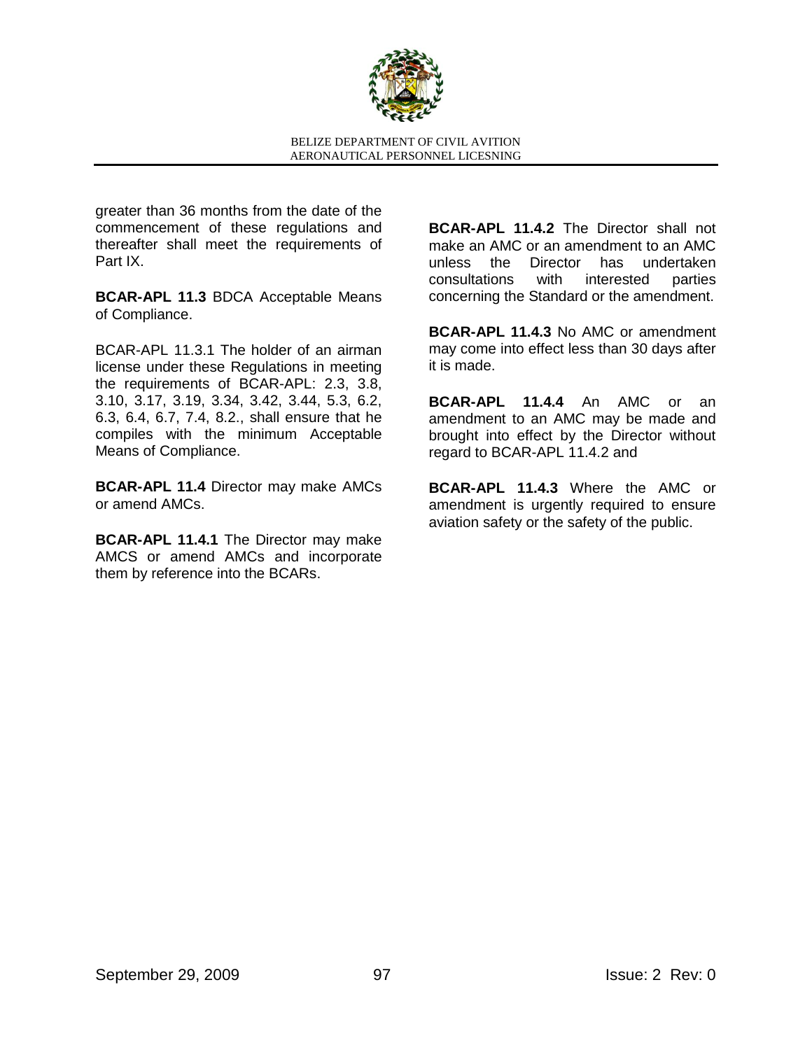greater than 36 months from the date of the commencement of these regulations and thereafter shall meet the requirements of Part IX.

**BCAR-APL 11.3** BDCA Acceptable Means of Compliance.

BCAR-APL 11.3.1 The holder of an airman license under these Regulations in meeting the requirements of BCAR-APL: 2.3, 3.8, 3.10, 3.17, 3.19, 3.34, 3.42, 3.44, 5.3, 6.2, 6.3, 6.4, 6.7, 7.4, 8.2., shall ensure that he compiles with the minimum Acceptable Means of Compliance.

**BCAR-APL 11.4** Director may make AMCs or amend AMCs.

**BCAR-APL 11.4.1** The Director may make AMCS or amend AMCs and incorporate them by reference into the BCARs.

**BCAR-APL 11.4.2** The Director shall not make an AMC or an amendment to an AMC unless the Director has undertaken consultations with interested parties concerning the Standard or the amendment.

**BCAR-APL 11.4.3** No AMC or amendment may come into effect less than 30 days after it is made.

**BCAR-APL 11.4.4** An AMC or an amendment to an AMC may be made and brought into effect by the Director without regard to BCAR-APL 11.4.2 and

**BCAR-APL 11.4.3** Where the AMC or amendment is urgently required to ensure aviation safety or the safety of the public.